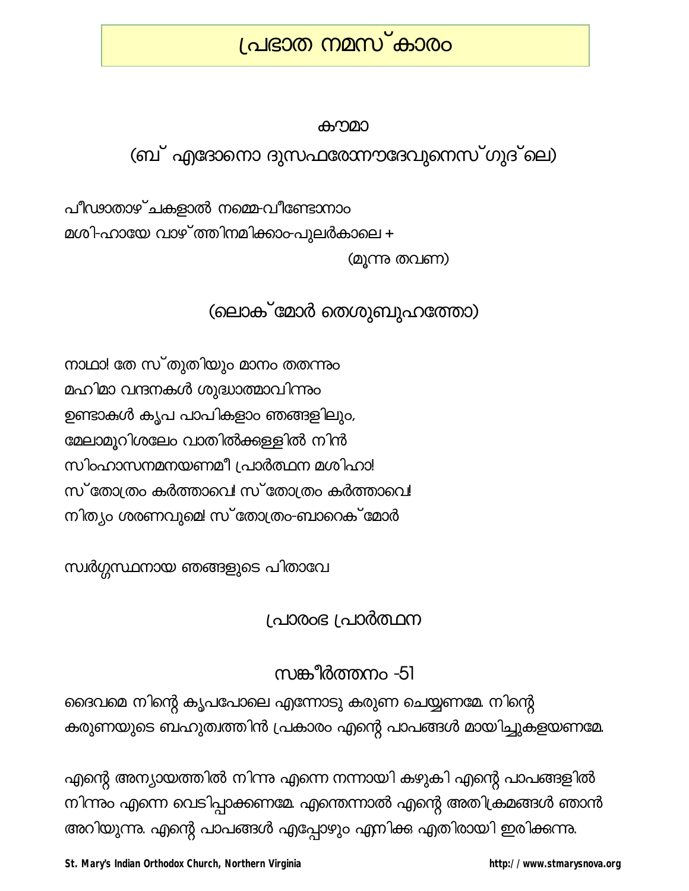# പ്രഭാത നമസ്കാരം

## കൗമാ

## (ബ് എദോനൊ ദുസഫേരോനൗദേവുനെസ്ഗുദ്ലെ)

പീഢാതാഴ്ചകളാൽ നമ്മെ-വീണ്ടോനാം
മശി-ഹായേ വാഴ്ത്തിനമിക്കാം-പുലർകാലെ +

(മൂന്നു തവണ)

## (ലൊക്മോർ തെശുബുഹത്തോ)

നാഥാ! തേ സ്തുതിയും മാനം തതന്നും
മഹിമാ വന്ദനകൾ ശുദ്ധാത്മാവിന്നും
ഉണ്ടാകൾ കൃപ പാപികളാം ഞങ്ങളിലും,
മേലാമൂറിശലേം വാതിൽക്കള്ളിൽ നിൻ
സിംഹാസനമനയണമീ പ്രാർത്ഥന മശിഹാ!
സ്തോത്രം കർത്താവെ! സ്തോത്രം കർത്താവെ!
നിത്യം ശരണവുമെ! സ്തോത്രം-ബാറെക്മോർ

സ്വർഗ്ഗസ്ഥനായ ഞങ്ങളുടെ പിതാവേ

## പ്രാരംഭ പ്രാർത്ഥന

## സങ്കീർത്തനം -51

ദൈവമെ നിന്റെ കൃപപോലെ എന്നോടു കരുണ ചെയ്യണമേ. നിന്റെ കരുണയുടെ ബഹുത്വത്തിൻ പ്രകാരം എന്റെ പാപങ്ങൾ മായിച്ചുകളയണമേ.

എന്റെ അന്യായത്തിൽ നിന്നു എന്നെ നന്നായി കഴുകി എന്റെ പാപങ്ങളിൽ നിന്നും എന്നെ വെടിപ്പാക്കണമേ. എന്തെന്നാൽ എന്റെ അതിക്രമങ്ങൾ ഞാൻ അറിയുന്നു. എന്റെ പാപങ്ങൾ എപ്പോഴും എനിക്കു എതിരായി ഇരിക്കുന്നു.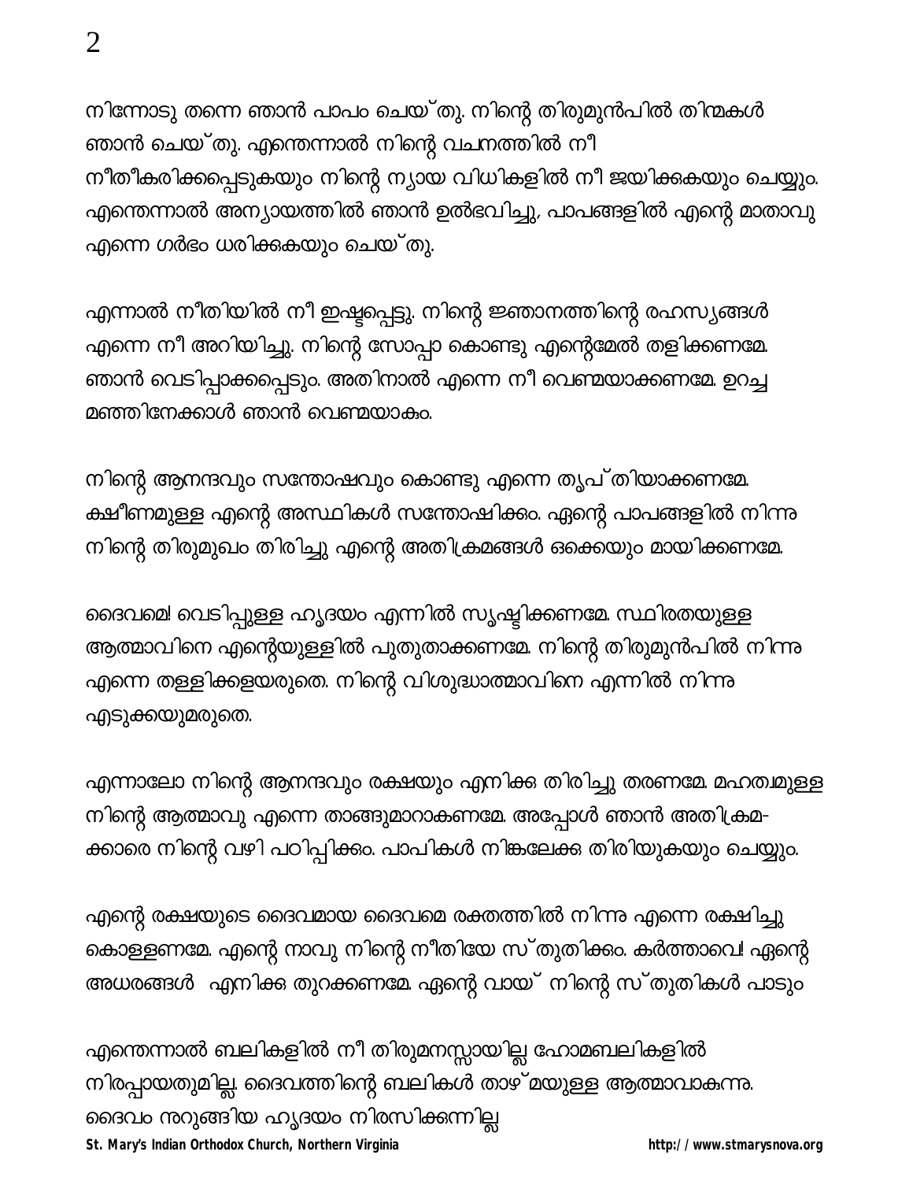നിന്നോടു തന്നെ ഞാൻ പാപം ചെയ്തു. നിന്റെ തിരുമുൻപിൽ തിന്മകൾ ഞാൻ ചെയ്തു. എന്തെന്നാൽ നിന്റെ വചനത്തിൽ നീ നീതീകരിക്കപ്പെടുകയും നിന്റെ ന്യായ വിധികളിൽ നീ ജയിക്കുകയും ചെയ്യും. എന്തെന്നാൽ അന്യായത്തിൽ ഞാൻ ഉൽഭവിച്ചു, പാപങ്ങളിൽ എന്റെ മാതാവു എന്നെ ഗർഭം ധരിക്കുകയും ചെയ്തു.

എന്നാൽ നീതിയിൽ നീ ഇഷ്ടപ്പെട്ടു. നിന്റെ ജ്ഞാനത്തിന്റെ രഹസ്യങ്ങൾ എന്നെ നീ അറിയിച്ചു. നിന്റെ സോപ്പാ കൊണ്ടു എന്റെമേൽ തളിക്കണമേ. ഞാൻ വെടിപ്പാക്കപ്പെടും. അതിനാൽ എന്നെ നീ വെണ്മയാക്കണമേ. ഉറച്ച മഞ്ഞിനേക്കാൾ ഞാൻ വെണ്മയാകും.

നിന്റെ ആനന്ദവും സന്തോഷവും കൊണ്ടു എന്നെ തൃപ്തിയാക്കണമേ. ക്ഷീണമുള്ള എന്റെ അസ്ഥികൾ സന്തോഷിക്കും. എന്റെ പാപങ്ങളിൽ നിന്നു നിന്റെ തിരുമുഖം തിരിച്ചു എന്റെ അതിക്രമങ്ങൾ ഒക്കെയും മായിക്കണമേ.

ദൈവമെ! വെടിപ്പുള്ള ഹൃദയം എന്നിൽ സൃഷ്ടിക്കണമേ. സ്ഥിരതയുള്ള ആത്മാവിനെ എന്റെയുള്ളിൽ പുതുതാക്കണമേ. നിന്റെ തിരുമുൻപിൽ നിന്നു എന്നെ തള്ളിക്കളയരുതെ. നിന്റെ വിശുദ്ധാത്മാവിനെ എന്നിൽ നിന്നു എടുക്കയുമരുതെ.

എന്നാലോ നിന്റെ ആനന്ദവും രക്ഷയും എനിക്കു തിരിച്ചു തരണമേ. മഹത്വമുള്ള നിന്റെ ആത്മാവു എന്നെ താങ്ങുമാറാകണമേ. അപ്പോൾ ഞാൻ അതിക്രമക്കാരെ നിന്റെ വഴി പഠിപ്പിക്കും. പാപികൾ നിങ്കലേക്കു തിരിയുകയും ചെയ്യും.

എന്റെ രക്ഷയുടെ ദൈവമായ ദൈവമെ രക്തത്തിൽ നിന്നു എന്നെ രക്ഷിച്ചു കൊള്ളണമേ. എന്റെ നാവു നിന്റെ നീതിയേ സ്തുതിക്കും. കർത്താവെ! എന്റെ അധരങ്ങൾ എനിക്കു തുറക്കണമേ. എന്റെ വായ് നിന്റെ സ്തുതികൾ പാടും

എന്തെന്നാൽ ബലികളിൽ നീ തിരുമനസ്സായില്ല ഹോമബലികളിൽ നിരപ്പായതുമില്ല. ദൈവത്തിന്റെ ബലികൾ താഴ്മയുള്ള ആത്മാവാകുന്നു. ദൈവം നുറുങ്ങിയ ഹൃദയം നിരസിക്കുന്നില്ല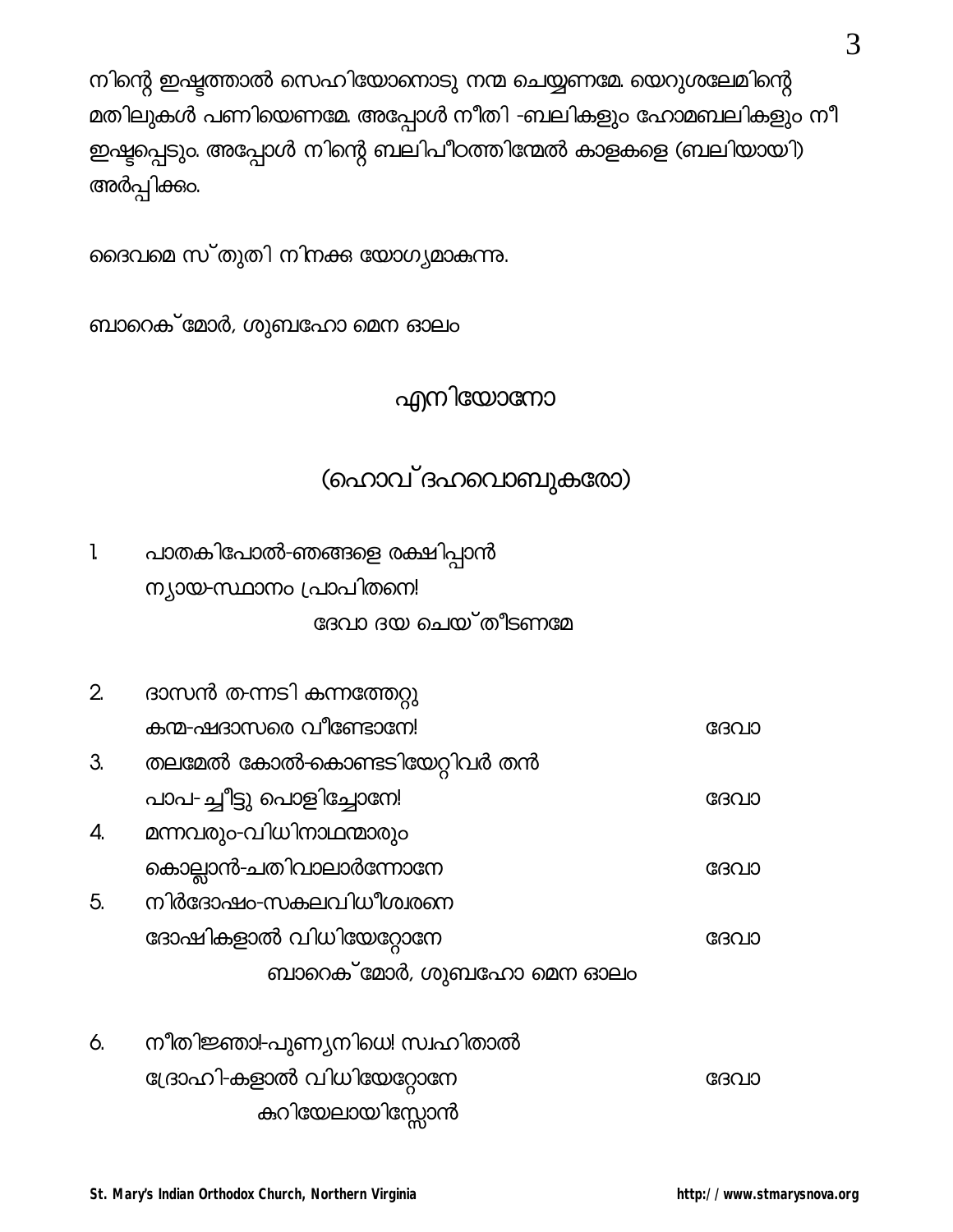നിന്റെ ഇഷ്ടത്താൽ സെഹിയോനൊടു നന്മ ചെയ്യണമേ. യെറുശലേമിന്റെ മതിലുകൾ പണിയെണമേ. അപ്പോൾ നീതി -ബലികളും ഹോമബലികളും നീ ഇഷ്ടപ്പെടും. അപ്പോൾ നിന്റെ ബലിപീഠത്തിന്മേൽ കാളകളെ (ബലിയായി) അർപ്പിക്കും.

ദൈവമെ സ്തുതി നിനക്കു യോഗ്യമാകുന്നു.

ബാറെക്മോർ, ശുബഹോ മെന ഓലം

## എനിയോനോ

## (ഹൊവ്ദഹവൊബുകരോ)

1. പാതകിപോൽ-ഞങ്ങളെ രക്ഷിപ്പാൻ
   ന്യായ-സ്ഥാനം പ്രാപിതനെ!
   ദേവാ ദയ ചെയ്തീടണമേ

2. ദാസൻ ത-ന്നടി കന്നത്തേറ്റു
   കന്മ-ഷദാസരെ വീണ്ടോനേ! ദേവാ
3. തലമേൽ കോൽ-കൊണ്ടടിയേറ്റിവർ തൻ
   പാപ- ച്ചീട്ടു പൊളിച്ചോനേ! ദേവാ
4. മന്നവരും-വിധിനാഥന്മാരും
   കൊല്ലാൻ-ചതിവാലാർന്നോനേ ദേവാ
5. നിർദോഷം-സകലവിധീശ്വരനെ
   ദോഷികളാൽ വിധിയേറ്റോനേ ദേവാ
   ബാറെക്മോർ, ശുബഹോ മെന ഓലം

6. നീതിജ്ഞാ!-പുണ്യനിധെ! സ്വഹിതാൽ
   ദ്രോഹി-കളാൽ വിധിയേറ്റോനേ ദേവാ
   കുറിയേലായിസ്സോൻ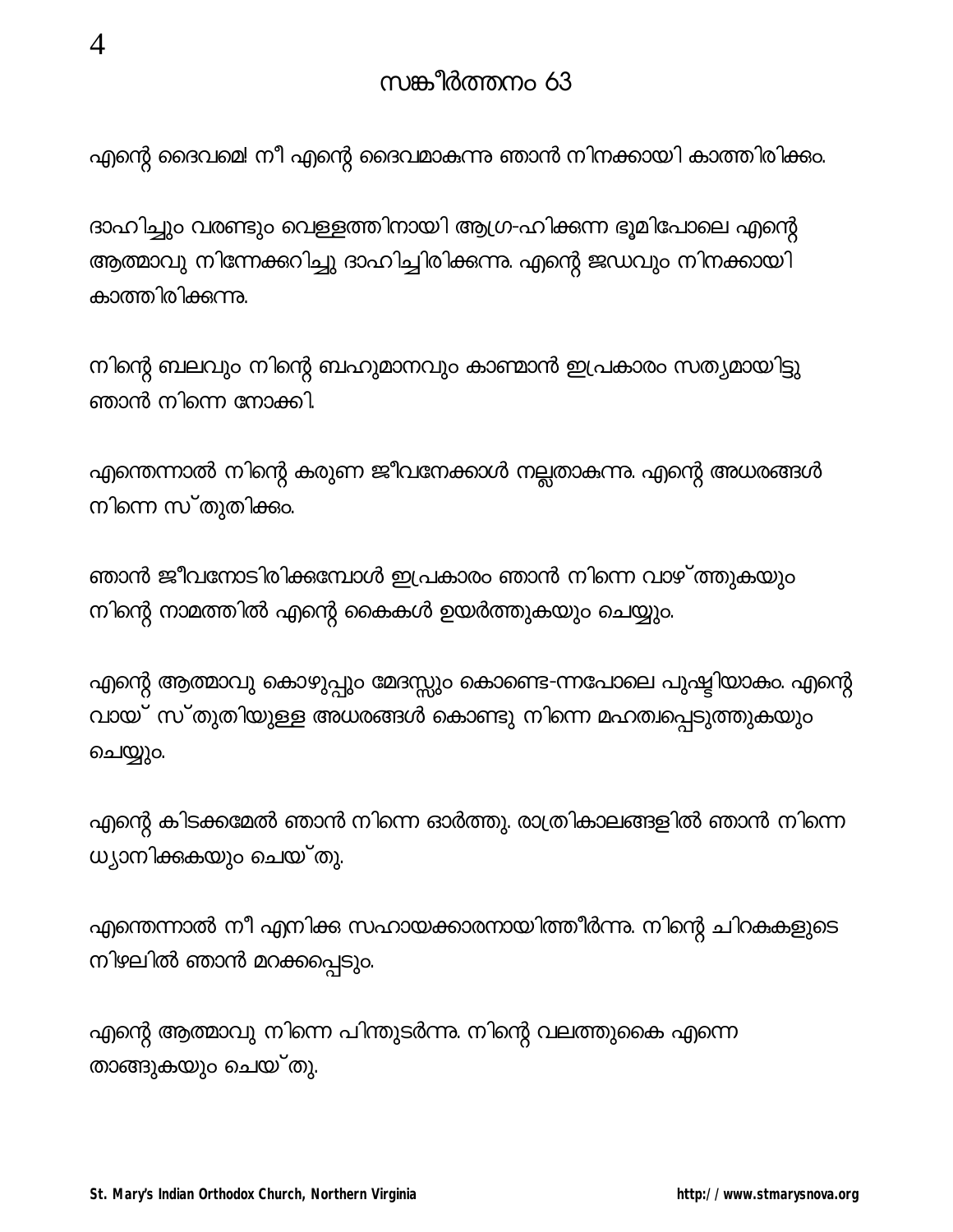# സങ്കീർത്തനം 63

എന്റെ ദൈവമേ! നീ എന്റെ ദൈവമാകുന്നു ഞാൻ നിനക്കായി കാത്തിരിക്കും.

ദാഹിച്ചും വരണ്ടും വെള്ളത്തിനായി ആഗ്ര-ഹിക്കുന്ന ഭൂമിപോലെ എന്റെ ആത്മാവു നിന്നേക്കുറിച്ചു ദാഹിച്ചിരിക്കുന്നു. എന്റെ ജഡവും നിനക്കായി കാത്തിരിക്കുന്നു.

നിന്റെ ബലവും നിന്റെ ബഹുമാനവും കാണ്മാൻ ഇപ്രകാരം സത്യമായിട്ടു ഞാൻ നിന്നെ നോക്കി.

എന്തെന്നാൽ നിന്റെ കരുണ ജീവനേക്കാൾ നല്ലതാകുന്നു. എന്റെ അധരങ്ങൾ നിന്നെ സ്തുതിക്കും.

ഞാൻ ജീവനോടിരിക്കുമ്പോൾ ഇപ്രകാരം ഞാൻ നിന്നെ വാഴ്ത്തുകയും നിന്റെ നാമത്തിൽ എന്റെ കൈകൾ ഉയർത്തുകയും ചെയ്യും.

എന്റെ ആത്മാവു കൊഴുപ്പും മേദസ്സും കൊണ്ടെ-ന്നപോലെ പുഷ്ടിയാകും. എന്റെ വായ് സ്തുതിയുള്ള അധരങ്ങൾ കൊണ്ടു നിന്നെ മഹത്വപ്പെടുത്തുകയും ചെയ്യും.

എന്റെ കിടക്കമേൽ ഞാൻ നിന്നെ ഓർത്തു. രാത്രികാലങ്ങളിൽ ഞാൻ നിന്നെ ധ്യാനിക്കുകയും ചെയ്തു.

എന്തെന്നാൽ നീ എനിക്കു സഹായക്കാരനായിത്തീർന്നു. നിന്റെ ചിറകുകളുടെ നിഴലിൽ ഞാൻ മറക്കപ്പെടും.

എന്റെ ആത്മാവു നിന്നെ പിന്തുടർന്നു. നിന്റെ വലത്തുകൈ എന്നെ താങ്ങുകയും ചെയ്തു.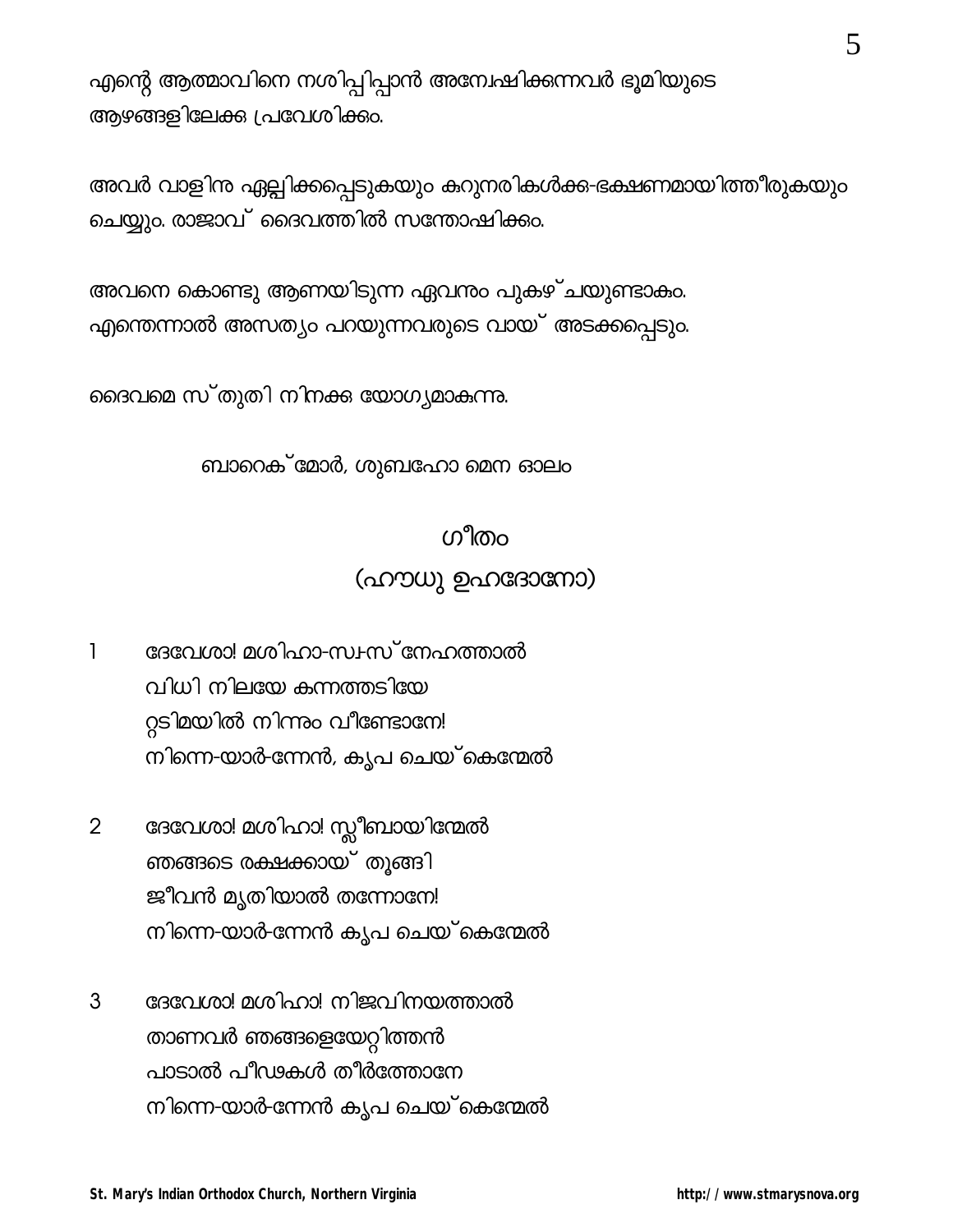എന്റെ ആത്മാവിനെ നശിപ്പിപ്പാൻ അന്വേഷിക്കുന്നവർ ഭൂമിയുടെ ആഴങ്ങളിലേക്കു പ്രവേശിക്കും.

അവർ വാളിനു ഏല്പിക്കപ്പെടുകയും കുറുനരികൾക്കു-ഭക്ഷണമായിത്തീരുകയും ചെയ്യും. രാജാവ് ദൈവത്തിൽ സന്തോഷിക്കും.

അവനെ കൊണ്ടു ആണയിടുന്ന ഏവനും പുകഴ്ചയുണ്ടാകും. എന്തെന്നാൽ അസത്യം പറയുന്നവരുടെ വായ് അടക്കപ്പെടും.

ദൈവമെ സ്തുതി നിനക്കു യോഗ്യമാകുന്നു.

ബാറെക്മോർ, ശുബഹോ മെന ഓലം

## ഗീതം

### (ഹൗധു ഉഹദോനോ)

1 ദേവേശാ! മശിഹാ-സ്വ-സ്നേഹത്താൽ
വിധി നിലയേ കന്നത്തടിയേ
റ്റടിമയിൽ നിന്നും വീണ്ടോനേ!
നിന്നെ-യാർ-ന്നേൻ, കൃപ ചെയ്കെന്മേൽ

2 ദേവേശാ! മശിഹാ! സ്ലീബായിന്മേൽ
ഞങ്ങടെ രക്ഷക്കായ് തൂങ്ങി
ജീവൻ മൃതിയാൽ തന്നോനേ!
നിന്നെ-യാർ-ന്നേൻ കൃപ ചെയ്കെന്മേൽ

3 ദേവേശാ! മശിഹാ! നിജവിനയത്താൽ
താണവർ ഞങ്ങളെയേറ്റിത്തൻ
പാടാൽ പീഢകൾ തീർത്തോനേ
നിന്നെ-യാർ-ന്നേൻ കൃപ ചെയ്കെന്മേൽ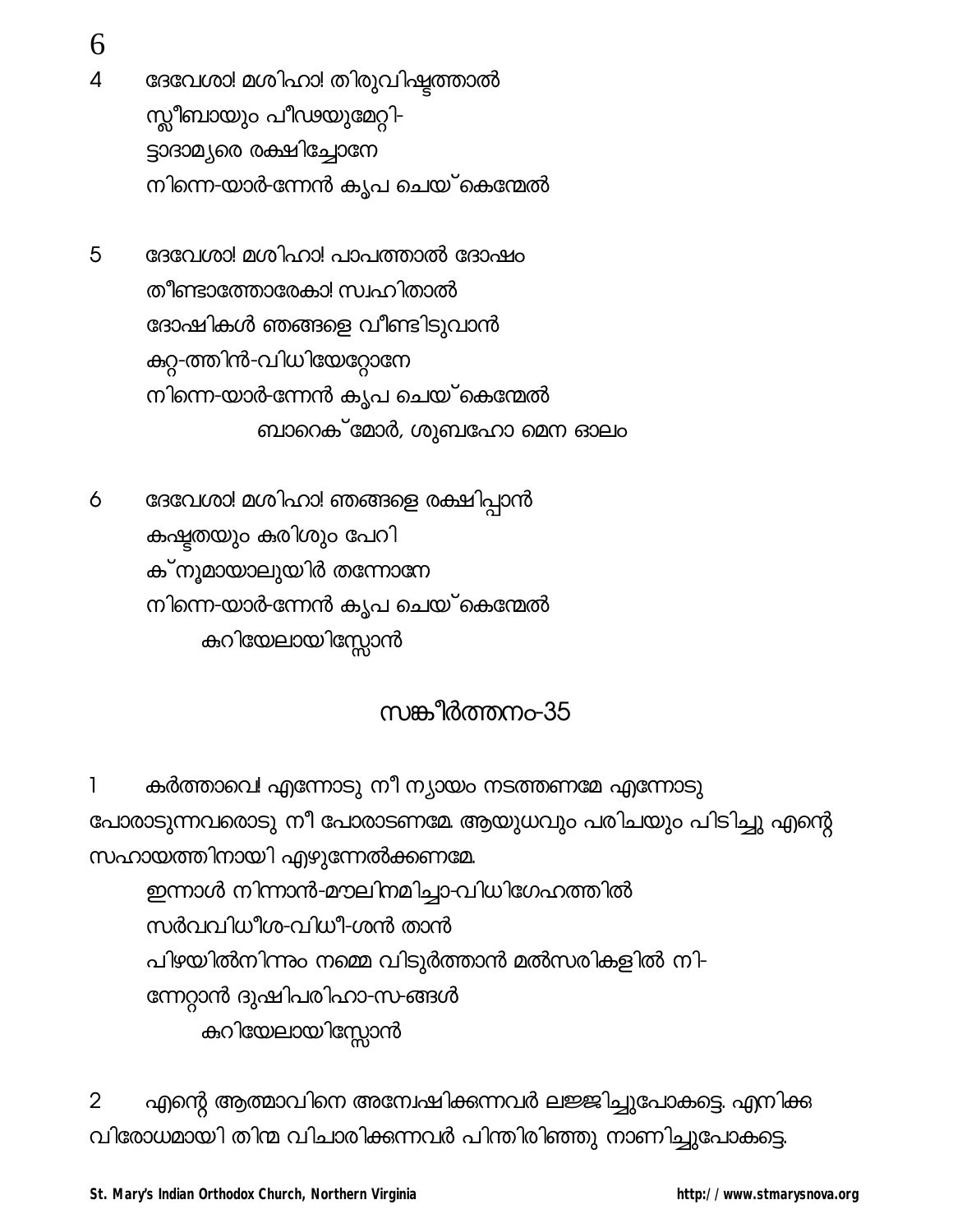4 ദേവേശാ! മശിഹാ! തിരുവിഷ്ടത്താൽ
സ്ലീബായും പീഢയുമേറ്റി-
ട്ടാദാമ്യരെ രക്ഷിച്ചോനേ
നിന്നെ-യാർ-ന്നേൻ കൃപ ചെയ്കെന്മേൽ

5 ദേവേശാ! മശിഹാ! പാപത്താൽ ദോഷം
തീണ്ടാത്തോരേകാ! സ്വഹിതാൽ
ദോഷികൾ ഞങ്ങളെ വീണ്ടിടുവാൻ
കുറ്റ-ത്തിൻ-വിധിയേറ്റോനേ
നിന്നെ-യാർ-ന്നേൻ കൃപ ചെയ്കെന്മേൽ

ബാറെക്മോർ, ശുബഹോ മെന ഓലം

6 ദേവേശാ! മശിഹാ! ഞങ്ങളെ രക്ഷിപ്പാൻ
കഷ്ടതയും കുരിശും പേറി
ക്നൂമായാലുയിർ തന്നോനേ
നിന്നെ-യാർ-ന്നേൻ കൃപ ചെയ്കെന്മേൽ

കുറിയേലായിസ്സോൻ

## സങ്കീർത്തനം-35

1 കർത്താവെ! എന്നോടു നീ ന്യായം നടത്തണമേ എന്നോടു പോരാടുന്നവരൊടു നീ പോരാടണമേ. ആയുധവും പരിചയും പിടിച്ചു എന്റെ സഹായത്തിനായി എഴുന്നേൽക്കണമേ.

ഇന്നാൾ നിന്നാൻ-മൗലിനമിച്ചാ-വിധിഗേഹത്തിൽ
സർവവിധീശ-വിധീ-ശൻ താൻ
പിഴയിൽനിന്നും നമ്മെ വിടുർത്താൻ മൽസരികളിൽ നി-
ന്നേറ്റാൻ ദുഷിപരിഹാ-സ-ങ്ങൾ

കുറിയേലായിസ്സോൻ

2 എന്റെ ആത്മാവിനെ അന്വേഷിക്കുന്നവർ ലജ്ജിച്ചുപോകട്ടെ. എനിക്കു വിരോധമായി തിന്മ വിചാരിക്കുന്നവർ പിന്തിരിഞ്ഞു നാണിച്ചുപോകട്ടെ.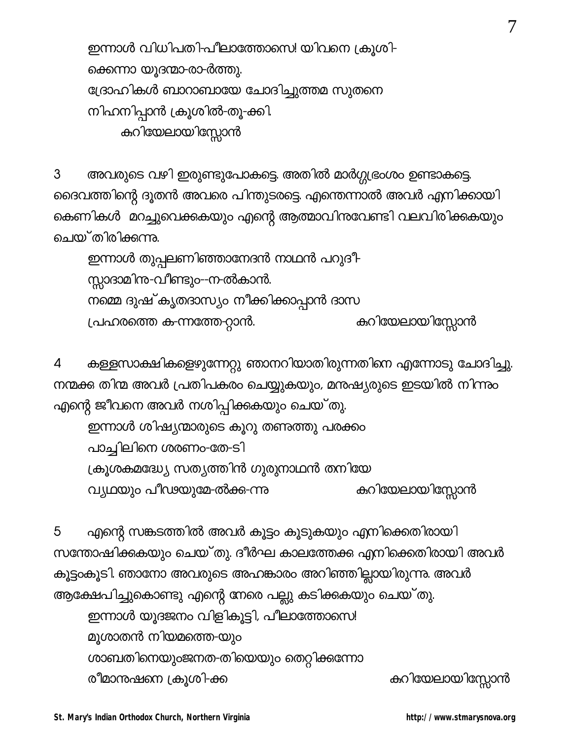ഇന്നാൾ വിധിപതി-പീലാത്തോസെ! യിവനെ ക്രൂശി-
ക്കെന്നാ യൂദന്മാ-രാ-ർത്തു.
ദ്രോഹികൾ ബാറാബായേ ചോദിച്ചുത്തമ സുതനെ
നിഹനിപ്പാൻ ക്രൂശിൽ-തൂ-ക്കി.
കുറിയേലായിസ്സോൻ

3 അവരുടെ വഴി ഇരുണ്ടുപോകട്ടെ. അതിൽ മാർഗ്ഗഭ്രംശം ഉണ്ടാകട്ടെ. ദൈവത്തിന്റെ ദൂതൻ അവരെ പിന്തുടരട്ടെ. എന്തെന്നാൽ അവർ എനിക്കായി കെണികൾ മറച്ചുവെക്കുകയും എന്റെ ആത്മാവിനുവേണ്ടി വലവിരിക്കുകയും ചെയ്തിരിക്കുന്നു.

ഇന്നാൾ തുപ്പലണിഞ്ഞാനേദൻ നാഥൻ പറുദീ-
സ്സാദാമിനു-വീണ്ടും--ന-ൽകാൻ.
നമ്മെ ദുഷ്കൃതദാസ്യം നീക്കിക്കാപ്പാൻ ദാസ
പ്രഹരത്തെ ക-ന്നത്തേ-റ്റാൻ. കുറിയേലായിസ്സോൻ

4 കള്ളസാക്ഷികളെഴുന്നേറ്റു ഞാനറിയാതിരുന്നതിനെ എന്നോടു ചോദിച്ചു. നന്മക്കു തിന്മ അവർ പ്രതിപകരം ചെയ്യുകയും, മനുഷ്യരുടെ ഇടയിൽ നിന്നും എന്റെ ജീവനെ അവർ നശിപ്പിക്കുകയും ചെയ്തു.

ഇന്നാൾ ശിഷ്യന്മാരുടെ കൂറു തണുത്തു പരക്കം
പാച്ചിലിനെ ശരണം-തേ-ടി
ക്രൂശകമദ്ധ്യേ സത്യത്തിൻ ഗുരുനാഥൻ തനിയേ
വ്യഥയും പീഢയുമേ-ൽക്കു-ന്നു കുറിയേലായിസ്സോൻ

5 എന്റെ സങ്കടത്തിൽ അവർ കൂട്ടം കൂടുകയും എനിക്കെതിരായി സന്തോഷിക്കുകയും ചെയ്തു. ദീർഘ കാലത്തേക്കു എനിക്കെതിരായി അവർ കൂട്ടംകൂടി. ഞാനോ അവരുടെ അഹങ്കാരം അറിഞ്ഞില്ലായിരുന്നു. അവർ ആക്ഷേപിച്ചുകൊണ്ടു എന്റെ നേരെ പല്ലു കടിക്കുകയും ചെയ്തു.

ഇന്നാൾ യൂദജനം വിളികൂട്ടി, പീലാത്തോസെ!
മൂശാതൻ നിയമത്തെ-യും
ശാബതിനെയുംജനത-തിയെയും തെറ്റിക്കുന്നോ
രീമാനുഷനെ ക്രൂശി-ക്ക കുറിയേലായിസ്സോൻ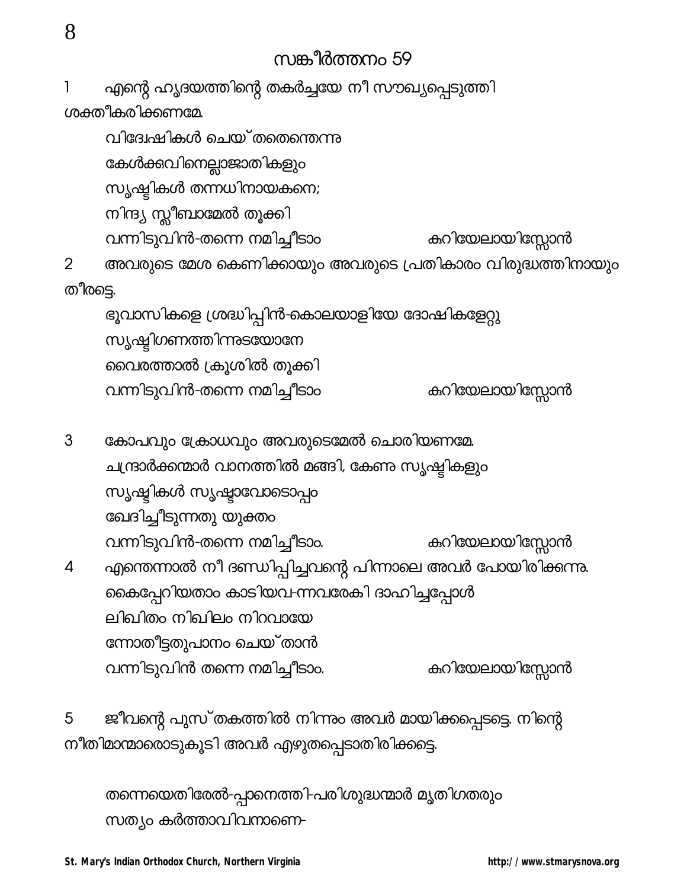## സങ്കീർത്തനം 59

1 എന്റെ ഹൃദയത്തിന്റെ തകർച്ചയേ നീ സൗഖ്യപ്പെടുത്തി ശക്തീകരിക്കണമേ.

വിദ്വേഷികൾ ചെയ്തതെന്തെന്നു
കേൾക്കുവിനെല്ലാജാതികളും
സൃഷ്ടികൾ തന്നധിനായകനെ;
നിന്ദ്യ സ്ലീബാമേൽ തൂക്കി
വന്നിടുവിൻ-തന്നെ നമിച്ചീടാം കുറിയേലായിസ്സോൻ

2 അവരുടെ മേശ കെണിക്കായും അവരുടെ പ്രതികാരം വിരുദ്ധത്തിനായും തീരട്ടെ.

ഭൂവാസികളെ ശ്രദ്ധിപ്പിൻ-കൊലയാളിയേ ദോഷികളേറ്റു
സൃഷ്ടിഗണത്തിന്നുടയോനേ
വൈരത്താൽ ക്രൂശിൽ തൂക്കി
വന്നിടുവിൻ-തന്നെ നമിച്ചീടാം കുറിയേലായിസ്സോൻ

3 കോപവും ക്രോധവും അവരുടെമേൽ ചൊരിയണമേ.
ചന്ദ്രാർക്കന്മാർ വാനത്തിൽ മങ്ങി, കേണു സൃഷ്ടികളും
സൃഷ്ടികൾ സൃഷ്ടാവോടൊപ്പം
ഖേദിച്ചീടുന്നതു യുക്തം
വന്നിടുവിൻ-തന്നെ നമിച്ചീടാം. കുറിയേലായിസ്സോൻ

4 എന്തെന്നാൽ നീ ദണ്ഡിപ്പിച്ചവന്റെ പിന്നാലെ അവർ പോയിരിക്കുന്നു.
കൈപ്പേറിയതാം കാടിയവ-ന്നവരേകി ദാഹിച്ചപ്പോൾ
ലിഖിതം നിഖിലം നിറവായേ
ന്നോതീട്ടതുപാനം ചെയ്താൻ
വന്നിടുവിൻ തന്നെ നമിച്ചീടാം. കുറിയേലായിസ്സോൻ

5 ജീവന്റെ പുസ്തകത്തിൽ നിന്നും അവർ മായിക്കപ്പെടട്ടെ. നിന്റെ നീതിമാന്മാരൊടുകൂടി അവർ എഴുതപ്പെടാതിരിക്കട്ടെ.

തന്നെയെതിരേൽ-പ്പാനെത്തി-പരിശുദ്ധന്മാർ മൃതിഗതരും
സത്യം കർത്താവിവനാണെ-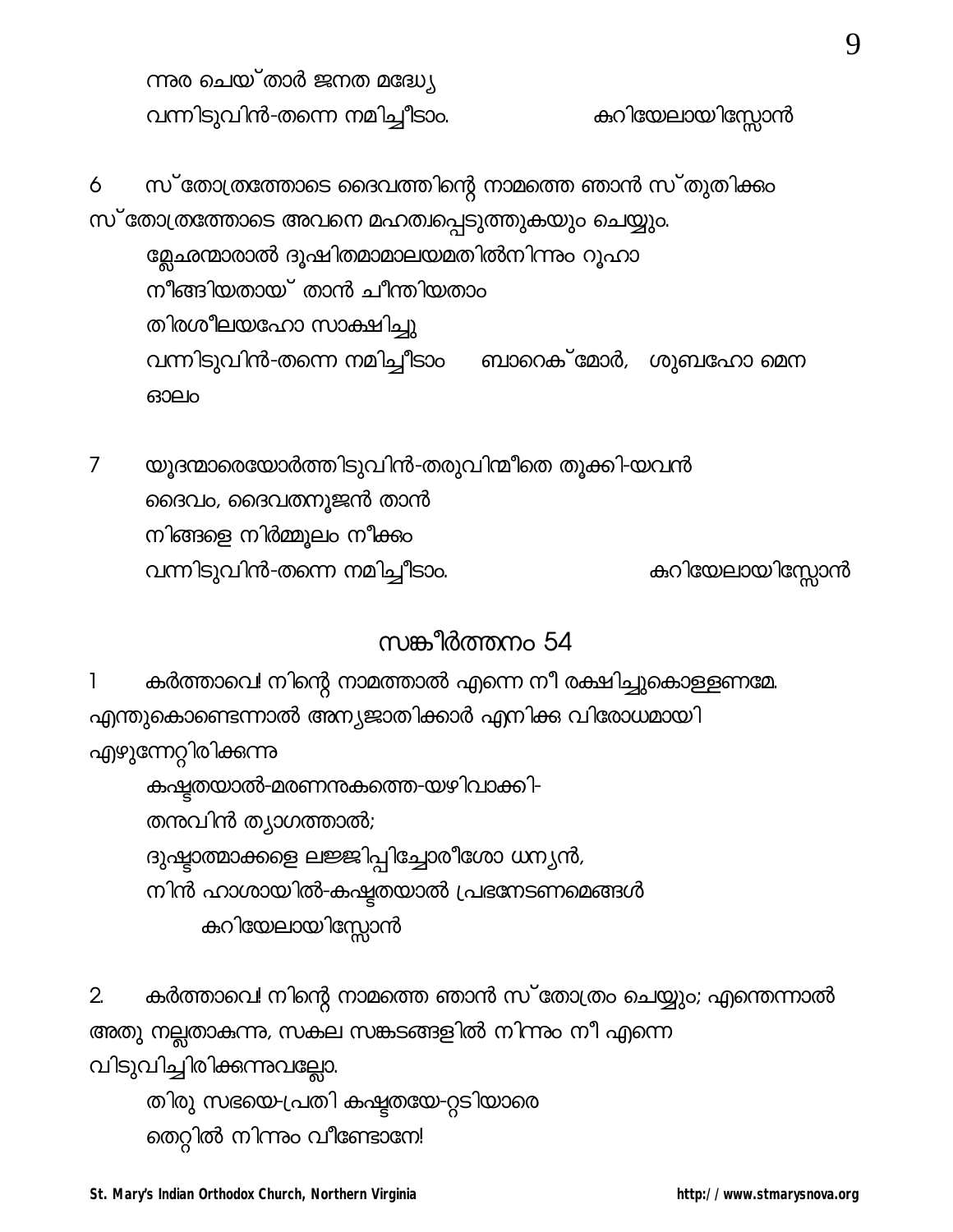ന്നര ചെയ്താർ ജനത മദ്ധ്യേ
വന്നിടുവിൻ-തന്നെ നമിച്ചീടാം. കുറിയേലായിസ്സോൻ

6 സ്തോത്രത്തോടെ ദൈവത്തിന്റെ നാമത്തെ ഞാൻ സ്തുതിക്കും സ്തോത്രത്തോടെ അവനെ മഹത്വപ്പെടുത്തുകയും ചെയ്യും.

മ്ലേഛന്മാരാൽ ദൂഷിതമാമാലയമതിൽനിന്നും റൂഹാ
നീങ്ങിയതായ് താൻ ചീന്തിയതാം
തിരശീലയഹോ സാക്ഷിച്ചു
വന്നിടുവിൻ-തന്നെ നമിച്ചീടാം ബാറെക്മോർ, ശുബഹോ മെന ഓലം

7 യൂദന്മാരെയോർത്തിടുവിൻ-തരുവിന്മീതെ തൂക്കി-യവൻ
ദൈവം, ദൈവതനൂജൻ താൻ
നിങ്ങളെ നിർമ്മൂലം നീക്കും
വന്നിടുവിൻ-തന്നെ നമിച്ചീടാം. കുറിയേലായിസ്സോൻ

## സങ്കീർത്തനം 54

1 കർത്താവെ! നിന്റെ നാമത്താൽ എന്നെ നീ രക്ഷിച്ചുകൊള്ളണമേ. എന്തുകൊണ്ടെന്നാൽ അന്യജാതിക്കാർ എനിക്കു വിരോധമായി എഴുന്നേറ്റിരിക്കുന്നു

കഷ്ടതയാൽ-മരണനുകത്തെ-യഴിവാക്കി-
തനുവിൻ ത്യാഗത്താൽ;
ദുഷ്ടാത്മാക്കളെ ലജ്ജിപ്പിച്ചോരീശോ ധന്യൻ,
നിൻ ഹാശായിൽ-കഷ്ടതയാൽ പ്രഭനേടണമെങ്ങൾ
കുറിയേലായിസ്സോൻ

2. കർത്താവെ! നിന്റെ നാമത്തെ ഞാൻ സ്തോത്രം ചെയ്യും; എന്തെന്നാൽ അതു നല്ലതാകുന്നു, സകല സങ്കടങ്ങളിൽ നിന്നും നീ എന്നെ വിടുവിച്ചിരിക്കുന്നുവല്ലോ.

തിരു സഭയെ-പ്രതി കഷ്ടതയേ-റ്റടിയാരെ
തെറ്റിൽ നിന്നും വീണ്ടോനേ!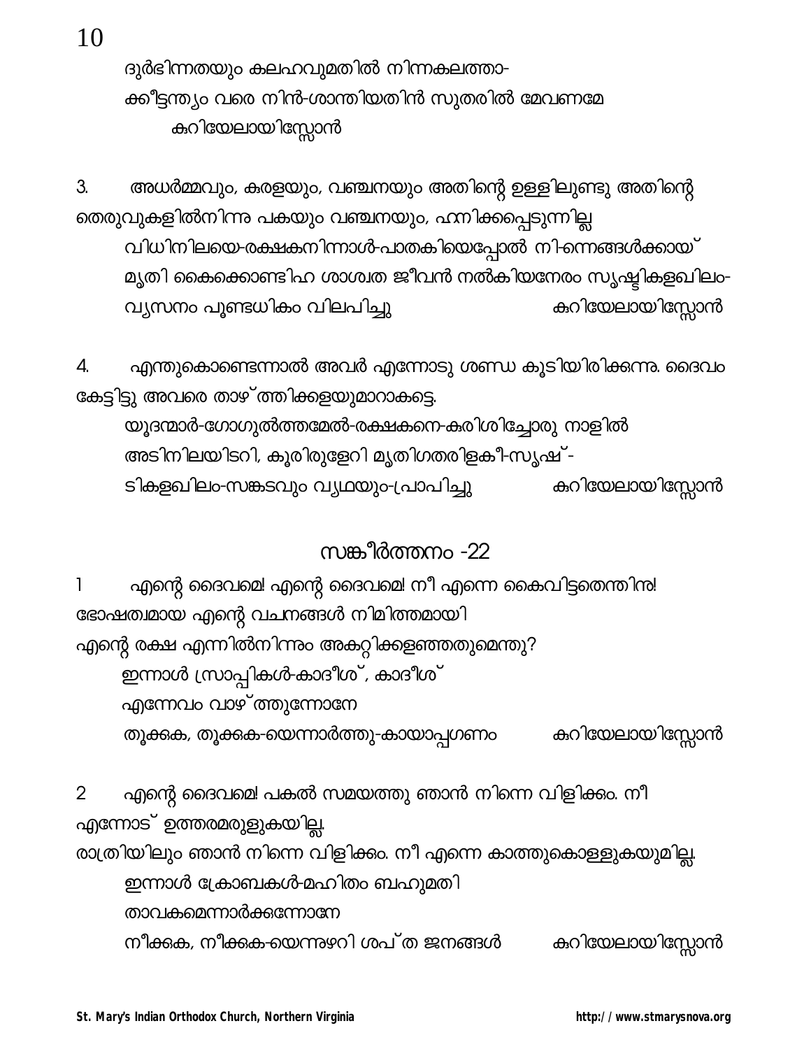ദുർഭിന്നതയും കലഹവുമതിൽ നിന്നകലത്താ-
ക്കീട്ടന്ത്യം വരെ നിൻ-ശാന്തിയതിൻ സുതരിൽ മേവണമേ
കുറിയേലായിസ്സോൻ

3. അധർമ്മവും, കുരളയും, വഞ്ചനയും അതിന്റെ ഉള്ളിലുണ്ടു അതിന്റെ തെരുവുകളിൽനിന്നു പകയും വഞ്ചനയും, ഹനിക്കപ്പെടുന്നില്ല

വിധിനിലയെ-രക്ഷകനിന്നാൾ-പാതകിയെപ്പോൽ നി-ന്നെങ്ങൾക്കായ്
മൃതി കൈക്കൊണ്ടിഹ ശാശ്വത ജീവൻ നൽകിയനേരം സൃഷ്ടികളഖിലം-
വ്യസനം പൂണ്ടധികം വിലപിച്ചു കുറിയേലായിസ്സോൻ

4. എന്തുകൊണ്ടെന്നാൽ അവർ എന്നോടു ശണ്ഡ കൂടിയിരിക്കുന്നു. ദൈവം കേട്ടിട്ടു അവരെ താഴ്ത്തിക്കളയുമാറാകട്ടെ.

യൂദന്മാർ-ഗോഗുൽത്തമേൽ-രക്ഷകനെ-കുരിശിച്ചോരു നാളിൽ
അടിനിലയിടറി, കൂരിരുളേറി മൃതിഗതരിളകീ-സൃഷ്-
ടികളഖിലം-സങ്കടവും വ്യഥയും-പ്രാപിച്ചു കുറിയേലായിസ്സോൻ

## സങ്കീർത്തനം -22

1 എന്റെ ദൈവമെ! എന്റെ ദൈവമെ! നീ എന്നെ കൈവിട്ടതെന്തിനു! ഭോഷത്വമായ എന്റെ വചനങ്ങൾ നിമിത്തമായി എന്റെ രക്ഷ എന്നിൽനിന്നും അകറ്റിക്കളഞ്ഞതുമെന്തു?

ഇന്നാൾ സ്രാപ്പികൾ-കാദീശ്, കാദീശ്
എന്നേവം വാഴ്ത്തുന്നോനേ
തൂക്കുക, തൂക്കുക-യെന്നാർത്തു-കായാപ്പഗണം കുറിയേലായിസ്സോൻ

2 എന്റെ ദൈവമെ! പകൽ സമയത്തു ഞാൻ നിന്നെ വിളിക്കും. നീ എന്നോട് ഉത്തരമരുളുകയില്ല.
രാത്രിയിലും ഞാൻ നിന്നെ വിളിക്കും. നീ എന്നെ കാത്തുകൊള്ളുകയുമില്ല.

ഇന്നാൾ ക്രോബകൾ-മഹിതം ബഹുമതി
താവകമെന്നാർക്കുന്നോനേ
നീക്കുക, നീക്കുക-യെന്നുഴറി ശപ്ത ജനങ്ങൾ കുറിയേലായിസ്സോൻ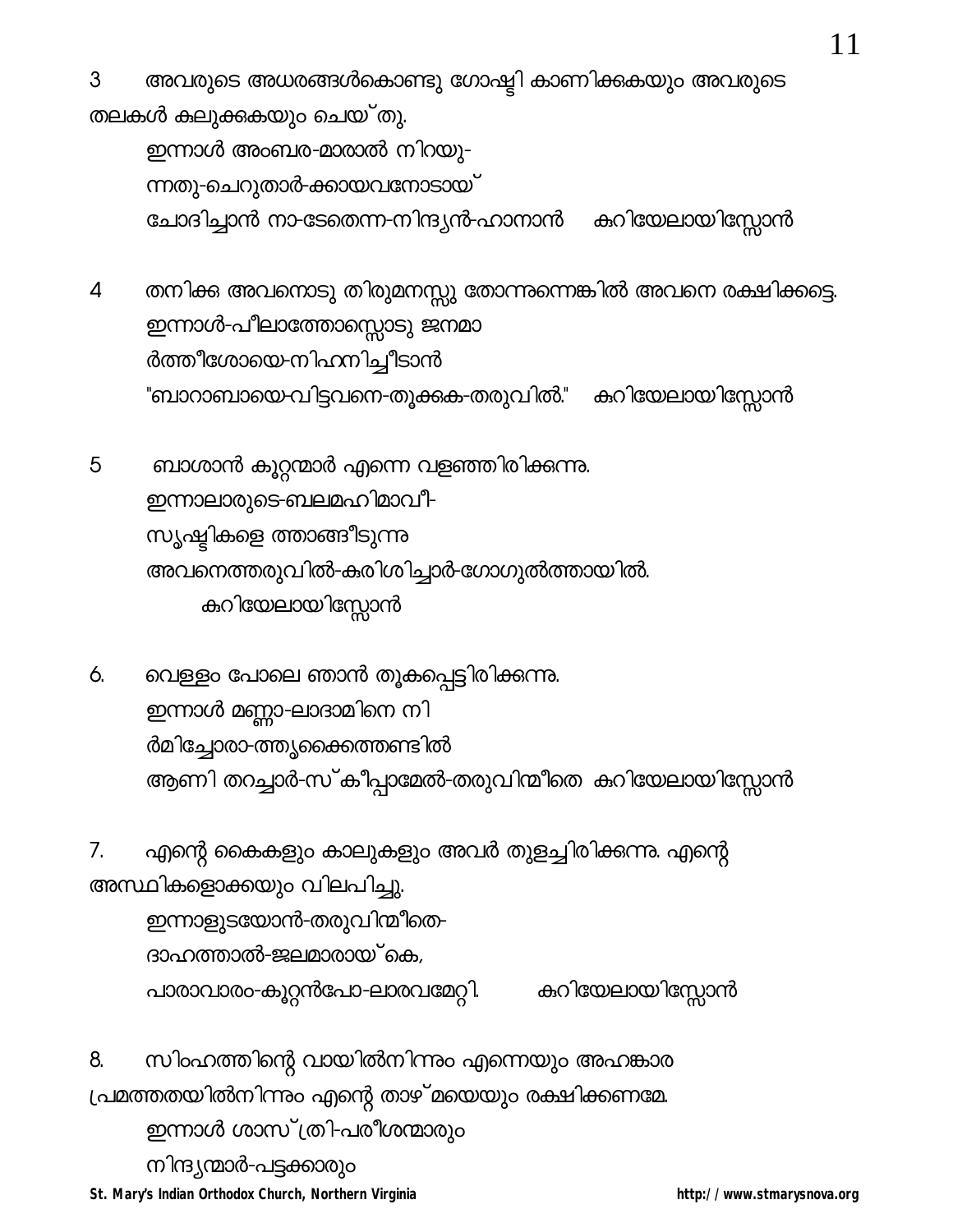3 അവരുടെ അധരങ്ങൾകൊണ്ടു ഗോഷ്ഠി കാണിക്കുകയും അവരുടെ തലകൾ കുലുക്കുകയും ചെയ്തു.

ഇന്നാൾ അംബര-മാരാൽ നിറയു-
ന്നതു-ചെറുതാർ-ക്കായവനോടായ്
ചോദിച്ചാൻ നാ-ടേതെന്ന-നിന്ദ്യൻ-ഹാനാൻ കുറിയേലായിസ്സോൻ

4 തനിക്കു അവനൊടു തിരുമനസ്സു തോന്നുന്നെങ്കിൽ അവനെ രക്ഷിക്കട്ടെ.

ഇന്നാൾ-പീലാത്തോസ്സൊടു ജനമാ
ർത്തീശോയെ-നിഹനിച്ചീടാൻ
"ബാറാബായെ-വിട്ടവനെ-തൂക്കുക-തരുവിൽ." കുറിയേലായിസ്സോൻ

5 ബാശാൻ കൂറ്റന്മാർ എന്നെ വളഞ്ഞിരിക്കുന്നു.

ഇന്നാലാരുടെ-ബലമഹിമാവീ-
സൃഷ്ടികളെ ത്താങ്ങീടുന്നു
അവനെത്തരുവിൽ-കരിശിച്ചാർ-ഗോഗുൽത്തായിൽ.
കുറിയേലായിസ്സോൻ

6. വെള്ളം പോലെ ഞാൻ തൂകപ്പെട്ടിരിക്കുന്നു.

ഇന്നാൾ മണ്ണാ-ലാദാമിനെ നി
ർമിച്ചോരാ-ത്തൃക്കൈത്തണ്ടിൽ
ആണി തറച്ചാർ-സ്കീപ്പാമേൽ-തരുവിന്മീതെ കുറിയേലായിസ്സോൻ

7. എന്റെ കൈകളും കാലുകളും അവർ തുളച്ചിരിക്കുന്നു. എന്റെ അസ്ഥികളൊക്കയും വിലപിച്ചു.

ഇന്നാളുടയോൻ-തരുവിന്മീതെ-
ദാഹത്താൽ-ജലമാരായ്കെ,
പാരാവാരം-കൂറ്റൻപോ-ലാരവമേറ്റി. കുറിയേലായിസ്സോൻ

8. സിംഹത്തിന്റെ വായിൽനിന്നും എന്നെയും അഹങ്കാര പ്രമത്തതയിൽനിന്നും എന്റെ താഴ്മയെയും രക്ഷിക്കണമേ.

ഇന്നാൾ ശാസ്ത്രി-പരീശന്മാരും
നിന്ദ്യന്മാർ-പട്ടക്കാരും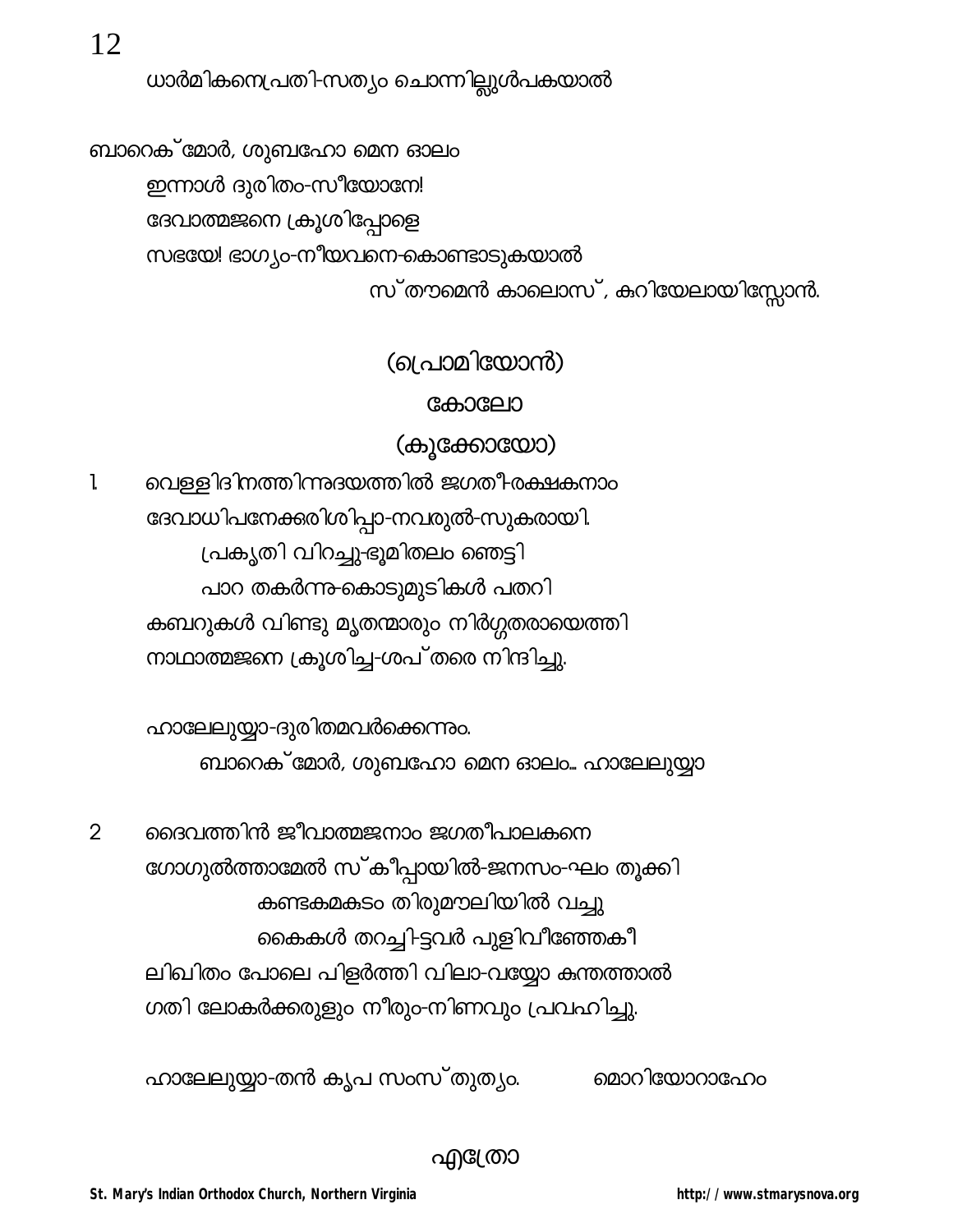ധാർമികനെപ്രതി-സത്യം ചൊന്നില്ലുൾപകയാൽ

ബാറെക്മോർ, ശുബഹോ മെന ഓലം

ഇന്നാൾ ദുരിതം-സീയോനേ!

ദേവാത്മജനെ ക്രൂശിപ്പോളെ

സഭയേ! ഭാഗ്യം-നീയവനെ-കൊണ്ടാടുകയാൽ

സ്തൗമെൻ കാലൊസ്, കുറിയേലായിസ്സോൻ.

(പ്രൊമിയോൻ)

കോലോ

(കൂക്കോയോ)

1. വെള്ളിദിനത്തിന്നുദയത്തിൽ ജഗതീ-രക്ഷകനാം
ദേവാധിപനേക്കരിശിപ്പാ-നവരുൽ-സുകരായി.
പ്രകൃതി വിറച്ചു-ഭൂമിതലം ഞെട്ടി
പാറ തകർന്നു-കൊടുമുടികൾ പതറി
കബറുകൾ വിണ്ടു മൃതന്മാരും നിർഗ്ഗതരായെത്തി
നാഥാത്മജനെ ക്രൂശിച്ച-ശപ്തരെ നിന്ദിച്ചു.

ഹാലേലുയ്യാ-ദുരിതമവർക്കെന്നും.
ബാറെക്മോർ, ശുബഹോ മെന ഓലം... ഹാലേലുയ്യാ

2. ദൈവത്തിൻ ജീവാത്മജനാം ജഗതീപാലകനെ
ഗോഗുൽത്താമേൽ സ്കീപ്പായിൽ-ജനസംഘം തൂക്കി
കണ്ടകമകുടം തിരുമൗലിയിൽ വച്ചു
കൈകൾ തറച്ചി-ട്ടവർ പുളിവീഞ്ഞേകി
ലിഖിതം പോലെ പിളർത്തി വിലാ-വയ്യോ കുന്തത്താൽ
ഗതി ലോകർക്കരുളും നീരും-നിണവും പ്രവഹിച്ചു.

ഹാലേലുയ്യാ-തൻ കൃപ സംസ്തുത്യം. മൊറിയോറാഹേം

എത്രോ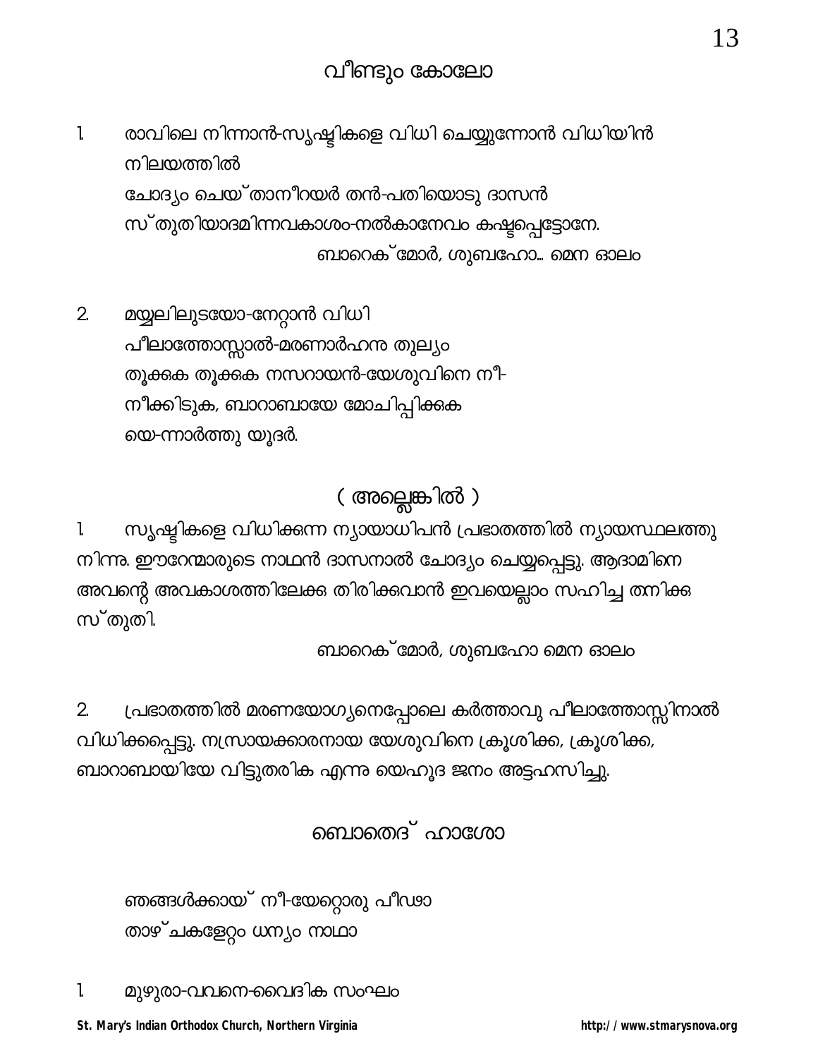## വീണ്ടും കോലോ

1. രാവിലെ നിന്നാൻ-സൃഷ്ടികളെ വിധി ചെയ്യുന്നോൻ വിധിയിൻ നിലയത്തിൽ
   ചോദ്യം ചെയ്താനീറയർ തൻ-പതിയൊടു ദാസൻ
   സ്തുതിയാദമിന്നവകാശം-നൽകാനേവം കഷ്ടപ്പെട്ടോനേ.
   
   ബാറെക്മോർ, ശുബഹോ... മെന ഓലം

2. മയ്യലിലുടയോ-നേറ്റാൻ വിധി
   പീലാത്തോസ്സാൽ-മരണാർഹനു തുല്യം
   തൂക്കുക തൂക്കുക നസറായൻ-യേശുവിനെ നീ-
   നീക്കിടുക, ബാറാബായേ മോചിപ്പിക്കുക
   യെ-ന്നാർത്തു യൂദർ.

## ( അല്ലെങ്കിൽ )

1. സൃഷ്ടികളെ വിധിക്കുന്ന ന്യായാധിപൻ പ്രഭാതത്തിൽ ന്യായസ്ഥലത്തു നിന്നു. ഈറേന്മാരുടെ നാഥൻ ദാസനാൽ ചോദ്യം ചെയ്യപ്പെട്ടു. ആദാമിനെ അവന്റെ അവകാശത്തിലേക്കു തിരിക്കുവാൻ ഇവയെല്ലാം സഹിച്ച തനിക്കു സ്തുതി.

   ബാറെക്മോർ, ശുബഹോ മെന ഓലം

2. പ്രഭാതത്തിൽ മരണയോഗ്യനെപ്പോലെ കർത്താവു പീലാത്തോസ്സിനാൽ വിധിക്കപ്പെട്ടു. നസ്രായക്കാരനായ യേശുവിനെ ക്രൂശിക്ക, ക്രൂശിക്ക, ബാറാബായിയേ വിട്ടുതരിക എന്നു യെഹൂദ ജനം അട്ടഹസിച്ചു.

## ബൊതെദ് ഹാശോ

ഞങ്ങൾക്കായ് നീ-യേറ്റൊരു പീഢാ
താഴ്ചകളേറ്റം ധന്യം നാഥാ

1. മുഴുരാ-വവനെ-വൈദിക സംഘം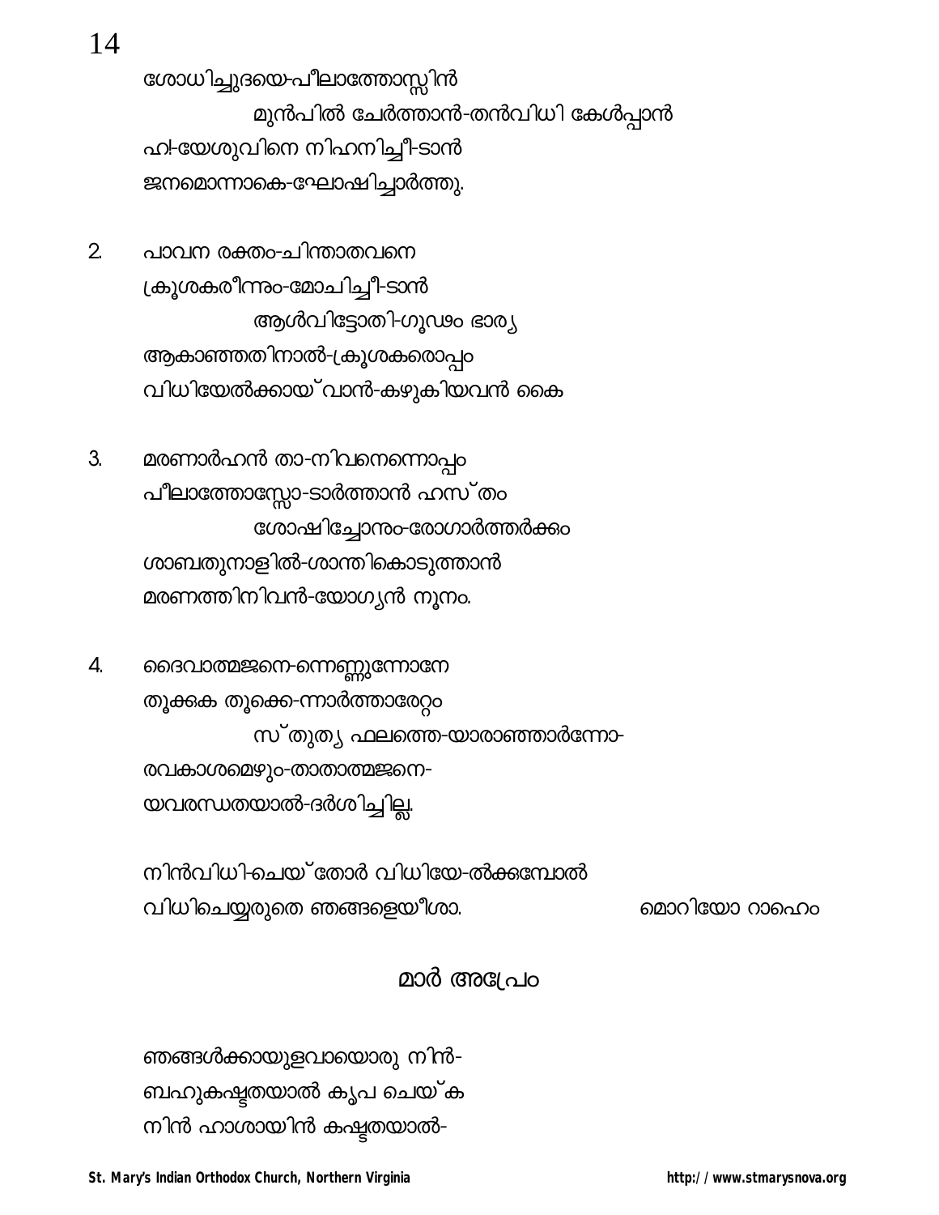ശോധിച്ചുദയെ-പീലാത്തോസ്സിൻ
മുൻപിൽ ചേർത്താൻ-തൻവിധി കേൾപ്പാൻ
ഹാ-യേശുവിനെ നിഹനിച്ചീ-ടാൻ
ജനമൊന്നാകെ-ഘോഷിച്ചാർത്തു.

2. പാവന രക്തം-ചിന്താതവനെ
ക്രൂശകരീന്നും-മോചിച്ചീ-ടാൻ
ആൾവിട്ടോതി-ഗൂഢം ഭാര്യ
ആകാഞ്ഞതിനാൽ-ക്രൂശകരൊപ്പം
വിധിയേൽക്കായ്‌വാൻ-കഴുകിയവൻ കൈ

3. മരണാർഹൻ താ-നിവനെന്നൊപ്പം
പീലാത്തോസ്സോ-ടാർത്താൻ ഹസ്തം
ശോഷിച്ചോനും-രോഗാർത്തർക്കും
ശാബതുനാളിൽ-ശാന്തികൊടുത്താൻ
മരണത്തിനിവൻ-യോഗ്യൻ നൂനം.

4. ദൈവാത്മജനെ-ന്നെണ്ണുന്നോനേ
തൂക്കുക തൂക്കെ-ന്നാർത്താരേറ്റം
സ്‌തുത്യ ഫലത്തെ-യാരാഞ്ഞാർന്നോ-
രവകാശമെഴും-താതാത്മജനെ-
യവരന്ധതയാൽ-ദർശിച്ചില്ല.

നിൻവിധി-ചെയ്‌തോർ വിധിയേ-ൽക്കുമ്പോൾ
വിധിചെയ്യരുതെ ഞങ്ങളെയീശാ. മൊറിയോ റാഹെം

## മാർ അപ്രേം

ഞങ്ങൾക്കായുളവായൊരു നിൻ-
ബഹുകഷ്ടതയാൽ കൃപ ചെയ്‌ക
നിൻ ഹാശായിൻ കഷ്ടതയാൽ-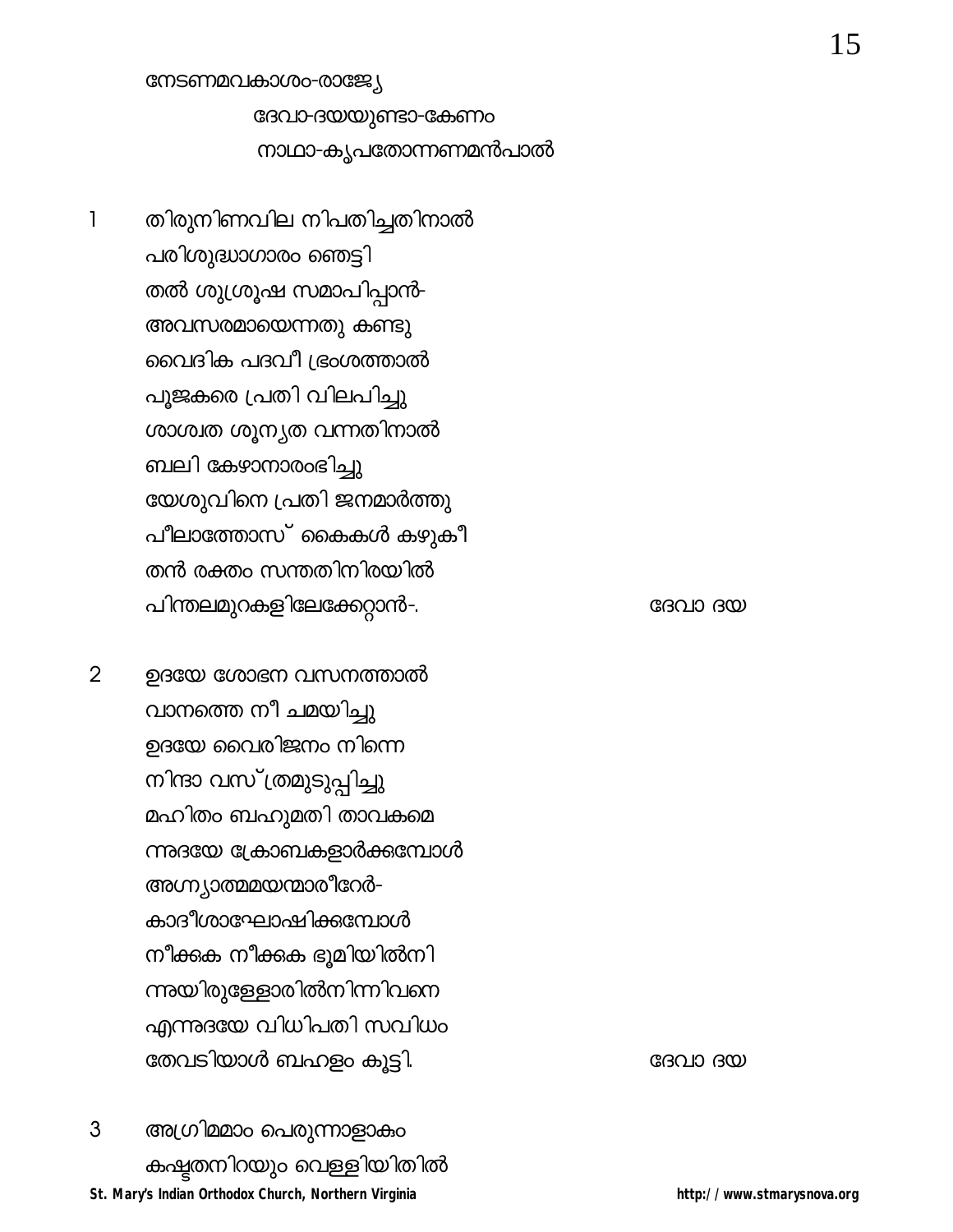നേടണമവകാശം-രാജ്യേ

ദേവാ-ദയയുണ്ടാ-കേണം

നാഥാ-കൃപതോന്നണമൻപാൽ

1 തിരുനിണവില നിപതിച്ചതിനാൽ
പരിശുദ്ധാഗാരം ഞെട്ടി
തൽ ശുശ്രൂഷ സമാപിപ്പാൻ-
അവസരമായെന്നതു കണ്ടു
വൈദിക പദവീ ഭ്രംശത്താൽ
പൂജകരെ പ്രതി വിലപിച്ചു
ശാശ്വത ശൂന്യത വന്നതിനാൽ
ബലി കേഴാനാരംഭിച്ചു
യേശുവിനെ പ്രതി ജനമാർത്തു
പീലാത്തോസ് കൈകൾ കഴുകീ
തൻ രക്തം സന്തതിനിരയിൽ
പിന്തലമുറകളിലേക്കേറ്റാൻ-. ദേവാ ദയ

2 ഉദയേ ശോഭന വസനത്താൽ
വാനത്തെ നീ ചമയിച്ചു
ഉദയേ വൈരിജനം നിന്നെ
നിന്ദാ വസ്ത്രമുടുപ്പിച്ചു
മഹിതം ബഹുമതി താവകമെ
ന്നുദയേ ക്രോബകളാർക്കമ്പോൾ
അഗ്ന്യാത്മമയന്മാരീറേർ-
കാദീശാഘോഷിക്കമ്പോൾ
നീക്കക നീക്കക ഭൂമിയിൽനി
ന്നുയിരുള്ളോരിൽനിന്നിവനെ
എന്നുദയേ വിധിപതി സവിധം
തേവടിയാൾ ബഹളം കൂട്ടി. ദേവാ ദയ

3 അഗ്രിമമാം പെരുന്നാളാകം
കഷ്ടതനിറയും വെള്ളിയിതിൽ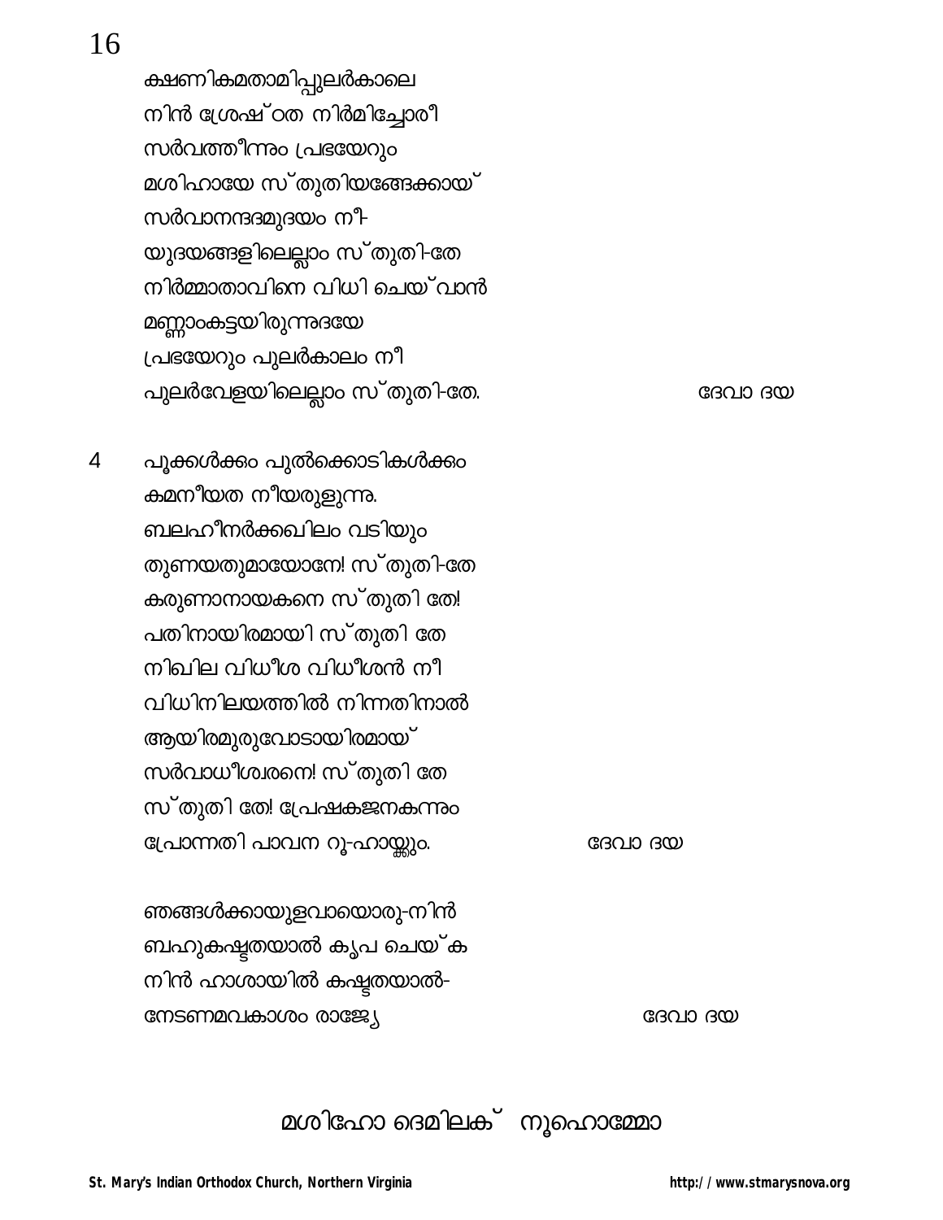ക്ഷണികമതാമിപ്പുലർകാലെ
നിൻ ശ്രേഷ്ഠത നിർമിച്ചോരീ
സർവത്തീന്നും പ്രഭയേറും
മശിഹായേ സ്തുതിയങ്ങേക്കായ്
സർവാനന്ദദമുദയം നീ-
യുദയങ്ങളിലെല്ലാം സ്തുതി-തേ
നിർമ്മാതാവിനെ വിധി ചെയ്‌വാൻ
മണ്ണാംകട്ടയിരുന്നുദയേ
പ്രഭയേറും പുലർകാലം നീ
പുലർവേളയിലെല്ലാം സ്തുതി-തേ. ദേവാ ദയ

4 പൂക്കൾക്കും പുൽക്കൊടികൾക്കും
കമനീയത നീയരുളുന്നു.
ബലഹീനർക്കഖിലം വടിയും
തുണയതുമായോനേ! സ്തുതി-തേ
കരുണാനായകനെ സ്തുതി തേ!
പതിനായിരമായി സ്തുതി തേ
നിഖില വിധീശ വിധീശൻ നീ
വിധിനിലയത്തിൽ നിന്നതിനാൽ
ആയിരമുരുവോടായിരമായ്
സർവാധീശ്വരനെ! സ്തുതി തേ
സ്തുതി തേ! പ്രേഷകജനകന്നും
പ്രോന്നതി പാവന റൂ-ഹായ്ക്കും. ദേവാ ദയ

ഞങ്ങൾക്കായുളവായൊരു-നിൻ
ബഹുകഷ്ടതയാൽ കൃപ ചെയ്ക
നിൻ ഹാശായിൽ കഷ്ടതയാൽ-
നേടണമവകാശം രാജ്യേ ദേവാ ദയ

## മശിഹോ ദെമിലക് നൂഹൊമ്മോ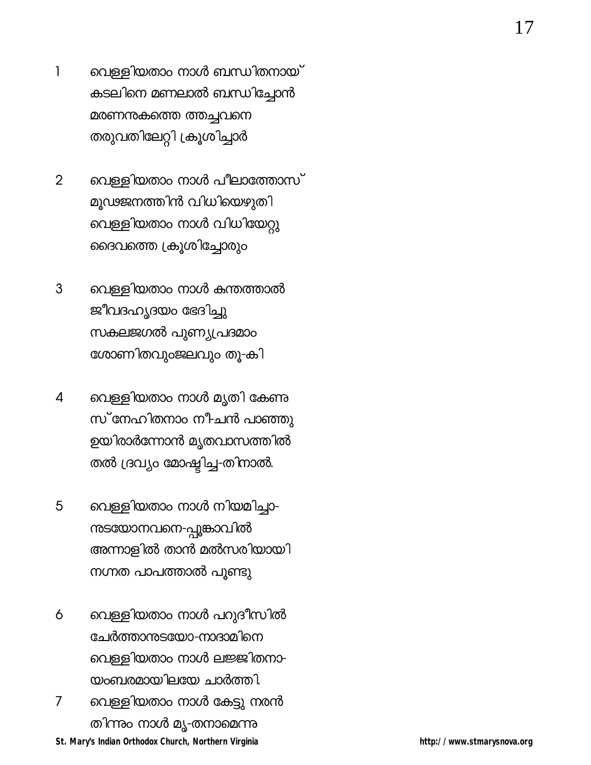1 വെള്ളിയതാം നാൾ ബന്ധിതനായ്
കടലിനെ മണലാൽ ബന്ധിച്ചോൻ
മരണനുകത്തെ ത്തച്ചവനെ
തരുവതിലേറ്റി ക്രൂശിച്ചാർ

2 വെള്ളിയതാം നാൾ പീലാത്തോസ്
മൂഢജനത്തിൻ വിധിയെഴുതി
വെള്ളിയതാം നാൾ വിധിയേറ്റു
ദൈവത്തെ ക്രൂശിച്ചോരും

3 വെള്ളിയതാം നാൾ കുന്തത്താൽ
ജീവദഹൃദയം ഭേദിച്ചു
സകലജഗൽ പുണ്യപ്രദമാം
ശോണിതവുംജലവും തൂ-കി

4 വെള്ളിയതാം നാൾ മൃതി കേണു
സ്നേഹിതനാം നീ-ചൻ പാഞ്ഞു
ഉയിരാർന്നോൻ മൃതവാസത്തിൽ
തൽ ദ്രവ്യം മോഷ്ടിച്ച-തിനാൽ.

5 വെള്ളിയതാം നാൾ നിയമിച്ചാ-
നുടയോനവനെ-പ്പൂങ്കാവിൽ
അന്നാളിൽ താൻ മൽസരിയായി
നഗ്നത പാപത്താൽ പൂണ്ടു

6 വെള്ളിയതാം നാൾ പറുദീസിൽ
ചേർത്താനുടയോ-നാദാമിനെ
വെള്ളിയതാം നാൾ ലജ്ജിതനാ-
യംബരമായിലയേ ചാർത്തി.

7 വെള്ളിയതാം നാൾ കേട്ടു നരൻ
തിന്നും നാൾ മൃ-തനാമെന്നു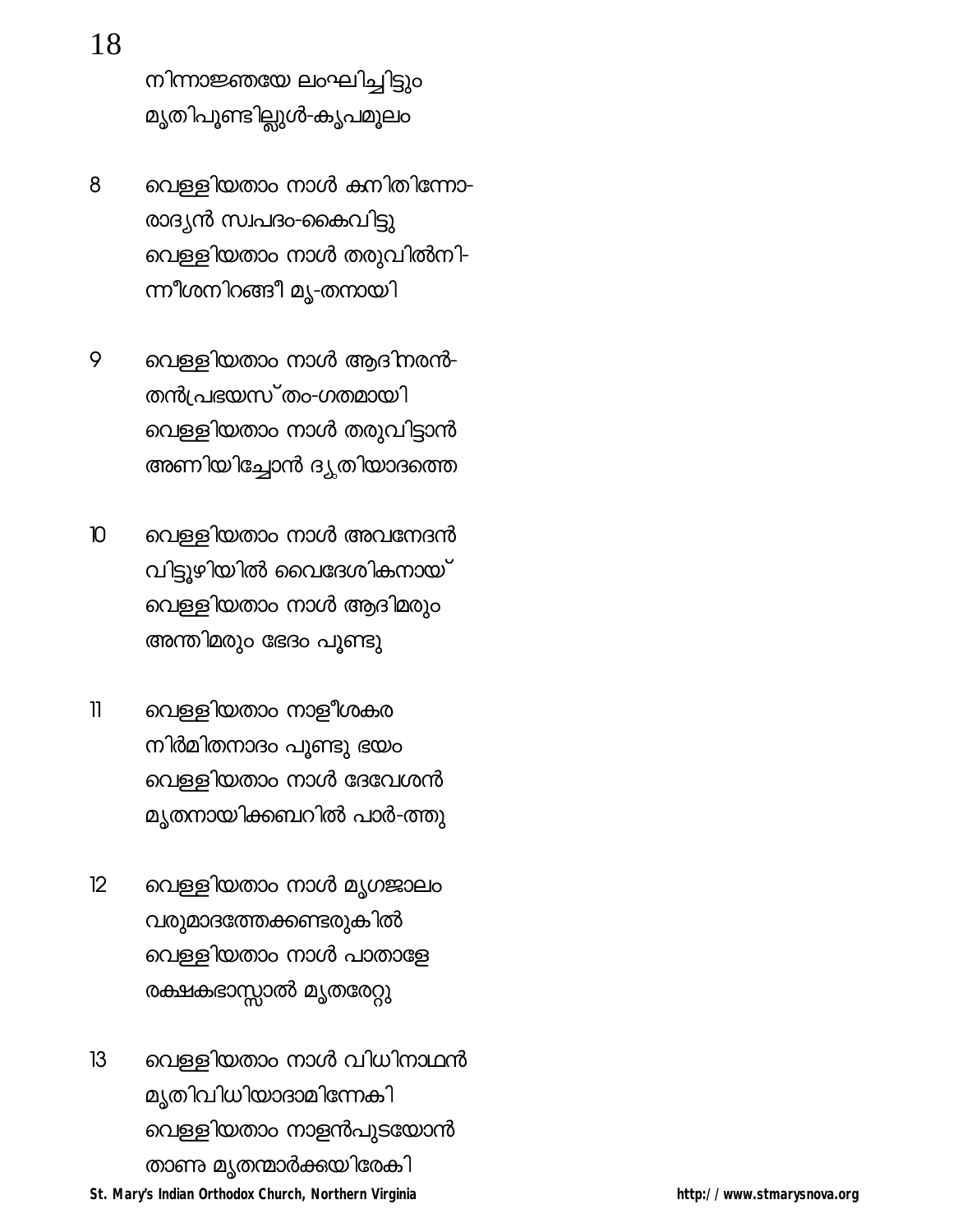നിന്നാജ്ഞയേ ലംഘിച്ചിട്ടും
മൃതിപൂണ്ടില്ലുൾ-കൃപമൂലം

8 വെള്ളിയതാം നാൾ കനിതിന്നോ-
രാദ്യൻ സ്വപദം-കൈവിട്ടു
വെള്ളിയതാം നാൾ തരുവിൽനി-
ന്നീശനിറങ്ങീ മൃ-തനായി

9 വെള്ളിയതാം നാൾ ആദിനരൻ-
തൻപ്രഭയസ്തം-ഗതമായി
വെള്ളിയതാം നാൾ തരുവിട്ടാൻ
അണിയിച്ചോൻ ദ്യുതിയാദത്തെ

10 വെള്ളിയതാം നാൾ അവനേദൻ
വിട്ടൂഴിയിൽ വൈദേശികനായ്
വെള്ളിയതാം നാൾ ആദിമരും
അന്തിമരും ഭേദം പൂണ്ടു

11 വെള്ളിയതാം നാളീശകര
നിർമ്മിതനാദം പൂണ്ടു ഭയം
വെള്ളിയതാം നാൾ ദേവേശൻ
മൃതനായിക്കബറിൽ പാർ-ത്തു

12 വെള്ളിയതാം നാൾ മൃഗജാലം
വരുമാദത്തേക്കണ്ടരുകിൽ
വെള്ളിയതാം നാൾ പാതാളേ
രക്ഷകഭാസ്സാൽ മൃതരേറ്റു

13 വെള്ളിയതാം നാൾ വിധിനാഥൻ
മൃതിവിധിയാദാമിന്നേകി
വെള്ളിയതാം നാളൻപുടയോൻ
താണു മൃതന്മാർക്കുയിരേകി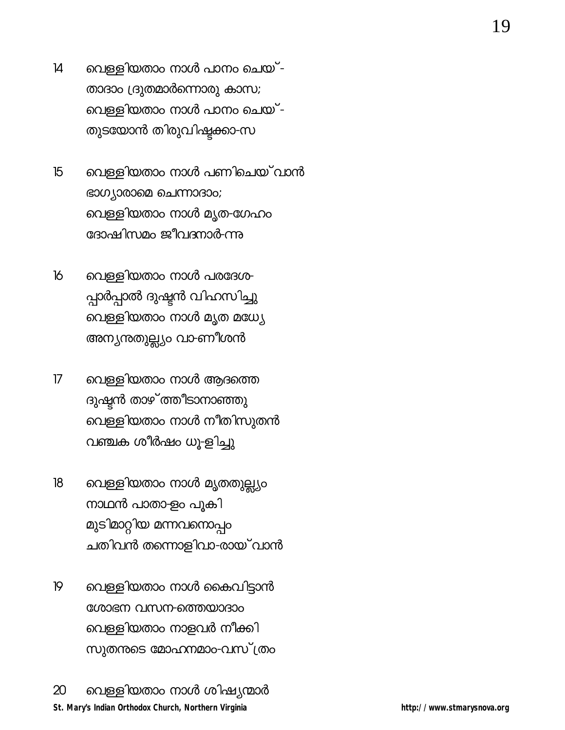14 വെള്ളിയതാം നാൾ പാനം ചെയ്-
താദാം ദ്രുതമാർന്നൊരു കാസ;
വെള്ളിയതാം നാൾ പാനം ചെയ്-
തുടയോൻ തിരുവിഷ്ടക്കാ-സ

15 വെള്ളിയതാം നാൾ പണിചെയ്‌വാൻ
ഭാഗ്യാരാമെ ചെന്നാദാം;
വെള്ളിയതാം നാൾ മൃത-ഗേഹം
ദോഷിസമം ജീവദനാർ-ന്നു

16 വെള്ളിയതാം നാൾ പരദേശ-
പ്പാർപ്പാൽ ദുഷ്ടൻ വിഹസിച്ചു
വെള്ളിയതാം നാൾ മൃത മധ്യേ
അന്യന്തുല്ല്യം വാ-ണീശൻ

17 വെള്ളിയതാം നാൾ ആദത്തെ
ദുഷ്ടൻ താഴ്ത്തീടാനാഞ്ഞു
വെള്ളിയതാം നാൾ നീതിസുതൻ
വഞ്ചക ശീർഷം ധൂ-ളിച്ചു

18 വെള്ളിയതാം നാൾ മൃതതുല്ല്യം
നാഥൻ പാതാ-ളം പൂകി
മുടിമാറ്റിയ മന്നവനൊപ്പം
ചതിവൻ തന്നൊളിവാ-രായ്‌വാൻ

19 വെള്ളിയതാം നാൾ കൈവിട്ടാൻ
ശോഭന വസന-ത്തെയാദാം
വെള്ളിയതാം നാളവർ നീക്കി
സുതനുടെ മോഹനമാം-വസ്ത്രം

20 വെള്ളിയതാം നാൾ ശിഷ്യന്മാർ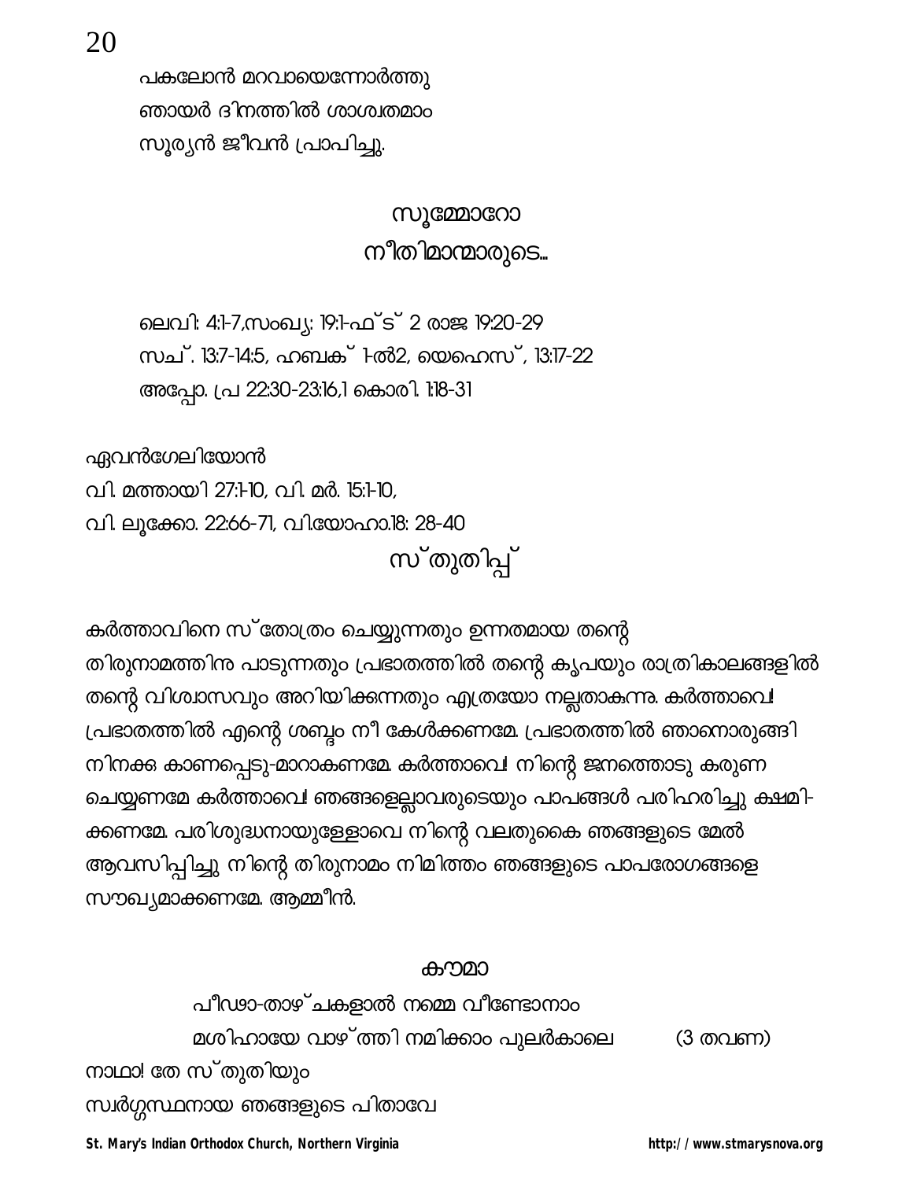പകലോൻ മറവായെന്നോർത്തു
ഞായർ ദിനത്തിൽ ശാശ്വതമാം
സൂര്യൻ ജീവൻ പ്രാപിച്ചു.

## സൂമ്മോറോ
## നീതിമാന്മാരുടെ...

ലെവി: 4:1-7,സംഖ്യ: 19:1-ഫ്ട് 2 രാജ 19:20-29
സച്. 13:7-14:5, ഹബക് 1-ൽ2, യെഹെസ്, 13:17-22
അപ്പോ. പ്ര 22:30-23:16,1 കൊരി. 1:18-31

ഏവൻഗേലിയോൻ
വി. മത്തായി 27:1-10, വി. മർ. 15:1-10,
വി. ലൂക്കോ. 22:66-71, വി.യോഹ.18: 28-40

## സ്തുതിപ്പ്

കർത്താവിനെ സ്തോത്രം ചെയ്യുന്നതും ഉന്നതമായ തന്റെ തിരുനാമത്തിനു പാടുന്നതും പ്രഭാതത്തിൽ തന്റെ കൃപയും രാത്രികാലങ്ങളിൽ തന്റെ വിശ്വാസവും അറിയിക്കുന്നതും എത്രയോ നല്ലതാകുന്നു. കർത്താവെ! പ്രഭാതത്തിൽ എന്റെ ശബ്ദം നീ കേൾക്കണമേ. പ്രഭാതത്തിൽ ഞാനൊരുങ്ങി നിനക്കു കാണപ്പെടു-മാറാകണമേ. കർത്താവെ! നിന്റെ ജനത്തൊടു കരുണ ചെയ്യണമേ കർത്താവെ! ഞങ്ങളെല്ലാവരുടെയും പാപങ്ങൾ പരിഹരിച്ചു ക്ഷമി-ക്കണമേ. പരിശുദ്ധനായുള്ളോവെ നിന്റെ വലതുകൈ ഞങ്ങളുടെ മേൽ ആവസിപ്പിച്ചു നിന്റെ തിരുനാമം നിമിത്തം ഞങ്ങളുടെ പാപരോഗങ്ങളെ സൗഖ്യമാക്കണമേ. ആമ്മീൻ.

### കൗമാ

പീഢാ-താഴ്ചകളാൽ നമ്മെ വീണ്ടോനാം
മശിഹായേ വാഴ്ത്തി നമിക്കാം പുലർകാലെ (3 തവണ)

നാഥാ! തേ സ്തുതിയും
സ്വർഗ്ഗസ്ഥനായ ഞങ്ങളുടെ പിതാവേ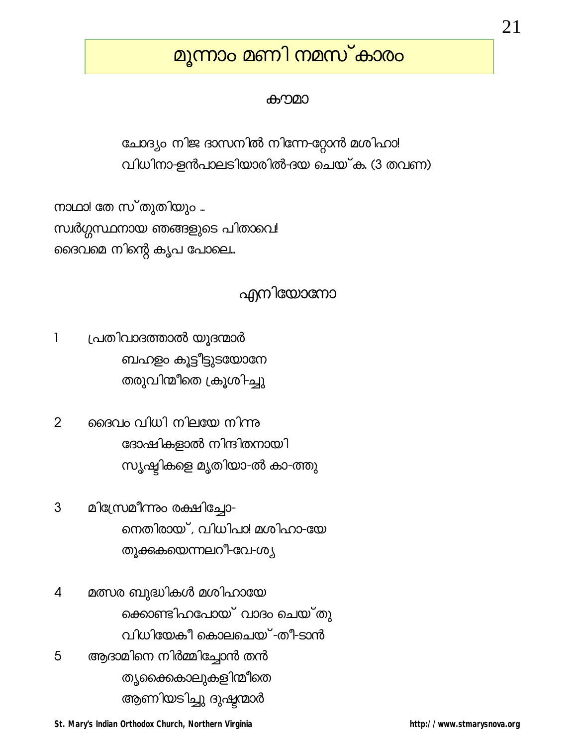# മൂന്നാം മണി നമസ്കാരം

## കൗമാ

ചോദ്യം നിജ ദാസനിൽ നിന്നേ-റ്റോൻ മശിഹാ!
വിധിനാ-ളൻപാലടിയാരിൽ-ദയ ചെയ്ക. (3 തവണ)

നാഥാ! തേ സ്തുതിയും ...
സ്വർഗ്ഗസ്ഥനായ ഞങ്ങളുടെ പിതാവെ!
ദൈവമെ നിന്റെ കൃപ പോലെ...

## എനിയോനോ

1 പ്രതിവാദത്താൽ യൂദന്മാർ
  ബഹളം കൂട്ടീട്ടുടയോനേ
  തരുവിന്മീതെ ക്രൂശി-ച്ചു

2 ദൈവം വിധി നിലയേ നിന്നു
  ദോഷികളാൽ നിന്ദിതനായി
  സൃഷ്ടികളെ മൃതിയാ-ൽ കാ-ത്തു

3 മിസ്രേമീന്നും രക്ഷിച്ചോ-
  നെതിരായ്, വിധിപാ! മശിഹാ-യേ
  തൂക്കകയെന്നലറീ-വേ-ശ്യ

4 മത്സര ബുദ്ധികൾ മശിഹായേ
  ക്കൊണ്ടിഹപോയ് വാദം ചെയ്തു
  വിധിയേകീ കൊലചെയ്-തീ-ടാൻ

5 ആദാമിനെ നിർമ്മിച്ചോൻ തൻ
  തൃക്കൈകാലുകളിന്മീതെ
  ആണിയടിച്ചു ദുഷ്ടന്മാർ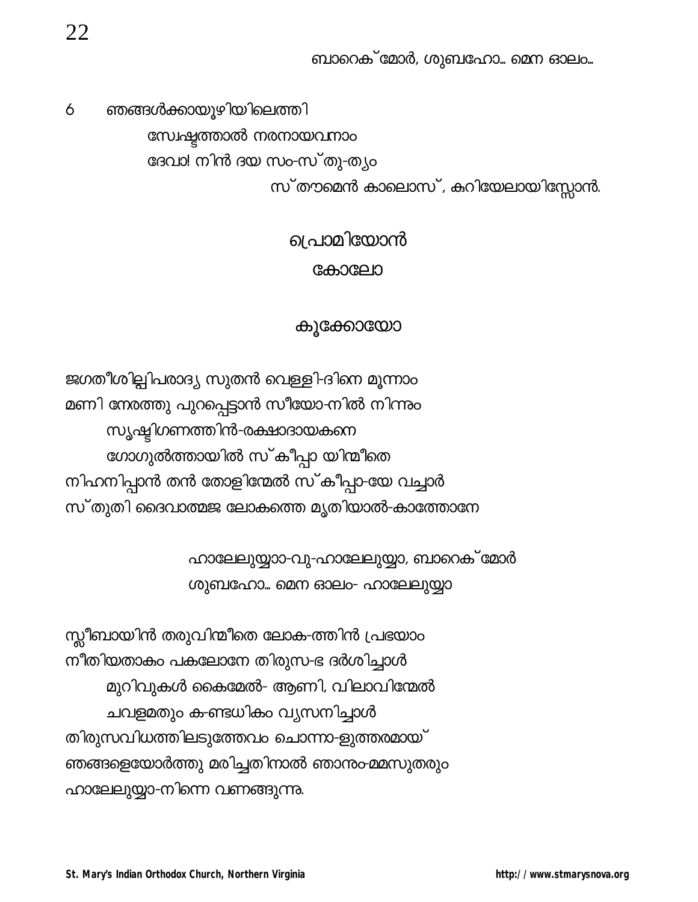ബാറെക് മോർ, ശുബഹോ... മെന ഓലം...

6 ഞങ്ങൾക്കായൂഴിയിലെത്തി
സ്വേഷ്ടത്താൽ നരനായവനാം
ദേവാ! നിൻ ദയ സം-സ്തു-ത്യം
സ്തൗമെൻ കാലൊസ്, കുറിയേലായിസ്സോൻ.

## പ്രൊമിയോൻ

## കോലോ

## കൂക്കോയോ

ജഗതീശില്പിപരാദ്യ സുതൻ വെള്ളി-ദിനെ മൂന്നാം
മണി നേരത്തു പുറപ്പെട്ടാൻ സീയോ-നിൽ നിന്നും
സൃഷ്ടിഗണത്തിൻ-രക്ഷാദായകനെ
ഗോഗുൽത്തായിൽ സ്കീപ്പാ യിന്മീതെ
നിഹനിപ്പാൻ തൻ തോളിന്മേൽ സ്കീപ്പാ-യേ വച്ചാർ
സ്തുതി ദൈവാത്മജ ലോകത്തെ മൃതിയാൽ-കാത്തോനേ

ഹാലേലുയ്യാ-വു-ഹാലേലുയ്യാ, ബാറെക് മോർ
ശുബഹോ... മെന ഓലം- ഹാലേലുയ്യാ

സ്ലീബായിൻ തരുവിന്മീതെ ലോക-ത്തിൻ പ്രഭയാം
നീതിയതാകം പകലോനേ തിരുസ-ഭ ദർശിച്ചാൾ
മുറിവുകൾ കൈമേൽ- ആണി, വിലാവിന്മേൽ
ചവളമതും ക-ണ്ടധികം വ്യസനിച്ചാൾ
തിരുസവിധത്തിലടുത്തേവം ചൊന്നാ-ളുത്തരമായ്
ഞങ്ങളെയോർത്തു മരിച്ചതിനാൽ ഞാനും-മ്മസുതരും
ഹാലേലുയ്യാ-നിന്നെ വണങ്ങുന്നു.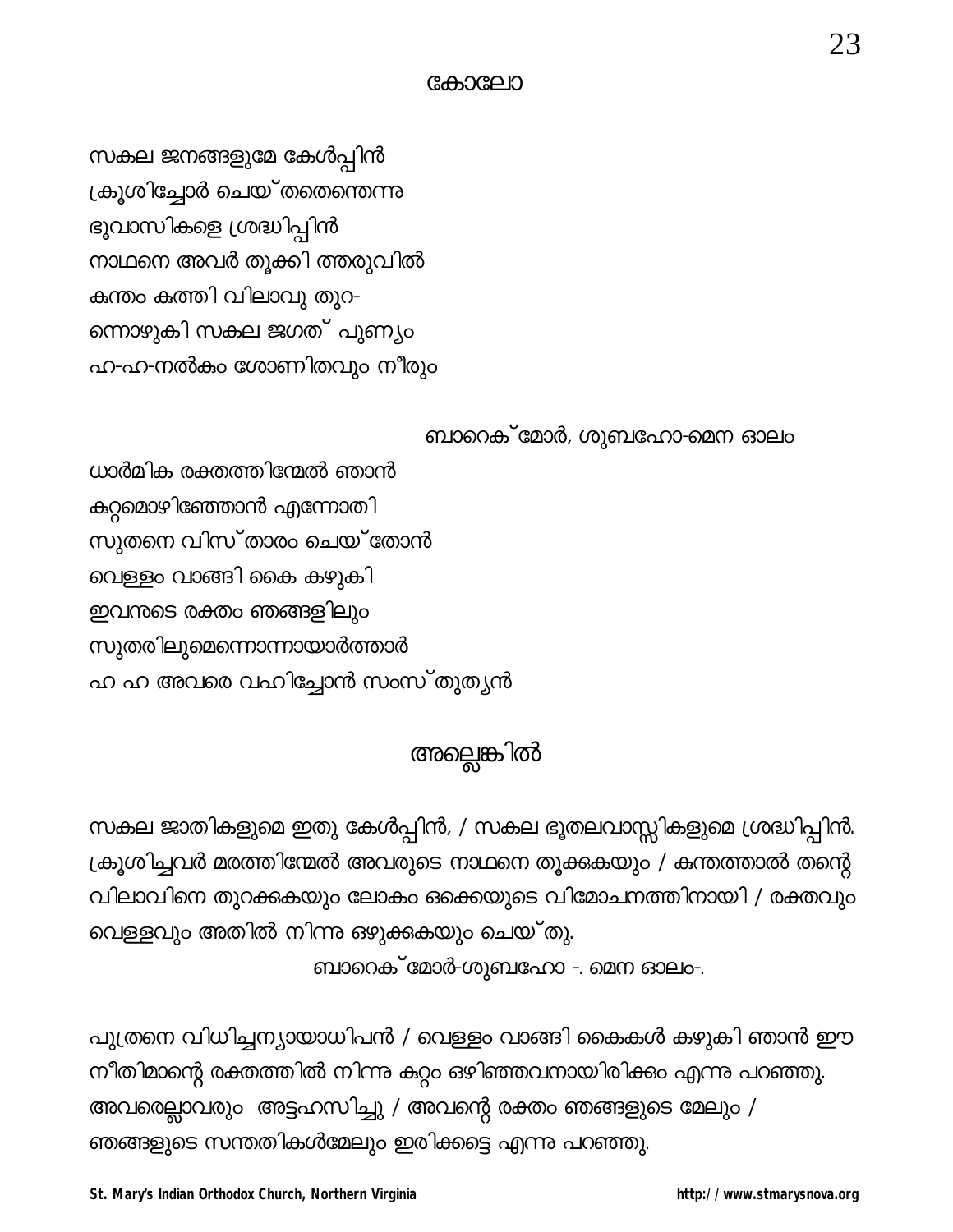### കോലോ

സകല ജനങ്ങളുമേ കേൾപ്പിൻ
ക്രൂശിച്ചോർ ചെയ്തതെന്തെന്നു
ഭൂവാസികളെ ശ്രദ്ധിപ്പിൻ
നാഥനെ അവർ തൂക്കി ത്തരുവിൽ
കുന്തം കുത്തി വിലാവു തുറ-
ന്നൊഴുകി സകല ജഗത് പുണ്യം
ഹ-ഹ-നൽകും ശോണിതവും നീരും

ബാറെക്മോർ, ശുബഹോ-മെന ഓലം

ധാർമിക രക്തത്തിന്മേൽ ഞാൻ
കുറ്റമൊഴിഞ്ഞോൻ എന്നോതി
സുതനെ വിസ്താരം ചെയ്തോൻ
വെള്ളം വാങ്ങി കൈ കഴുകി
ഇവനുടെ രക്തം ഞങ്ങളിലും
സുതരിലുമെന്നൊന്നായാർത്താർ
ഹ ഹ അവരെ വഹിച്ചോൻ സംസ്തുത്യൻ

## അല്ലെങ്കിൽ

സകല ജാതികളുമെ ഇതു കേൾപ്പിൻ, / സകല ഭൂതലവാസ്സികളുമെ ശ്രദ്ധിപ്പിൻ. ക്രൂശിച്ചവർ മരത്തിന്മേൽ അവരുടെ നാഥനെ തൂക്കുകയും / കുന്തത്താൽ തന്റെ വിലാവിനെ തുറക്കുകയും ലോകം ഒക്കെയുടെ വിമോചനത്തിനായി / രക്തവും വെള്ളവും അതിൽ നിന്നു ഒഴുക്കുകയും ചെയ്തു.

ബാറെക്മോർ-ശുബഹോ -. മെന ഓലം-.

പുത്രനെ വിധിച്ചന്യായാധിപൻ / വെള്ളം വാങ്ങി കൈകൾ കഴുകി ഞാൻ ഈ നീതിമാന്റെ രക്തത്തിൽ നിന്നു കുറ്റം ഒഴിഞ്ഞവനായിരിക്കും എന്നു പറഞ്ഞു. അവരെല്ലാവരും അട്ടഹസിച്ചു / അവന്റെ രക്തം ഞങ്ങളുടെ മേലും / ഞങ്ങളുടെ സന്തതികൾമേലും ഇരിക്കട്ടെ എന്നു പറഞ്ഞു.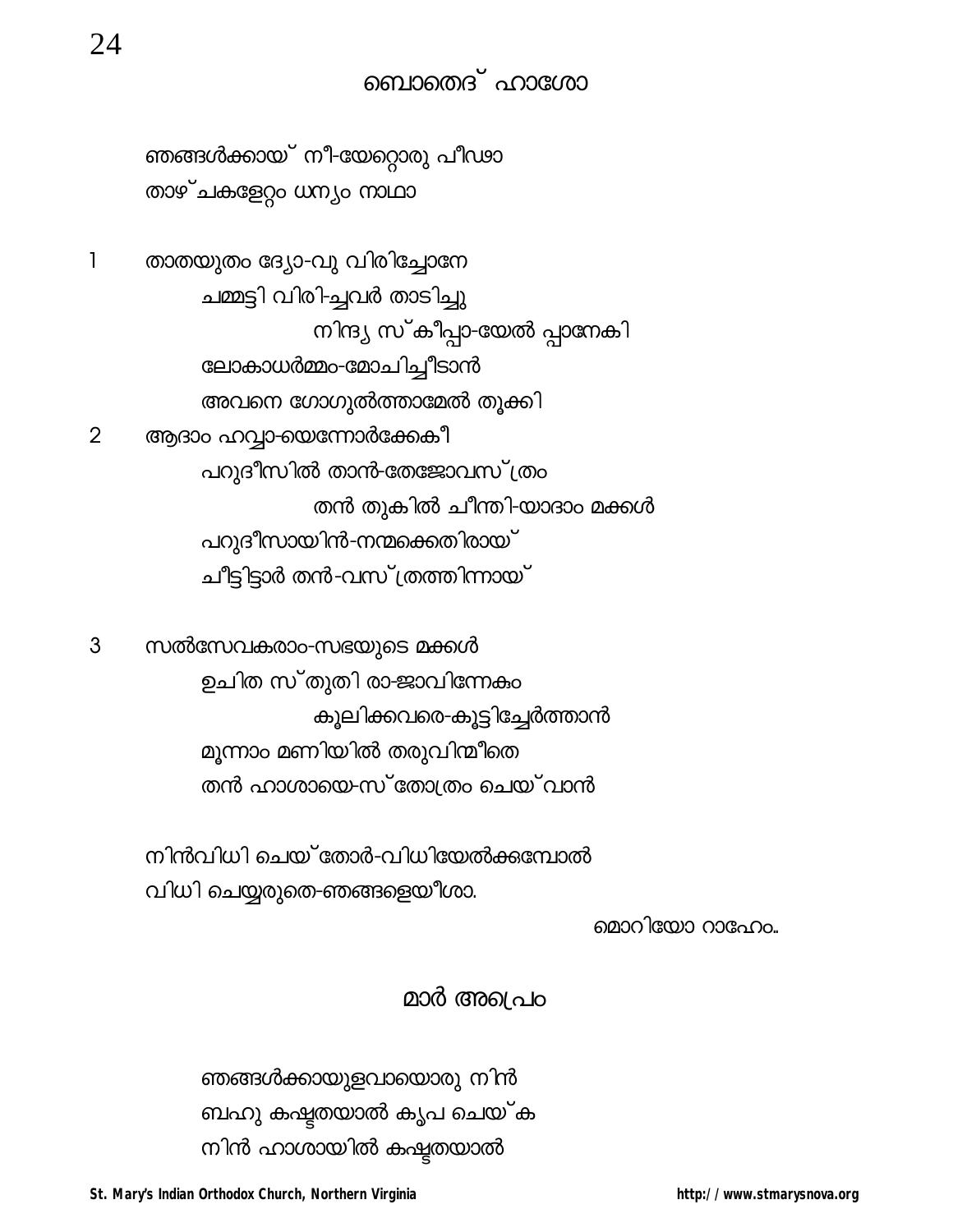## ബൊതെദ് ഹാശോ

ഞങ്ങൾക്കായ് നീ-യേറ്റൊരു പീഢാ
താഴ്ചകളേറ്റം ധന്യം നാഥാ

1 താതയുതം ദ്യോ-വു വിരിച്ചോനേ
ചമ്മട്ടി വിരി-ച്ചവർ താടിച്ചു
നിന്ദ്യ സ്കീപ്പാ-യേൽ പ്പാനേകി
ലോകാധർമ്മം-മോചിച്ചീടാൻ
അവനെ ഗോഗുൽത്താമേൽ തൂക്കി

2 ആദാം ഹവ്വാ-യെന്നോർക്കേകീ
പറുദീസിൽ താൻ-തേജോവസ്ത്രം
തൻ തുകിൽ ചീന്തി-യാദാം മക്കൾ
പറുദീസായിൻ-നന്മക്കെതിരായ്
ചീട്ടിട്ടാർ തൻ-വസ്ത്രത്തിന്നായ്

3 സൽസേവകരാം-സഭയുടെ മക്കൾ
ഉചിത സ്തുതി രാ-ജാവിന്നേകം
കൂലിക്കവരെ-കൂട്ടിച്ചേർത്താൻ
മൂന്നാം മണിയിൽ തരുവിന്മീതെ
തൻ ഹാശായെ-സ്തോത്രം ചെയ്വാൻ

നിൻവിധി ചെയ്തോർ-വിധിയേൽക്കമ്പോൽ
വിധി ചെയ്യരുതെ-ഞങ്ങളെയീശാ.

മൊറിയോ റാഹേം..

## മാർ അപ്രേം

ഞങ്ങൾക്കായുളവായൊരു നിൻ
ബഹു കഷ്ടതയാൽ കൃപ ചെയ്ക
നിൻ ഹാശായിൽ കഷ്ടതയാൽ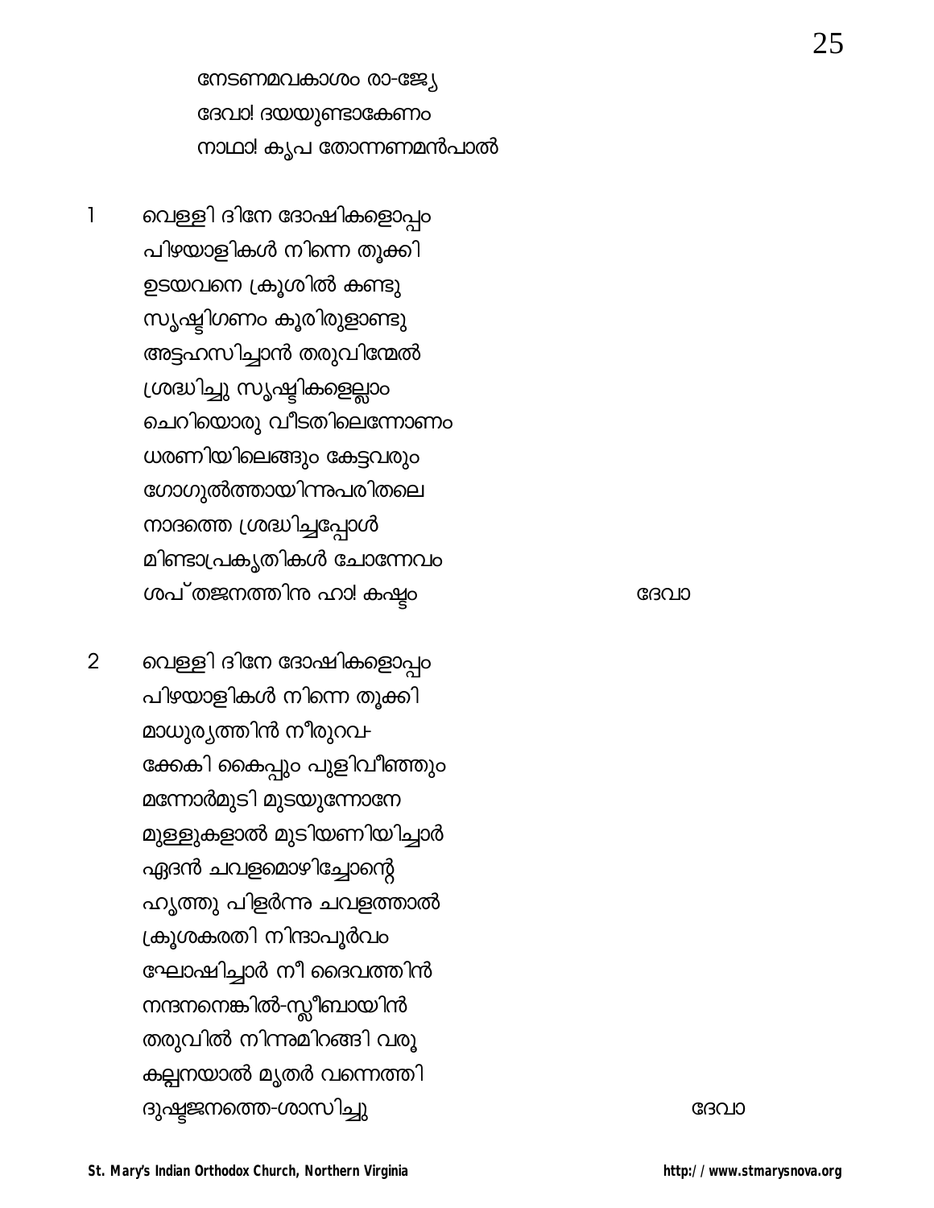നേടണമവകാശം രാ-ജ്യേ
ദേവാ! ദയയുണ്ടാകേണം
നാഥാ! കൃപ തോന്നണമൻപാൽ

1 വെള്ളി ദിനേ ദോഷികളൊപ്പം
പിഴയാളികൾ നിന്നെ തൂക്കി
ഉടയവനെ ക്രൂശിൽ കണ്ടു
സൃഷ്ടിഗണം കൂരിരുളാണ്ടു
അട്ടഹസിച്ചാൻ തരുവിന്മേൽ
ശ്രദ്ധിച്ചു സൃഷ്ടികളെല്ലാം
ചെറിയൊരു വീടതിലെന്നോണം
ധരണിയിലെങ്ങും കേട്ടവരും
ഗോഗുൽത്തായിന്നുപരിതലെ
നാദത്തെ ശ്രദ്ധിച്ചപ്പോൾ
മിണ്ടാപ്രകൃതികൾ ചോന്നേവം
ശപ്തജനത്തിനു ഹാ! കഷ്ടം ദേവാ

2 വെള്ളി ദിനേ ദോഷികളൊപ്പം
പിഴയാളികൾ നിന്നെ തൂക്കി
മാധുര്യത്തിൻ നീരുറവ-
ക്കേകി കൈപ്പും പുളിവീഞ്ഞും
മന്നോർമുടി മുടയുന്നോനേ
മുള്ളുകളാൽ മുടിയണിയിച്ചാർ
ഏദൻ ചവളമൊഴിച്ചോന്റെ
ഹൃത്തു പിളർന്നു ചവളത്താൽ
ക്രൂശകരതി നിന്ദാപൂർവം
ഘോഷിച്ചാർ നീ ദൈവത്തിൻ
നന്ദനനെങ്കിൽ-സ്ലീബായിൻ
തരുവിൽ നിന്നുമിറങ്ങി വരൂ
കല്പനയാൽ മൃതർ വന്നെത്തി
ദുഷ്ടജനത്തെ-ശാസിച്ചു ദേവാ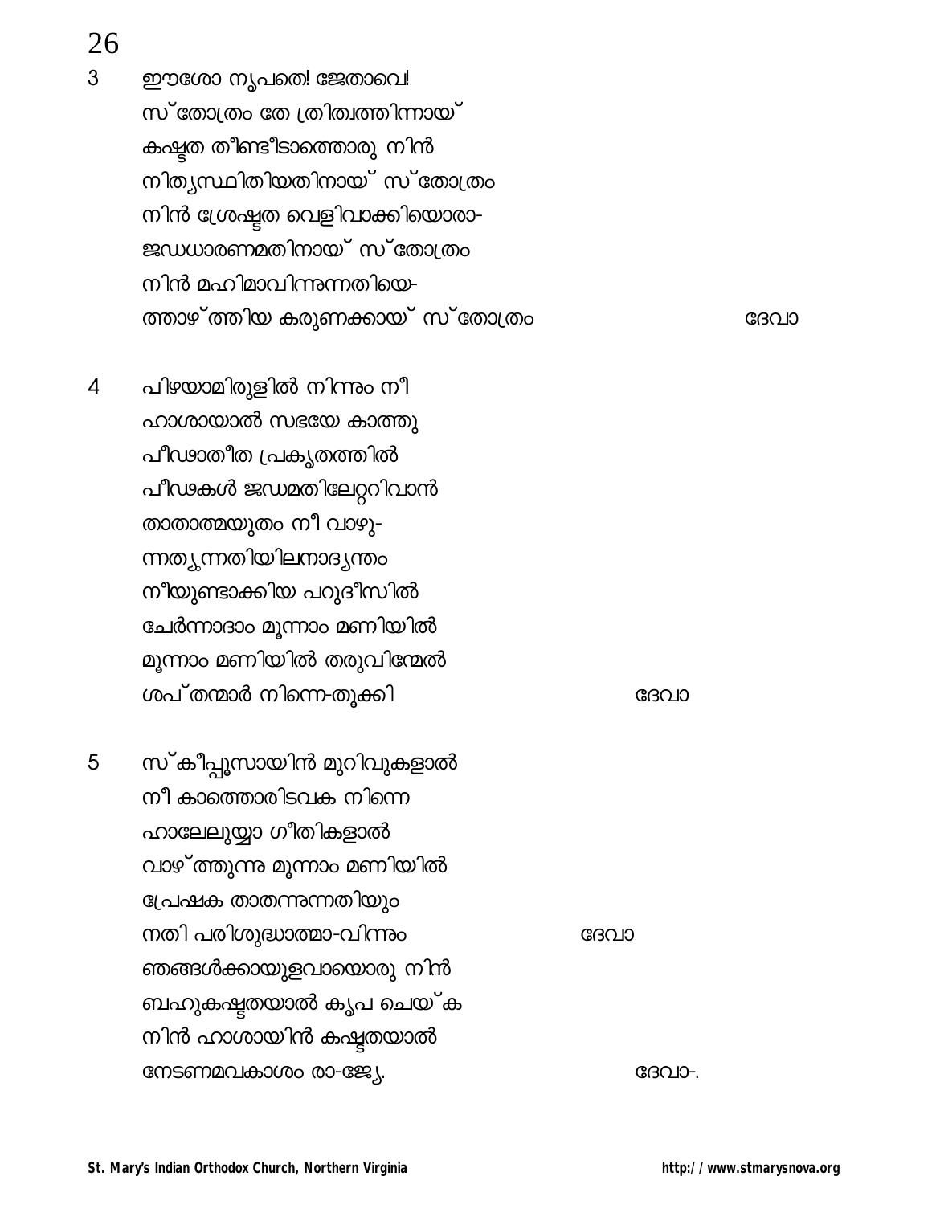3 ഈശോ നൃപതെ! ജേതാവെ!
സ്തോത്രം തേ ത്രിത്വത്തിന്നായ്
കഷ്ടത തീണ്ടീടാത്തൊരു നിൻ
നിത്യസ്ഥിതിയതിനായ് സ്തോത്രം
നിൻ ശ്രേഷ്ടത വെളിവാക്കിയൊരാ-
ജഡധാരണമതിനായ് സ്തോത്രം
നിൻ മഹിമാവിന്നുന്നതിയെ-
ത്താഴ്ത്തിയ കരുണക്കായ് സ്തോത്രം ദേവാ

4 പിഴയാമിരുളിൽ നിന്നും നീ
ഹാശായാൽ സഭയേ കാത്തു
പീഢാതീത പ്രകൃതത്തിൽ
പീഢകൾ ജഢമതിലേറ്റിവാൻ
താതാത്മയുതം നീ വാഴു-
ന്നത്യുന്നതിയിലനാദ്യന്തം
നീയുണ്ടാക്കിയ പറുദീസിൽ
ചേർന്നാദാം മൂന്നാം മണിയിൽ
മൂന്നാം മണിയിൽ തരുവിന്മേൽ
ശപ്തന്മാർ നിന്നെ-തൂക്കി ദേവാ

5 സ്കീപ്പൂസായിൻ മുറിവുകളാൽ
നീ കാത്തൊരിടവക നിന്നെ
ഹാലേലുയ്യാ ഗീതികളാൽ
വാഴ്ത്തുന്നു മൂന്നാം മണിയിൽ
പ്രേഷക താതന്നുന്നതിയും
നതി പരിശുദ്ധാത്മാ-വിന്നും ദേവാ
ഞങ്ങൾക്കായുളവായൊരു നിൻ
ബഹുകഷ്ടതയാൽ കൃപ ചെയ്ക
നിൻ ഹാശായിൻ കഷ്ടതയാൽ
നേടണമവകാശം രാ-ജ്യേ. ദേവാ-.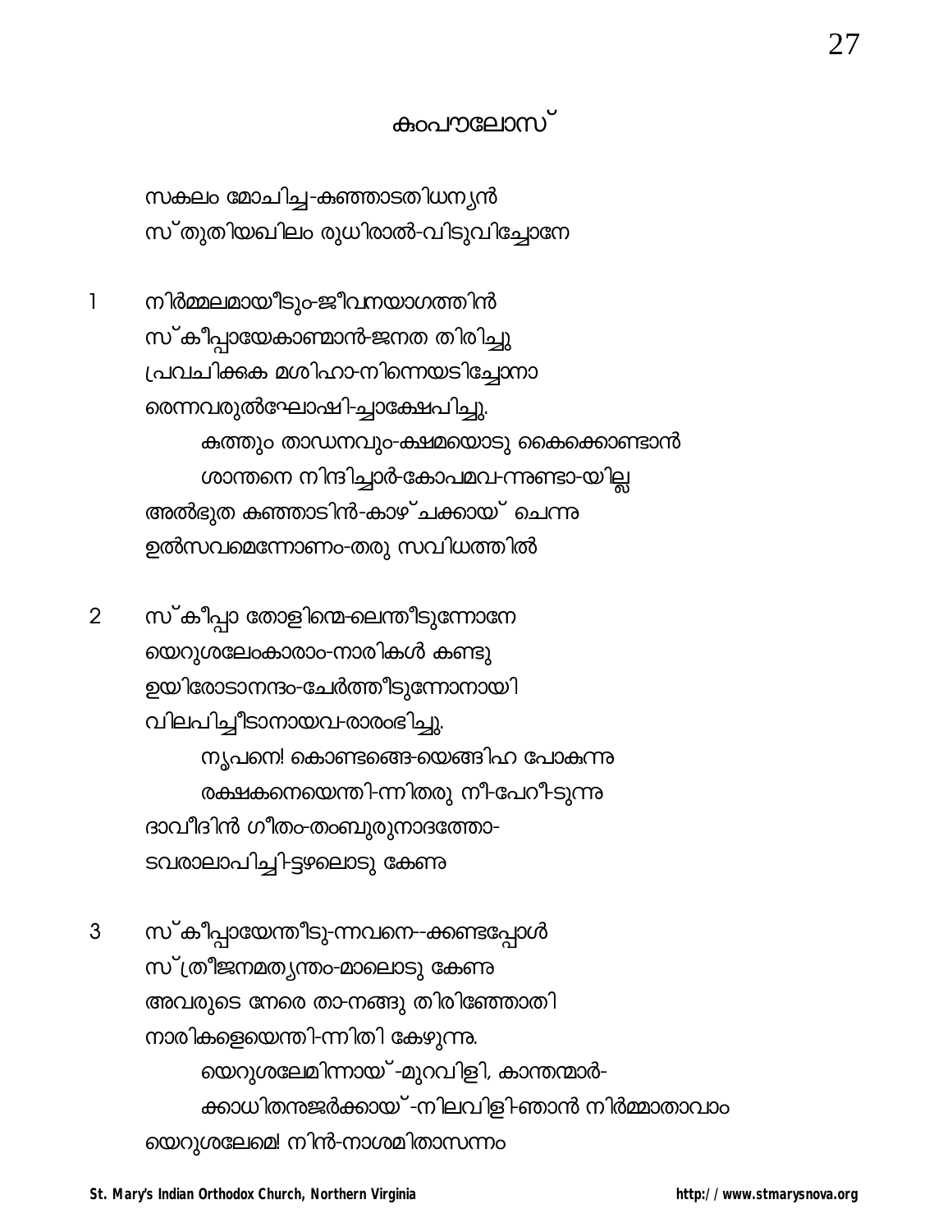# കുംപൗലോസ്

സകലം മോചിച്ച-കുഞ്ഞാടതിധന്യൻ
സ്തുതിയഖിലം രുധിരാൽ-വിടുവിച്ചോനേ

1 നിർമ്മലമായീടും-ജീവനയാഗത്തിൻ
സ്കീപ്പായേകാണ്മാൻ-ജനത തിരിച്ചു
പ്രവചിക്കുക മശിഹാ-നിന്നെയടിച്ചോനാ
രെന്നവരുൽഘോഷി-ച്ചാക്ഷേപിച്ചു.
 കുത്തും താഡനവും-ക്ഷമയൊടു കൈക്കൊണ്ടാൻ
 ശാന്തനെ നിന്ദിച്ചാർ-കോപമവ-ന്നുണ്ടാ-യില്ല
അൽഭുത കുഞ്ഞാടിൻ-കാഴ്ചക്കായ് ചെന്നു
ഉൽസവമെന്നോണം-തരു സവിധത്തിൽ

2 സ്കീപ്പാ തോളിന്മെ-ലെന്തീടുന്നോനേ
യെറുശലേംകാരാം-നാരികൾ കണ്ടു
ഉയിരോടാനന്ദം-ചേർത്തീടുന്നോനായി
വിലപിച്ചീടാനായവ-രാരംഭിച്ചു.
 നൃപനെ! കൊണ്ടങ്ങെ-യെങ്ങിഹ പോകുന്നു
 രക്ഷകനെയെന്തി-ന്നിതരു നീ-പേറീ-ടുന്നു
ദാവീദിൻ ഗീതം-തംബുരുനാദത്തോ-
ടവരാലാപിച്ചി-ട്ടുഴലൊടു കേണു

3 സ്കീപ്പായേന്തീടു-ന്നവനെ--ക്കണ്ടപ്പോൾ
സ്ത്രീജനമത്യന്തം-മാലൊടു കേണു
അവരുടെ നേരെ താ-നങ്ങു തിരിഞ്ഞോതി
നാരികളെയെന്തി-ന്നിതി കേഴുന്നു.
 യെറുശലേമിന്നായ്-മുറവിളി, കാന്തന്മാർ-
 ക്കാധിതനുജർക്കായ്-നിലവിളി-ഞാൻ നിർമ്മാതാവാം
യെറുശലേമെ! നിൻ-നാശമിതാസന്നം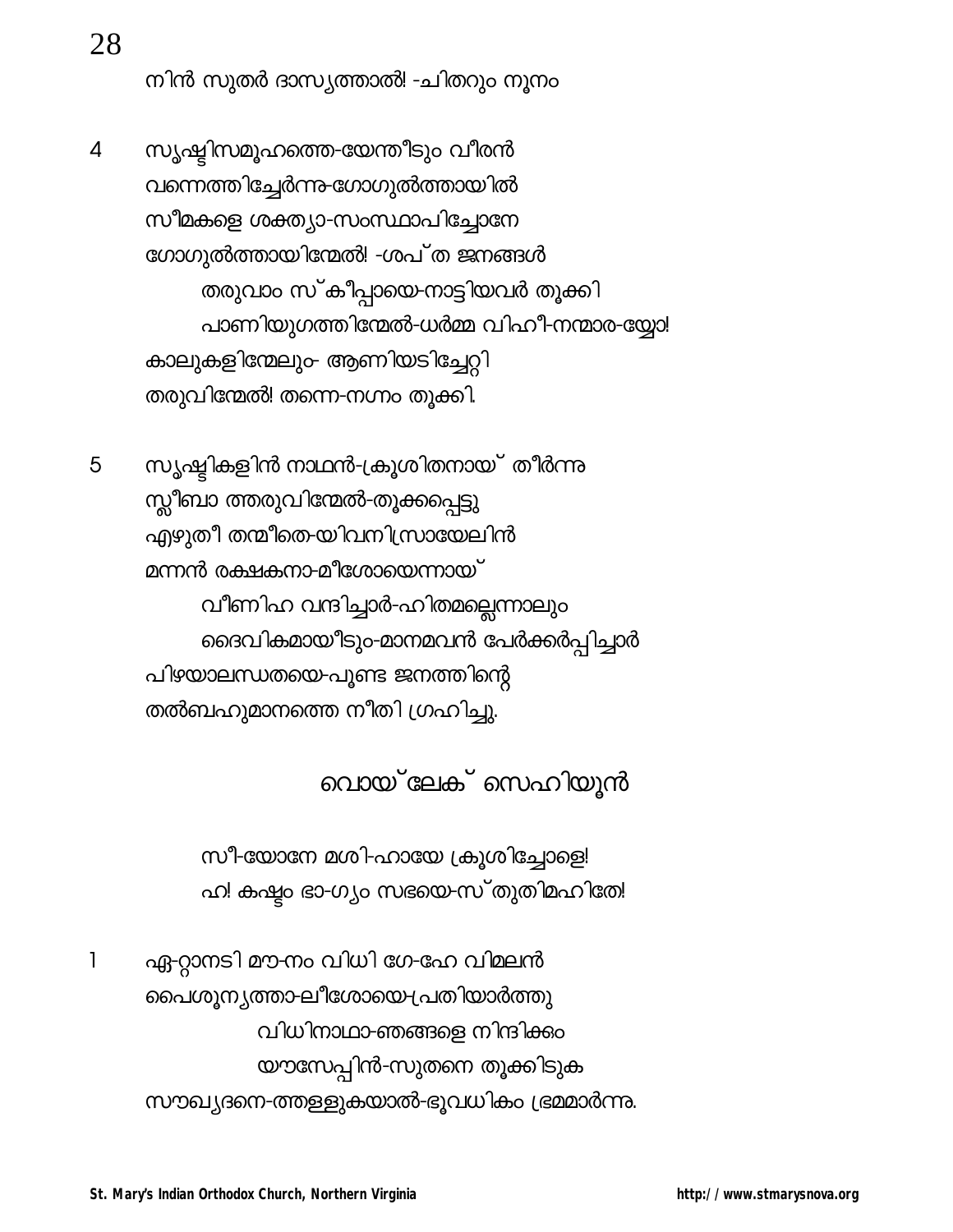നിൻ സുതർ ദാസ്യത്താൽ! -ചിതറും നൂനം

4 സൃഷ്ടിസമൂഹത്തെ-യേന്തീടും വീരൻ
വന്നെത്തിച്ചേർന്നു-ഗോഗുൽത്തായിൽ
സീമകളെ ശക്ത്യാ-സംസ്ഥാപിച്ചോനേ
ഗോഗുൽത്തായിന്മേൽ! -ശപ്ത ജനങ്ങൾ
തരുവാം സ്കീപ്പായെ-നാട്ടിയവർ തൂക്കി
പാണിയുഗത്തിന്മേൽ-ധർമ്മ വിഹീ-നന്മാര-യ്യോ!
കാലുകളിന്മേലും- ആണിയടിച്ചേറ്റി
തരുവിന്മേൽ! തന്നെ-നഗ്നം തൂക്കി.

5 സൃഷ്ടികളിൻ നാഥൻ-ക്രൂശിതനായ് തീർന്നു
സ്ലീബാ ത്തരുവിന്മേൽ-തൂക്കപ്പെട്ടു
എഴുതീ തന്മീതെ-യിവനിസ്രായേലിൻ
മന്നൻ രക്ഷകനാ-മീശോയെന്നായ്
വീണിഹ വന്ദിച്ചാർ-ഹിതമല്ലെന്നാലും
ദൈവികമായീടും-മാനമവൻ പേർക്കർപ്പിച്ചാർ
പിഴയാലന്ധതയെ-പൂണ്ട ജനത്തിന്റെ
തൽബഹുമാനത്തെ നീതി ഗ്രഹിച്ചു.

## വൊയ്ലേക് സെഹിയൂൻ

സീ-യോനേ മശി-ഹായേ ക്രൂശിച്ചോളെ!
ഹ! കഷ്ടം ഭാ-ഗ്യം സഭയെ-സ്തുതിമഹിതേ!

1 ഏ-റ്റാനടി മൗ-നം വിധി ഗേ-ഹേ വിമലൻ
പൈശൂന്യത്താ-ലീശോയെ-പ്രതിയാർത്തു
വിധിനാഥാ-ഞങ്ങളെ നിന്ദിക്കും
യൗസേപ്പിൻ-സുതനെ തൂക്കിടുക
സൗഖ്യദനെ-ത്തള്ളുകയാൽ-ഭൂവധികം ഭ്രമമാർന്നു.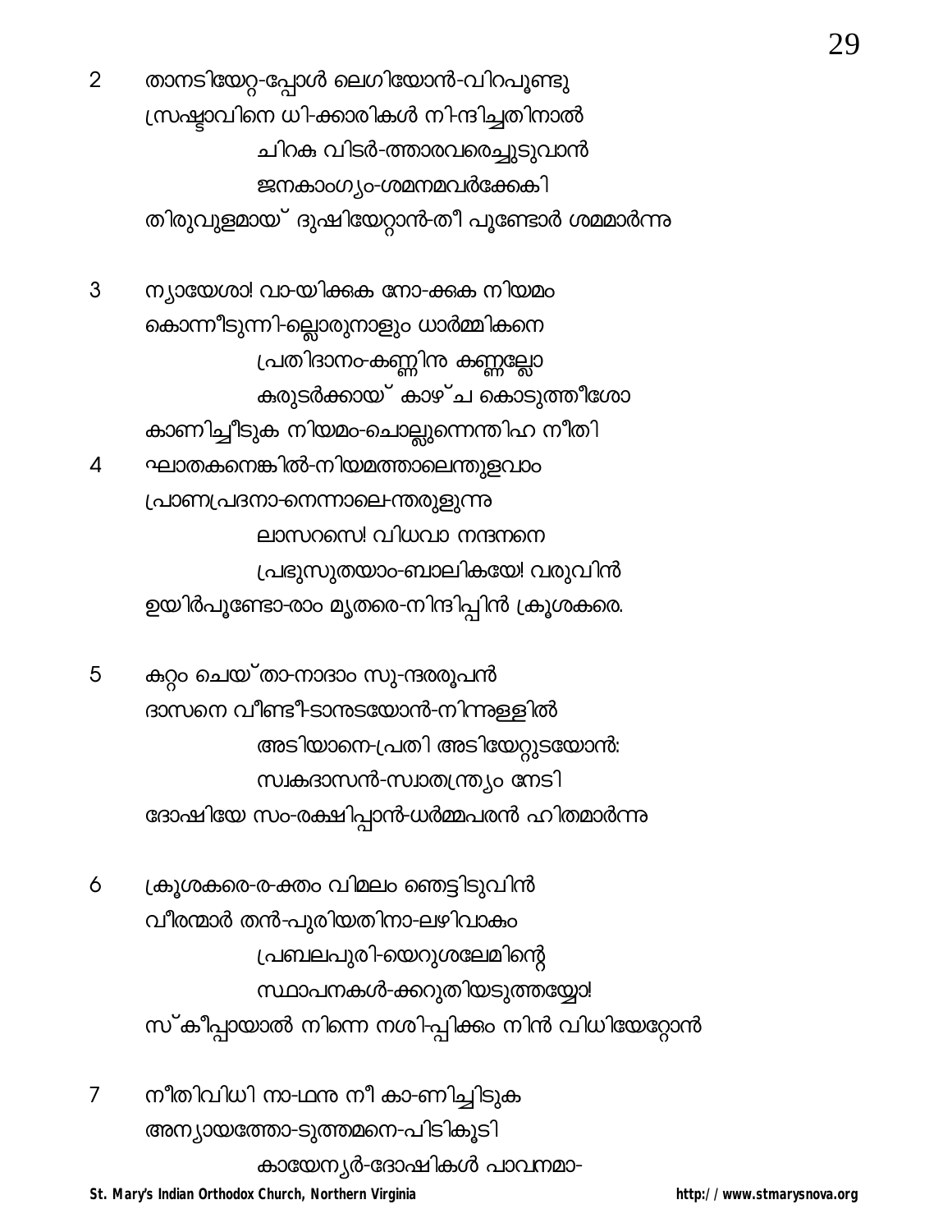2 താനടിയേറ്റ-പ്പോൾ ലെഗിയോൻ-വിറപൂണ്ടു
സ്രഷ്ടാവിനെ ധി-ക്കാരികൾ നി-ന്ദിച്ചതിനാൽ
ചിറകു വിടർ-ത്താരവരെച്ചുടുവാൻ
ജനകാംഗ്യം-ശമനമവർക്കേകി
തിരുവുളമായ് ദുഷിയേറ്റാൻ-തീ പൂണ്ടോർ ശമമാർന്നു

3 ന്യായേശാ! വാ-യിക്കുക നോ-ക്കുക നിയമം
കൊന്നീടുന്നി-ല്ലൊരുനാളും ധാർമ്മികനെ
പ്രതിദാനം-കണ്ണിനു കണ്ണല്ലോ
കുരുടർക്കായ് കാഴ്ച കൊടുത്തീശോ
കാണിച്ചീടുക നിയമം-ചൊല്ലുന്നെന്തിഹ നീതി

4 ഘാതകനെങ്കിൽ-നിയമത്താലെന്തുളവാം
പ്രാണപ്രദനാ-നെന്നാലെ-ന്തരുളുന്നു
ലാസറസെ! വിധവാ നന്ദനനെ
പ്രഭുസുതയാം-ബാലികയേ! വരുവിൻ
ഉയിർപൂണ്ടോ-രാം മൃതരെ-നിന്ദിപ്പിൻ ക്രൂശകരെ.

5 കുറ്റം ചെയ്താ-നാദാം സു-ന്ദരരൂപൻ
ദാസനെ വീണ്ടീ-ടാനുടയോൻ-നിന്നുള്ളിൽ
അടിയാനെ-പ്രതി അടിയേറ്റുടയോൻ:
സ്വകദാസൻ-സ്വാതന്ത്ര്യം നേടി
ദോഷിയേ സം-രക്ഷിപ്പാൻ-ധർമ്മപരൻ ഹിതമാർന്നു

6 ക്രൂശകരെ-ര-ക്തം വിമലം ഞെട്ടിടുവിൻ
വീരന്മാർ തൻ-പുരിയതിനാ-ലഴിവാകും
പ്രബലപുരി-യെറുശലേമിന്റെ
സ്ഥാപനകൾ-ക്കറുതിയടുത്തയ്യോ!
സ്കീപ്പായാൽ നിന്നെ നശി-പ്പിക്കും നിൻ വിധിയേറ്റോൻ

7 നീതിവിധി നാ-ഥനു നീ കാ-ണിച്ചിടുക
അന്യായത്തോ-ടുത്തമനെ-പിടികൂടി
കായേന്യർ-ദോഷികൾ പാവനമാ-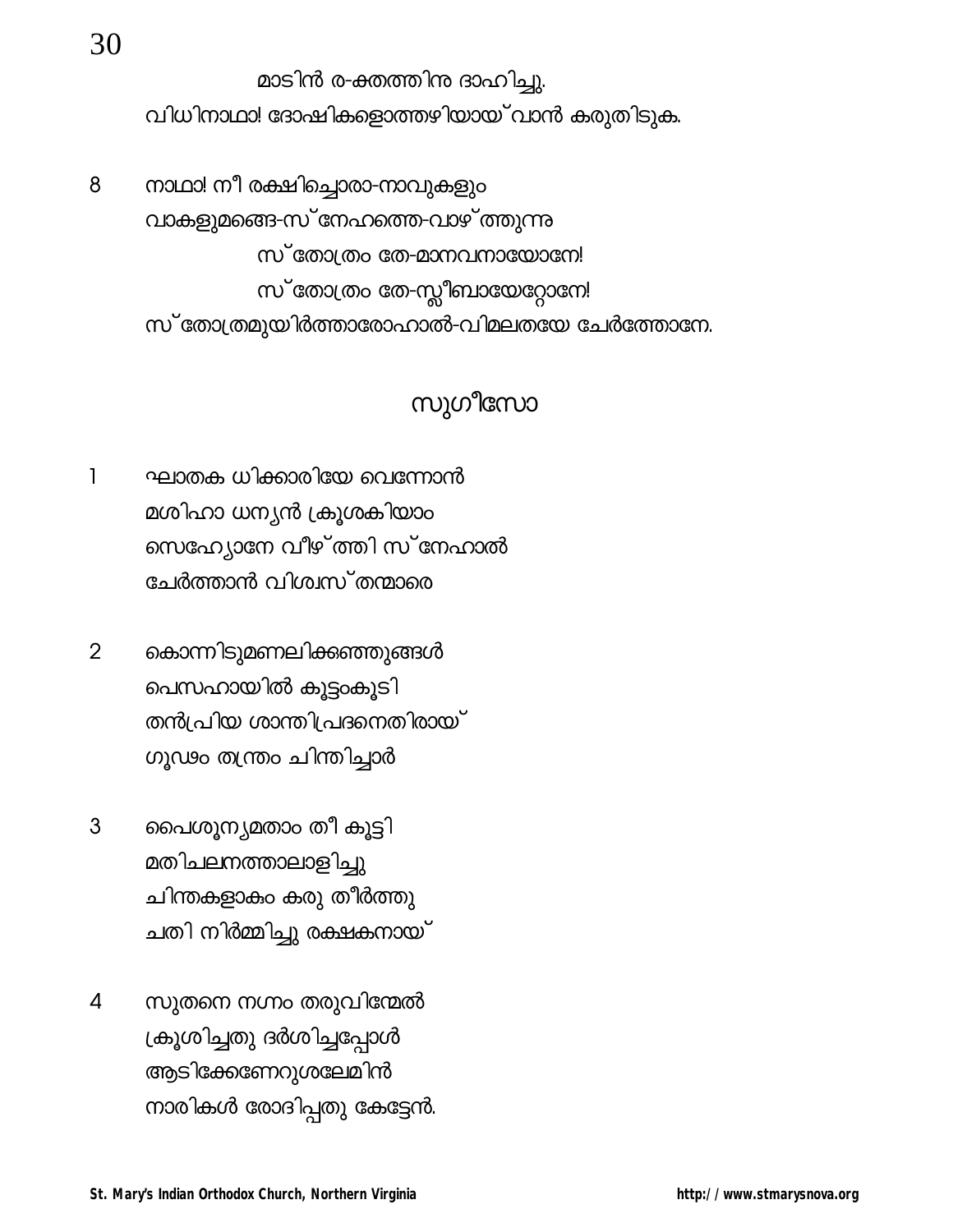മാടിൻ ര-ക്തത്തിനു ദാഹിച്ചു.
വിധിനാഥാ! ദോഷികളൊത്തഴിയായ്‌വാൻ കരുതിടുക.

8 നാഥാ! നീ രക്ഷിച്ചൊരാ-നാവുകളും
വാകളുമങ്ങെ-സ്‌നേഹത്തെ-വാഴ്ത്തുന്നു
സ്‌തോത്രം തേ-മാനവനായോനേ!
സ്‌തോത്രം തേ-സ്ലീബായേറ്റോനേ!
സ്‌തോത്രമുയിർത്താരോഹാൽ-വിമലതയേ ചേർത്തോനേ.

## സുഗീസോ

1 ഘാതക ധിക്കാരിയേ വെന്നോൻ
മശിഹാ ധന്യൻ ക്രൂശകിയാം
സെഹ്യോനേ വീഴ്ത്തി സ്‌നേഹാൽ
ചേർത്താൻ വിശ്വസ്തന്മാരെ

2 കൊന്നിടുമണലിക്കഞ്ഞുങ്ങൾ
പെസഹായിൽ കൂട്ടംകൂടി
തൻപ്രിയ ശാന്തിപ്രദനെതിരായ്
ഗൂഢം തന്ത്രം ചിന്തിച്ചാർ

3 പൈശൂന്യമതാം തീ കൂട്ടി
മതിചലനത്താലാളിച്ചു
ചിന്തകളാകും കരു തീർത്തു
ചതി നിർമ്മിച്ചു രക്ഷകനായ്

4 സുതനെ നഗ്നം തരുവിന്മേൽ
ക്രൂശിച്ചതു ദർശിച്ചപ്പോൾ
ആടിക്കേണേറുശലേമിൻ
നാരികൾ രോദിപ്പതു കേട്ടേൻ.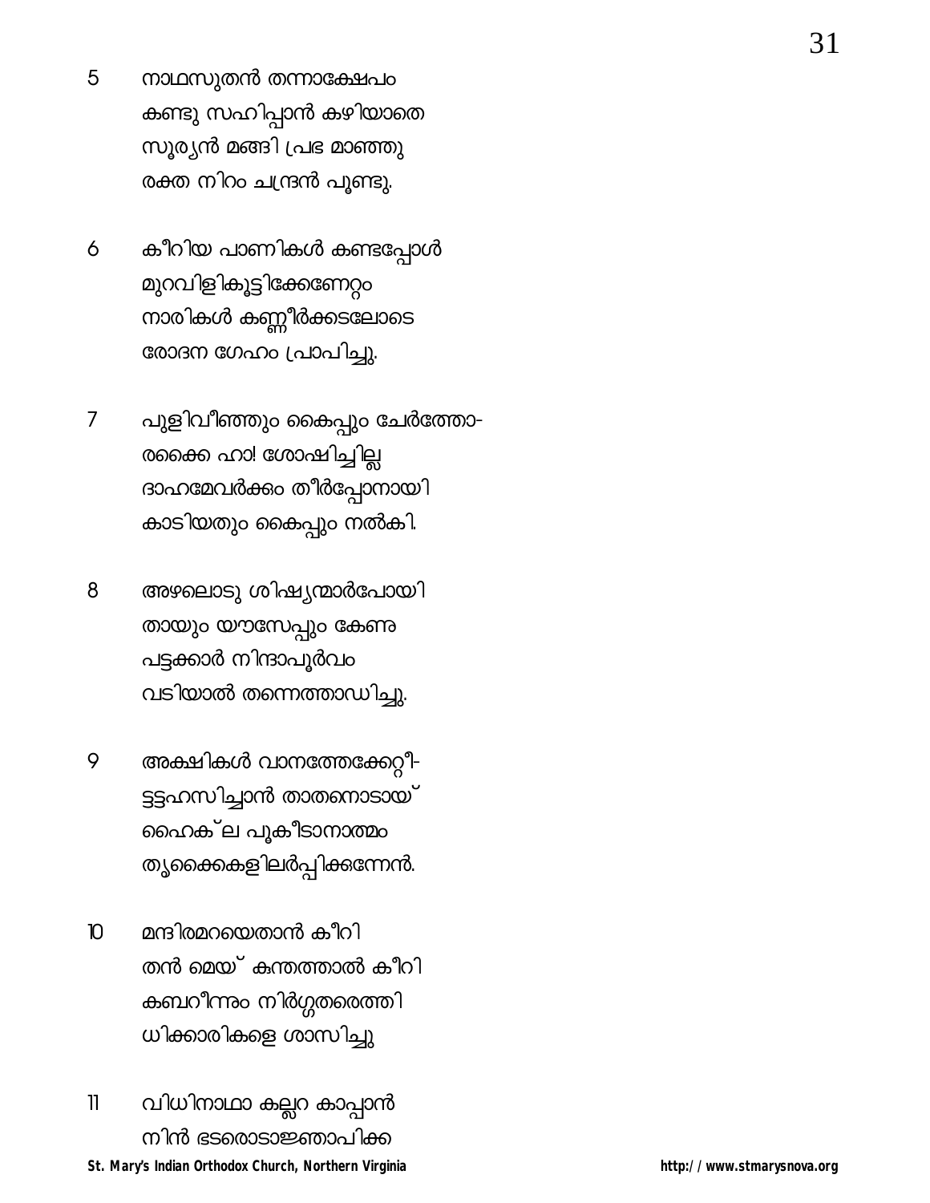5 നാഥസുതൻ തന്നാക്ഷേപം
കണ്ടു സഹിപ്പാൻ കഴിയാതെ
സൂര്യൻ മങ്ങി പ്രഭ മാഞ്ഞു
രക്ത നിറം ചന്ദ്രൻ പൂണ്ടു.

6 കീറിയ പാണികൾ കണ്ടപ്പോൾ
മുറവിളികൂട്ടിക്കേണേറ്റം
നാരികൾ കണ്ണീർക്കടലോടെ
രോദന ഗേഹം പ്രാപിച്ചു.

7 പുളിവീഞ്ഞും കൈപ്പും ചേർത്തോ-
രക്കൈ ഹാ! ശോഷിച്ചില്ല
ദാഹമേവർക്കം തീർപ്പോനായി
കാടിയതും കൈപ്പും നൽകി.

8 അഴലൊടു ശിഷ്യന്മാർപോയി
തായും യൗസേപ്പും കേണു
പട്ടക്കാർ നിന്ദാപൂർവം
വടിയാൽ തന്നെത്താഡിച്ചു.

9 അക്ഷികൾ വാനത്തേക്കേറ്റി-
ട്ടട്ടഹസിച്ചാൻ താതനൊടായ്
ഹൈക്ല പൂകീടാനാത്മം
തൃക്കൈകളിലർപ്പിക്കുന്നേൻ.

10 മന്ദിരമറയെതാൻ കീറി
തൻ മെയ് കുന്തത്താൽ കീറി
കബറീന്നും നിർഗ്ഗതരെത്തി
ധിക്കാരികളെ ശാസിച്ചു

11 വിധിനാഥാ കല്ലറ കാപ്പാൻ
നിൻ ഭടരൊടാജ്ഞാപിക്ക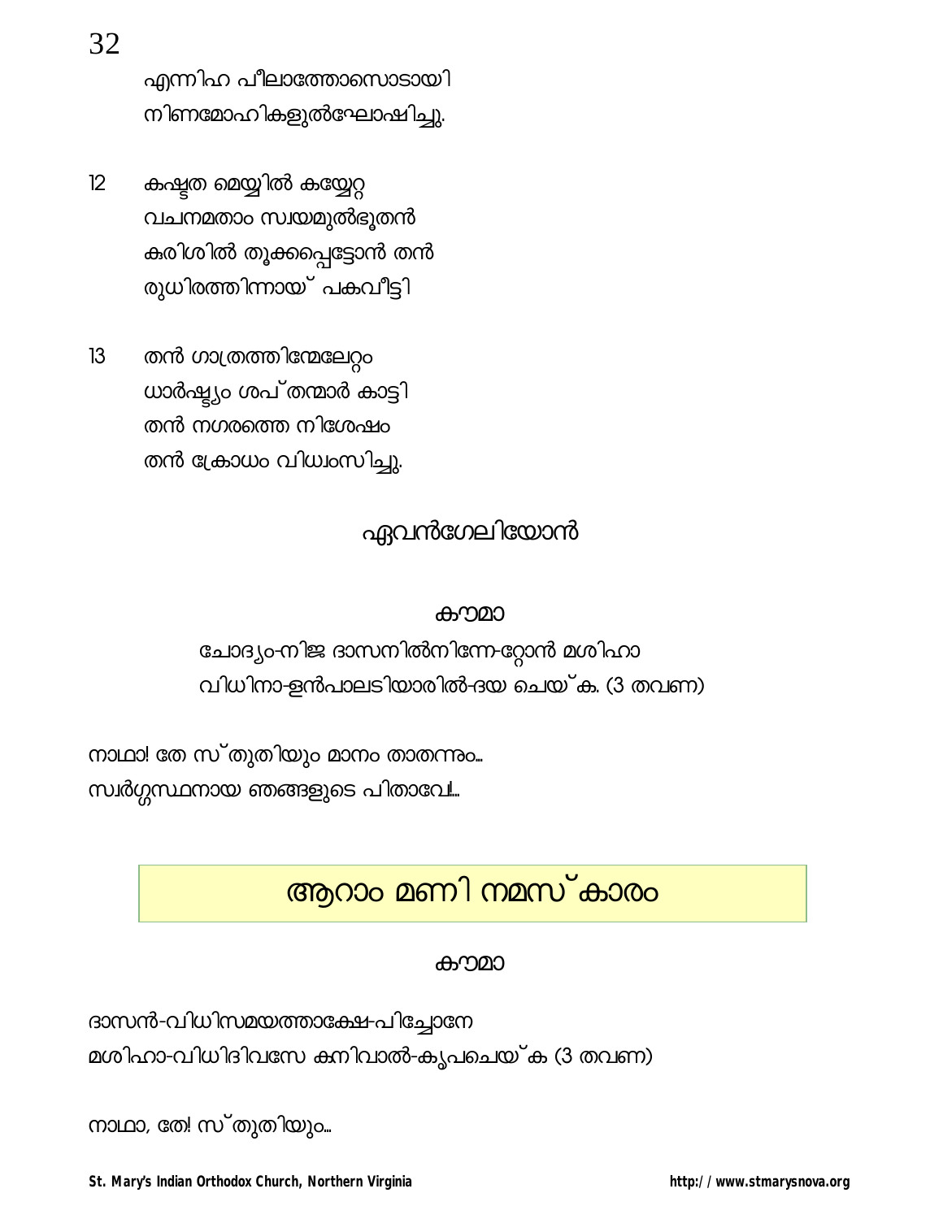എന്നിഹ പീലാത്തോസൊടായി
നിണമോഹികളുൽഘോഷിച്ചു.

12 കഷ്ടത മെയ്യിൽ കയ്യേറ്റ
വചനമതാം സ്വയമുൽഭൂതൻ
കുരിശിൽ തൂക്കപ്പെട്ടോൻ തൻ
രുധിരത്തിന്നായ് പകവീട്ടി

13 തൻ ഗാത്രത്തിന്മേലേറ്റം
ധാർഷ്ട്യം ശപ്തന്മാർ കാട്ടി
തൻ നഗരത്തെ നിശേഷം
തൻ ക്രോധം വിധ്വംസിച്ചു.

### ഏവൻഗേലിയോൻ

#### കൗമാ

ചോദ്യം-നിജ ദാസനിൽനിന്നേ-റ്റോൻ മശിഹാ
വിധിനാ-ളൻപാലടിയാരിൽ-ദയ ചെയ്ക. (3 തവണ)

നാഥാ! തേ സ്തുതിയും മാനം താതന്നും...
സ്വർഗ്ഗസ്ഥനായ ഞങ്ങളുടെ പിതാവേ!...

## ആറാം മണി നമസ്കാരം

#### കൗമാ

ദാസൻ-വിധിസമയത്താക്ഷേ-പിച്ചോനേ
മശിഹാ-വിധിദിവസേ കനിവാൽ-കൃപചെയ്ക (3 തവണ)

നാഥാ, തേ! സ്തുതിയും...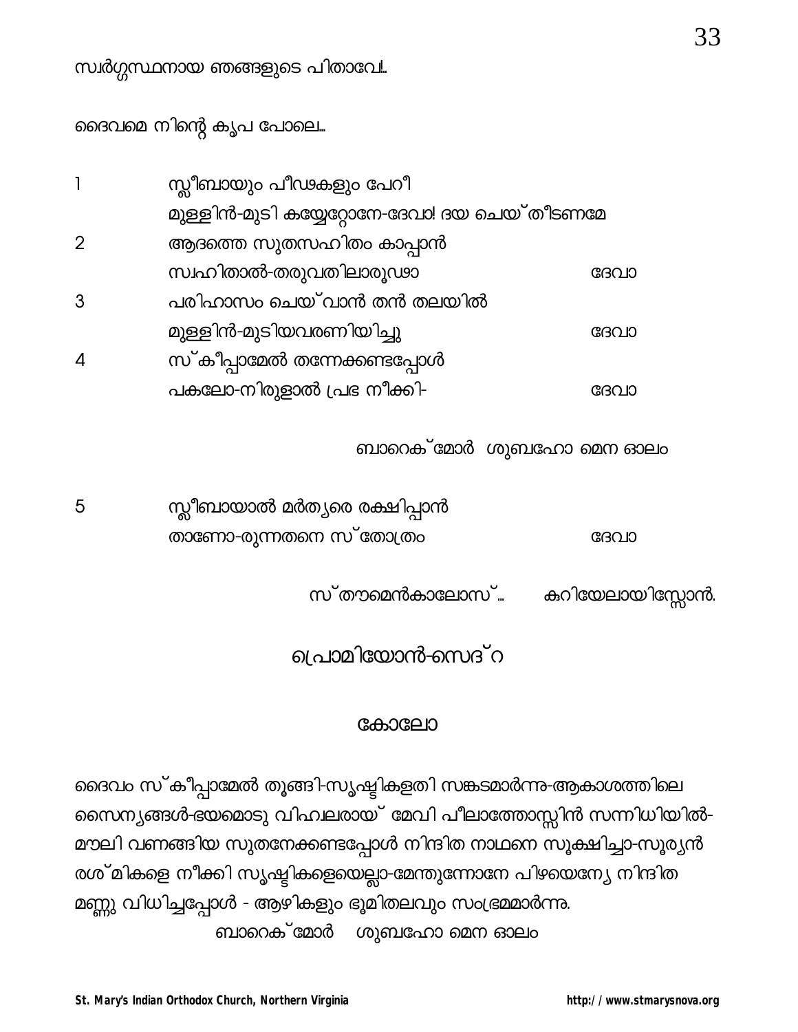സ്വർഗ്ഗസ്ഥനായ ഞങ്ങളുടെ പിതാവേ...

ദൈവമെ നിന്റെ കൃപ പോലെ...

1 സ്ലീബായും പീഢകളും പേറി
മുള്ളിൻ-മുടി കയ്യേറ്റോനേ-ദേവാ! ദയ ചെയ്തീടണമേ

2 ആദത്തെ സുതസഹിതം കാപ്പാൻ
സ്വഹിതാൽ-തരുവതിലാരൂഢാ ദേവാ

3 പരിഹാസം ചെയ്‌വാൻ തൻ തലയിൽ
മുള്ളിൻ-മുടിയവരണിയിച്ചു ദേവാ

4 സ്കീപ്പാമേൽ തന്നേക്കണ്ടപ്പോൾ
പകലോ-നിരുളാൽ പ്രഭ നീക്കി- ദേവാ

ബാറെക്മോർ ശുബഹോ മെന ഓലം

5 സ്ലീബായാൽ മർത്ത്യരെ രക്ഷിപ്പാൻ
താണോ-രുന്നതനെ സ്തോത്രം ദേവാ

സ്തൗമെൻകാലോസ്... കുറിയേലായിസ്സോൻ.

## പ്രൊമിയോൻ-സെദ്റ

### കോലോ

ദൈവം സ്കീപ്പാമേൽ തൂങ്ങി-സൃഷ്ടികളതി സങ്കടമാർന്നു-ആകാശത്തിലെ സൈന്യങ്ങൾ-ഭയമൊടു വിഹ്വലരായ് മേവി പീലാത്തോസ്സിൻ സന്നിധിയിൽ-മൗലി വണങ്ങിയ സുതനേക്കണ്ടപ്പോൾ നിന്ദിത നാഥനെ സൂക്ഷിച്ചാ-സൂര്യൻ രശ്മികളെ നീക്കി സൃഷ്ടികളെയെല്ലാ-മേന്തുന്നോനേ പിഴയെന്യേ നിന്ദിത മണ്ണു വിധിച്ചപ്പോൾ - ആഴികളും ഭൂമിതലവും സംഭ്രമമാർന്നു.

ബാറെക്മോർ ശുബഹോ മെന ഓലം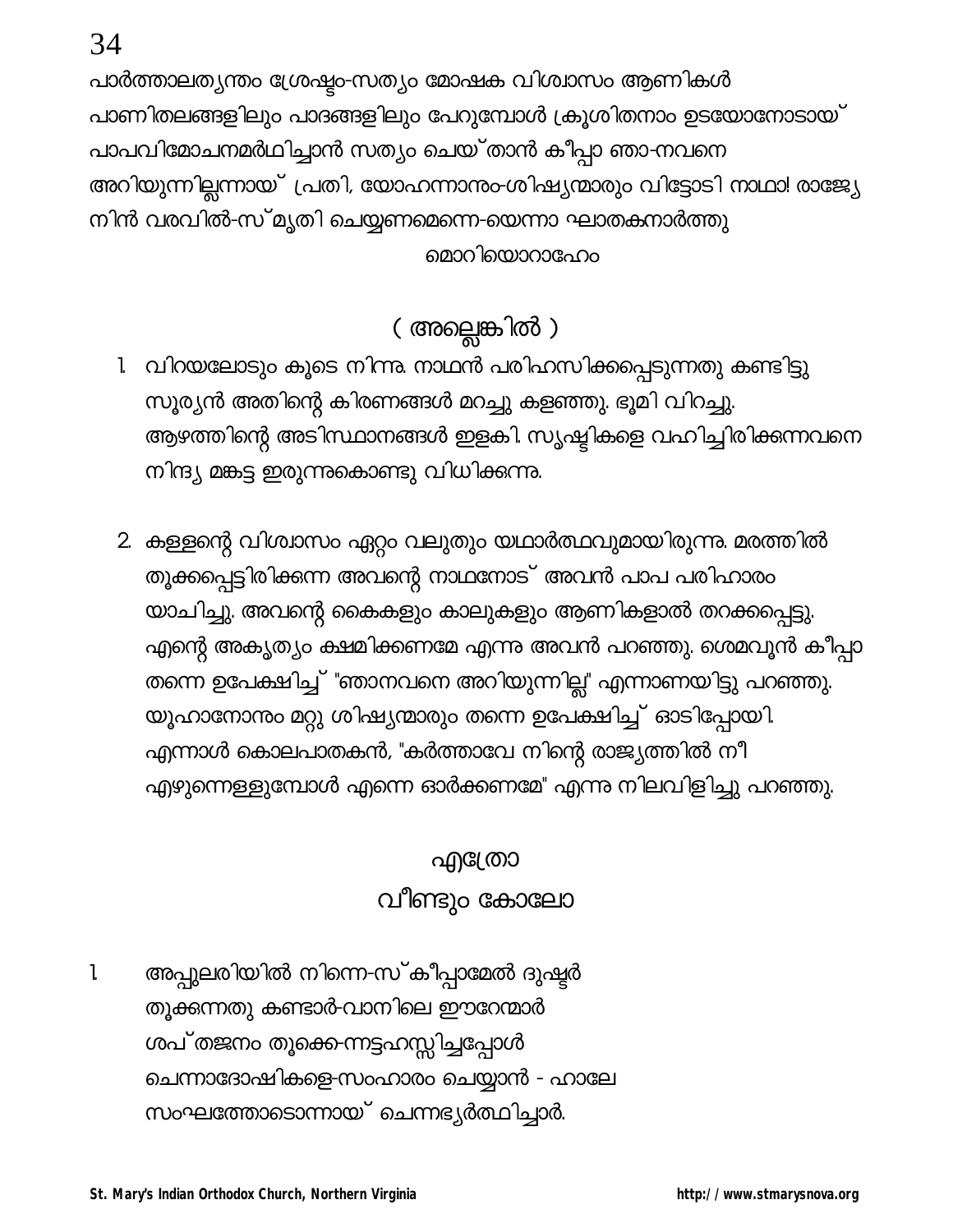പാർത്താലത്യന്തം ശ്രേഷ്ഠം-സത്യം മോഷക വിശ്വാസം ആണികൾ
പാണിതലങ്ങളിലും പാദങ്ങളിലും പേറുമ്പോൾ ക്രൂശിതനാം ഉടയോനോടായ്
പാപവിമോചനമർത്ഥിച്ചാൻ സത്യം ചെയ്താൻ കീപ്പാ ഞാ-നവനെ
അറിയുന്നില്ലന്നായ് പ്രതി, യോഹന്നാനും-ശിഷ്യന്മാരും വിട്ടോടി നാഥാ! രാജ്യേ
നിൻ വരവിൽ-സ്മൃതി ചെയ്യണമെന്നെ-യെന്നാ ഘാതകനാർത്തു

മൊറിയൊറാഹേം

## ( അല്ലെങ്കിൽ )

1. വിറയലോടും കൂടെ നിന്നു. നാഥൻ പരിഹസിക്കപ്പെടുന്നതു കണ്ടിട്ടു സൂര്യൻ അതിന്റെ കിരണങ്ങൾ മറച്ചു കളഞ്ഞു. ഭൂമി വിറച്ചു. ആഴത്തിന്റെ അടിസ്ഥാനങ്ങൾ ഇളകി. സൃഷ്ടികളെ വഹിച്ചിരിക്കുന്നവനെ നിന്ദ്യ മങ്കട്ട ഇരുന്നുകൊണ്ടു വിധിക്കുന്നു.

2. കള്ളന്റെ വിശ്വാസം ഏറ്റം വലുതും യഥാർത്ഥവുമായിരുന്നു. മരത്തിൽ തൂക്കപ്പെട്ടിരിക്കുന്ന അവന്റെ നാഥനോട് അവൻ പാപ പരിഹാരം യാചിച്ചു. അവന്റെ കൈകളും കാലുകളും ആണികളാൽ തറക്കപ്പെട്ടു. എന്റെ അകൃത്യം ക്ഷമിക്കണമേ എന്നു അവൻ പറഞ്ഞു. ശെമവൂൻ കീപ്പാ തന്നെ ഉപേക്ഷിച്ച് "ഞാനവനെ അറിയുന്നില്ല" എന്നാണയിട്ടു പറഞ്ഞു. യൂഹാനോനും മറ്റു ശിഷ്യന്മാരും തന്നെ ഉപേക്ഷിച്ച് ഓടിപ്പോയി. എന്നാൾ കൊലപാതകൻ, "കർത്താവേ നിന്റെ രാജ്യത്തിൽ നീ എഴുന്നെള്ളുമ്പോൾ എന്നെ ഓർക്കണമേ" എന്നു നിലവിളിച്ചു പറഞ്ഞു.

## എത്രോ

## വീണ്ടും കോലോ

1. അപ്പുലരിയിൽ നിന്നെ-സ്കീപ്പാമേൽ ദുഷ്ടർ
തൂക്കുന്നതു കണ്ടാർ-വാനിലെ ഈറേന്മാർ
ശപ്തജനം തൂക്കെ-ന്നട്ടഹസ്സിച്ചപ്പോൾ
ചെന്നാദോഷികളെ-സംഹാരം ചെയ്വാൻ - ഹാലേ
സംഘത്തോടൊന്നായ് ചെന്നഭ്യർത്ഥിച്ചാർ.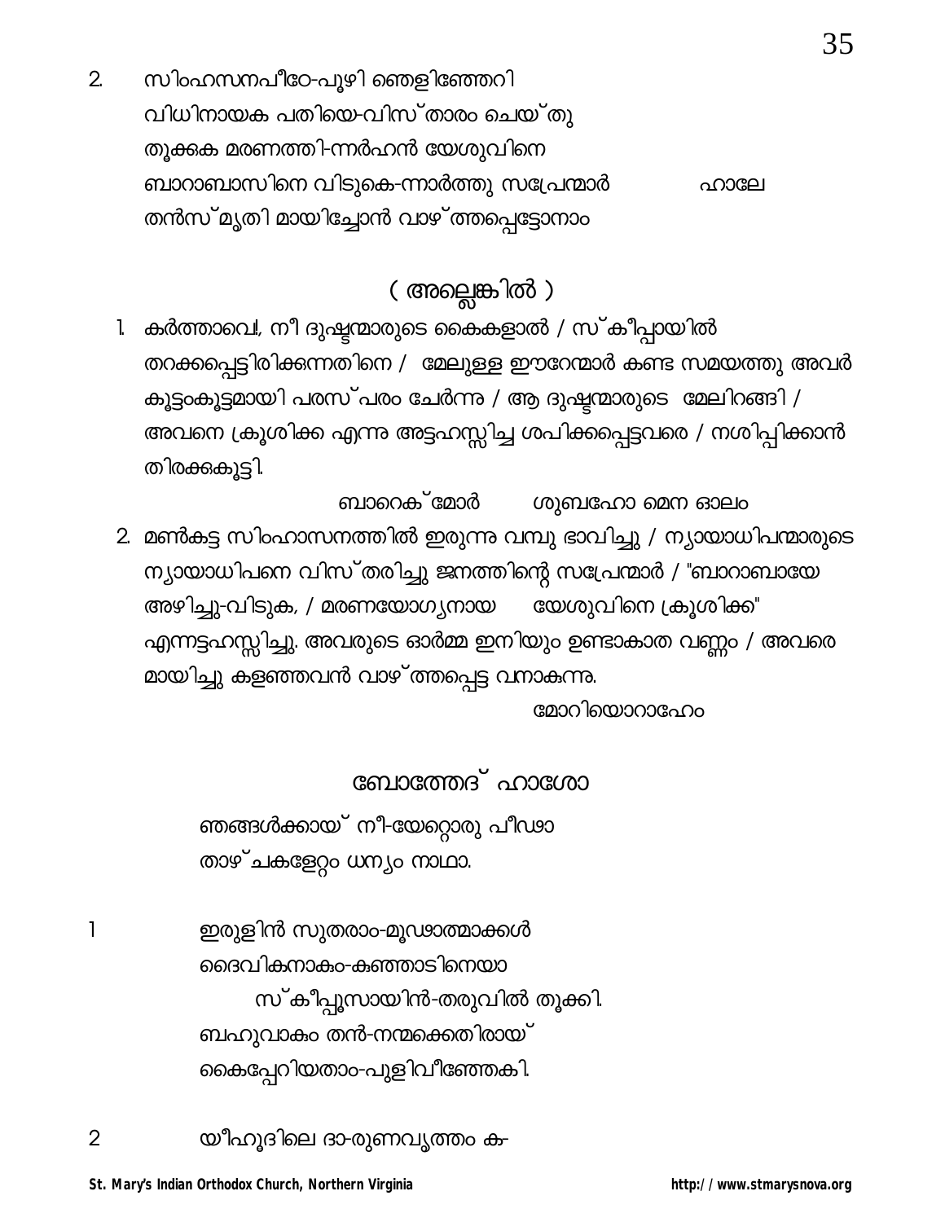2. സിംഹസനപീഠേ-പൂഴി ഞെളിഞ്ഞേറി
വിധിനായക പതിയെ-വിസ്താരം ചെയ്തു
തൂക്കുക മരണത്തി-ന്നർഹൻ യേശുവിനെ
ബാറാബാസിനെ വിടുകെ-ന്നാർത്തു സപ്രേന്മാർ ഹാലേ
തൻസ്മൃതി മായിച്ചോൻ വാഴ്ത്തപ്പെട്ടോനാം

## ( അല്ലെങ്കിൽ )

1. കർത്താവേ!, നീ ദുഷ്ടന്മാരുടെ കൈകളാൽ / സ്കീപ്പായിൽ തറക്കപ്പെട്ടിരിക്കുന്നതിനെ / മേലുള്ള ഈറേന്മാർ കണ്ട സമയത്തു അവർ കൂട്ടംകൂട്ടമായി പരസ്പരം ചേർന്നു / ആ ദുഷ്ടന്മാരുടെ മേലിറങ്ങി / അവനെ ക്രൂശിക്ക എന്നു അട്ടഹസ്സിച്ച ശപിക്കപ്പെട്ടവരെ / നശിപ്പിക്കാൻ തിരക്കുകൂട്ടി.

ബാറെക്മോർ ശുബഹോ മെന ഓലം

2. മൺകട്ട സിംഹാസനത്തിൽ ഇരുന്നു വമ്പു ഭാവിച്ചു / ന്യായാധിപന്മാരുടെ ന്യായാധിപനെ വിസ്തരിച്ചു ജനത്തിന്റെ സപ്രേന്മാർ / "ബാറാബായേ അഴിച്ചു-വിടുക, / മരണയോഗ്യനായ യേശുവിനെ ക്രൂശിക്ക" എന്നട്ടഹസ്സിച്ചു. അവരുടെ ഓർമ്മ ഇനിയും ഉണ്ടാകാത്ത വണ്ണം / അവരെ മായിച്ചു കളഞ്ഞവൻ വാഴ്ത്തപ്പെട്ട വനാകുന്നു.

മോറിയൊറാഹേം

## ബോത്തേദ് ഹാശോ

ഞങ്ങൾക്കായ് നീ-യേറ്റൊരു പീഢാ
താഴ്ചകളേറ്റം ധന്യം നാഥാ.

1 ഇരുളിൻ സുതരാം-മൂഢാത്മാക്കൾ
ദൈവികനാകം-കുഞ്ഞാടിനെയാ
സ്കീപ്പൂസായിൻ-തരുവിൽ തൂക്കി.
ബഹുവാകം തൻ-നന്മക്കെതിരായ്
കൈപ്പേറിയതാം-പുളിവീഞ്ഞേകി.

2 യീഹൂദിലെ ദാ-രുണവൃത്തം ക-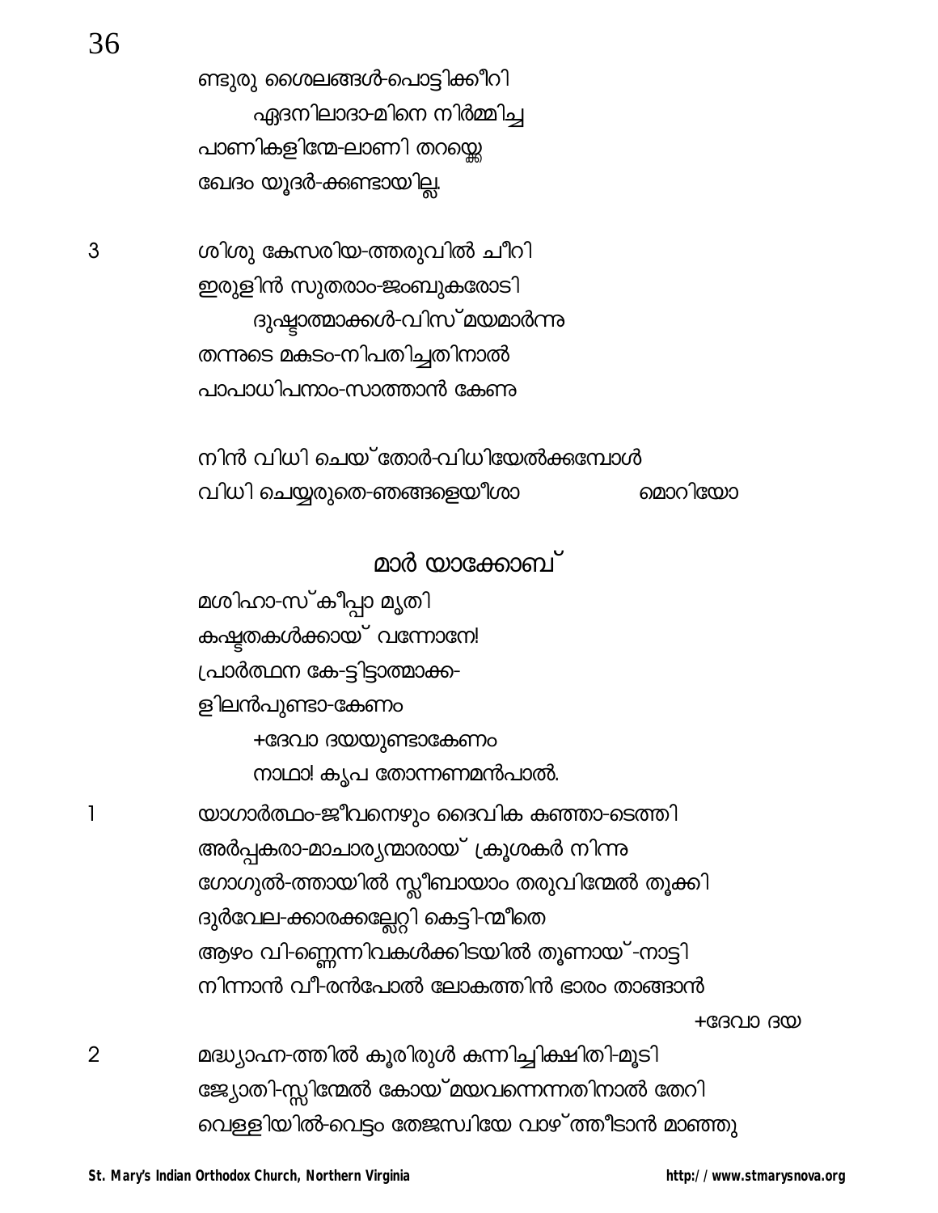ണ്ടുരു ശൈലങ്ങൾ-പൊട്ടിക്കീറി
ഏദനിലാദാ-മിനെ നിർമ്മിച്ച
പാണികളിന്മേ-ലാണി തറയ്ക്കെ
ഖേദം യൂദർ-ക്കുണ്ടായില്ല.

3 ശിശു കേസരിയ-ത്തരുവിൽ ചീറി
ഇരുളിൻ സുതരാം-ജംബുകരോടി
ദുഷ്ടാത്മാക്കൾ-വിസ്മയമാർന്നു
തന്നുടെ മകുടം-നിപതിച്ചതിനാൽ
പാപാധിപനാം-സാത്താൻ കേണു

നിൻ വിധി ചെയ്തോർ-വിധിയേൽക്കുമ്പോൾ
വിധി ചെയ്യരുതെ-ഞങ്ങളെയീശാ മൊറിയോ

## മാർ യാക്കോബ്

മശിഹാ-സ്കീപ്പാ മൃതി
കഷ്ടതകൾക്കായ് വന്നോനേ!
പ്രാർത്ഥന കേ-ട്ടിട്ടാത്മാക്ക-
ളിലൻപുണ്ടാ-കേണം
+ദേവാ ദയയുണ്ടാകേണം
നാഥാ! കൃപ തോന്നണമൻപാൽ.

1 യാഗാർത്ഥം-ജീവനെഴും ദൈവിക കുഞ്ഞാ-ടെത്തി
അർപ്പകരാ-മാചാര്യന്മാരായ് ക്രൂശകർ നിന്നു
ഗോഗുൽ-ത്തായിൽ സ്ലീബായാം തരുവിന്മേൽ തൂക്കി
ദുർവേല-ക്കാരക്കല്ലേറ്റി കെട്ടി-ന്മീതെ
ആഴം വി-ണ്ണെന്നിവകൾക്കിടയിൽ തൂണായ്-നാട്ടി
നിന്നാൻ വീ-രൻപോൽ ലോകത്തിൻ ഭാരം താങ്ങാൻ
+ദേവാ ദയ

2 മദ്ധ്യാഹ്ന-ത്തിൽ കൂരിരുൾ കുന്നിച്ചിക്ഷിതി-മൂടി
ജ്യോതി-സ്സിന്മേൽ കോയ്മയവന്നെന്നതിനാൽ തേറി
വെള്ളിയിൽ-വെട്ടം തേജസ്വിയേ വാഴ്ത്തീടാൻ മാഞ്ഞു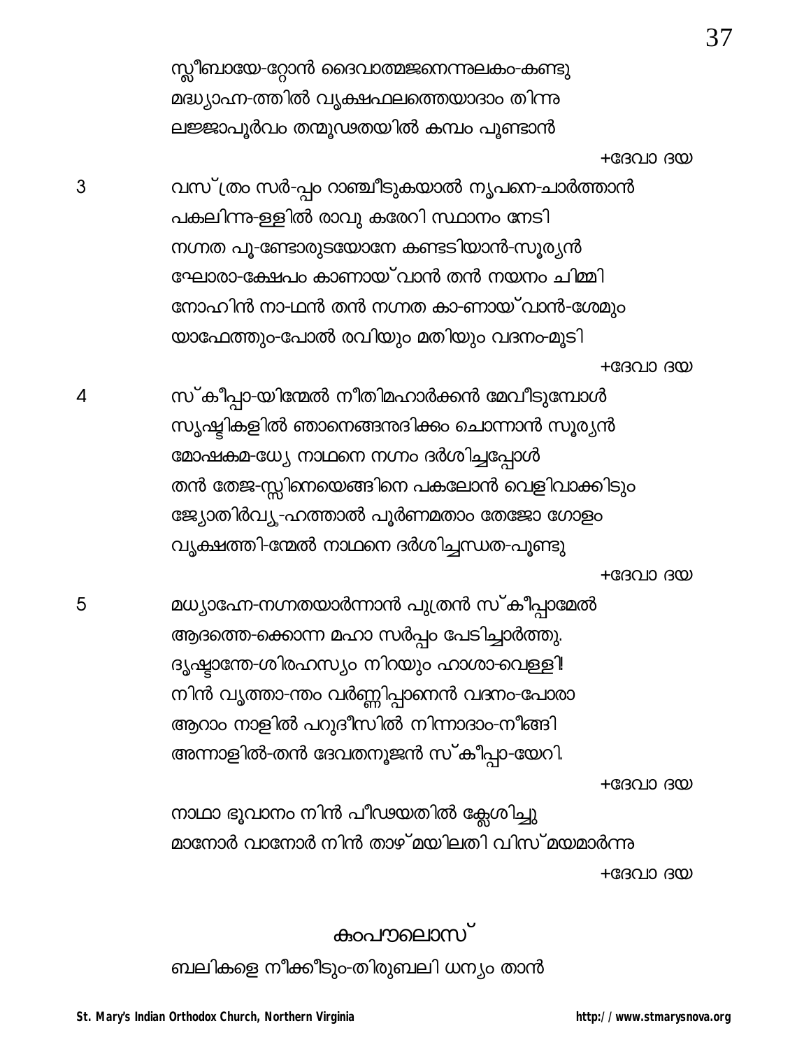സ്ലീബായേ-റ്റോൻ ദൈവാത്മജനെന്നുലകം-കണ്ടു
മദ്ധ്യാഹ്ന-ത്തിൽ വൃക്ഷഫലത്തെയാദാം തിന്നു
ലജ്ജാപൂർവം തന്മൂഢതയിൽ കമ്പം പൂണ്ടാൻ

+ദേവാ ദയ

3 വസ്ത്രം സർ-പ്പം റാഞ്ചീടുകയാൽ നൃപനെ-ചാർത്താൻ
പകലിന്നു-ള്ളിൽ രാവു കരേറി സ്ഥാനം നേടി
നഗ്നത പൂ-ണ്ടോരുടയോനേ കണ്ടടിയാൻ-സൂര്യൻ
ഘോരാ-ക്ഷേപം കാണായ്‌വാൻ തൻ നയനം ചിമ്മി
നോഹിൻ നാ-ഥൻ തൻ നഗ്നത കാ-ണായ്‌വാൻ-ശേമും
യാഫേത്തും-പോൽ രവിയും മതിയും വദനം-മൂടി

+ദേവാ ദയ

4 സ്കീപ്പാ-യിന്മേൽ നീതിമഹാർക്കൻ മേവീടുമ്പോൾ
സൃഷ്ടികളിൽ ഞാനെങ്ങനുദിക്കം ചൊന്നാൻ സൂര്യൻ
മോഷകമ-ധ്യേ നാഥനെ നഗ്നം ദർശിച്ചപ്പോൾ
തൻ തേജ-സ്സിനെയെങ്ങിനെ പകലോൻ വെളിവാക്കിടും
ജ്യോതിർവ്യൂ-ഹത്താൽ പൂർണ്ണമതാം തേജോ ഗോളം
വൃക്ഷത്തി-ന്മേൽ നാഥനെ ദർശിച്ചന്ധത-പൂണ്ടു

+ദേവാ ദയ

5 മധ്യാഹ്നേ-നഗ്നതയാർന്നാൻ പുത്രൻ സ്കീപ്പാമേൽ
ആദത്തെ-ക്കൊന്ന മഹാ സർപ്പം പേടിച്ചാർത്തു.
ദൃഷ്ടാന്തേ-ശിരഹസ്യം നിറയും ഹാശാ-വെള്ളി!
നിൻ വൃത്താ-ന്തം വർണ്ണിപ്പാനെൻ വദനം-പോരാ
ആറാം നാളിൽ പറുദീസിൽ നിന്നാദാം-നീങ്ങി
അന്നാളിൽ-തൻ ദേവതനൂജൻ സ്കീപ്പാ-യേറി.

+ദേവാ ദയ

നാഥാ ഭൂവാനം നിൻ പീഢയതിൽ ക്ലേശിച്ചു
മാനോർ വാനോർ നിൻ താഴ്മയിലതി വിസ്മയമാർന്നു

+ദേവാ ദയ

## കുംപൗലൊസ്

ബലികളെ നീക്കീടും-തിരുബലി ധന്യം താൻ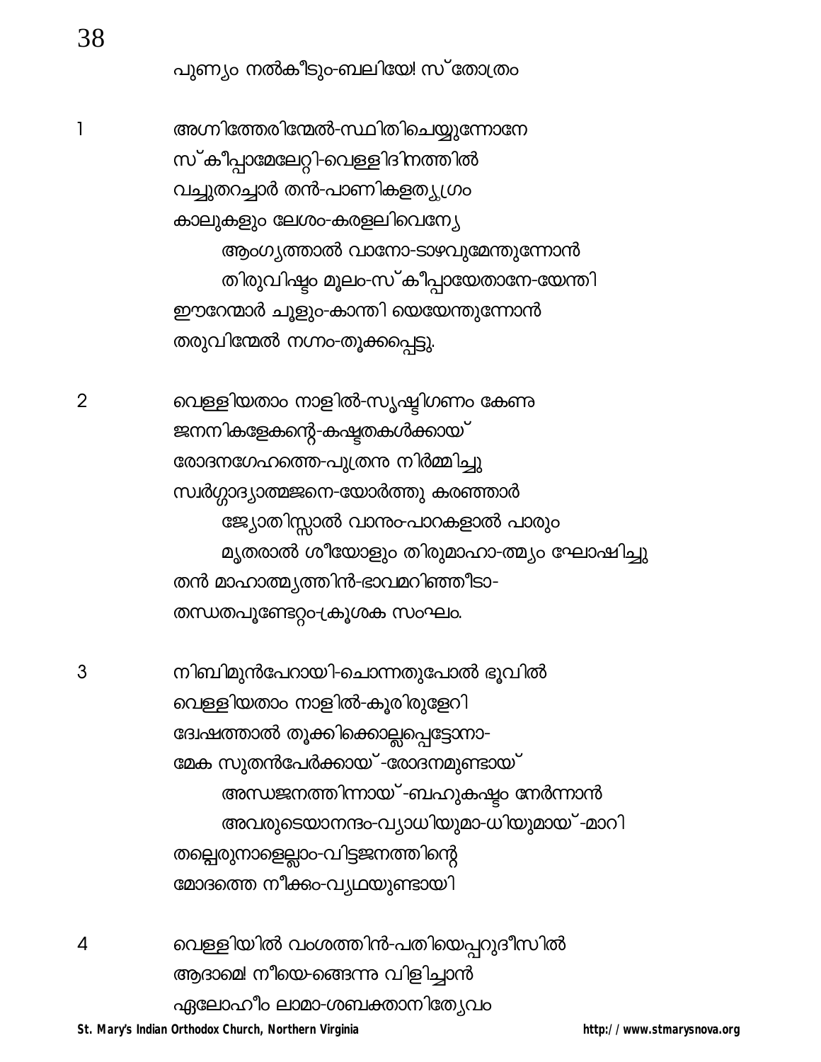പുണ്യം നൽകീടും-ബലിയേ! സ്തോത്രം

1 അഗ്നിത്തേരിന്മേൽ-സ്ഥിതിചെയ്യുന്നോനേ
സ്കീപ്പാമേലേറ്റി-വെള്ളിദിനത്തിൽ
വച്ചുതറച്ചാർ തൻ-പാണികളത്യഗ്രം
കാലുകളും ലേശം-കരളലിവെന്യേ
ആംഗ്യത്താൽ വാനോ-ടാഴവുമേന്തുന്നോൻ
തിരുവിഷ്ടം മൂലം-സ്കീപ്പായേതാനേ-യേന്തി
ഈറേന്മാർ ചൂളും-കാന്തി യെയേന്തുന്നോൻ
തരുവിന്മേൽ നഗ്നം-തൂക്കപ്പെട്ടു.

2 വെള്ളിയതാം നാളിൽ-സൃഷ്ടിഗണം കേണു
ജനനികളേകന്റെ-കഷ്ടതകൾക്കായ്
രോദനഗേഹത്തെ-പുത്രനു നിർമ്മിച്ചു
സ്വർഗ്ഗാദ്യാത്മജനെ-യോർത്തു കരഞ്ഞാർ
ജ്യോതിസ്സാൽ വാനും-പാറകളാൽ പാരും
മൃതരാൽ ശീയോളും തിരുമാഹാ-ത്മ്യം ഘോഷിച്ചു
തൻ മാഹാത്മ്യത്തിൻ-ഭാവമറിഞ്ഞീടാ-
തന്ധതപൂണ്ടേറ്റം-ക്രൂശക സംഘം.

3 നിബിമുൻപേറായി-ചൊന്നതുപോൽ ഭൂവിൽ
വെള്ളിയതാം നാളിൽ-കൂരിരുളേറി
ദ്വേഷത്താൽ തൂക്കിക്കൊല്ലപ്പെട്ടോനാ-
മേക സുതൻപേർക്കായ്-രോദനമുണ്ടായ്
അന്ധജനത്തിന്നായ്-ബഹുകഷ്ടം നേർന്നാൻ
അവരുടെയാനന്ദം-വ്യാധിയുമാ-ധിയുമായ്-മാറി
തല്പെരുനാളെല്ലാം-വിട്ടജനത്തിന്റെ
മോദത്തെ നീക്കും-വ്യഥയുണ്ടായി

4 വെള്ളിയിൽ വംശത്തിൻ-പതിയെപ്പറുദീസിൽ
ആദാമെ! നീയെ-ങ്ങെന്നു വിളിച്ചാൻ
ഏലോഹീം ലാമാ-ശബക്താനിത്യേവം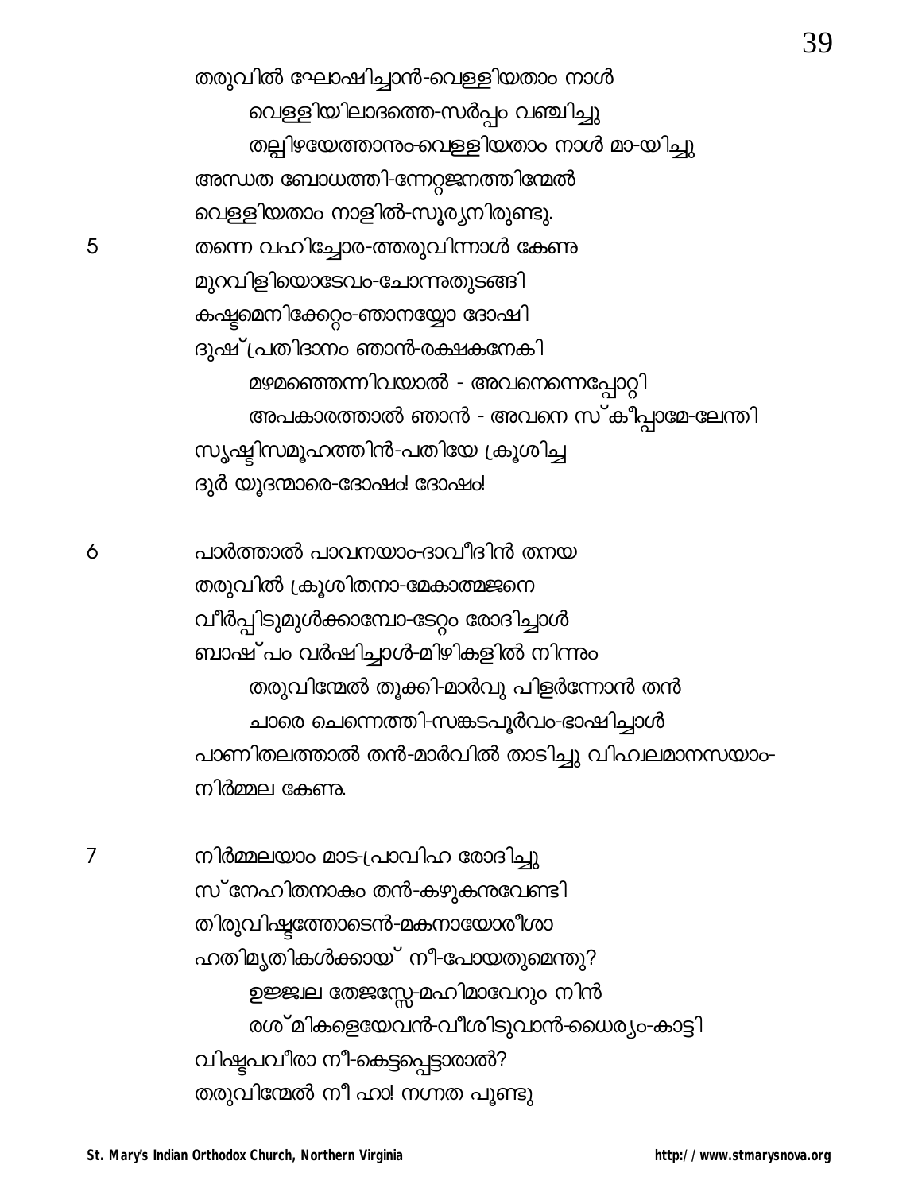തരുവിൽ ഘോഷിച്ചാൻ-വെള്ളിയതാം നാൾ

വെള്ളിയിലാദത്തെ-സർപ്പം വഞ്ചിച്ചു

തല്പിഴയേത്താനും-വെള്ളിയതാം നാൾ മാ-യിച്ചു

അന്ധത ബോധത്തി-ന്നേറ്റജനത്തിന്മേൽ

വെള്ളിയതാം നാളിൽ-സൂര്യനിരുണ്ടു.

5 തന്നെ വഹിച്ചോര-ത്തരുവിന്നാൾ കേണു

മുറവിളിയൊടേവം-ചോന്നുതുടങ്ങി

കഷ്ടമെനിക്കേറ്റം-ഞാനയ്യോ ദോഷി

ദുഷ്പ്രതിദാനം ഞാൻ-രക്ഷകനേകി

മഴമഞ്ഞെന്നിവയാൽ - അവനെന്നെപ്പോറ്റി

അപകാരത്താൽ ഞാൻ - അവനെ സ്കീപ്പാമേ-ലേന്തി

സൃഷ്ടിസമൂഹത്തിൻ-പതിയേ ക്രൂശിച്ച

ദുർ യൂദന്മാരെ-ദോഷം! ദോഷം!

6 പാർത്താൽ പാവനയാം-ദാവീദിൻ തനയ

തരുവിൽ ക്രൂശിതനാ-മേകാത്മജനെ

വീർപ്പിടുമുൾക്കാമ്പോ-ടേറ്റം രോദിച്ചാൾ

ബാഷ്പം വർഷിച്ചാൾ-മിഴികളിൽ നിന്നും

തരുവിന്മേൽ തൂക്കി-മാർവു പിളർന്നോൻ തൻ

ചാരെ ചെന്നെത്തി-സങ്കടപൂർവം-ഭാഷിച്ചാൾ

പാണിതലത്താൽ തൻ-മാർവിൽ താടിച്ചു വിഹ്വലമാനസയാം-

നിർമ്മല കേണു.

7 നിർമ്മലയാം മാട-പ്രാവിഹ രോദിച്ചു

സ്നേഹിതനാകും തൻ-കഴുകനുവേണ്ടി

തിരുവിഷ്ടത്തോടെൻ-മകനായോരീശാ

ഹതിമൃതികൾക്കായ് നീ-പോയതുമെന്തു?

ഉജ്ജ്വല തേജസ്സേ-മഹിമാവേറും നിൻ

രശ്മികളെയേവൻ-വീശിടുവാൻ-ധൈര്യം-കാട്ടി

വിഷ്ടപവീരാ നീ-കെട്ടപ്പെട്ടാരാൽ?

തരുവിന്മേൽ നീ ഹാ! നഗ്നത പൂണ്ടു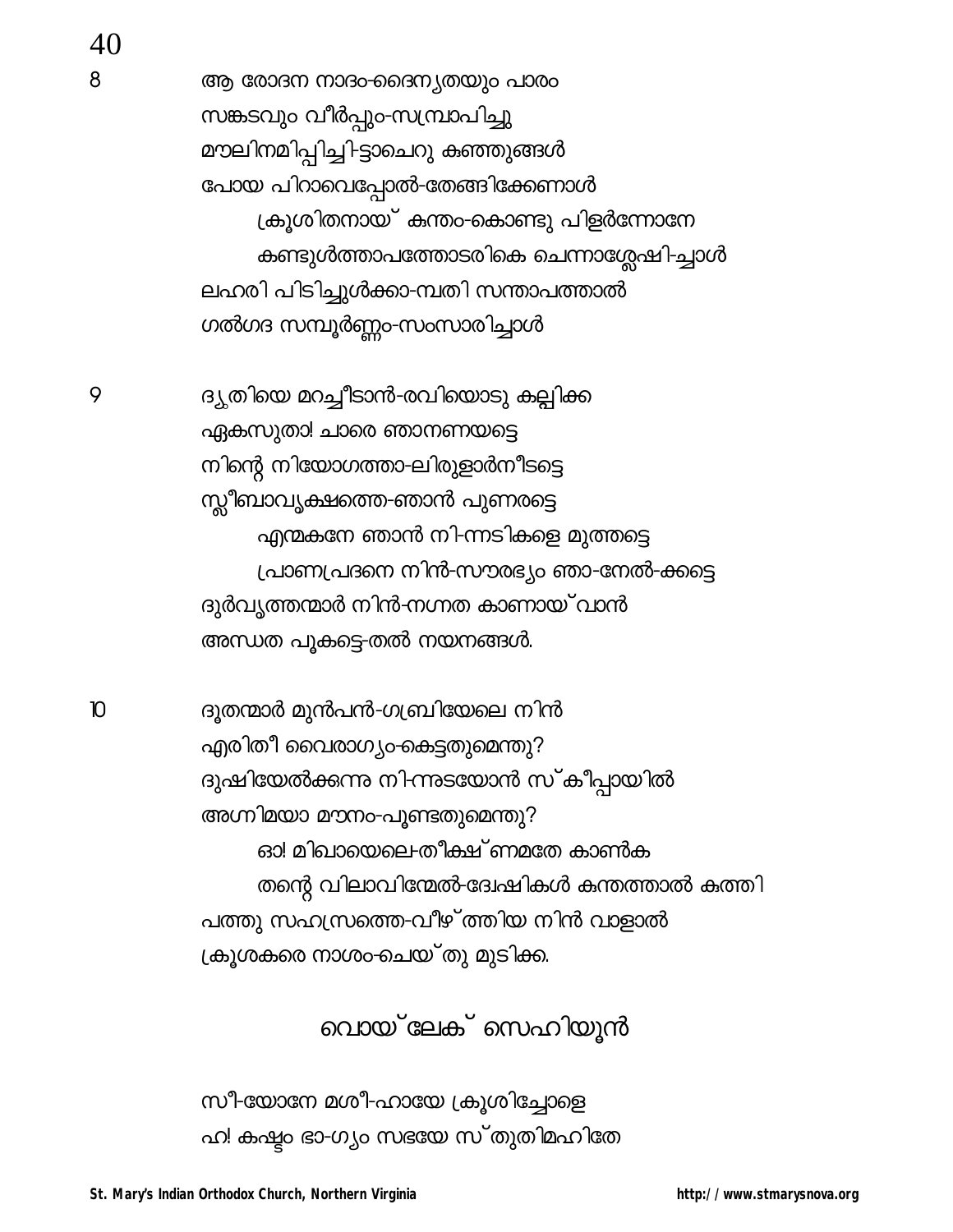8 ആ രോദന നാദം-ദൈന്യതയും പാരം
സങ്കടവും വീർപ്പും-സമ്പ്രാപിച്ചു
മൗലിനമിപ്പിച്ചി-ട്ടാചെറു കുഞ്ഞുങ്ങൾ
പോയ പിറാവെപ്പോൽ-തേങ്ങിക്കേണാൾ
ക്രൂശിതനായ് കുന്തം-കൊണ്ടു പിളർന്നോനേ
കണ്ടുൾത്താപത്തോടരികെ ചെന്നാശ്ലേഷി-ച്ചാൾ
ലഹരി പിടിച്ചുൾക്കാ-മ്പതി സന്താപത്താൽ
ഗൽഗദ സമ്പൂർണ്ണം-സംസാരിച്ചാൾ

9 ദൃതിയെ മറച്ചീടാൻ-രവിയൊടു കല്പിക്ക
ഏകസുതാ! ചാരെ ഞാനണയട്ടെ
നിന്റെ നിയോഗത്താ-ലിരുളാർന്നീടട്ടെ
സ്ലീബാവൃക്ഷത്തെ-ഞാൻ പുണരട്ടെ
എന്മകനേ ഞാൻ നി-ന്നടികളെ മുത്തട്ടെ
പ്രാണപ്രദനെ നിൻ-സൗരഭ്യം ഞാ-നേൽ-ക്കട്ടെ
ദുർവൃത്തന്മാർ നിൻ-നഗ്നത കാണായ്‌വാൻ
അന്ധത പൂകട്ടെ-തൽ നയനങ്ങൾ.

10 ദൂതന്മാർ മുൻപൻ-ഗബ്രിയേലെ നിൻ
എരിതീ വൈരാഗ്യം-കെട്ടതുമെന്തു?
ദുഷിയേൽക്കന്ന നി-ന്നുടയോൻ സ്കീപ്പായിൽ
അഗ്നിമയാ മൗനം-പൂണ്ടതുമെന്തു?
ഓ! മിഖായെലെ-തീക്ഷ്ണമതേ കാൺക
തന്റെ വിലാവിന്മേൽ-ദ്വേഷികൾ കുന്തത്താൽ കുത്തി
പത്തു സഹസ്രത്തെ-വീഴ്ത്തിയ നിൻ വാളാൽ
ക്രൂശകരെ നാശം-ചെയ്തു മുടിക്ക.

## വൊയ്ലേക് സെഹിയൂൻ

സീ-യോനേ മശീ-ഹായേ ക്രൂശിച്ചോളെ
ഹ! കഷ്ടം ഭാ-ഗ്യം സഭയേ സ്തുതിമഹിതേ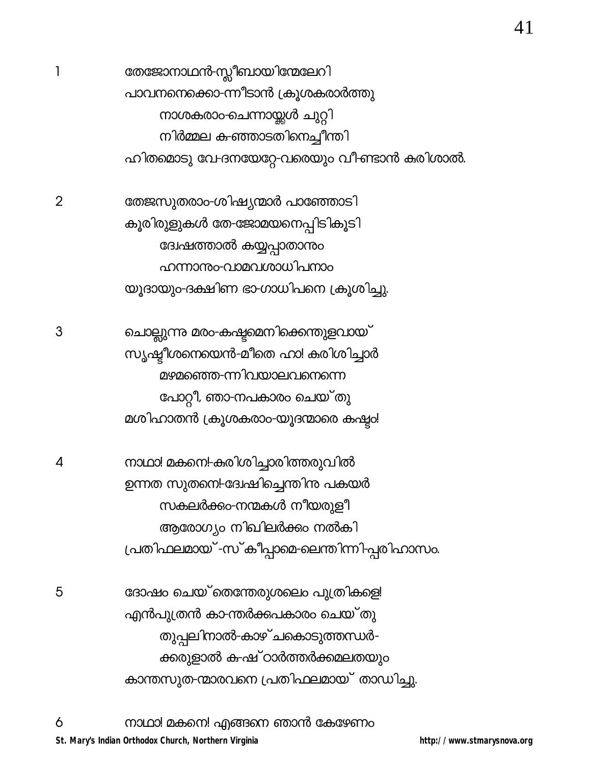1 തേജോനാഥൻ-സ്ലീബായിന്മേലേറി
പാവനനെക്കൊ-ന്നീടാൻ ക്രൂശകരാർത്തു
നാശകരാം-ചെന്നായ്ക്കൾ ചുറ്റി
നിർമ്മല കു-ഞ്ഞാടതിനെച്ചീന്തി
ഹിതമൊടു വേ-ദനയേറ്റേ-വരെയും വീ-ണ്ടാൻ കുരിശാൽ.

2 തേജസുതരാം-ശിഷ്യന്മാർ പാഞ്ഞോടി
കൂരിരുളുകൾ തേ-ജോമയനെപ്പിടികൂടി
ദ്വേഷത്താൽ കയ്യപ്പാതാനും
ഹന്നാനും-വാമവശാധിപനാം
യൂദായും-ദക്ഷിണ ഭാ-ഗാധിപനെ ക്രൂശിച്ചു.

3 ചൊല്ലുന്നു മരം-കഷ്ടമെനിക്കെന്തുളവായ്
സൃഷ്ടീശനെയെൻ-മീതെ ഹാ! കുരിശിച്ചാർ
മഴമഞ്ഞെ-ന്നിവയാലവനെന്നെ
പോറ്റീ, ഞാ-നപകാരം ചെയ്തു
മശിഹാതൻ ക്രൂശകരാം-യൂദന്മാരെ കഷ്ടം!

4 നാഥാ! മകനെ!-കുരിശിച്ചാരിത്തരുവിൽ
ഉന്നത സുതനെ!-ദ്വേഷിച്ചെന്തിനു പകയർ
സകലർക്കും-നന്മകൾ നീയരുളീ
ആരോഗ്യം നിഖിലർക്കും നൽകി
പ്രതിഫലമായ്-സ്കീപ്പാമെ-ലെന്തിന്നി-പ്പരിഹാസം.

5 ദോഷം ചെയ്തെന്തേരുശലേം പുത്രികളെ!
എൻപുത്രൻ കാ-ന്തർക്കുപകാരം ചെയ്തു
തുപ്പലിനാൽ-കാഴ്ചകൊടുത്തന്ധർ-
ക്കരുളാൽ കു-ഷ്ഠാർത്തർക്കമലതയും
കാന്തസുത-ന്മാരവനെ പ്രതിഫലമായ് താഡിച്ചു.

6 നാഥാ! മകനെ! എങ്ങനെ ഞാൻ കേഴേണം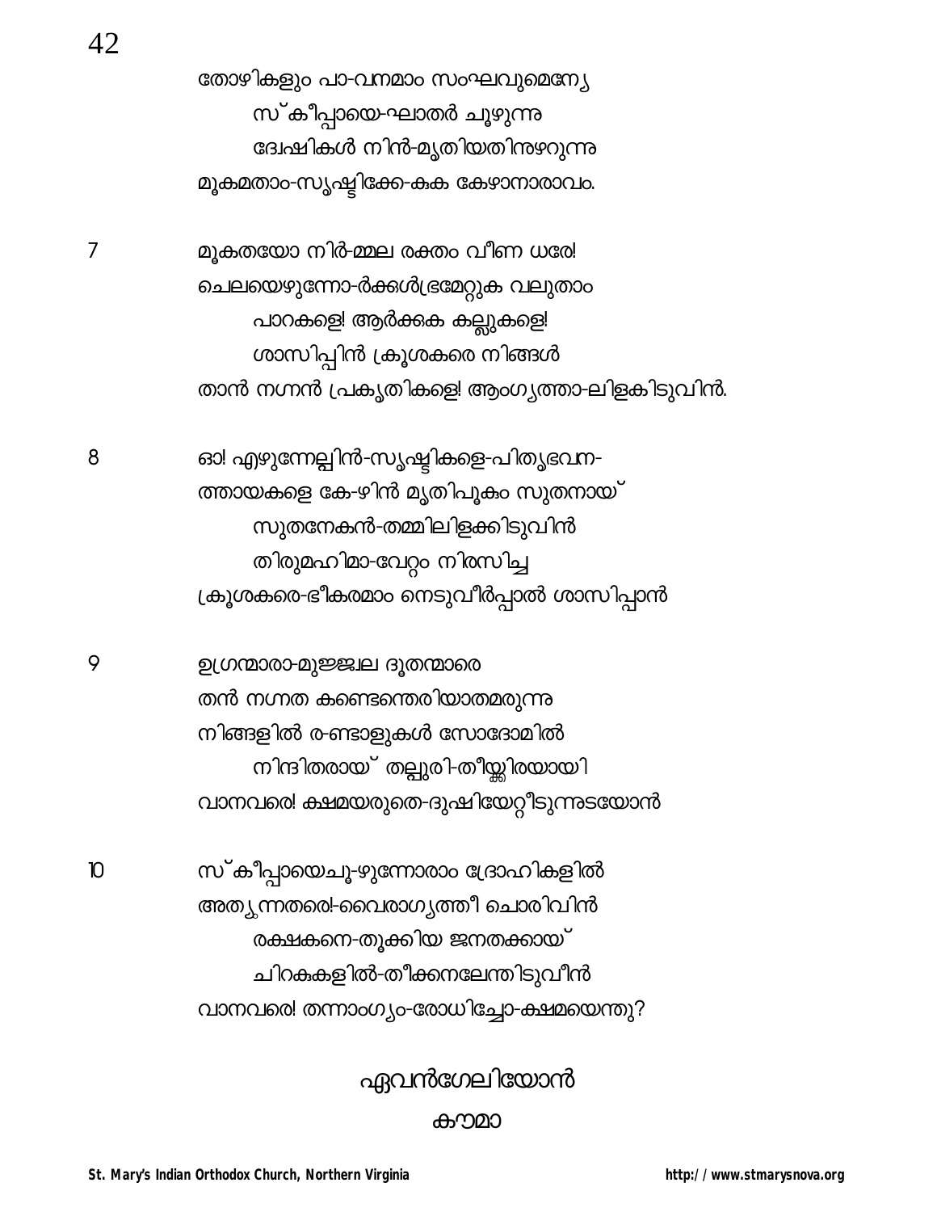തോഴികളും പാ-വനമാം സംഘവുമെന്യേ
സ്കീപ്പായെ-ഘാതർ ചൂഴുന്നു
ദ്വേഷികൾ നിൻ-മൃതിയതിനുഴറുന്നു
മൂകമതാം-സൃഷ്ടിക്കേ-കുക കേഴാനാരാവം.

7 മൂകതയോ നിർ-മ്മല രക്തം വീണ ധരേ!
ചെലയെഴുന്നോ-ർക്കൾഭ്രമേറ്റുക വലുതാം
പാറകളെ! ആർക്കുക കല്ലുകളെ!
ശാസിപ്പിൻ ക്രൂശകരെ നിങ്ങൾ
താൻ നഗ്നൻ പ്രകൃതികളെ! ആംഗ്യത്താ-ലിളകിടുവിൻ.

8 ഓ! എഴുന്നേല്പിൻ-സൃഷ്ടികളെ-പിതൃഭവന-
ത്തായകളെ കേ-ഴിൻ മൃതിപൂകും സുതനായ്
സുതനേകൻ-തമ്മിലിളക്കിടുവിൻ
തിരുമഹിമാ-വേറ്റം നിരസിച്ച
ക്രൂശകരെ-ഭീകരമാം നെടുവീർപ്പാൽ ശാസിപ്പാൻ

9 ഉഗ്രന്മാരാ-മുജ്ജ്വല ദൂതന്മാരെ
തൻ നഗ്നത കണ്ടെന്തെരിയാതമരുന്നു
നിങ്ങളിൽ രണ്ടാളുകൾ സോദോമിൽ
നിന്ദിതരായ് തല്ലുരി-തീയ്ക്കിരയായി
വാനവരെ! ക്ഷമയരുതെ-ദുഷിയേറ്റീടുന്നുടയോൻ

10 സ്കീപ്പായെചൂ-ഴുന്നോരാം ദ്രോഹികളിൽ
അത്യുന്നതരെ!-വൈരാഗ്യത്തീ ചൊരിവിൻ
രക്ഷകനെ-തൂക്കിയ ജനതക്കായ്
ചിറകുകളിൽ-തീക്കനലേന്തിടുവീൻ
വാനവരെ! തന്നാംഗ്യം-രോധിച്ചോ-ക്ഷമയെന്തു?

## ഏവൻഗേലിയോൻ

### കൗമാ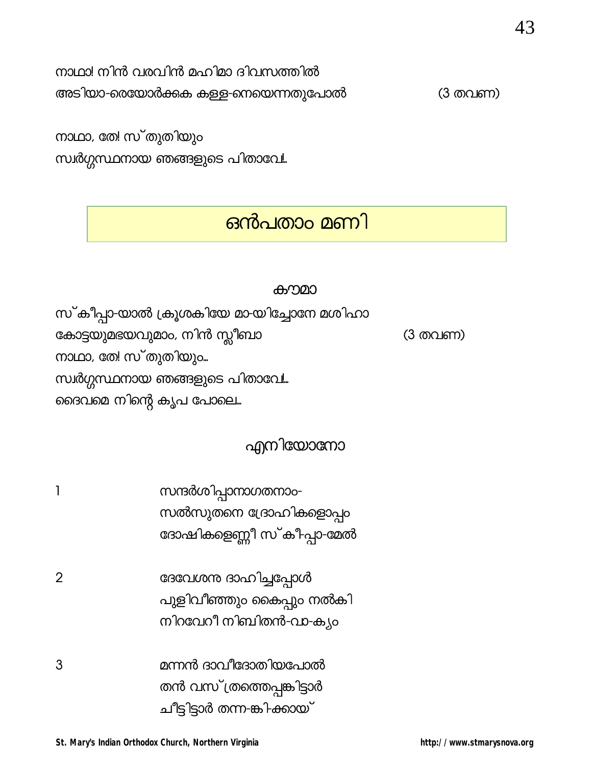നാഥാ! നിൻ വരവിൻ മഹിമാ ദിവസത്തിൽ
അടിയാ-രെയോർക്കുക കള്ള-നെയെന്നതുപോൽ (3 തവണ)

നാഥാ, തേ! സ്തുതിയും
സ്വർഗ്ഗസ്ഥനായ ഞങ്ങളുടെ പിതാവേ!...

## ഒൻപതാം മണി

### കൗമാ

സ്കീപ്പാ-യാൽ ക്രൂശകിയേ മാ-യിച്ചോനേ മശിഹാ
കോട്ടയുമഭയവുമാം, നിൻ സ്ലീബാ (3 തവണ)
നാഥാ, തേ! സ്തുതിയും...
സ്വർഗ്ഗസ്ഥനായ ഞങ്ങളുടെ പിതാവേ!...
ദൈവമെ നിന്റെ കൃപ പോലെ...

### എനിയോനോ

1 സന്ദർശിപ്പാനാഗതനാം-
സൽസുതനെ ദ്രോഹികളൊപ്പം
ദോഷികളെണ്ണീ സ്കീ-പ്പാ-മേൽ

2 ദേവേശനു ദാഹിച്ചപ്പോൾ
പുളിവീഞ്ഞും കൈപ്പും നൽകി
നിറവേറീ നിബിതൻ-വാ-ക്യം

3 മന്നൻ ദാവീദോതിയപോൽ
തൻ വസ്ത്രത്തെപ്പങ്കിട്ടാർ
ചീട്ടിട്ടാർ തന്ന-ങ്കി-ക്കായ്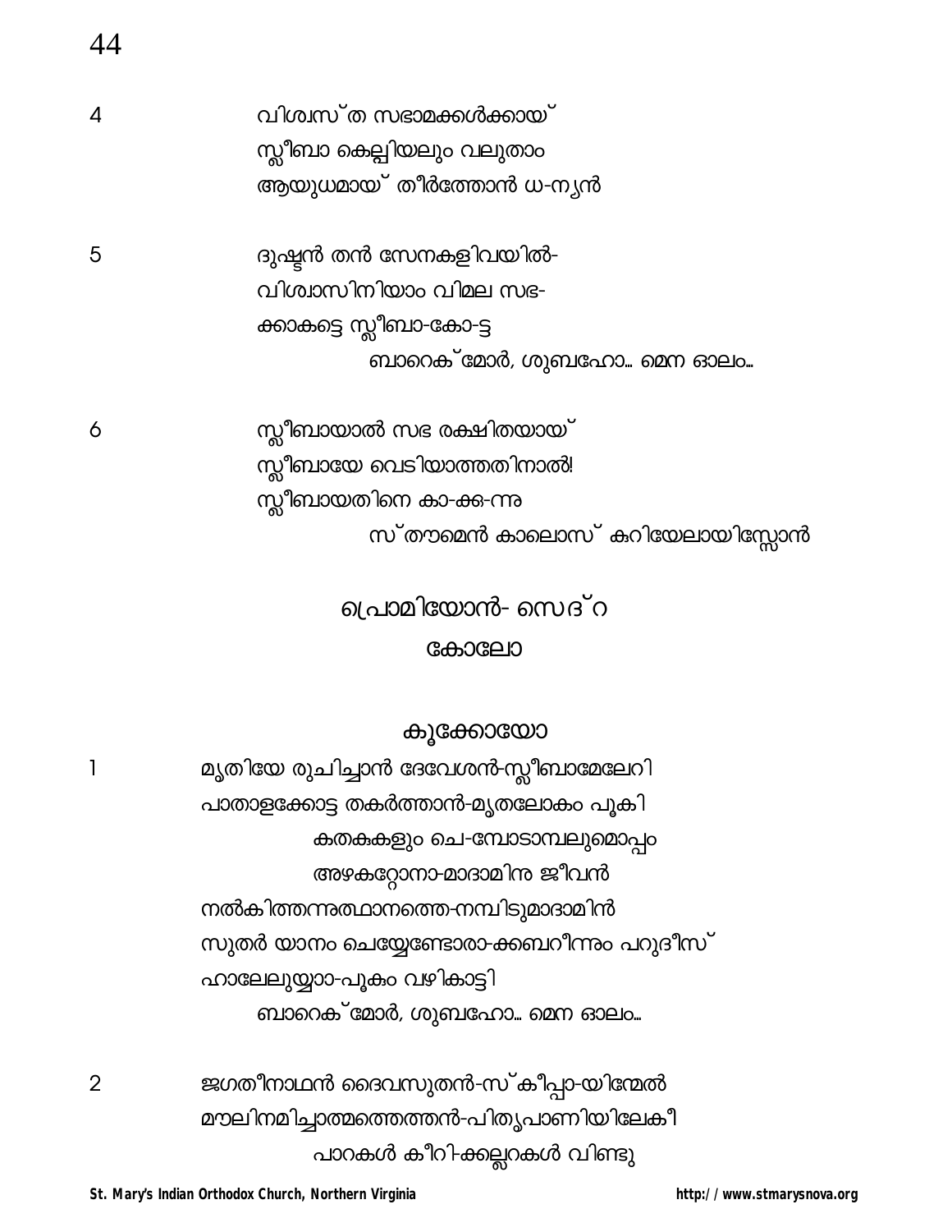4 വിശ്വസ്ത സഭാമക്കൾക്കായ്
സ്ലീബാ കെല്പിയലും വലുതാം
ആയുധമായ് തീർത്തോൻ ധ-ന്യൻ

5 ദുഷ്ടൻ തൻ സേനകളിവയിൽ-
വിശ്വാസിനിയാം വിമല സഭ-
ക്കാകട്ടെ സ്ലീബാ-കോ-ട്ട
ബാറെക്മോർ, ശുബഹോ... മെന ഓലം...

6 സ്ലീബായാൽ സഭ രക്ഷിതയായ്
സ്ലീബായേ വെടിയാത്തതിനാൽ!
സ്ലീബായതിനെ കാ-ക്ക-ന്നു
സ്തൗമെൻ കാലൊസ് കുറിയേലായിസ്സോൻ

## പ്രൊമിയോൻ- സെദ്റ

### കോലോ

### കൂക്കോയോ

1 മൃതിയേ രുചിച്ചാൻ ദേവേശൻ-സ്ലീബാമേലേറി
പാതാളക്കോട്ട തകർത്താൻ-മൃതലോകം പൂകി
കതകുകളും ചെ-മ്പോടാമ്പലുമൊപ്പം
അഴകറ്റോനാ-മാദാമിനു ജീവൻ
നൽകിത്തന്നുത്ഥാനത്തെ-നമ്പിടുമാദാമിൻ
സുതർ യാനം ചെയ്യേണ്ടോരാ-ക്കബറീന്നും പറുദീസ്
ഹാലേലുയ്യാ-പൂകം വഴികാട്ടി
ബാറെക്മോർ, ശുബഹോ... മെന ഓലം...

2 ജഗതീനാഥൻ ദൈവസുതൻ-സ്കീപ്പാ-യിന്മേൽ
മൗലിനമിച്ചാത്മത്തെത്തൻ-പിതൃപാണിയിലേകി
പാറകൾ കീറി-ക്കല്ലറകൾ വിണ്ടു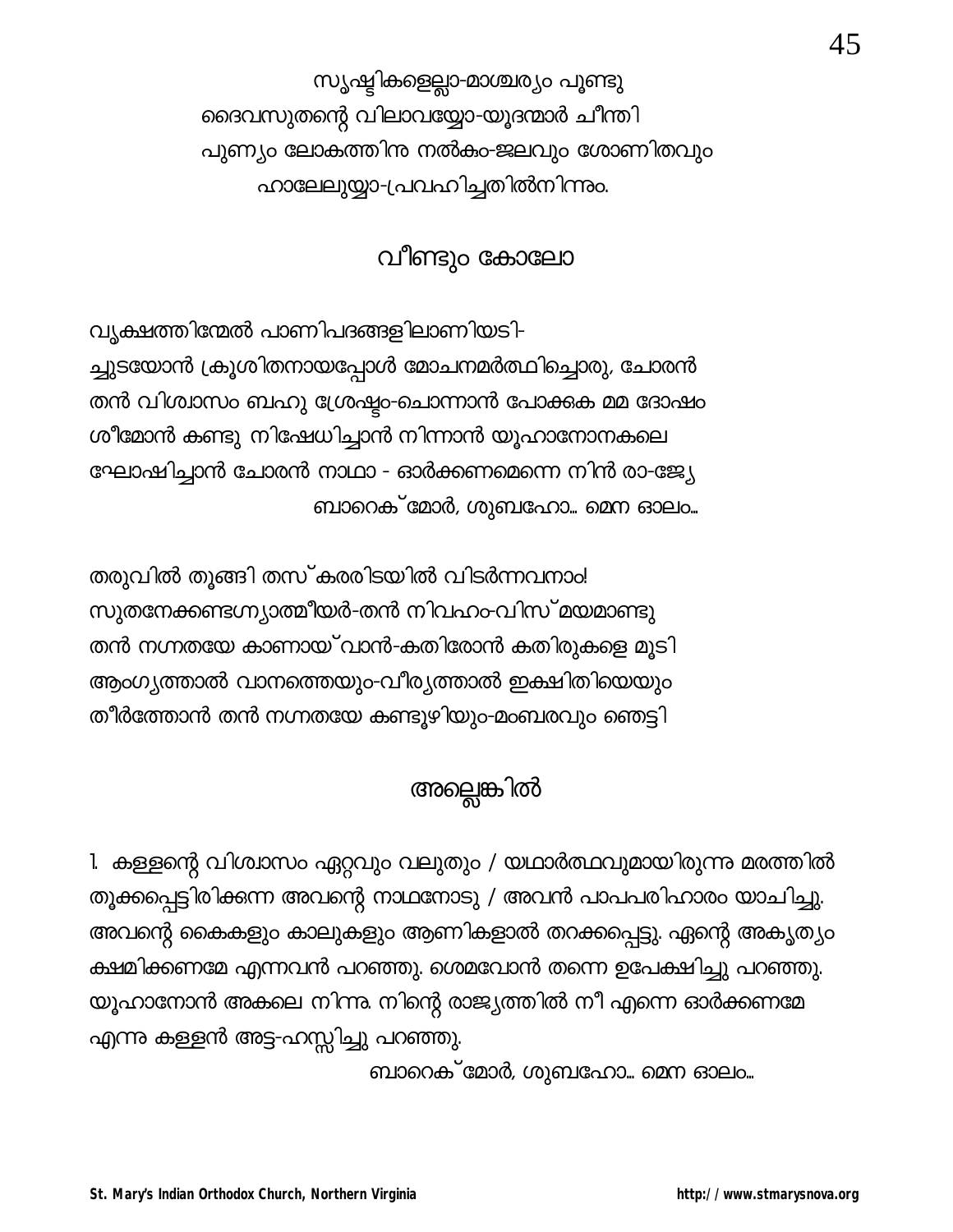സൃഷ്ടികളെല്ലാ-മാശ്ചര്യം പൂണ്ടു
ദൈവസുതന്റെ വിലാവയ്യോ-യൂദന്മാർ ചീന്തി
പുണ്യം ലോകത്തിനു നൽകും-ജലവും ശോണിതവും
ഹാലേലുയ്യാ-പ്രവഹിച്ചതിൽനിന്നും.

## വീണ്ടും കോലോ

വൃക്ഷത്തിന്മേൽ പാണിപദങ്ങളിലാണിയടി-
ച്ചുടയോൻ ക്രൂശിതനായപ്പോൾ മോചനമർത്ഥിച്ചൊരു, ചോരൻ
തൻ വിശ്വാസം ബഹു ശ്രേഷ്ഠം-ചൊന്നാൻ പോക്കുക മമ ദോഷം
ശീമോൻ കണ്ടു നിഷേധിച്ചാൻ നിന്നാൻ യൂഹാനോനകലെ
ഘോഷിച്ചാൻ ചോരൻ നാഥാ - ഓർക്കണമെന്നെ നിൻ രാ-ജ്യേ
ബാറെക്മോർ, ശുബഹോ... മെന ഓലം...

തരുവിൽ തൂങ്ങി തസ്കരരിടയിൽ വിടർന്നവനാം!
സുതനേക്കണ്ടഗ്ന്യാത്മീയർ-തൻ നിവഹം-വിസ്മയമാണ്ടു
തൻ നഗ്നതയേ കാണായ്വാൻ-കതിരോൻ കതിരുകളെ മൂടി
ആംഗ്യത്താൽ വാനത്തെയും-വീര്യത്താൽ ഇക്ഷിതിയെയും
തീർത്തോൻ തൻ നഗ്നതയേ കണ്ടൂഴിയും-മംബരവും ഞെട്ടി

## അല്ലെങ്കിൽ

1. കള്ളന്റെ വിശ്വാസം ഏറ്റവും വലുതും / യഥാർത്ഥവുമായിരുന്നു മരത്തിൽ തൂക്കപ്പെട്ടിരിക്കുന്ന അവന്റെ നാഥനോടു / അവൻ പാപപരിഹാരം യാചിച്ചു. അവന്റെ കൈകളും കാലുകളും ആണികളാൽ തറക്കപ്പെട്ടു. എന്റെ അകൃത്യം ക്ഷമിക്കണമേ എന്നവൻ പറഞ്ഞു. ശെമവോൻ തന്നെ ഉപേക്ഷിച്ചു പറഞ്ഞു. യൂഹാനോൻ അകലെ നിന്നു. നിന്റെ രാജ്യത്തിൽ നീ എന്നെ ഓർക്കണമേ എന്നു കള്ളൻ അട്ട-ഹസ്സിച്ചു പറഞ്ഞു.

ബാറെക്മോർ, ശുബഹോ... മെന ഓലം...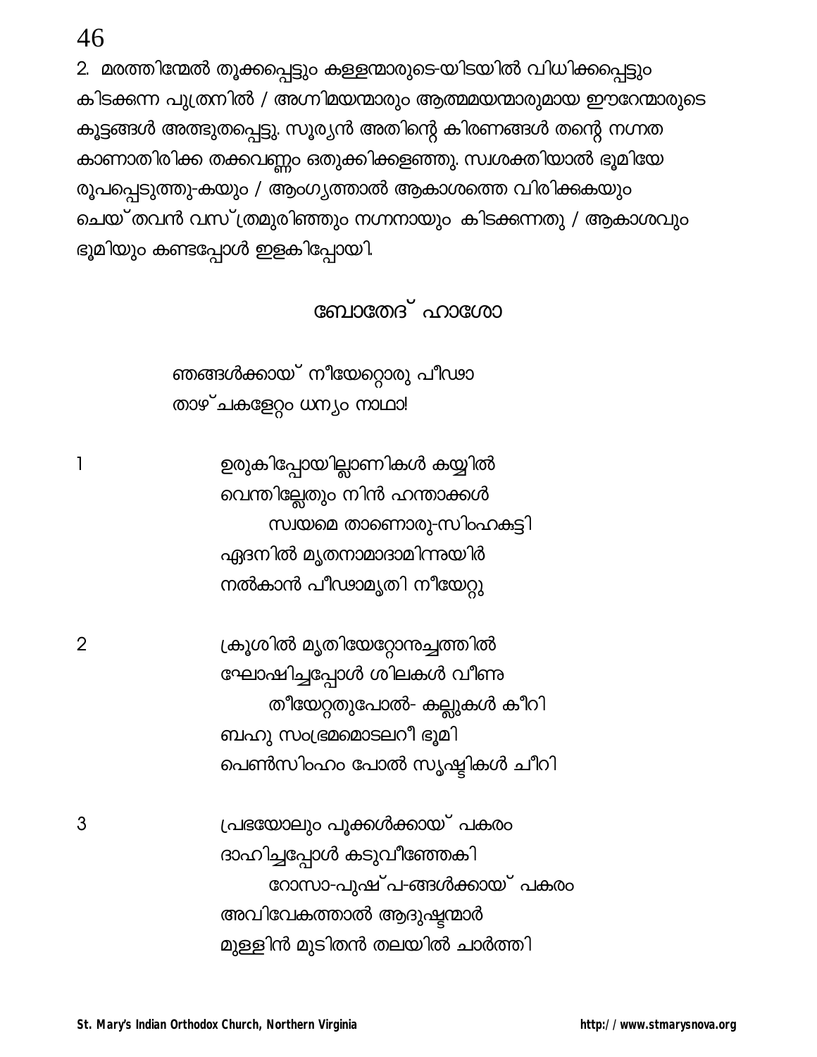2. മരത്തിന്മേൽ തൂക്കപ്പെട്ടും കള്ളന്മാരുടെ-യിടയിൽ വിധിക്കപ്പെട്ടും കിടക്കുന്ന പുത്രനിൽ / അഗ്നിമയന്മാരും ആത്മമയന്മാരുമായ ഈറേന്മാരുടെ കൂട്ടങ്ങൾ അത്ഭുതപ്പെട്ടു. സൂര്യൻ അതിന്റെ കിരണങ്ങൾ തന്റെ നഗ്നത കാണാതിരിക്ക തക്കവണ്ണം ഒതുക്കിക്കളഞ്ഞു. സ്വശക്തിയാൽ ഭൂമിയേ രൂപപ്പെടുത്തു-കയും / ആംഗ്യത്താൽ ആകാശത്തെ വിരിക്കുകയും ചെയ്തവൻ വസ്ത്രമുരിഞ്ഞും നഗ്നനായും കിടക്കുന്നതു / ആകാശവും ഭൂമിയും കണ്ടപ്പോൾ ഇളകിപ്പോയി.

## ബോതേദ് ഹാശോ

ഞങ്ങൾക്കായ് നീയേറ്റൊരു പീഢാ
താഴ്ചകളേറ്റം ധന്യം നാഥാ!

1
ഉരുകിപ്പോയില്ലാണികൾ കയ്യിൽ
വെന്തില്ലേതും നിൻ ഹന്താക്കൾ
സ്വയമെ താണൊരു-സിംഹകുട്ടി
ഏദനിൽ മൃതനാമാദാമിന്നുയിർ
നൽകാൻ പീഢാമൃതി നീയേറ്റു

2
ക്രൂശിൽ മൃതിയേറ്റോന്നുച്ചത്തിൽ
ഘോഷിച്ചപ്പോൾ ശിലകൾ വീണു
തീയേറ്റതുപോൽ- കല്ലുകൾ കീറി
ബഹു സംഭ്രമമൊടലറീ ഭൂമി
പെൺസിംഹം പോൽ സൃഷ്ടികൾ ചീറി

3
പ്രഭയോലും പൂക്കൾക്കായ് പകരം
ദാഹിച്ചപ്പോൾ കടുവീഞ്ഞേകി
റോസാ-പുഷ്പ-ങ്ങൾക്കായ് പകരം
അവിവേകത്താൽ ആദുഷ്ടന്മാർ
മുള്ളിൻ മുടിതൻ തലയിൽ ചാർത്തി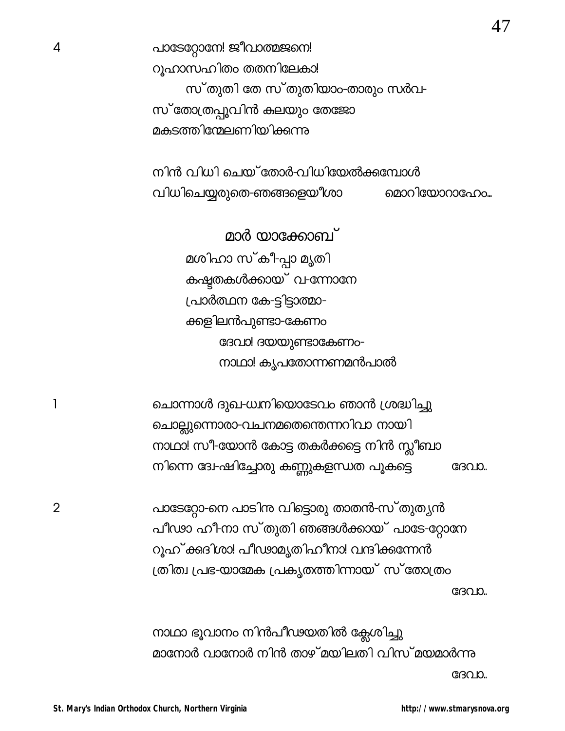4 പാടേറ്റോനേ! ജീവാത്മജനെ!
റൂഹാസഹിതം തതനിലേകാ!
സ്തുതി തേ സ്തുതിയാം-താരും സർവ-
സ്തോത്രപ്പൂവിൻ കുലയും തേജോ
മകുടത്തിന്മേലണിയിക്കുന്നു

നിൻ വിധി ചെയ്തോർ-വിധിയേൽക്കുമ്പോൾ
വിധിചെയ്യരുതെ-ഞങ്ങളെയീശാ മൊറിയോറാഹേം...

## മാർ യാക്കോബ്

മശിഹാ സ്കീ-പ്പാ മൃതി
കഷ്ടതകൾക്കായ് വ-ന്നോനേ
പ്രാർത്ഥന കേ-ട്ടിട്ടാത്മാ-
ക്കളിലൻപുണ്ടാ-കേണം
ദേവാ! ദയയുണ്ടാകേണം-
നാഥാ! കൃപതോന്നണമൻപാൽ

1 ചൊന്നാൾ ദുഖ-ധ്വനിയൊടേവം ഞാൻ ശ്രദ്ധിച്ചു
ചൊല്ലുന്നൊരാ-വചനമതെന്തെന്നറിവാ നായി
നാഥാ! സീ-യോൻ കോട്ട തകർക്കട്ടെ നിൻ സ്ലീബാ
നിന്നെ ദ്വേ-ഷിച്ചോരു കണ്ണുകളന്ധത പൂകട്ടെ ദേവാ..

2 പാടേറ്റോ-നെ പാടിനു വിട്ടൊരു താതൻ-സ്തുത്യൻ
പീഢാ ഹീ-നാ സ്തുതി ഞങ്ങൾക്കായ് പാടേ-റ്റോനേ
റൂഹ്ക്കദിശാ! പീഢാമൃതിഹീനാ! വന്ദിക്കുന്നേൻ
ത്രിത്വ പ്രഭ-യാമേക പ്രകൃതത്തിന്നായ് സ്തോത്രം
ദേവാ..

നാഥാ ഭൂവാനം നിൻപീഢയതിൽ ക്ലേശിച്ചു
മാനോർ വാനോർ നിൻ താഴ്മയിലതി വിസ്മയമാർന്നു
ദേവാ..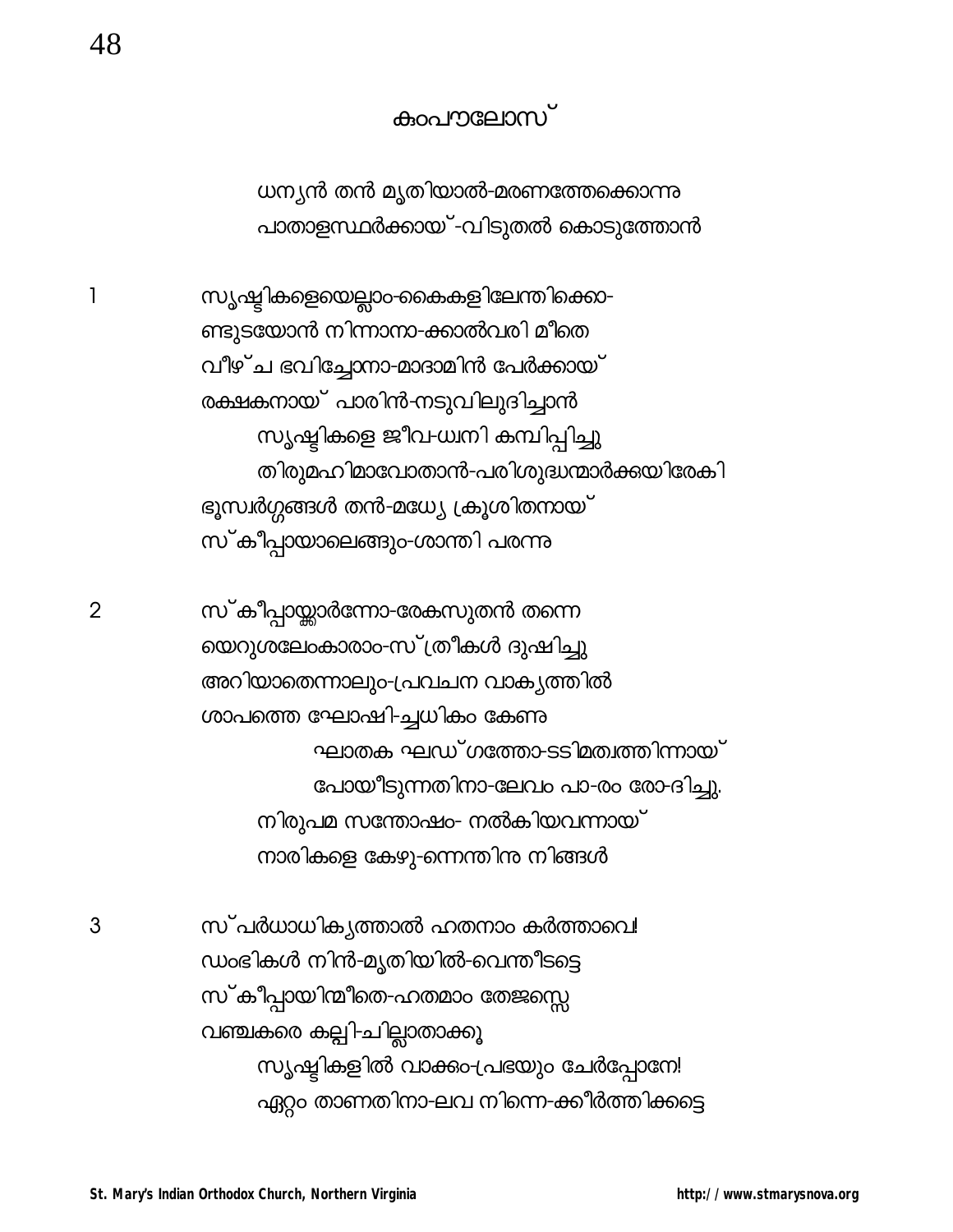## കുംപൗലോസ്

ധന്യൻ തൻ മൃതിയാൽ-മരണത്തേക്കൊന്നു
പാതാളസ്ഥർക്കായ്-വിടുതൽ കൊടുത്തോൻ

1 സൃഷ്ടികളെയെല്ലാം-കൈകളിലേന്തിക്കൊ-
ണ്ടുടയോൻ നിന്നാനാ-ക്കാൽവരി മീതെ
വീഴ്ച ഭവിച്ചോനാ-മാദാമിൻ പേർക്കായ്
രക്ഷകനായ് പാരിൻ-നടുവിലുദിച്ചാൻ
സൃഷ്ടികളെ ജീവ-ധ്വനി കമ്പിപ്പിച്ചു
തിരുമഹിമാവോതാൻ-പരിശുദ്ധന്മാർക്കയിരേകി
ഭൂസ്വർഗ്ഗങ്ങൾ തൻ-മധ്യേ ക്രൂശിതനായ്
സ്കീപ്പായാലെങ്ങും-ശാന്തി പരന്നു

2 സ്കീപ്പായ്ക്കാർന്നോ-രേകസുതൻ തന്നെ
യെറുശലേംകാരാം-സ്ത്രീകൾ ദുഷിച്ചു
അറിയാതെന്നാലും-പ്രവചന വാക്യത്തിൽ
ശാപത്തെ ഘോഷി-ച്ചധികം കേണു
ഘാതക ഘഡ്ഗത്തോ-ടടിമത്വത്തിന്നായ്
പോയീടുന്നതിനാ-ലേവം പാ-രം രോ-ദിച്ചു.
നിരുപമ സന്തോഷം- നൽകിയവന്നായ്
നാരികളെ കേഴു-ന്നെന്തിനു നിങ്ങൾ

3 സ്പർധാധിക്യത്താൽ ഹതനാം കർത്താവെ!
ഡംഭികൾ നിൻ-മൃതിയിൽ-വെന്തീടട്ടെ
സ്കീപ്പായിന്മീതെ-ഹതമാം തേജസ്സെ
വഞ്ചകരെ കല്പി-ച്ചില്ലാതാക്കൂ
സൃഷ്ടികളിൽ വാക്കും-പ്രഭയും ചേർപ്പോനേ!
ഏറ്റം താണതിനാ-ലവ നിന്നെ-ക്കീർത്തിക്കട്ടെ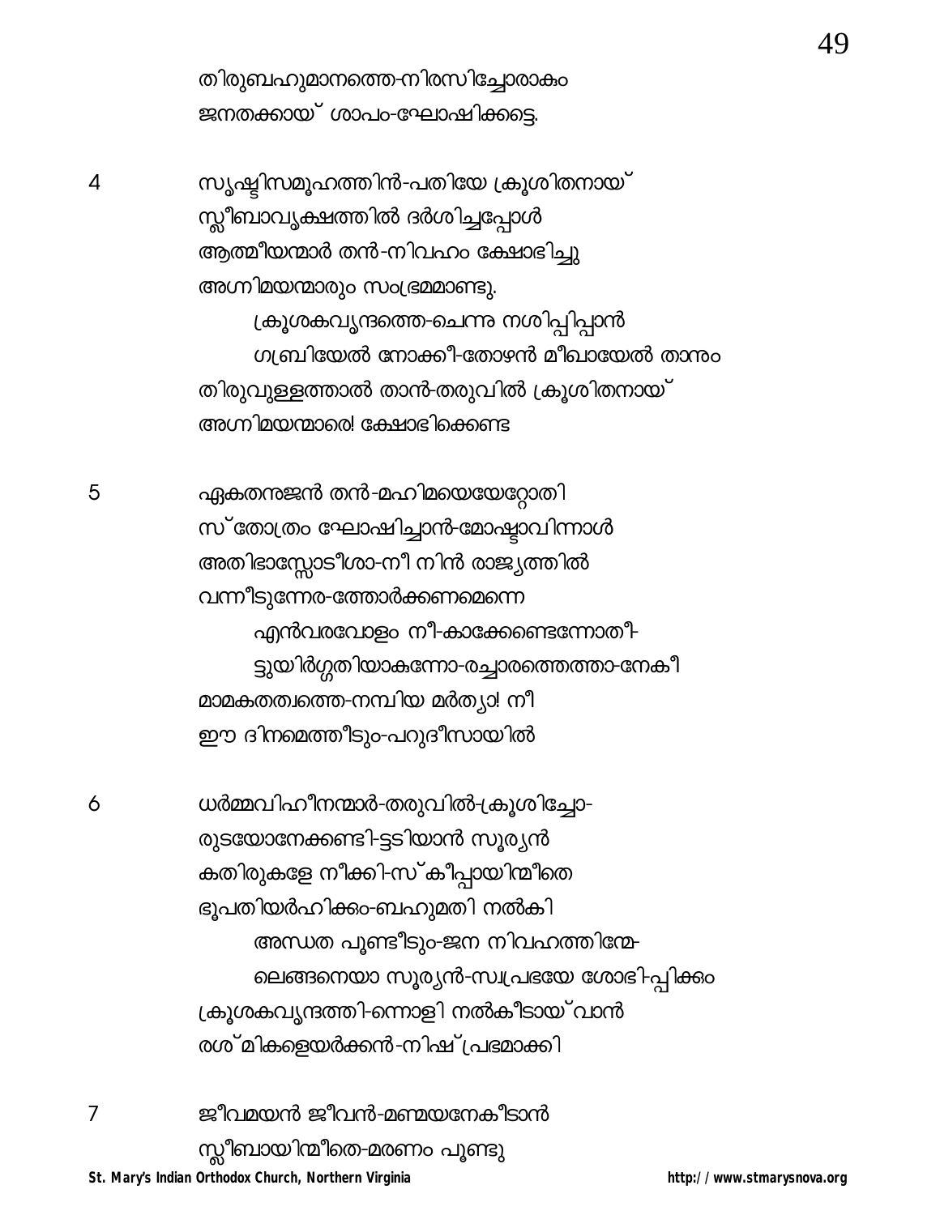തിരുബഹുമാനത്തെ-നിരസിച്ചോരാകം
ജനതക്കായ് ശാപം-ഘോഷിക്കട്ടെ.

4 സൃഷ്ടിസമൂഹത്തിൻ-പതിയേ ക്രൂശിതനായ്
സ്ലീബാവൃക്ഷത്തിൽ ദർശിച്ചപ്പോൾ
ആത്മീയന്മാർ തൻ-നിവഹം ക്ഷോഭിച്ചു
അഗ്നിമയന്മാരും സംഭ്രമമാണ്ടു.
ക്രൂശകവൃന്ദത്തെ-ചെന്നു നശിപ്പിപ്പാൻ
ഗബ്രിയേൽ നോക്കീ-തോഴൻ മീഖായേൽ താനും
തിരുവുള്ളത്താൽ താൻ-തരുവിൽ ക്രൂശിതനായ്
അഗ്നിമയന്മാരെ! ക്ഷോഭിക്കേണ്ട

5 ഏകതനുജൻ തൻ-മഹിമയെയേറ്റോതി
സ്തോത്രം ഘോഷിച്ചാൻ-മോഷ്ടാവിന്നാൾ
അതിഭാസ്സോടീശാ-നീ നിൻ രാജ്യത്തിൽ
വന്നീടുന്നേര-ത്തോർക്കണമെന്നെ
എൻവരവോളം നീ-കാക്കേണ്ടെന്നോതീ-
ട്ടുയിർഗ്ഗതിയാകുന്നോ-രച്ചാരത്തെത്താ-നേകീ
മാമകതത്വത്തെ-നമ്പിയ മർത്യാ! നീ
ഈ ദിനമെത്തീടും-പറുദീസായിൽ

6 ധർമ്മവിഹീനന്മാർ-തരുവിൽ-ക്രൂശിച്ചോ-
രുടയോനേക്കണ്ടി-ട്ടടിയാൻ സൂര്യൻ
കതിരുകളേ നീക്കി-സ്കീപ്പായിന്മീതെ
ഭൂപതിയർഹിക്കം-ബഹുമതി നൽകി
അന്ധത പൂണ്ടീടും-ജന നിവഹത്തിന്മേ-
ലെങ്ങനെയാ സൂര്യൻ-സ്വപ്രഭയേ ശോഭി-പ്പിക്കം
ക്രൂശകവൃന്ദത്തി-ന്നൊളി നൽകീടായ്വാൻ
രശ്മികളെയർക്കൻ-നിഷ്പ്രഭമാക്കി

7 ജീവമയൻ ജീവൻ-മണ്മയനേകീടാൻ
സ്ലീബായിന്മീതെ-മരണം പൂണ്ടു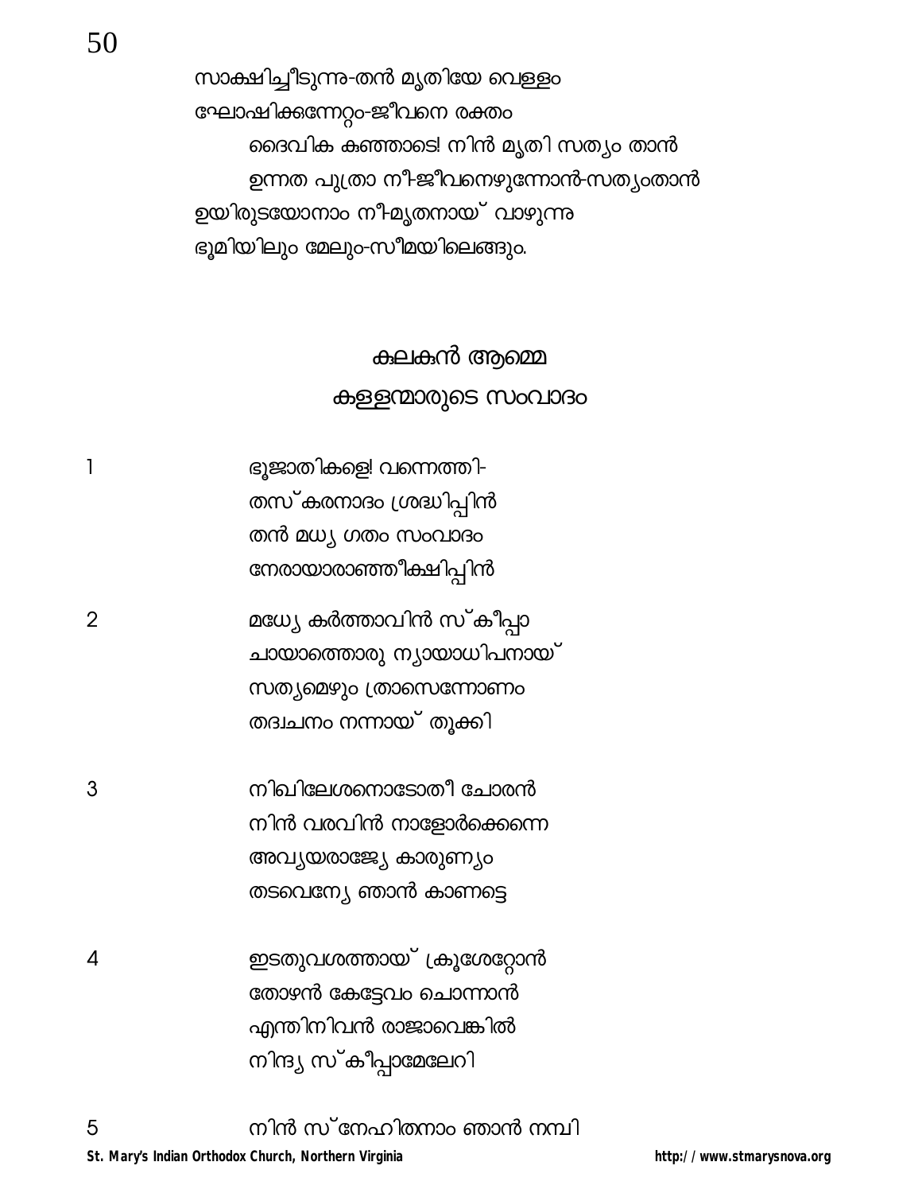സാക്ഷിച്ചീടുന്നു-തൻ മൃതിയേ വെള്ളം
ഘോഷിക്കുന്നേറ്റം-ജീവനെ രക്തം
    ദൈവിക കുഞ്ഞാടേ! നിൻ മൃതി സത്യം താൻ
    ഉന്നത പുത്രാ നീ-ജീവനെഴുന്നോൻ-സത്യംതാൻ
ഉയിരുടയോനാം നീ-മൃതനായ് വാഴുന്നു
ഭൂമിയിലും മേലും-സീമയിലെങ്ങും.

## കലകൻ ആമ്മെ
## കള്ളന്മാരുടെ സംവാദം

1 ഭൂജാതികളെ! വന്നെത്തി-
തസ്കരനാദം ശ്രദ്ധിപ്പിൻ
തൻ മധ്യ ഗതം സംവാദം
നേരായാരാഞ്ഞീക്ഷിപ്പിൻ

2 മധ്യേ കർത്താവിൻ സ്കീപ്പാ
ചായാത്തൊരു ന്യായാധിപനായ്
സത്യമെഴും ത്രാസെന്നോണം
തദ്വചനം നന്നായ് തൂക്കി

3 നിഖിലേശനൊടോതീ ചോരൻ
നിൻ വരവിൻ നാളോർക്കെന്നെ
അവ്യയരാജ്യേ കാരുണ്യം
തടവെന്യേ ഞാൻ കാണട്ടെ

4 ഇടതുവശത്തായ് ക്രൂശേറ്റോൻ
തോഴൻ കേട്ടേവം ചൊന്നാൻ
എന്തിനിവൻ രാജാവെങ്കിൽ
നിന്ദ്യ സ്കീപ്പാമേലേറി

5 നിൻ സ്നേഹിതനാം ഞാൻ നമ്പി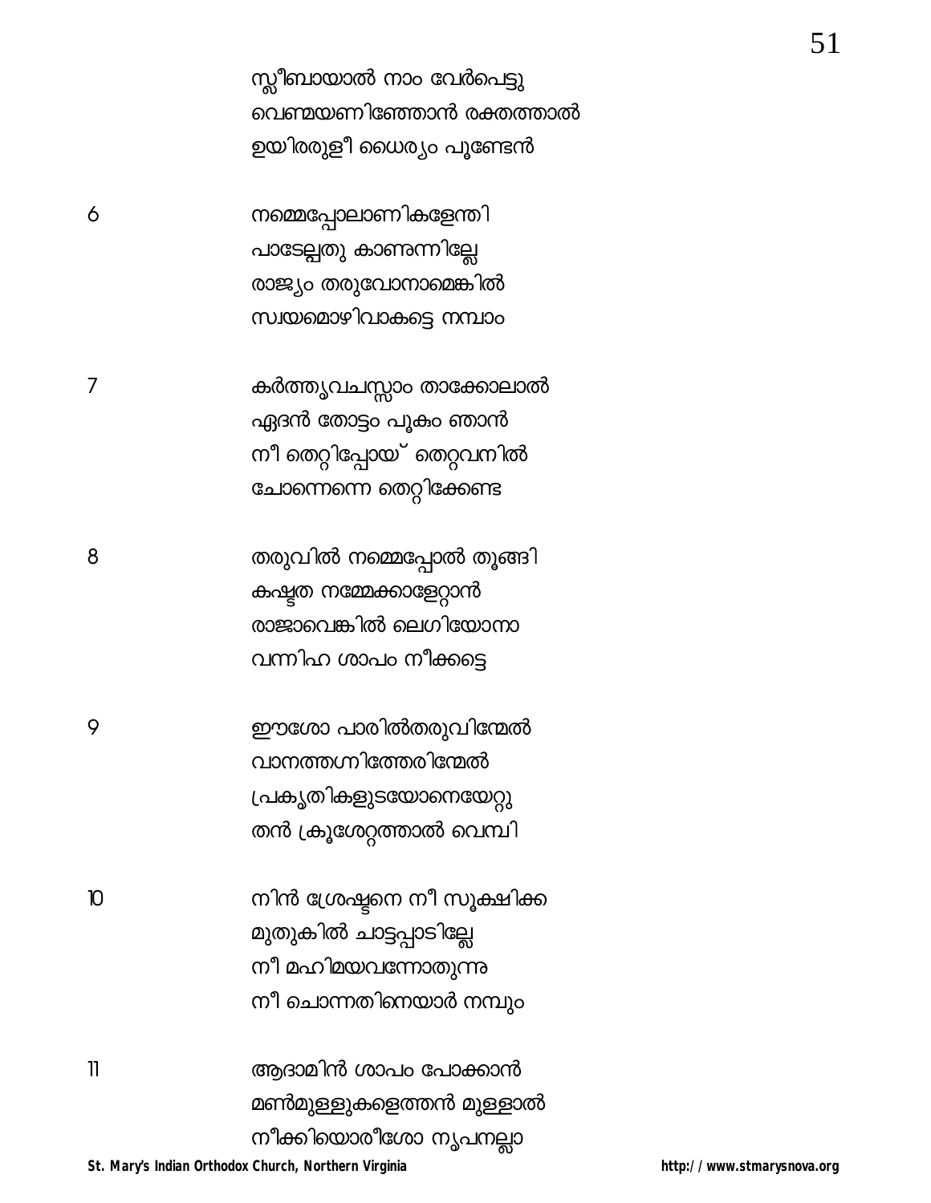സ്ലീബായാൽ നാം വേർപെട്ടു
വെണ്മയണിഞ്ഞോൻ രക്തത്താൽ
ഉയിരരുളീ ധൈര്യം പൂണ്ടേൻ

6 നമ്മെപ്പോലാണികളേന്തി
പാടേല്പതു കാണുന്നില്ലേ
രാജ്യം തരുവോനാമെങ്കിൽ
സ്വയമൊഴിവാകട്ടെ നമ്പാം

7 കർത്തൃവചസ്സാം താക്കോലാൽ
ഏദൻ തോട്ടം പൂകും ഞാൻ
നീ തെറ്റിപ്പോയ് തെറ്റവനിൽ
ചോന്നെന്നെ തെറ്റിക്കേണ്ട

8 തരുവിൽ നമ്മെപ്പോൽ തൂങ്ങി
കഷ്ടത നമ്മേക്കാളേറ്റാൻ
രാജാവെങ്കിൽ ലെഗിയോനാ
വന്നിഹ ശാപം നീക്കട്ടെ

9 ഈശോ പാരിൽതരുവിന്മേൽ
വാനത്തഗ്നിത്തേരിന്മേൽ
പ്രകൃതികളുടയോനെയേറ്റു
തൻ ക്രൂശേറ്റത്താൽ വെമ്പി

10 നിൻ ശ്രേഷ്ഠനെ നീ സൂക്ഷിക്ക
മുതുകിൽ ചാട്ടപ്പാടില്ലേ
നീ മഹിമയവന്നോതുന്നു
നീ ചൊന്നതിന്നെയാർ നമ്പും

11 ആദാമിൻ ശാപം പോക്കാൻ
മൺമുള്ളുകളെത്തൻ മുള്ളാൽ
നീക്കിയൊരീശോ നൃപനല്ലാ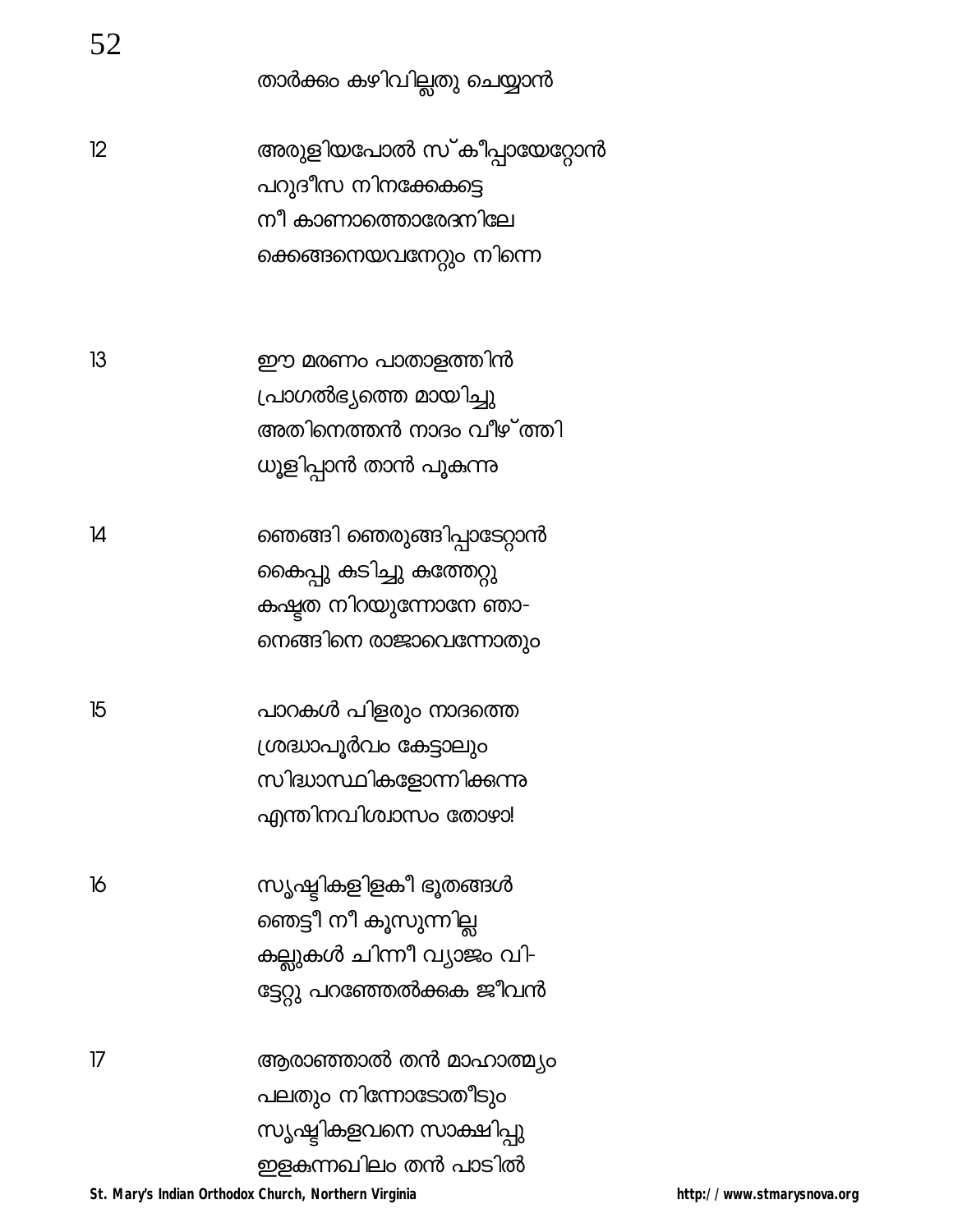താർക്കം കഴിവില്ലതു ചെയ്യാൻ

12

അരുളിയപോൽ സ്കീപ്പായേറ്റോൻ
പറുദീസ നിനക്കേകട്ടെ
നീ കാണാത്തൊരേദനിലേ
ക്കെങ്ങനെയവനേറ്റും നിന്നെ

13

ഈ മരണം പാതാളത്തിൻ
പ്രാഗൽഭ്യത്തെ മായിച്ചു
അതിനെത്തൻ നാദം വീഴ്ത്തി
ധൂളിപ്പാൻ താൻ പൂകുന്നു

14

ഞെങ്ങി ഞെരുങ്ങിപ്പാടേറ്റാൻ
കൈപ്പു കുടിച്ചു കത്തേറ്റു
കഷ്ടത നിറയുന്നോനേ ഞാ-
നെങ്ങിനെ രാജാവെന്നോതും

15

പാറകൾ പിളരും നാദത്തെ
ശ്രദ്ധാപൂർവം കേട്ടാലും
സിദ്ധാന്ധികളോന്നിക്കുന്നു
എന്തിനവിശ്വാസം തോഴാ!

16

സൃഷ്ടികളിളകീ ഭൂതങ്ങൾ
ഞെട്ടീ നീ കൂസുന്നില്ല
കല്ലുകൾ ചിന്നീ വ്യാജം വി-
ട്ടേറ്റു പറഞ്ഞേൽക്കുക ജീവൻ

17

ആരാഞ്ഞാൽ തൻ മാഹാത്മ്യം
പലതും നിന്നോടോതീടും
സൃഷ്ടികളവനെ സാക്ഷിപ്പു
ഇളകുന്നഖിലം തൻ പാടിൽ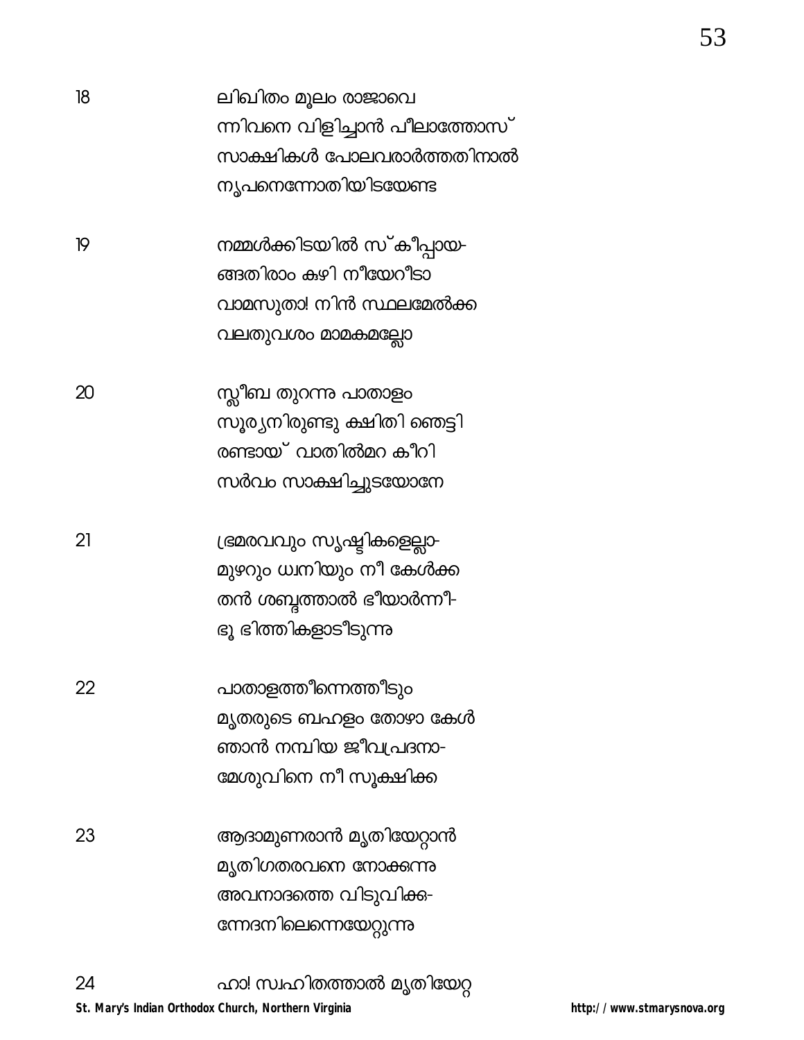18 ലിഖിതം മൂലം രാജാവെ
ന്നിവനെ വിളിച്ചാൻ പീലാത്തോസ്
സാക്ഷികൾ പോലവരാർത്തതിനാൽ
നൃപനെന്നോതിയിടയേണ്ട

19 നമ്മൾക്കിടയിൽ സ്കീപ്പായ-
ങ്ങതിരാം കുഴി നീയേറീടാ
വാമസുതാ! നിൻ സ്ഥലമേൽക്ക
വലതുവശം മാമകമല്ലോ

20 സ്ലീബ തുറന്നു പാതാളം
സൂര്യനിരുണ്ടു ക്ഷിതി ഞെട്ടി
രണ്ടായ് വാതിൽമറ കീറി
സർവം സാക്ഷിച്ചുടയോനേ

21 ഭ്രമരവവും സൃഷ്ടികളെല്ലാ-
മുഴറും ധ്വനിയും നീ കേൾക്ക
തൻ ശബ്ദത്താൽ ഭീയാർന്നീ-
ഭൂ ഭിത്തികളാടീടുന്നു

22 പാതാളത്തീന്നെത്തീടും
മൃതരുടെ ബഹളം തോഴാ കേൾ
ഞാൻ നമ്പിയ ജീവപ്രദനാ-
മേശുവിനെ നീ സൂക്ഷിക്ക

23 ആദാമുണരാൻ മൃതിയേറ്റാൻ
മൃതിഗതരവനെ നോക്കുന്നു
അവനാദത്തെ വിടുവിക്ക-
ന്നേദനിലെന്നെയേറ്റുന്നു

24 ഹാ! സ്വഹിതത്താൽ മൃതിയേറ്റ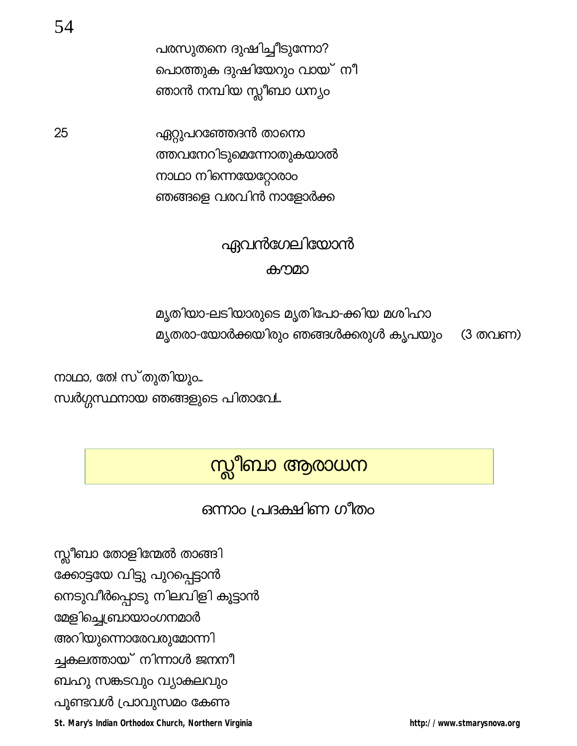പരസുതനെ ദുഷിച്ചീടുന്നോ?
പൊത്തുക ദുഷിയേറും വായ് നീ
ഞാൻ നമ്പിയ സ്ലീബാ ധന്യം

25 ഏറ്റുപറഞ്ഞേദൻ താനൊ
ത്തവനേറിടുമെന്നോതുകയാൽ
നാഥാ നിന്നെയേറ്റോരാം
ഞങ്ങളെ വരവിൻ നാളോർക്ക

## ഏവൻഗേലിയോൻ

### കൗമാ

മൃതിയാ-ലടിയാരുടെ മൃതിപോ-ക്കിയ മശിഹാ
മൃതരാ-യോർക്കയിരും ഞങ്ങൾക്കരുൾ കൃപയും (3 തവണ)

നാഥാ, തേ! സ്തുതിയും...
സ്വർഗ്ഗസ്ഥനായ ഞങ്ങളുടെ പിതാവേ!...

# സ്ലീബാ ആരാധന

## ഒന്നാം പ്രദക്ഷിണ ഗീതം

സ്ലീബാ തോളിന്മേൽ താങ്ങി
ക്കോട്ടയേ വിട്ടു പുറപ്പെട്ടാൻ
നെടുവീർപ്പൊടു നിലവിളി കൂട്ടാൻ
മേളിച്ചെബ്രായാംഗനമാർ
അറിയുന്നൊരേവരുമൊന്നി
ച്ചകലത്തായ് നിന്നാൾ ജനനീ
ബഹു സങ്കടവും വ്യാകുലവും
പൂണ്ടവൾ പ്രാവുസമം കേണു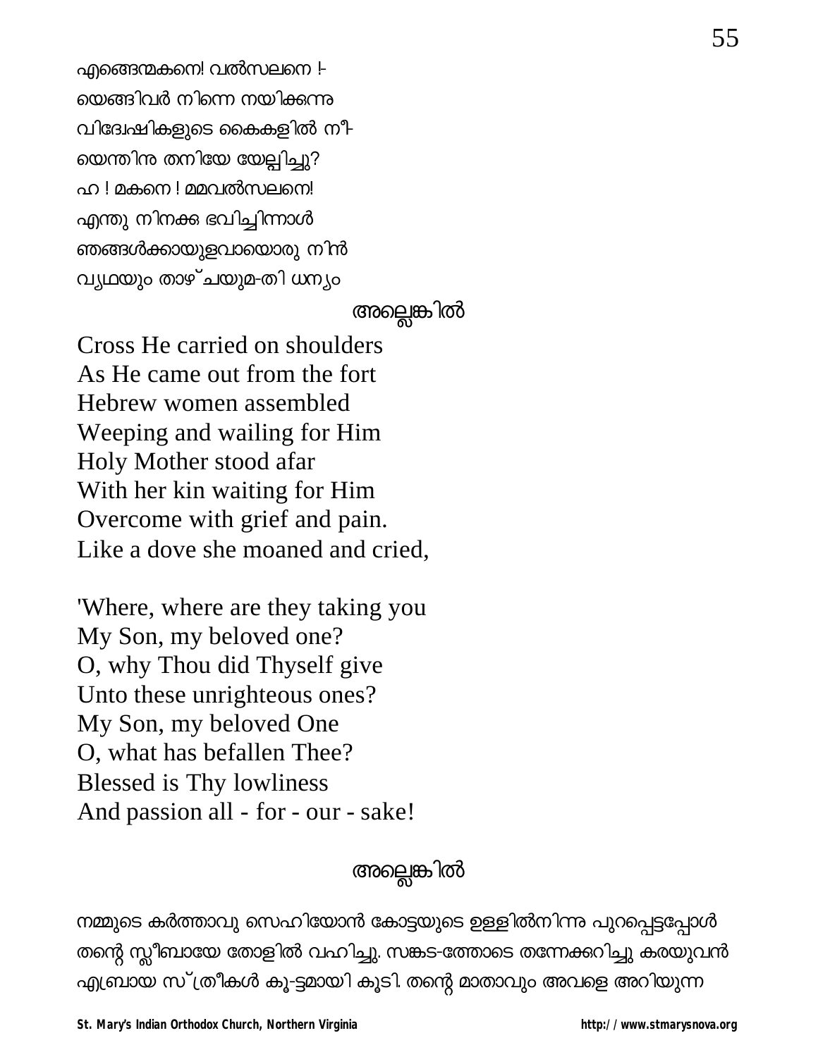എങ്ങെന്മകനെ! വൽസലനെ !-
യെങ്ങിവർ നിന്നെ നയിക്കുന്നു
വിദ്വേഷികളുടെ കൈകളിൽ നീ-
യെന്തിനു തനിയേ യേല്പിച്ചു?
ഹ ! മകനെ ! മമവൽസലനെ!
എന്തു നിനക്കു ഭവിച്ചിന്നാൾ
ഞങ്ങൾക്കായുളവായൊരു നിൻ
വ്യഥയും താഴ്ചയുമ-തി ധന്യം

അല്ലെങ്കിൽ

Cross He carried on shoulders
As He came out from the fort
Hebrew women assembled
Weeping and wailing for Him
Holy Mother stood afar
With her kin waiting for Him
Overcome with grief and pain.
Like a dove she moaned and cried,

'Where, where are they taking you
My Son, my beloved one?
O, why Thou did Thyself give
Unto these unrighteous ones?
My Son, my beloved One
O, what has befallen Thee?
Blessed is Thy lowliness
And passion all - for - our - sake!

അല്ലെങ്കിൽ

നമ്മുടെ കർത്താവു സെഹിയോൻ കോട്ടയുടെ ഉള്ളിൽനിന്നു പുറപ്പെട്ടപ്പോൾ തന്റെ സ്ലീബായേ തോളിൽ വഹിച്ചു. സങ്കട-ത്തോടെ തന്നേക്കുറിച്ചു കരയുവൻ എബ്രായ സ്ത്രീകൾ കൂ-ട്ടമായി കൂടി. തന്റെ മാതാവും അവളെ അറിയുന്ന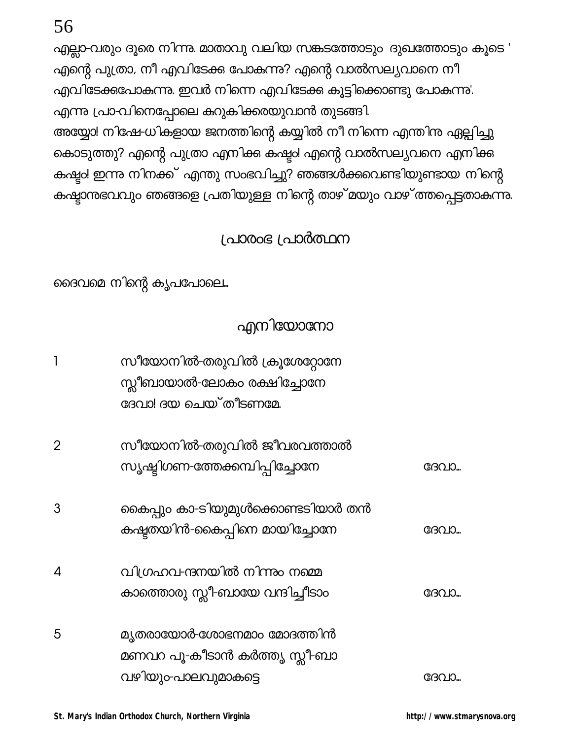എല്ലാ-വരും ദൂരെ നിന്നു. മാതാവു വലിയ സങ്കടത്തോടും ദുഖത്തോടും കൂടെ ' എന്റെ പുത്രാ, നീ എവിടേക്കു പോകുന്നു? എന്റെ വാൽസല്യവാനെ നീ എവിടേക്കുപോകുന്നു. ഇവർ നിന്നെ എവിടേക്കു കൂട്ടിക്കൊണ്ടു പോകുന്നു'. എന്നു പ്രാ-വിനെപ്പോലെ കുറുകിക്കരയുവാൻ തുടങ്ങി.
അയ്യോ! നിഷേ-ധികളായ ജനത്തിന്റെ കയ്യിൽ നീ നിന്നെ എന്തിനു ഏല്പിച്ചു കൊടുത്തു? എന്റെ പുത്രാ എനിക്കു കഷ്ടം! എന്റെ വാൽസല്യവനെ എനിക്കു കഷ്ടം! ഇന്നു നിനക്ക് എന്തു സംഭവിച്ചു? ഞങ്ങൾക്കുവെണ്ടിയുണ്ടായ നിന്റെ കഷ്ടാനുഭവവും ഞങ്ങളെ പ്രതിയുള്ള നിന്റെ താഴ്മയും വാഴ്ത്തപ്പെട്ടതാകുന്നു.

## പ്രാരംഭ പ്രാർത്ഥന

ദൈവമെ നിന്റെ കൃപപോലെ...

## എനിയോനോ

1. സീയോനിൽ-തരുവിൽ ക്രൂശേറ്റോനേ
സ്ലീബായാൽ-ലോകം രക്ഷിച്ചോനേ
ദേവാ! ദയ ചെയ്തീടണമേ.

2. സീയോനിൽ-തരുവിൽ ജീവരവത്താൽ
സൃഷ്ടിഗണ-ത്തേക്കമ്പിപ്പിച്ചോനേ ദേവാ...

3. കൈപ്പും കാ-ടിയുമുൾക്കൊണ്ടടിയാർ തൻ
കഷ്ടതയിൻ-കൈപ്പിനെ മായിച്ചോനേ ദേവാ...

4. വിഗ്രഹവ-ന്ദനയിൽ നിന്നും നമ്മെ
കാത്തൊരു സ്ലീ-ബായേ വന്ദിച്ചീടാം ദേവാ...

5. മൃതരായോർ-ശോഭനമാം മോദത്തിൻ
മണവറ പൂ-കീടാൻ കർത്തൃ സ്ലീ-ബാ
വഴിയും-പാലവുമാകട്ടെ ദേവാ...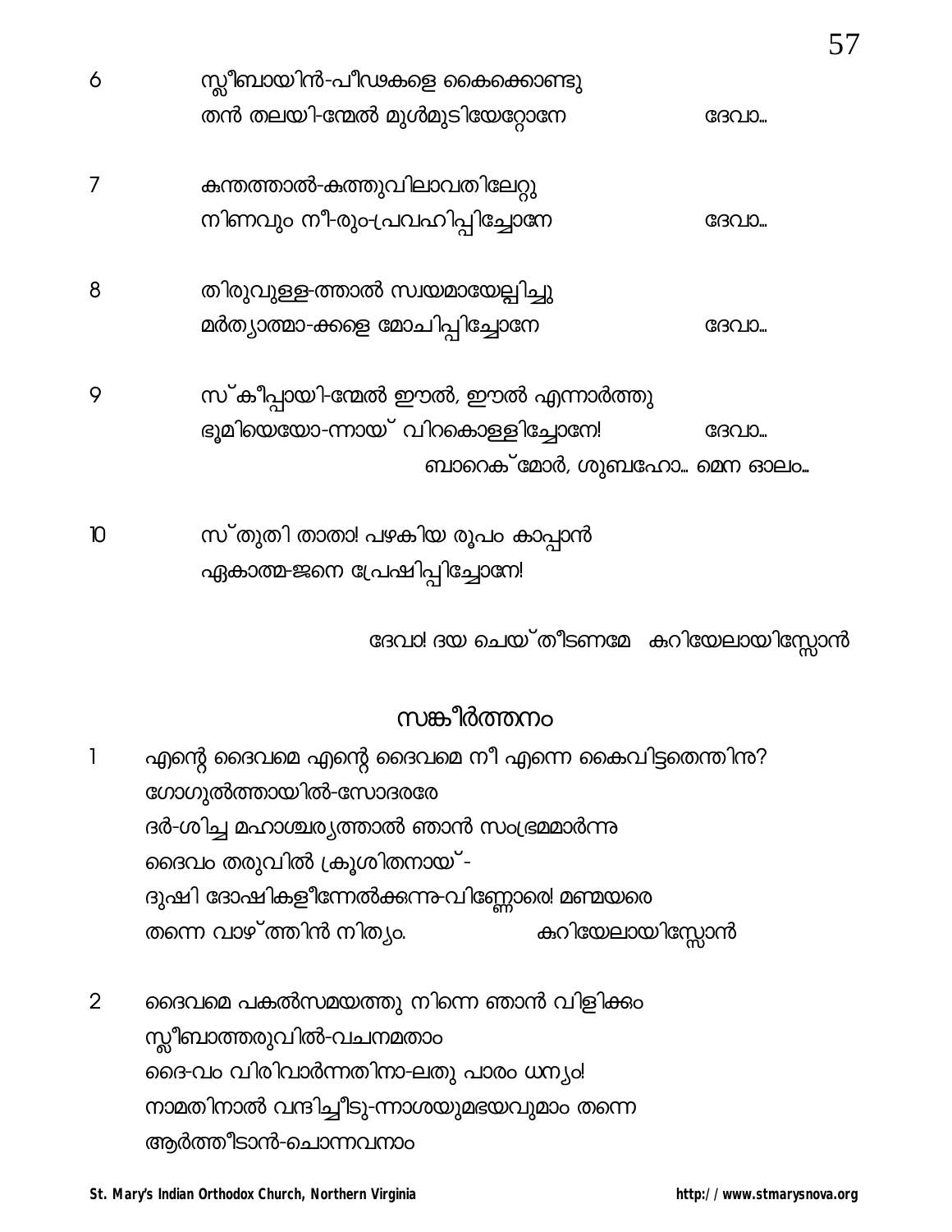6 സ്ലീബായിൻ-പീഢകളെ കൈക്കൊണ്ടു
തൻ തലയി-ന്മേൽ മുൾമുടിയേറ്റോനേ ദേവാ...

7 കുന്തത്താൽ-കുത്തുവിലാവതിലേറ്റു
നിണവും നീ-രും-പ്രവഹിപ്പിച്ചോനേ ദേവാ...

8 തിരുവുള്ള-ത്താൽ സ്വയമായേല്പിച്ചു
മർത്ത്യാത്മാ-ക്കളെ മോചിപ്പിച്ചോനേ ദേവാ...

9 സ്കീപ്പായി-ന്മേൽ ഈൽ, ഈൽ എന്നാർത്തു
ഭൂമിയെയോ-ന്നായ് വിറകൊള്ളിച്ചോനേ! ദേവാ...
ബാറെക്മോർ, ശുബഹോ... മെന ഓലം...

10 സ്തുതി താതാ! പഴകിയ രൂപം കാപ്പാൻ
ഏകാത്മ-ജനെ പ്രേഷിപ്പിച്ചോനേ!

ദേവാ! ദയ ചെയ്തീടണമേ കുറിയേലായിസ്സോൻ

## സങ്കീർത്തനം

1 എന്റെ ദൈവമെ എന്റെ ദൈവമെ നീ എന്നെ കൈവിട്ടതെന്തിനു?
ഗോഗുൽത്തായിൽ-സോദരരേ
ദർ-ശിച്ച മഹാശ്ചര്യത്താൽ ഞാൻ സംഭ്രമമാർന്നു
ദൈവം തരുവിൽ ക്രൂശിതനായ്-
ദുഷി ദോഷികളീന്നേൽക്കുന്നു-വിണ്ണോരെ! മണ്മയരെ
തന്നെ വാഴ്ത്തിൻ നിത്യം. കുറിയേലായിസ്സോൻ

2 ദൈവമെ പകൽസമയത്തു നിന്നെ ഞാൻ വിളിക്കും
സ്ലീബാത്തരുവിൽ-വചനമതാം
ദൈ-വം വിരിവാർന്നതിനാ-ലതു പാരം ധന്യം!
നാമതിനാൽ വന്ദിച്ചീടു-ന്നാശയുമഭയവുമാം തന്നെ
ആർത്തീടാൻ-ചൊന്നവനാം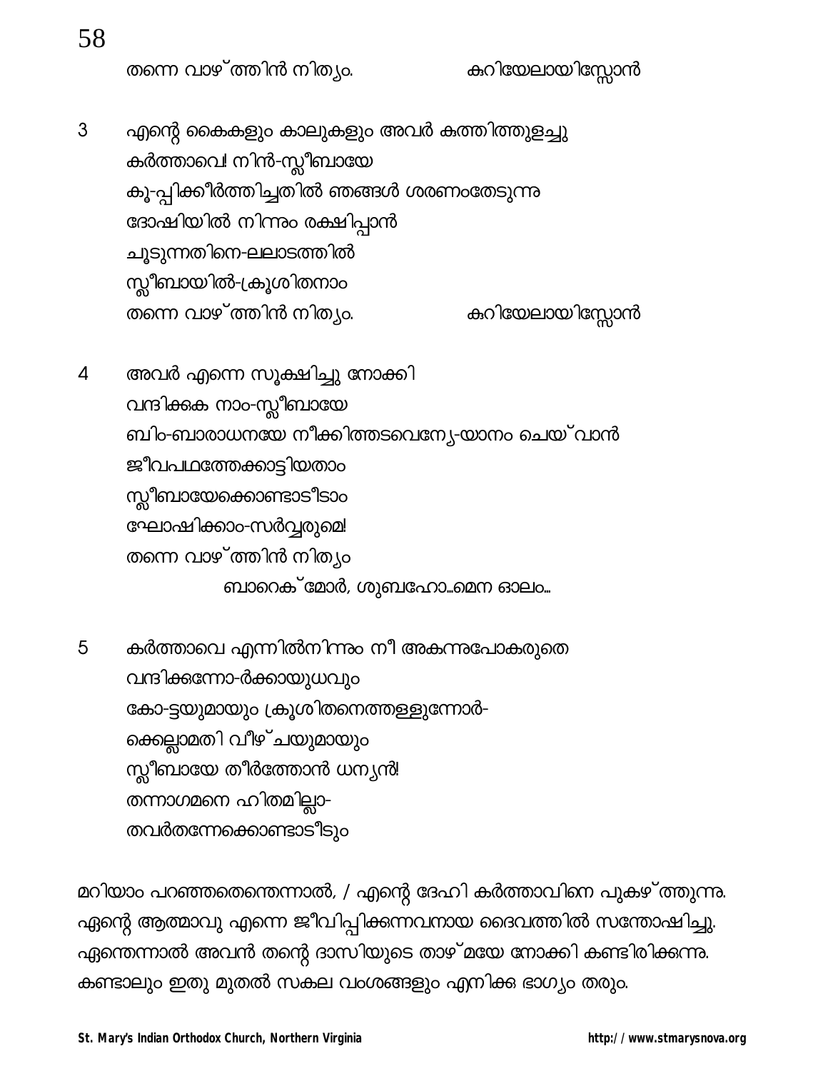തന്നെ വാഴ്ത്തിൻ നിത്യം.                    കുറിയേലായിസ്സോൻ

3 എന്റെ കൈകളും കാലുകളും അവർ കുത്തിത്തുളച്ചു
കർത്താവെ! നിൻ-സ്ലീബായേ
കൂ-പ്പിക്കീർത്തിച്ചതിൽ ഞങ്ങൾ ശരണംതേടുന്നു
ദോഷിയിൽ നിന്നും രക്ഷിപ്പാൻ
ചൂടുന്നതിനെ-ലലാടത്തിൽ
സ്ലീബായിൽ-ക്രൂശിതനാം
തന്നെ വാഴ്ത്തിൻ നിത്യം.                    കുറിയേലായിസ്സോൻ

4 അവർ എന്നെ സൂക്ഷിച്ചു നോക്കി
വന്ദിക്കുക നാം-സ്ലീബായേ
ബിം-ബാരാധനയേ നീക്കിത്തടവെന്യേ-യാനം ചെയ്‌വാൻ
ജീവപഥത്തേക്കാട്ടിയതാം
സ്ലീബായേക്കൊണ്ടാടീടാം
ഘോഷിക്കാം-സർവ്വരുമെ!
തന്നെ വാഴ്ത്തിൻ നിത്യം
ബാറെക്മോർ, ശുബഹോ...മെന ഓലം...

5 കർത്താവെ എന്നിൽനിന്നും നീ അകന്നുപോകരുതെ
വന്ദിക്കുന്നോ-ർക്കായുധവും
കോ-ട്ടയുമായും ക്രൂശിതനെത്തള്ളുന്നോർ-
ക്കെല്ലാമതി വീഴ്ചയുമായും
സ്ലീബായേ തീർത്തോൻ ധന്യൻ!
തന്നാഗമനെ ഹിതമില്ലാ-
തവർതന്നേക്കൊണ്ടാടീടും

മറിയാം പറഞ്ഞതെന്തെന്നാൽ, / എന്റെ ദേഹി കർത്താവിനെ പുകഴ്ത്തുന്നു.
എന്റെ ആത്മാവു എന്നെ ജീവിപ്പിക്കുന്നവനായ ദൈവത്തിൽ സന്തോഷിച്ചു.
എന്തെന്നാൽ അവൻ തന്റെ ദാസിയുടെ താഴ്മയേ നോക്കി കണ്ടിരിക്കുന്നു.
കണ്ടാലും ഇതു മുതൽ സകല വംശങ്ങളും എനിക്കു ഭാഗ്യം തരും.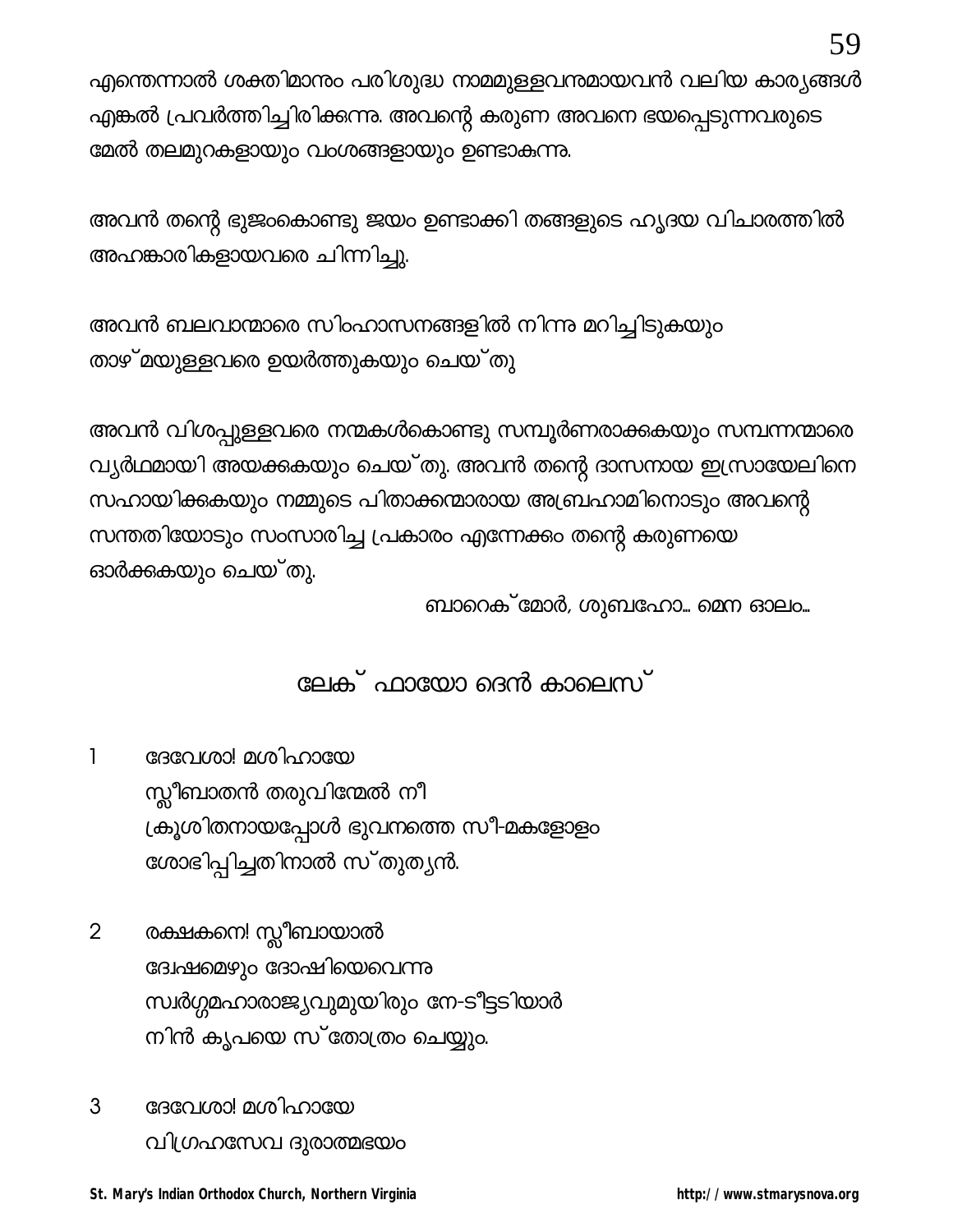എന്തെന്നാൽ ശക്തിമാനും പരിശുദ്ധ നാമമുള്ളവനുമായവൻ വലിയ കാര്യങ്ങൾ എങ്കൽ പ്രവർത്തിച്ചിരിക്കുന്നു. അവന്റെ കരുണ അവനെ ഭയപ്പെടുന്നവരുടെ മേൽ തലമുറകളായും വംശങ്ങളായും ഉണ്ടാകുന്നു.

അവൻ തന്റെ ഭുജംകൊണ്ടു ജയം ഉണ്ടാക്കി തങ്ങളുടെ ഹൃദയ വിചാരത്തിൽ അഹങ്കാരികളായവരെ ചിന്നിച്ചു.

അവൻ ബലവാന്മാരെ സിംഹാസനങ്ങളിൽ നിന്നു മറിച്ചിടുകയും താഴ്മയുള്ളവരെ ഉയർത്തുകയും ചെയ്തു

അവൻ വിശപ്പുള്ളവരെ നന്മകൾകൊണ്ടു സമ്പൂർണരാക്കുകയും സമ്പന്നന്മാരെ വ്യർഥമായി അയക്കുകയും ചെയ്തു. അവൻ തന്റെ ദാസനായ ഇസ്രായേലിനെ സഹായിക്കുകയും നമ്മുടെ പിതാക്കന്മാരായ അബ്രഹാമിനൊടും അവന്റെ സന്തതിയോടും സംസാരിച്ച പ്രകാരം എന്നേക്കും തന്റെ കരുണയെ ഓർക്കുകയും ചെയ്തു.

ബാറെക്മോർ, ശുബഹോ... മെന ഓലം...

## ലേക് ഫായോ ദെൻ കാലെസ്

1 ദേവേശാ! മശിഹായേ
സ്ലീബാതൻ തരുവിന്മേൽ നീ
ക്രൂശിതനായപ്പോൾ ഭുവനത്തെ സീ-മകളോളം
ശോഭിപ്പിച്ചതിനാൽ സ്തുത്യൻ.

2 രക്ഷകനെ! സ്ലീബായാൽ
ദ്വേഷമെഴും ദോഷിയെവെന്നു
സ്വർഗ്ഗമഹാരാജ്യവുമുയിരും നേ-ടീട്ടടിയാർ
നിൻ കൃപയെ സ്തോത്രം ചെയ്യും.

3 ദേവേശാ! മശിഹായേ
വിഗ്രഹസേവ ദുരാത്മഭയം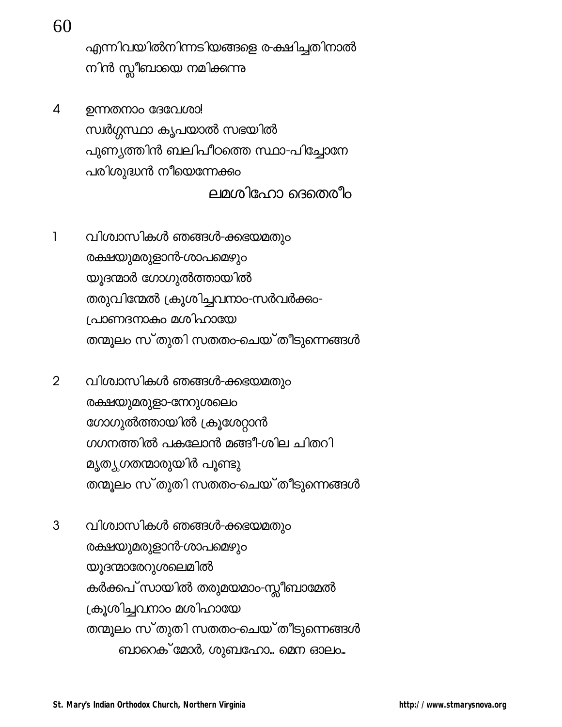എന്നിവയിൽനിന്നടിയങ്ങളെ ര-ക്ഷിച്ചതിനാൽ
നിൻ സ്ലീബായെ നമിക്കുന്നു

4 ഉന്നതനാം ദേവേശാ!
സ്വർഗ്ഗസ്ഥാ കൃപയാൽ സഭയിൽ
പുണ്യത്തിൻ ബലിപീഠത്തെ സ്ഥാ-പിച്ചോനേ
പരിശുദ്ധൻ നീയെന്നേക്കും

ലമശിഹോ ദെതെരീം

1 വിശ്വാസികൾ ഞങ്ങൾ-ക്കഭയമതും
രക്ഷയുമരുളാൻ-ശാപമെഴും
യൂദന്മാർ ഗോഗുൽത്തായിൽ
തരുവിന്മേൽ ക്രൂശിച്ചവനാം-സർവർക്കും-
പ്രാണദനാകും മശിഹായേ
തന്മൂലം സ്തുതി സതതം-ചെയ്തീടുന്നെങ്ങൾ

2 വിശ്വാസികൾ ഞങ്ങൾ-ക്കഭയമതും
രക്ഷയുമരുളാ-നേറുശലേം
ഗോഗുൽത്തായിൽ ക്രൂശേറ്റാൻ
ഗഗനത്തിൽ പകലോൻ മങ്ങീ-ശില ചിതറി
മൃത്യുഗതന്മാരുയിർ പൂണ്ടു
തന്മൂലം സ്തുതി സതതം-ചെയ്തീടുന്നെങ്ങൾ

3 വിശ്വാസികൾ ഞങ്ങൾ-ക്കഭയമതും
രക്ഷയുമരുളാൻ-ശാപമെഴും
യൂദന്മാരേറുശലേമിൽ
കർക്കപ്സായിൽ തരുമയമാം-സ്ലീബാമേൽ
ക്രൂശിച്ചവനാം മശിഹായേ
തന്മൂലം സ്തുതി സതതം-ചെയ്തീടുന്നെങ്ങൾ

ബാറെക്മോർ, ശുബഹോ... മെന ഓലം...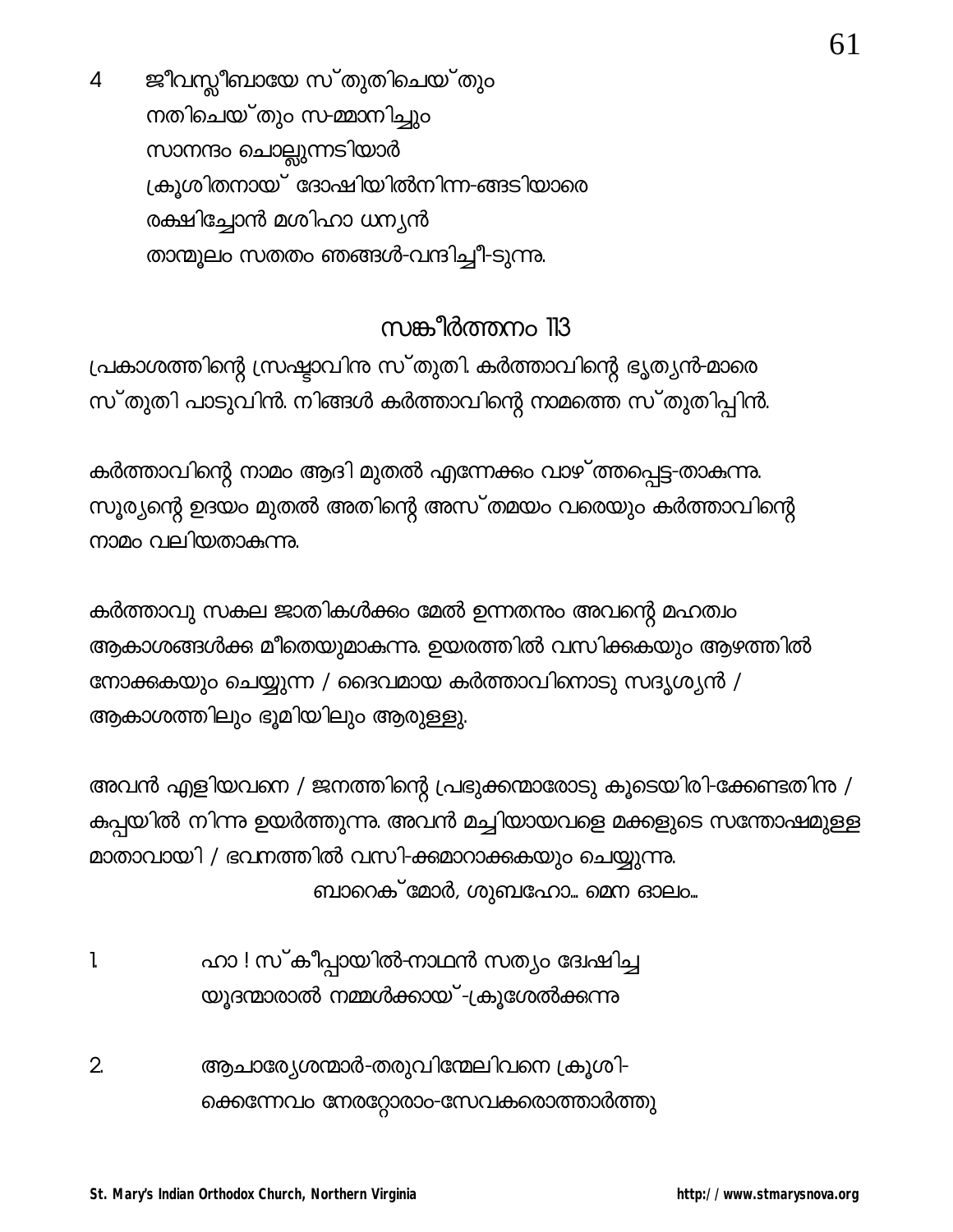4 ജീവസ്ലീബായേ സ്തുതിചെയ്തും
നതിചെയ്തും സ-മ്മാനിച്ചും
സാനന്ദം ചൊല്ലുന്നടിയാർ
ക്രൂശിതനായ് ദോഷിയിൽനിന്ന-ങ്ങടിയാരെ
രക്ഷിച്ചോൻ മശിഹാ ധന്യൻ
താന്മൂലം സതതം ഞങ്ങൾ-വന്ദിച്ചീ-ടുന്നു.

## സങ്കീർത്തനം 113

പ്രകാശത്തിന്റെ സ്രഷ്ടാവിനു സ്തുതി. കർത്താവിന്റെ ഭൃത്യൻ-മാരെ സ്തുതി പാടുവിൻ. നിങ്ങൾ കർത്താവിന്റെ നാമത്തെ സ്തുതിപ്പിൻ.

കർത്താവിന്റെ നാമം ആദി മുതൽ എന്നേക്കും വാഴ്ത്തപ്പെട്ട-താകുന്നു. സൂര്യന്റെ ഉദയം മുതൽ അതിന്റെ അസ്തമയം വരെയും കർത്താവിന്റെ നാമം വലിയതാകുന്നു.

കർത്താവു സകല ജാതികൾക്കും മേൽ ഉന്നതനും അവന്റെ മഹത്വം ആകാശങ്ങൾക്കു മീതെയുമാകുന്നു. ഉയരത്തിൽ വസിക്കുകയും ആഴത്തിൽ നോക്കുകയും ചെയ്യുന്ന / ദൈവമായ കർത്താവിനോടു സദൃശ്യൻ / ആകാശത്തിലും ഭൂമിയിലും ആരുള്ളു.

അവൻ എളിയവനെ / ജനത്തിന്റെ പ്രഭുക്കന്മാരോടു കൂടെയിരി-ക്കേണ്ടതിനു / കുപ്പയിൽ നിന്നു ഉയർത്തുന്നു. അവൻ മച്ചിയായവളെ മക്കളുടെ സന്തോഷമുള്ള മാതാവായി / ഭവനത്തിൽ വസി-ക്കുമാറാക്കുകയും ചെയ്യുന്നു.

ബാറെക്മോർ, ശുബഹോ... മെന ഓലം...

1. ഹാ ! സ്കീപ്പായിൽ-നാഥൻ സത്യം ദ്വേഷിച്ച
യൂദന്മാരാൽ നമ്മൾക്കായ്-ക്രൂശേൽക്കുന്നു

2. ആചാര്യേശന്മാർ-തരുവിന്മേലിവനെ ക്രൂശി-
ക്കെന്നേവം നേരറ്റോരാം-സേവകരൊത്താർത്തു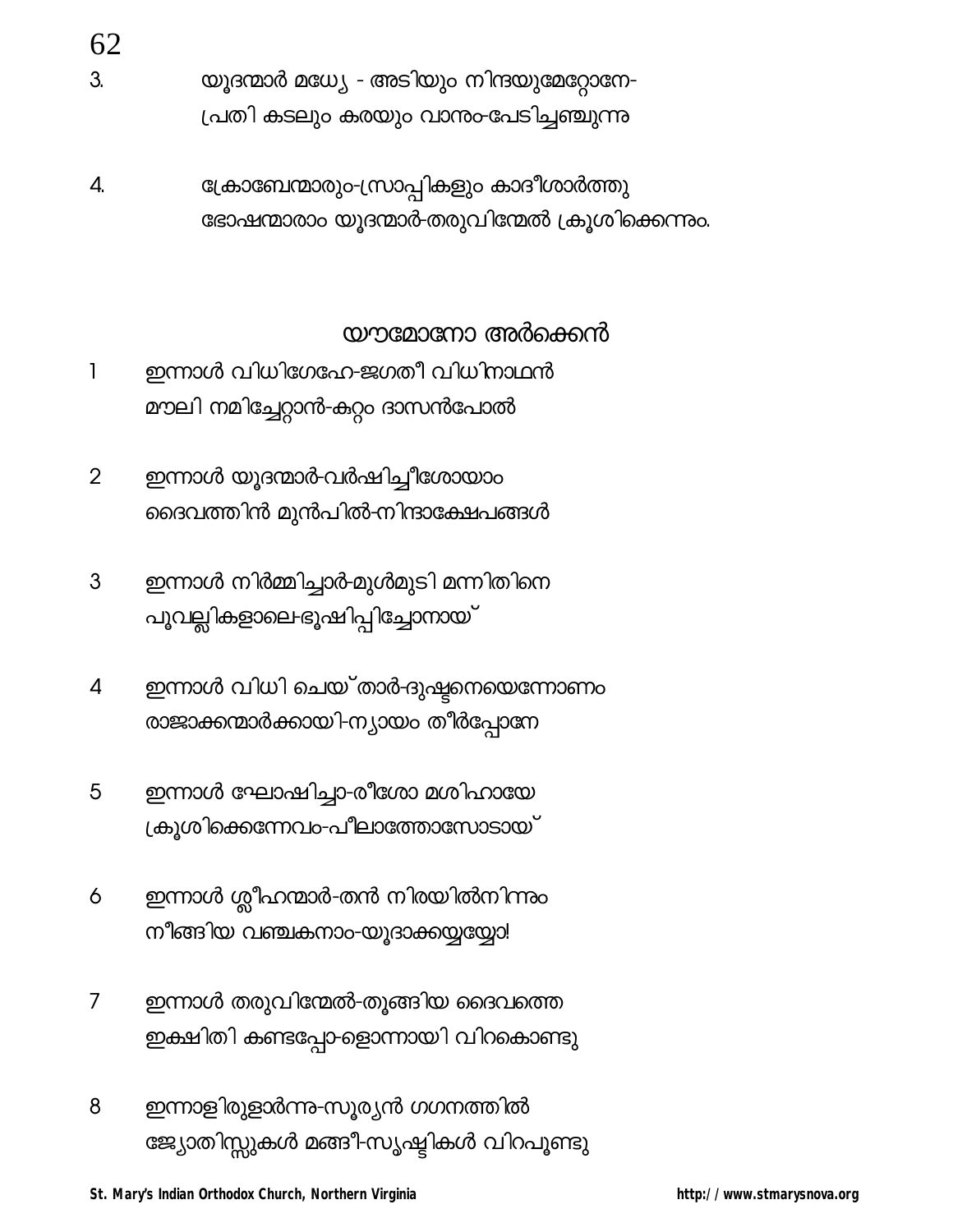3. യൂദന്മാർ മധ്യേ - അടിയും നിന്ദയുമേറ്റോനേ-
പ്രതി കടലും കരയും വാനും-പേടിച്ചഞ്ചുന്നു

4. ക്രോബേന്മാരും-സ്രാപ്പികളും കാദീശാർത്തു
ഭോഷന്മാരാം യൂദന്മാർ-തരുവിന്മേൽ ക്രൂശിക്കെന്നും.

## യൗമോനോ അർക്കെൻ

1 ഇന്നാൾ വിധിഗേഹേ-ജഗതീ വിധിനാഥൻ
മൗലി നമിച്ചേറ്റാൻ-കുറ്റം ദാസൻപോൽ

2 ഇന്നാൾ യൂദന്മാർ-വർഷിച്ചീശോയാം
ദൈവത്തിൻ മുൻപിൽ-നിന്ദാക്ഷേപങ്ങൾ

3 ഇന്നാൾ നിർമ്മിച്ചാർ-മുൾമുടി മന്നിതിനെ
പൂവല്ലികളാലെ-ഭൂഷിപ്പിച്ചോനായ്

4 ഇന്നാൾ വിധി ചെയ്താർ-ദുഷ്ടനെയെന്നോണം
രാജാക്കന്മാർക്കായി-ന്യായം തീർപ്പോനേ

5 ഇന്നാൾ ഘോഷിച്ചാ-രീശോ മശിഹായേ
ക്രൂശിക്കെന്നേവം-പീലാത്തോസോടായ്

6 ഇന്നാൾ ശ്ലീഹന്മാർ-തൻ നിരയിൽനിന്നും
നീങ്ങിയ വഞ്ചകനാം-യൂദാക്കയ്യയ്യോ!

7 ഇന്നാൾ തരുവിന്മേൽ-തൂങ്ങിയ ദൈവത്തെ
ഇക്ഷിതി കണ്ടപ്പോ-ളൊന്നായി വിറകൊണ്ടു

8 ഇന്നാളിരുളാർന്നു-സൂര്യൻ ഗഗനത്തിൽ
ജ്യോതിസ്സുകൾ മങ്ങീ-സൃഷ്ടികൾ വിറപൂണ്ടു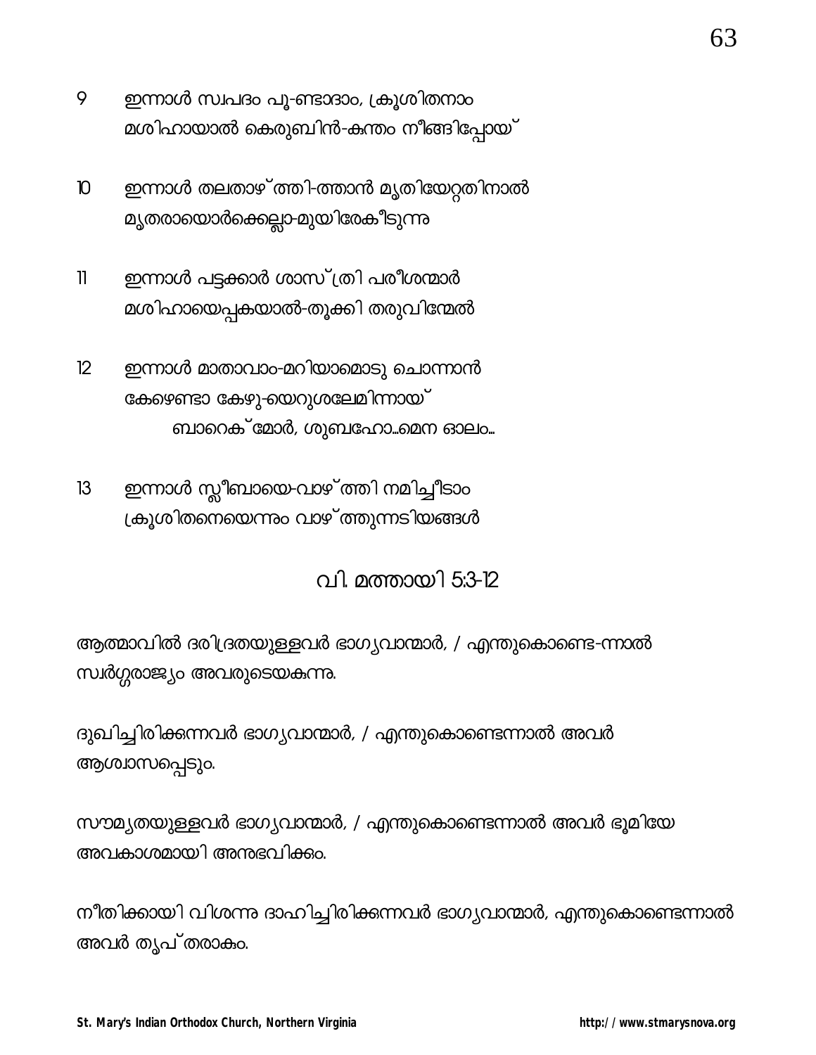9 ഇന്നാൾ സ്വപദം പൂ-ണ്ടാദാം, ക്രൂശിതനാം
മശിഹായാൽ കെരുബിൻ-കുന്തം നീങ്ങിപ്പോയ്

10 ഇന്നാൾ തലതാഴ്ത്തി-ത്താൻ മൃതിയേറ്റതിനാൽ
മൃതരായൊർക്കെല്ലാ-മുയിരേകീടുന്നു

11 ഇന്നാൾ പട്ടക്കാർ ശാസ്ത്രി പരീശന്മാർ
മശിഹായെപ്പകയാൽ-തൂക്കി തരുവിന്മേൽ

12 ഇന്നാൾ മാതാവാം-മറിയാമൊടു ചൊന്നാൻ
കേഴെണ്ടാ കേഴു-യെറുശലേമിന്നായ്
ബാറെക്മോർ, ശുബഹോ...മെന ഓലം...

13 ഇന്നാൾ സ്ലീബായെ-വാഴ്ത്തി നമിച്ചീടാം
ക്രൂശിതനെയെന്നും വാഴ്ത്തുന്നടിയങ്ങൾ

## vi. മത്തായി 5:3-12

ആത്മാവിൽ ദരിദ്രതയുള്ളവർ ഭാഗ്യവാന്മാർ, / എന്തുകൊണ്ടെ-ന്നാൽ സ്വർഗ്ഗരാജ്യം അവരുടെയകുന്നു.

ദുഖിച്ചിരിക്കുന്നവർ ഭാഗ്യവാന്മാർ, / എന്തുകൊണ്ടെന്നാൽ അവർ ആശ്വാസപ്പെടും.

സൗമ്യതയുള്ളവർ ഭാഗ്യവാന്മാർ, / എന്തുകൊണ്ടെന്നാൽ അവർ ഭൂമിയേ അവകാശമായി അനുഭവിക്കും.

നീതിക്കായി വിശന്നു ദാഹിച്ചിരിക്കുന്നവർ ഭാഗ്യവാന്മാർ, എന്തുകൊണ്ടെന്നാൽ അവർ തൃപ്തരാകും.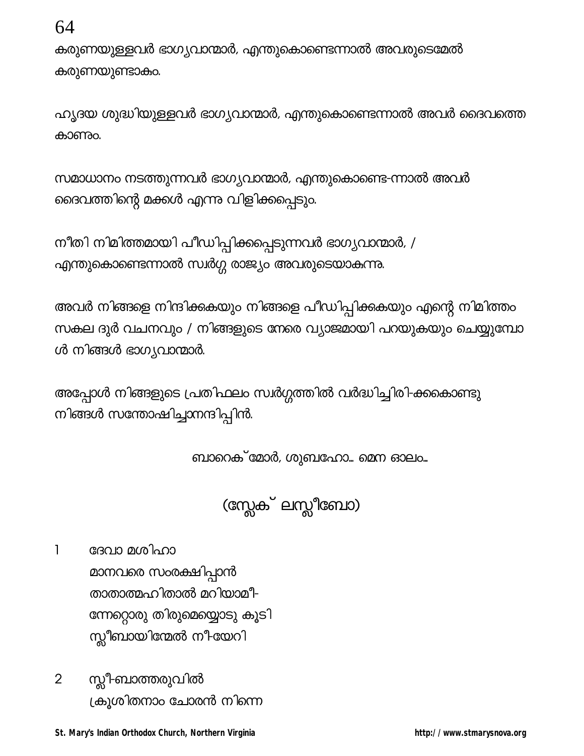കരുണയുള്ളവർ ഭാഗ്യവാന്മാർ, എന്തുകൊണ്ടെന്നാൽ അവരുടെമേൽ കരുണയുണ്ടാകും.

ഹൃദയ ശുദ്ധിയുള്ളവർ ഭാഗ്യവാന്മാർ, എന്തുകൊണ്ടെന്നാൽ അവർ ദൈവത്തെ കാണും.

സമാധാനം നടത്തുന്നവർ ഭാഗ്യവാന്മാർ, എന്തുകൊണ്ടെ-ന്നാൽ അവർ ദൈവത്തിന്റെ മക്കൾ എന്നു വിളിക്കപ്പെടും.

നീതി നിമിത്തമായി പീഡിപ്പിക്കപ്പെടുന്നവർ ഭാഗ്യവാന്മാർ, / എന്തുകൊണ്ടെന്നാൽ സ്വർഗ്ഗ രാജ്യം അവരുടെയാകുന്നു.

അവർ നിങ്ങളെ നിന്ദിക്കുകയും നിങ്ങളെ പീഡിപ്പിക്കുകയും എന്റെ നിമിത്തം സകല ദുർ വചനവും / നിങ്ങളുടെ നേരെ വ്യാജമായി പറയുകയും ചെയ്യുമ്പോൾ നിങ്ങൾ ഭാഗ്യവാന്മാർ.

അപ്പോൾ നിങ്ങളുടെ പ്രതിഫലം സ്വർഗ്ഗത്തിൽ വർദ്ധിച്ചിരി-ക്കകൊണ്ടു നിങ്ങൾ സന്തോഷിച്ചാനന്ദിപ്പിൻ.

ബാറെക്മോർ, ശുബഹോ... മെന ഓലം...

## (സ്ലേക് ലസ്ലീബോ)

1 ദേവാ മശിഹാ
മാനവരെ സംരക്ഷിപ്പാൻ
താതാത്മഹിതാൽ മറിയാമീ-
ന്നേറ്റൊരു തിരുമെയ്യോടു കൂടി
സ്ലീബായിന്മേൽ നീ-യേറി

2 സ്ലീ-ബാത്തരുവിൽ
ക്രൂശിതനാം ചോരൻ നിന്നെ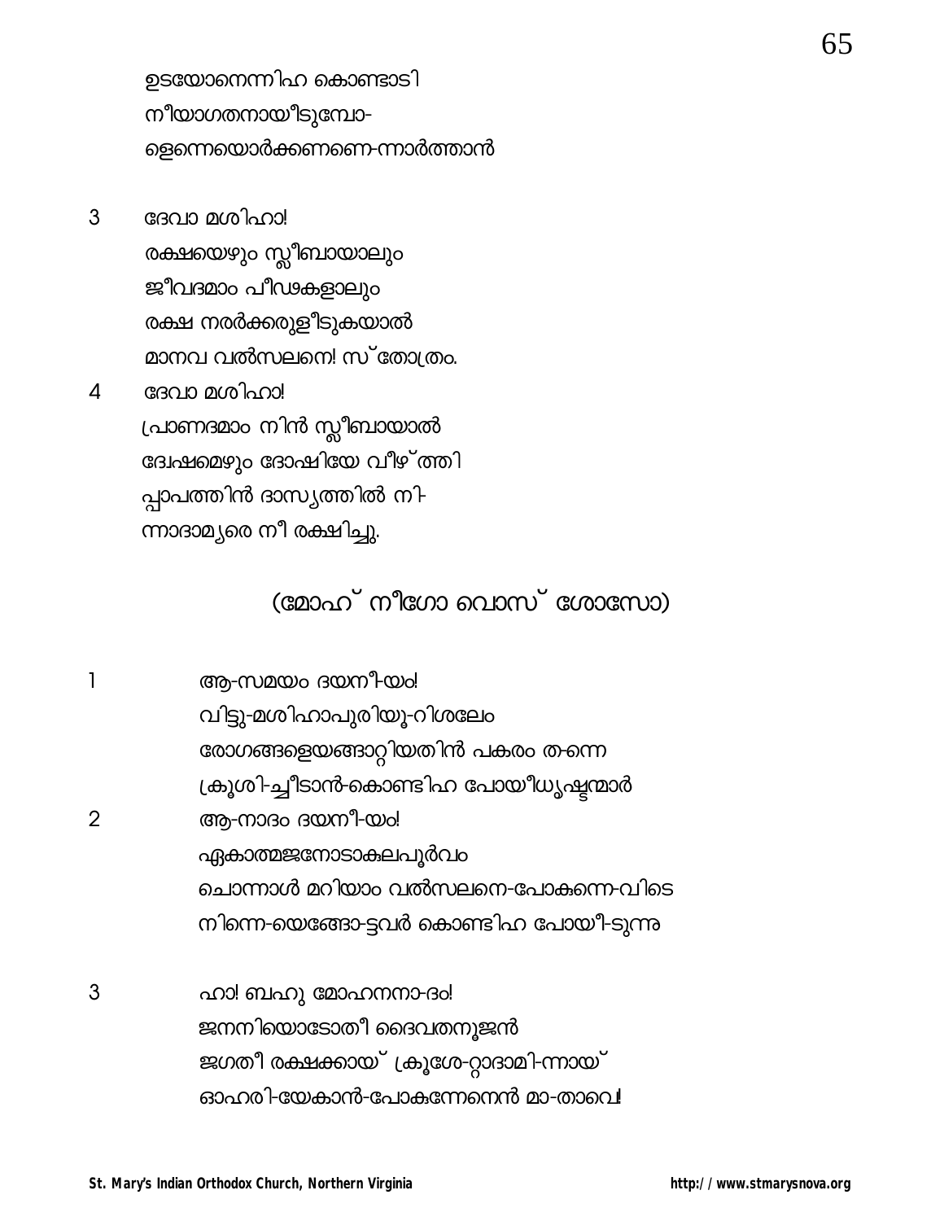ഉടയോനെന്നിഹ കൊണ്ടാടി
നീയാഗതനായീടുമ്പോ-
ളെന്നെയൊർക്കണണെ-ന്നാർത്താൻ

3 ദേവാ മശിഹാ!
രക്ഷയെഴും സ്ലീബായാലും
ജീവദമാം പീഢകളാലും
രക്ഷ നരർക്കരുളീടുകയാൽ
മാനവ വൽസലനെ! സ് തോത്രം.

4 ദേവാ മശിഹാ!
പ്രാണദമാം നിൻ സ്ലീബായാൽ
ദ്വേഷമെഴും ദോഷിയേ വീഴ് ത്തി
പ്പാപത്തിൻ ദാസ്യത്തിൽ നി-
ന്നാദാമ്യരെ നീ രക്ഷിച്ചു.

## (മോഹ് നീഗോ വൊസ് ശോസോ)

1 ആ-സമയം ദയനീ-യം!
വിട്ടു-മശിഹാപുരിയൂ-റിശലേം
രോഗങ്ങളെയങ്ങാറ്റിയതിൻ പകരം ത-ന്നെ
ക്രൂശി-ച്ചീടാൻ-കൊണ്ടിഹ പോയീധൃഷ്ടന്മാർ

2 ആ-നാദം ദയനീ-യം!
ഏകാത്മജനോടാകുലപൂർവം
ചൊന്നാൾ മറിയാം വൽസലനെ-പോകുന്നെ-വിടെ
നിന്നെ-യെങ്ങോ-ട്ടവർ കൊണ്ടിഹ പോയീ-ടുന്നു

3 ഹാ! ബഹു മോഹനനാ-ദം!
ജനനിയൊടോതീ ദൈവതനൂജൻ
ജഗതീ രക്ഷക്കായ് ക്രൂശേ-റ്റാദാമി-ന്നായ്
ഓഹരി-യേകാൻ-പോകുന്നേനെൻ മാ-താവേ!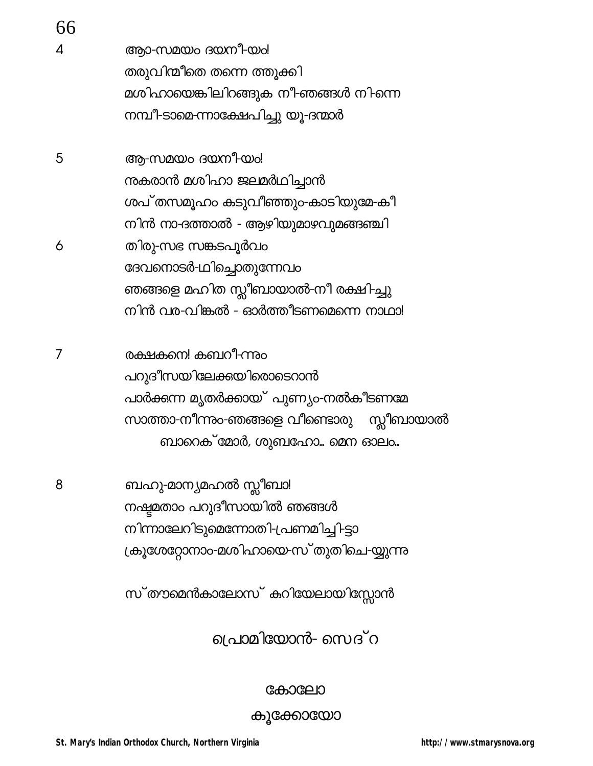4 ആ-സമയം ദയനീ-യം!
തരുവിന്മീതെ തന്നെ ത്തൂക്കി
മശിഹായെങ്കിലിറങ്ങുക നീ-ഞങ്ങൾ നി-ന്നെ
നമ്പീ-ടാമെ-ന്നാക്ഷേപിച്ചു യൂ-ദന്മാർ

5 ആ-സമയം ദയനീ-യം!
നുകരാൻ മശിഹാ ജലമർഥിച്ചാൻ
ശപ്തസമൂഹം കടുവീഞ്ഞും-കാടിയുമേ-കീ
നിൻ നാ-ദത്താൽ - ആഴിയുമാഴവുമഞ്ഞെഞ്ചി

6 തിരു-സഭ സങ്കടപൂർവം
ദേവനൊടർ-ഥിച്ചോതുന്നേവം
ഞങ്ങളെ മഹിത സ്ലീബായാൽ-നീ രക്ഷി-ച്ചു
നിൻ വര-വിങ്കൽ - ഓർത്തീടണമെന്നെ നാഥാ!

7 രക്ഷകനെ! കബറീ-ന്നും
പറുദീസയിലേക്കയിരൊടെറാൻ
പാർക്കുന്ന മൃതർക്കായ് പുണ്യം-നൽകീടണമേ
സാത്താ-നീന്നും-ഞങ്ങളെ വീണ്ടൊരു സ്ലീബായാൽ
ബാറെക്മോർ, ശുബഹോ... മെന ഓലം...

8 ബഹു-മാന്യമഹൽ സ്ലീബാ!
നഷ്ടമതാം പറുദീസായിൽ ഞങ്ങൾ
നിന്നാലേറിടുമെന്നോതി-പ്രണമിച്ചി-ട്ടാ
ക്രൂശേറ്റോനാം-മശിഹായെ-സ്തുതിചെ-യ്യുന്നു

സ്തൗമെൻകാലോസ് കുറിയേലായിസ്സോൻ

## പ്രൊമിയോൻ- സെദ്റ

### കോലോ

### കൂക്കോയോ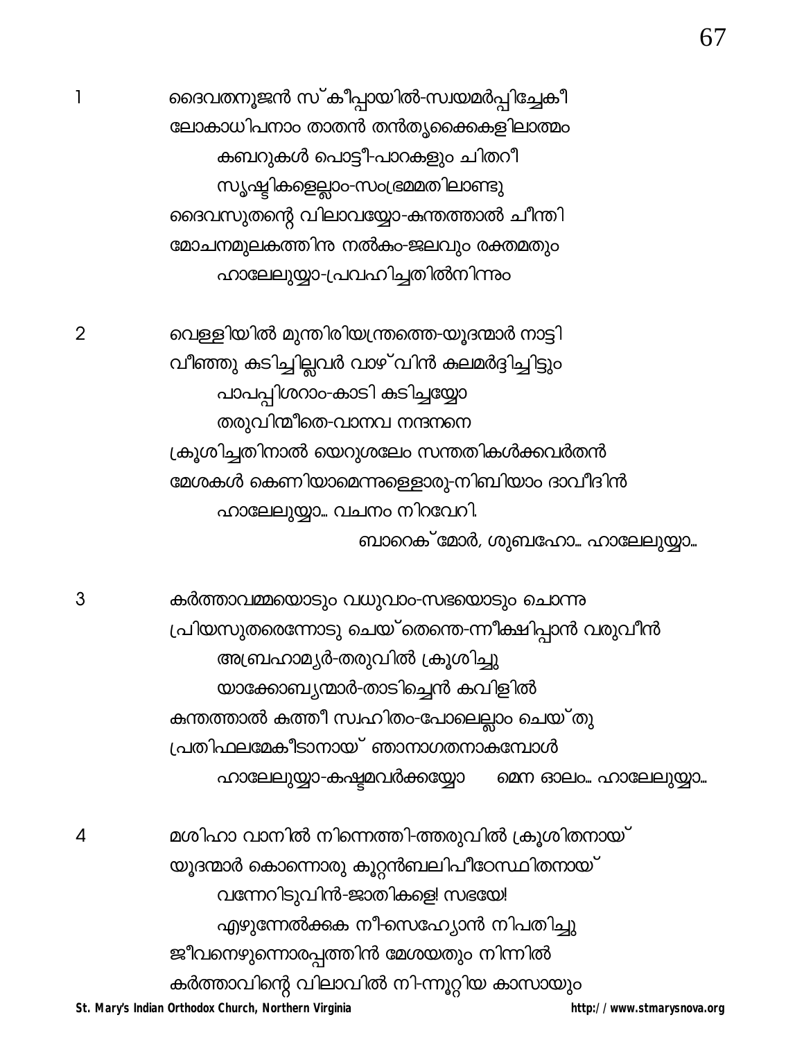1

ദൈവതനൂജൻ സ്കീപ്പായിൽ-സ്വയമർപ്പിച്ചേകീ
ലോകാധിപനാം താതൻ തൻതൃക്കൈകളിലാത്മം
കബറുകൾ പൊട്ടീ-പാറകളും ചിതറീ
സൃഷ്ടികളെല്ലാം-സംഭ്രമമതിലാണ്ടു
ദൈവസുതന്റെ വിലാവയ്യോ-കുന്തത്താൽ ചീന്തി
മോചനമുലകത്തിനു നൽകും-ജലവും രക്തമതും
ഹാലേലുയ്യാ-പ്രവഹിച്ചതിൽനിന്നും

2

വെള്ളിയിൽ മുന്തിരിയന്ത്രത്തെ-യൂദന്മാർ നാട്ടി
വീഞ്ഞു കുടിച്ചില്ലവർ വാഴ്വിൻ കുലമർദ്ദിച്ചിട്ടും
പാപപ്പിശറാം-കാടി കുടിച്ചയ്യോ
തരുവിന്മീതെ-വാനവ നന്ദനനെ
ക്രൂശിച്ചതിനാൽ യെറുശലേം സന്തതികൾക്കവർതൻ
മേശകൾ കെണിയാമെന്നുള്ളൊരു-നിബിയാം ദാവീദിൻ
ഹാലേലുയ്യാ... വചനം നിറവേറി.
ബാറെക്മോർ, ശുബഹോ... ഹാലേലുയ്യാ...

3

കർത്താവമ്മയൊടും വധുവാം-സഭയൊടും ചൊന്നു
പ്രിയസുതരെന്നോടു ചെയ്തെന്തെ-ന്നീക്ഷിപ്പാൻ വരുവീൻ
അബ്രഹാമ്യർ-തരുവിൽ ക്രൂശിച്ചു
യാക്കോബ്യന്മാർ-താടിച്ചെൻ കവിളിൽ
കുന്തത്താൽ കുത്തീ സ്വഹിതം-പോലെല്ലാം ചെയ്തു
പ്രതിഫലമേകീടാനായ് ഞാനാഗതനാകുമ്പോൾ
ഹാലേലുയ്യാ-കഷ്ടമവർക്കയ്യോ മെന ഓലം... ഹാലേലുയ്യാ...

4

മശിഹാ വാനിൽ നിന്നെത്തി-ത്തരുവിൽ ക്രൂശിതനായ്
യൂദന്മാർ കൊന്നൊരു കുറ്റൻബലിപീഠേസ്ഥിതനായ്
വന്നേറിടുവിൻ-ജാതികളേ! സഭയേ!
എഴുന്നേൽക്കുക നീ-സെഹ്യോൻ നിപതിച്ചു
ജീവനെഴുന്നൊരപ്പത്തിൻ മേശയതും നിന്നിൽ
കർത്താവിന്റെ വിലാവിൽ നി-ന്നൂറിയ കാസായും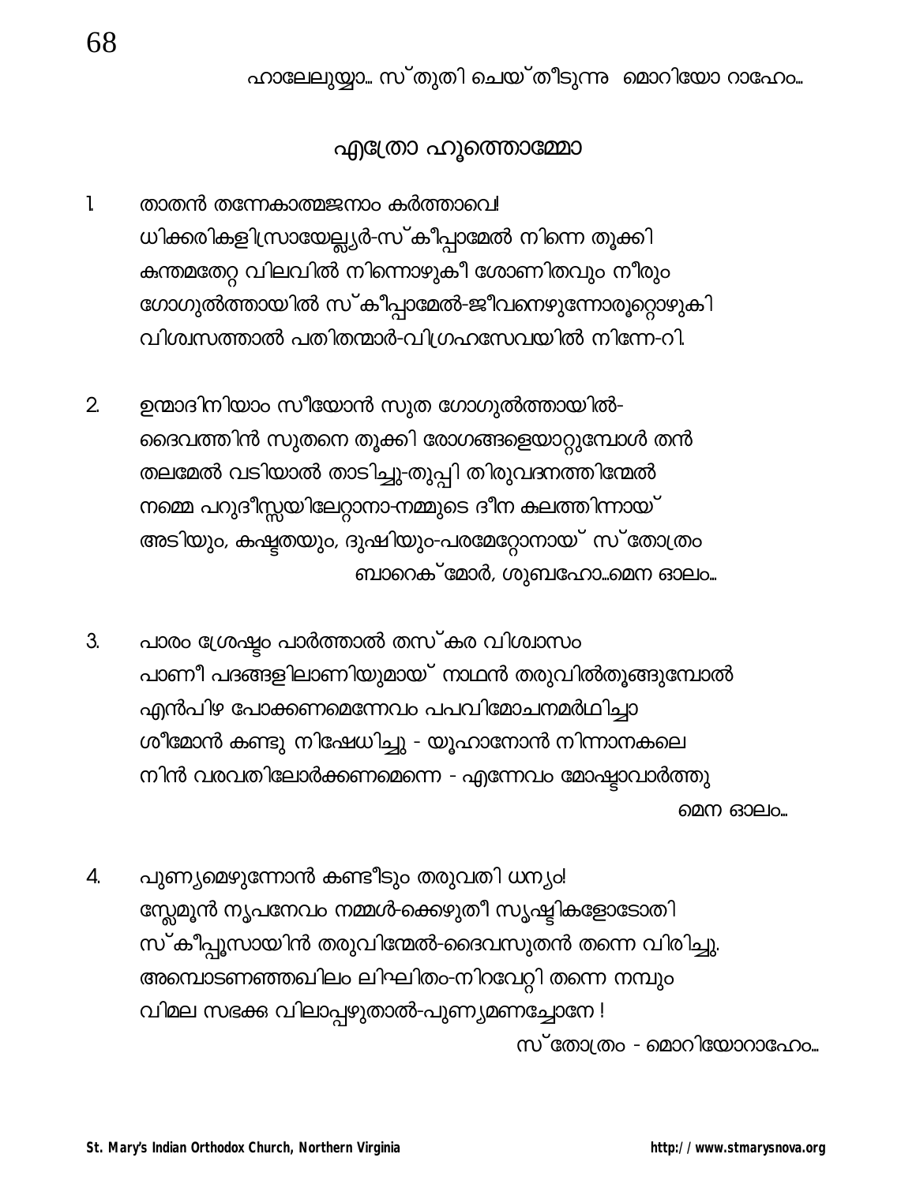ഹാലേലുയ്യാ... സ്തുതി ചെയ്തീടുന്നു മൊറിയോ റാഹേം...

## എത്രോ ഹൂത്തൊമ്മോ

1. താതൻ തന്നേകാത്മജനാം കർത്താവെ!
   ധിക്കരികളിസ്രായേല്യർ-സ്കീപ്പാമേൽ നിന്നെ തൂക്കി
   കന്തമതേറ്റ വിലവിൽ നിന്നൊഴുകീ ശോണിതവും നീരും
   ഗോഗുൽത്തായിൽ സ്കീപ്പാമേൽ-ജീവനെഴുന്നോരൂറ്റൊഴുകി
   വിശ്വസത്താൽ പതിതന്മാർ-വിഗ്രഹസേവയിൽ നിന്നേ-റി.

2. ഉന്മാദിനിയാം സീയോൻ സുത ഗോഗുൽത്തായിൽ-
   ദൈവത്തിൻ സുതനെ തൂക്കി രോഗങ്ങളെയാറ്റുമ്പോൾ തൻ
   തലമേൽ വടിയാൽ താടിച്ചു-തുപ്പി തിരുവദനത്തിന്മേൽ
   നമ്മെ പറുദീസ്സയിലേറ്റാനാ-നമ്മുടെ ദീന കുലത്തിന്നായ്
   അടിയും, കഷ്ടതയും, ദുഷിയും-പരമേറ്റോനായ് സ്തോത്രം
   ബാറെക്മോർ, ശുബഹോ...മെന ഓലം...

3. പാരം ശ്രേഷ്ഠം പാർത്താൽ തസ്കര വിശ്വാസം
   പാണീ പദങ്ങളിലാണിയുമായ് നാഥൻ തരുവിൽതൂങ്ങുമ്പോൾ
   എൻപിഴ പോക്കണമെന്നേവം പപവിമോചനമർഥിച്ചാ
   ശീമോൻ കണ്ടു നിഷേധിച്ചു - യൂഹാനോൻ നിന്നാനകലെ
   നിൻ വരവതിലോർക്കണമെന്നെ - എന്നേവം മോഷ്ടാവാർത്തു
   മെന ഓലം...

4. പുണ്യമെഴുന്നോൻ കണ്ടീടും തരുവതി ധന്യം!
   സ്ലേമൂൻ നൃപനേവം നമ്മൾ-ക്കെഴുതീ സൃഷ്ടികളോടോതി
   സ്കീപ്പുസായിൻ തരുവിന്മേൽ-ദൈവസുതൻ തന്നെ വിരിച്ചു.
   അമ്പൊടണഞ്ഞഖിലം ലിഘിതം-നിറവേറ്റി തന്നെ നമ്പും
   വിമല സഭക്ക വിലാപ്പഴുതാൽ-പുണ്യമണച്ചോനേ !
   സ്തോത്രം - മൊറിയോറാഹേം...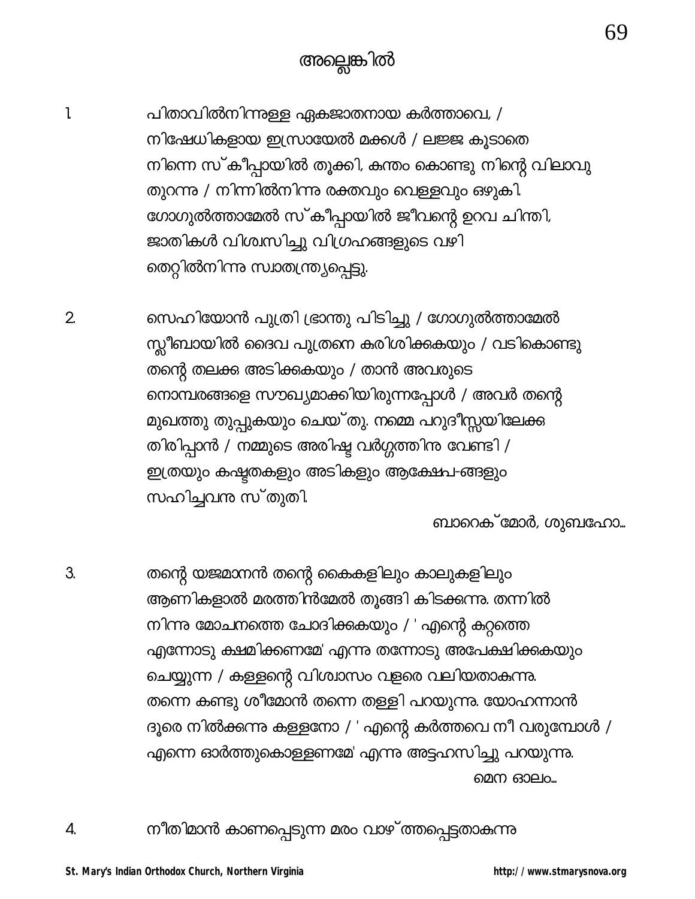# അല്ലെങ്കിൽ

1. പിതാവിൽനിന്നുള്ള ഏകജാതനായ കർത്താവെ, / നിഷേധികളായ ഇസ്രായേൽ മക്കൾ / ലജ്ജ കൂടാതെ നിന്നെ സ്കീപ്പായിൽ തൂക്കി, കുന്തം കൊണ്ടു നിന്റെ വിലാവു തുറന്നു / നിന്നിൽനിന്നു രക്തവും വെള്ളവും ഒഴുകി. ഗോഗുൽത്താമേൽ സ്കീപ്പായിൽ ജീവന്റെ ഉറവ ചിന്തി, ജാതികൾ വിശ്വസിച്ചു വിഗ്രഹങ്ങളുടെ വഴി തെറ്റിൽനിന്നു സ്വാതന്ത്ര്യപ്പെട്ടു.

2. സെഹിയോൻ പുത്രി ഭ്രാന്തു പിടിച്ചു / ഗോഗുൽത്താമേൽ സ്ലീബായിൽ ദൈവ പുത്രനെ കുരിശിക്കുകയും / വടികൊണ്ടു തന്റെ തലക്കു അടിക്കുകയും / താൻ അവരുടെ നൊമ്പരങ്ങളെ സൗഖ്യമാക്കിയിരുന്നപ്പോൾ / അവർ തന്റെ മുഖത്തു തുപ്പുകയും ചെയ്തു. നമ്മെ പറുദീസ്സയിലേക്കു തിരിപ്പാൻ / നമ്മുടെ അരിഷ്ട വർഗ്ഗത്തിനു വേണ്ടി / ഇത്രയും കഷ്ടതകളും അടികളും ആക്ഷേപ-ങ്ങളും സഹിച്ചവനു സ്തുതി.

ബാറെക്മോർ, ശുബഹോ...

3. തന്റെ യജമാനൻ തന്റെ കൈകളിലും കാലുകളിലും ആണികളാൽ മരത്തിൻമേൽ തൂങ്ങി കിടക്കുന്നു. തന്നിൽ നിന്നു മോചനത്തെ ചോദിക്കുകയും / ' എന്റെ കുറ്റത്തെ എന്നോടു ക്ഷമിക്കണമേ' എന്നു തന്നോടു അപേക്ഷിക്കുകയും ചെയ്യുന്ന / കള്ളന്റെ വിശ്വാസം വളരെ വലിയതാകുന്നു. തന്നെ കണ്ടു ശീമോൻ തന്നെ തള്ളി പറയുന്നു. യോഹന്നാൻ ദൂരെ നിൽക്കുന്നു കള്ളനോ / ' എന്റെ കർത്തവെ നീ വരുമ്പോൾ / എന്നെ ഓർത്തുകൊള്ളണമേ' എന്നു അട്ടഹസിച്ചു പറയുന്നു.

മെന ഓലം...

4. നീതിമാൻ കാണപ്പെടുന്ന മരം വാഴ്ത്തപ്പെട്ടതാകുന്നു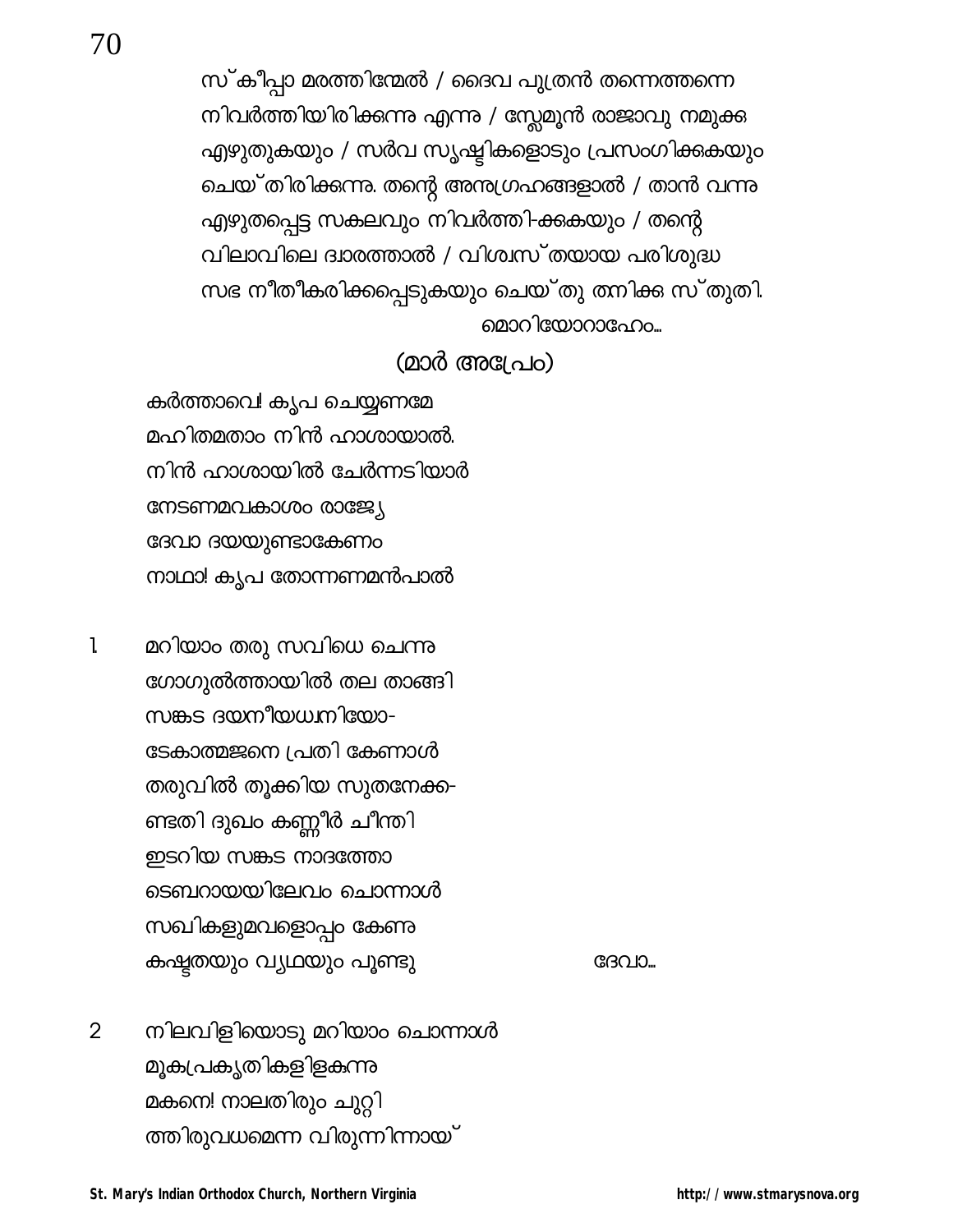സ്കീപ്പാ മരത്തിന്മേൽ / ദൈവ പുത്രൻ തന്നെത്തന്നെ
നിവർത്തിയിരിക്കുന്നു എന്നു / സ്ലേമൂൻ രാജാവു നമുക്കു
എഴുതുകയും / സർവ സൃഷ്ടികളൊടും പ്രസംഗിക്കുകയും
ചെയ്തിരിക്കുന്നു. തന്റെ അനുഗ്രഹങ്ങളാൽ / താൻ വന്നു
എഴുതപ്പെട്ട സകലവും നിവർത്തി-ക്കുകയും / തന്റെ
വിലാവിലെ ദ്വാരത്താൽ / വിശ്വസ്തയായ പരിശുദ്ധ
സഭ നീതീകരിക്കപ്പെടുകയും ചെയ്തു തനിക്കു സ്തുതി.

മൊറിയോറാഹേം...

## (മാർ അപ്രേം)

കർത്താവെ! കൃപ ചെയ്യണമേ
മഹിതമതാം നിൻ ഹാശായാൽ.
നിൻ ഹാശായിൽ ചേർന്നടിയാർ
നേടണമവകാശം രാജ്യേ
ദേവാ ദയയുണ്ടാകേണം
നാഥാ! കൃപ തോന്നണമൻപാൽ

1. മറിയാം തരു സവിധെ ചെന്നു
   ഗോഗുൽത്തായിൽ തല താങ്ങി
   സങ്കട ദയനീയധ്വനിയോ-
   ടേകാത്മജനെ പ്രതി കേണാൾ
   തരുവിൽ തൂക്കിയ സുതനേക്ക-
   ണ്ടതി ദുഖം കണ്ണീർ ചീന്തി
   ഇടറിയ സങ്കട നാദത്തോ
   ടെബറായയിലേവം ചൊന്നാൾ
   സഖികളുമവളൊപ്പം കേണു
   കഷ്ടതയും വ്യഥയും പൂണ്ടു ദേവാ...

2. നിലവിളിയൊടു മറിയാം ചൊന്നാൾ
   മൂകപ്രകൃതികളിളകുന്നു
   മകനെ! നാലതിരും ചുറ്റി
   ത്തിരുവധമെന്ന വിരുന്നിന്നായ്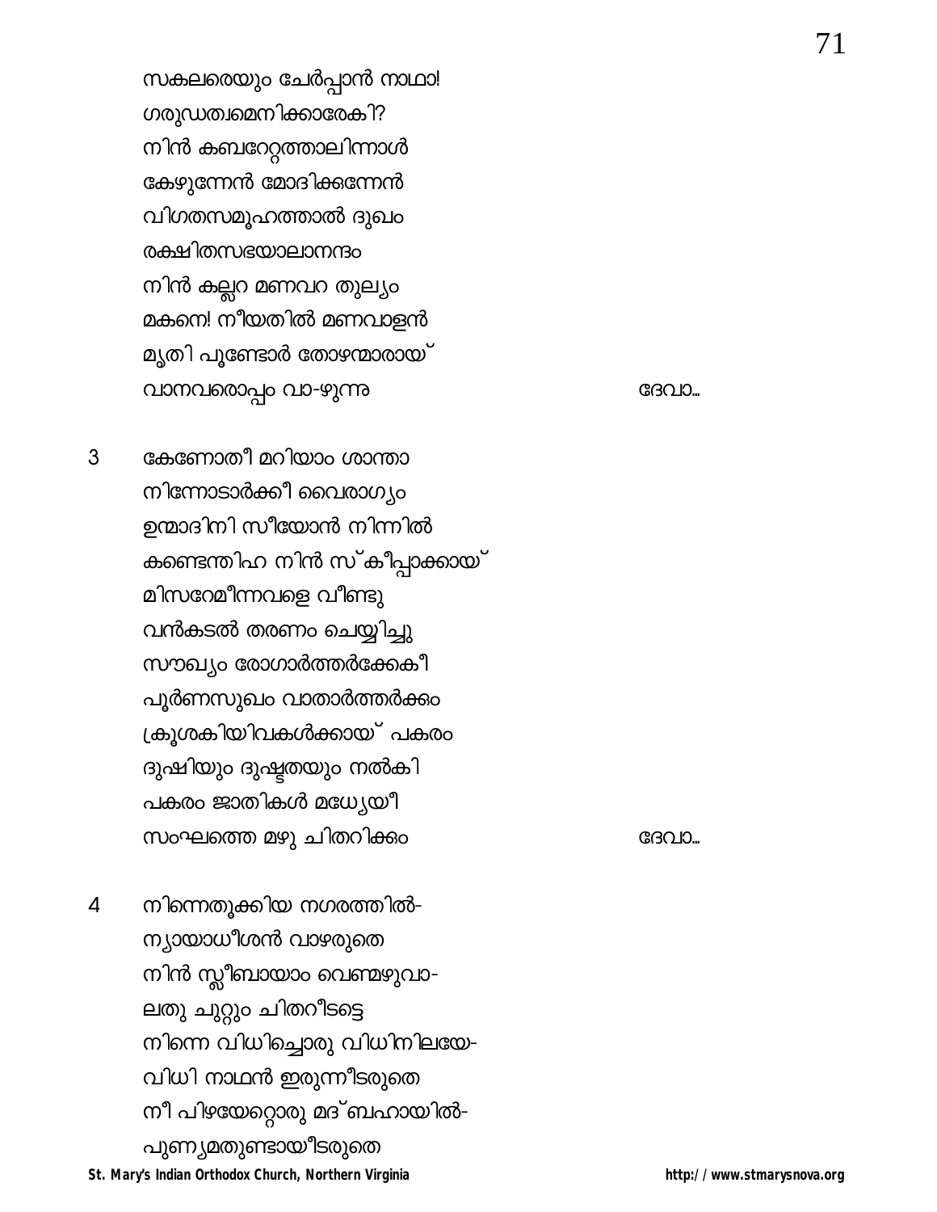സകലരെയും ചേർപ്പാൻ നാഥാ!
ഗരുഡത്വമെനിക്കാരേകി?
നിൻ കബറേറ്റത്താലിന്നാൾ
കേഴുന്നേൻ മോദിക്കുന്നേൻ
വിഗതസമൂഹത്താൽ ദുഖം
രക്ഷിതസഭയാലാനന്ദം
നിൻ കല്ലറ മണവറ തുല്യം
മകനെ! നീയതിൽ മണവാളൻ
മൃതി പൂണ്ടോർ തോഴന്മാരായ്
വാനവരൊപ്പം വാ-ഴുന്നു ദേവാ...

3 കേണോതീ മറിയാം ശാന്താ
നിന്നോടാർക്കീ വൈരാഗ്യം
ഉന്മാദിനി സീയോൻ നിന്നിൽ
കണ്ടെന്തിഹ നിൻ സ്കീപ്പാക്കായ്
മിസറേമീന്നവളെ വീണ്ടു
വൻകടൽ തരണം ചെയ്യിച്ചു
സൗഖ്യം രോഗാർത്തർക്കേകീ
പൂർണസുഖം വാതാർത്തർക്കും
ക്രൂശകിയിവകൾക്കായ് പകരം
ദുഷിയും ദുഷ്ടതയും നൽകി
പകരം ജാതികൾ മധ്യേയീ
സംഘത്തെ മഴു ചിതറിക്കും ദേവാ...

4 നിന്നെതൂക്കിയ നഗരത്തിൽ-
ന്യായാധീശൻ വാഴരുതെ
നിൻ സ്ലീബായാം വെണ്മഴുവാ-
ലതു ചുറ്റും ചിതറീടട്ടെ
നിന്നെ വിധിച്ചൊരു വിധിനിലയേ-
വിധി നാഥൻ ഇരുന്നീടരുതെ
നീ പിഴയേറ്റൊരു മദ്ബഹായിൽ-
പുണ്യമതുണ്ടായീടരുതെ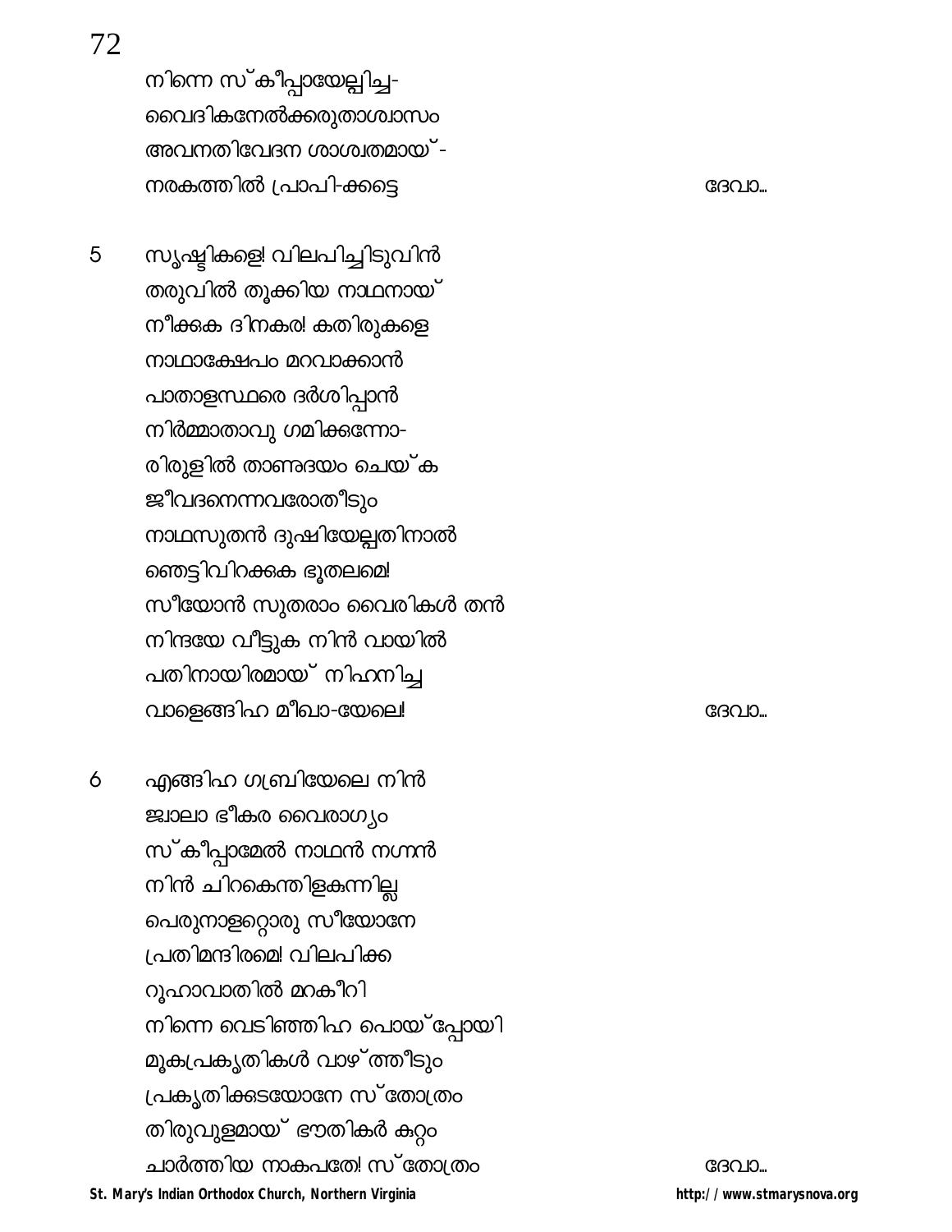നിന്നെ സ്കീപ്പായേല്പിച്ച-
വൈദികനേൽക്കരുതാശ്വാസം
അവനതിവേദന ശാശ്വതമായ്-
നരകത്തിൽ പ്രാപി-ക്കട്ടെ ദേവാ...

5 സൃഷ്ടികളെ! വിലപിച്ചിടുവിൻ
തരുവിൽ തൂക്കിയ നാഥനായ്
നീക്കുക ദിനകര! കതിരുകളെ
നാഥാക്ഷേപം മറവാക്കാൻ
പാതാളസ്ഥരെ ദർശിപ്പാൻ
നിർമ്മാതാവു ഗമിക്കുന്നോ-
രിരുളിൽ താണ്ഡവം ചെയ്ക
ജീവദനെന്നവരോതീടും
നാഥസുതൻ ദുഷിയേല്പതിനാൽ
ഞെട്ടിവിറക്കുക ഭൂതലമേ!
സീയോൻ സുതരാം വൈരികൾ തൻ
നിന്ദയേ വീട്ടുക നിൻ വായിൽ
പതിനായിരമായ് നിഹനിച്ച
വാളെങ്ങിഹ മീഖാ-യേലെ! ദേവാ...

6 എങ്ങിഹ ഗബ്രിയേലെ നിൻ
ജ്വാലാ ഭീകര വൈരാഗ്യം
സ്കീപ്പാമേൽ നാഥൻ നഗ്നൻ
നിൻ ചിറകെന്തിളകുന്നില്ല
പെരുനാളറ്റൊരു സീയോനേ
പ്രതിമന്ദിരമേ! വിലപിക്ക
റൂഹാവാതിൽ മറകീറി
നിന്നെ വെടിഞ്ഞിഹ പൊയ്പ്പോയി
മൂകപ്രകൃതികൾ വാഴ്ത്തീടും
പ്രകൃതിക്കുടയോനേ സ്തോത്രം
തിരുവുളമായ് ഭൗതികർ കുറ്റം
ചാർത്തിയ നാകപതേ! സ്തോത്രം ദേവാ...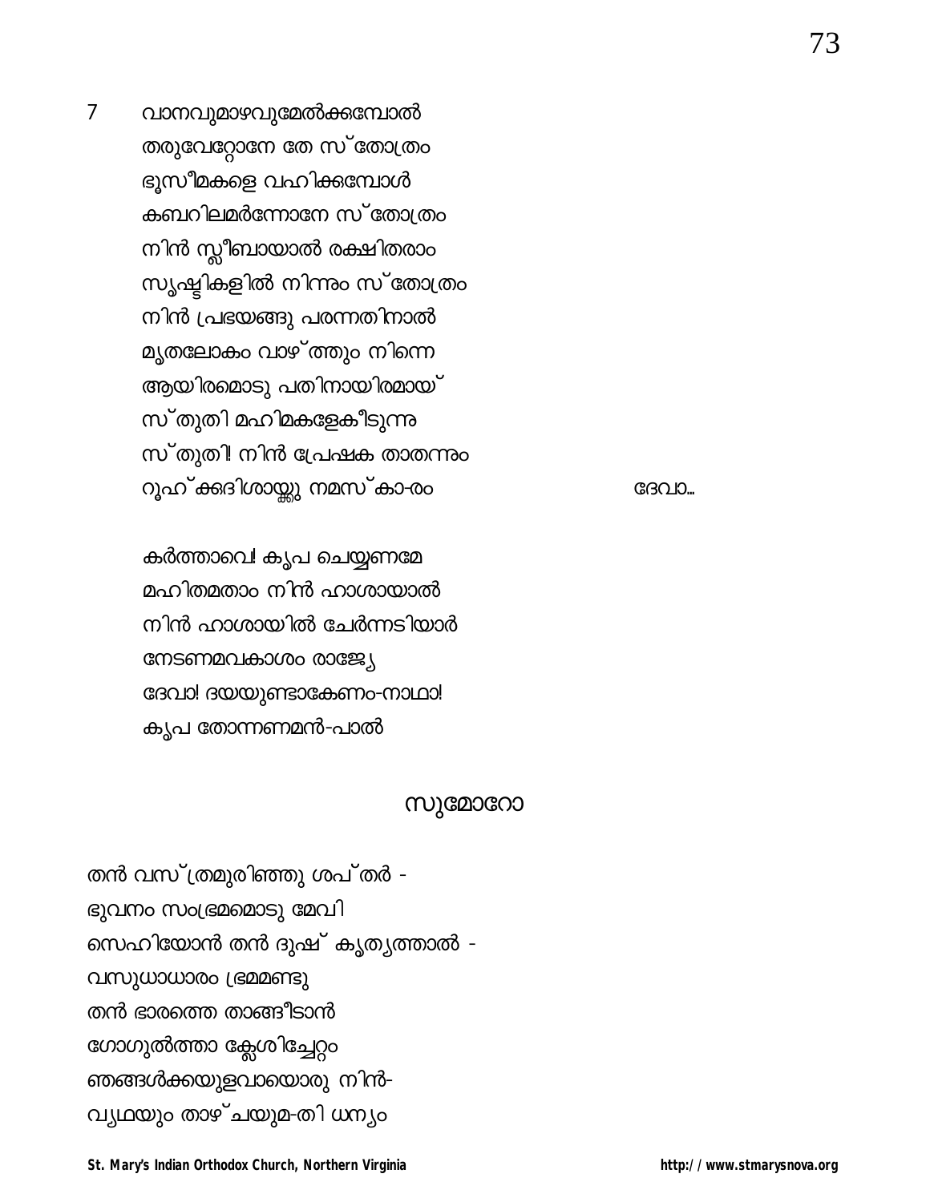7 വാനവുമാഴവുമേൽക്കമ്പോൾ
തരുവേറ്റോനേ തേ സ്തോത്രം
ഭൂസീമകളെ വഹിക്കമ്പോൾ
കബറിലമർന്നോനേ സ്തോത്രം
നിൻ സ്ലീബായാൽ രക്ഷിതരാം
സൃഷ്ടികളിൽ നിന്നും സ്തോത്രം
നിൻ പ്രഭയങ്ങു പരന്നതിനാൽ
മൃതലോകം വാഴ്ത്തും നിന്നെ
ആയിരമൊടു പതിനായിരമായ്
സ്തുതി മഹിമകളേകീടുന്നു
സ്തുതി! നിൻ പ്രേഷക താതന്നും
റൂഹ്ക്കദിശായ്ക്കു നമസ്കാ-രം ദേവാ...

കർത്താവെ! കൃപ ചെയ്യണമേ
മഹിതമതാം നിൻ ഹാശായാൽ
നിൻ ഹാശായിൽ ചേർന്നടിയാർ
നേടണമവകാശം രാജ്യേ
ദേവാ! ദയയുണ്ടാകേണം-നാഥാ!
കൃപ തോന്നണമൻ-പാൽ

## സുമോറോ

തൻ വസ്ത്രമുരിഞ്ഞു ശപ്തർ -
ഭുവനം സംഭ്രമമൊടു മേവി
സെഹിയോൻ തൻ ദുഷ് കൃത്യത്താൽ -
വസുധാധാരം ഭ്രമമണ്ടു
തൻ ഭാരത്തെ താങ്ങീടാൻ
ഗോഗുൽത്താ ക്ലേശിച്ചേറ്റം
ഞങ്ങൾക്കയുളവായൊരു നിൻ-
വ്യഥയും താഴ്ചയുമ-തി ധന്യം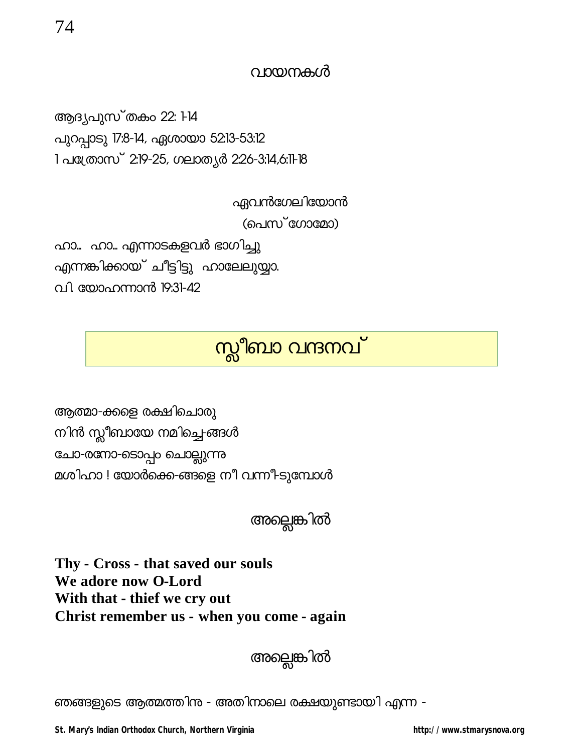### വായനകൾ

ആദ്യപുസ്തകം 22: 1-14
പുറപ്പാടു 17:8-14, ഏശായാ 52:13-53:12
1 പത്രോസ് 2:19-25, ഗലാത്യർ 2:26-3:14,6:11-18

ഏവൻഗേലിയോൻ

(പെസ്ഗോമോ)

ഹാ... ഹാ... എന്നാടകളവർ ഭാഗിച്ചു
എന്നങ്കിക്കായ് ചീട്ടിട്ടു ഹാലേലുയ്യാ.
വി. യോഹന്നാൻ 19:31-42

## സ്ലീബാ വന്ദനവ്

ആത്മാ-ക്കളെ രക്ഷിചൊരു
നിൻ സ്ലീബായേ നമിച്ചെ-ങ്ങൾ
ചോ-രനോ-ടൊപ്പം ചൊല്ലുന്നു
മശിഹാ ! യോർക്കെ-ങ്ങളെ നീ വന്നീ-ടുമ്പോൾ

അല്ലെങ്കിൽ

**Thy - Cross - that saved our souls**
**We adore now O-Lord**
**With that - thief we cry out**
**Christ remember us - when you come - again**

അല്ലെങ്കിൽ

ഞങ്ങളുടെ ആത്മത്തിനു - അതിനാലെ രക്ഷയുണ്ടായി എന്ന -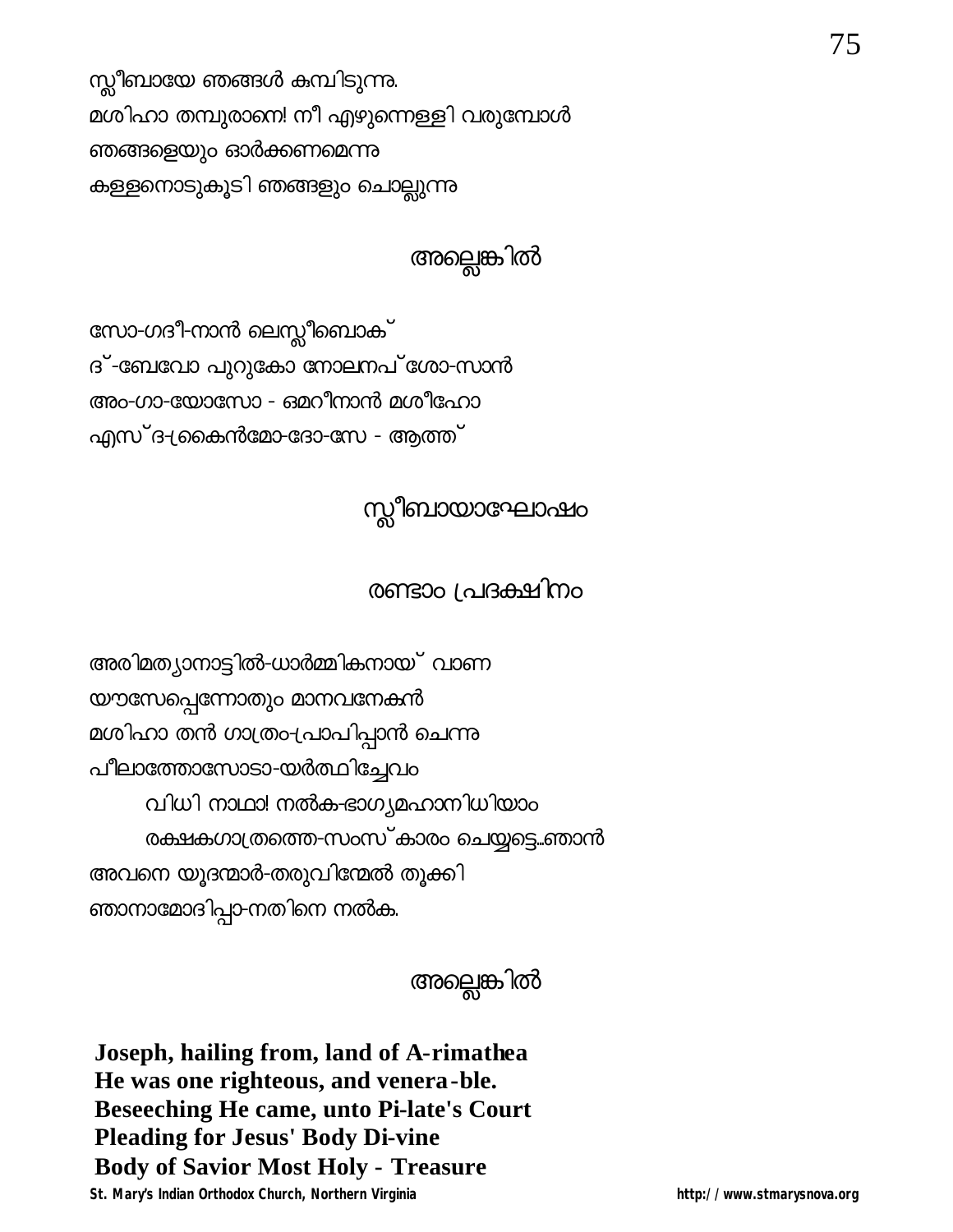സ്ലീബായേ ഞങ്ങൾ കുമ്പിടുന്നു.
മശിഹാ തമ്പുരാനേ! നീ എഴുന്നെള്ളി വരുമ്പോൾ
ഞങ്ങളെയും ഓർക്കണമെന്നു
കള്ളനൊടുകൂടി ഞങ്ങളും ചൊല്ലുന്നു

### അല്ലെങ്കിൽ

സോ-ഗദീ-നാൻ ലെസ്ലീബൊക്
ദ്-ബേവോ പുറുകോ നോലനപ്ശോ-സാൻ
അം-ഗാ-യോസോ - ഒമറീനാൻ മശീഹോ
എസ്ദ-ക്രൈൻമോ-ദോ-സേ - ആത്ത്

## സ്ലീബായാഘോഷം

### രണ്ടാം പ്രദക്ഷിനം

അരിമത്യാനാട്ടിൽ-ധാർമ്മികനായ് വാണ
യൗസേപ്പെന്നോതും മാനവനേകൻ
മശിഹാ തൻ ഗാത്രം-പ്രാപിപ്പാൻ ചെന്നു
പീലാത്തോസോടാ-യർത്ഥിച്ചേവം

  വിധി നാഥാ! നൽക-ഭാഗ്യമഹാനിധിയാം
  രക്ഷകഗാത്രത്തെ-സംസ്കാരം ചെയ്യട്ടെ..ഞാൻ

അവനെ യൂദന്മാർ-തരുവിന്മേൽ തൂക്കി
ഞാനാമോദിപ്പാ-നതിനെ നൽക.

### അല്ലെങ്കിൽ

**Joseph, hailing from, land of A-rimathea**
**He was one righteous, and venera-ble.**
**Beseeching He came, unto Pi-late's Court**
**Pleading for Jesus' Body Di-vine**
**Body of Savior Most Holy - Treasure**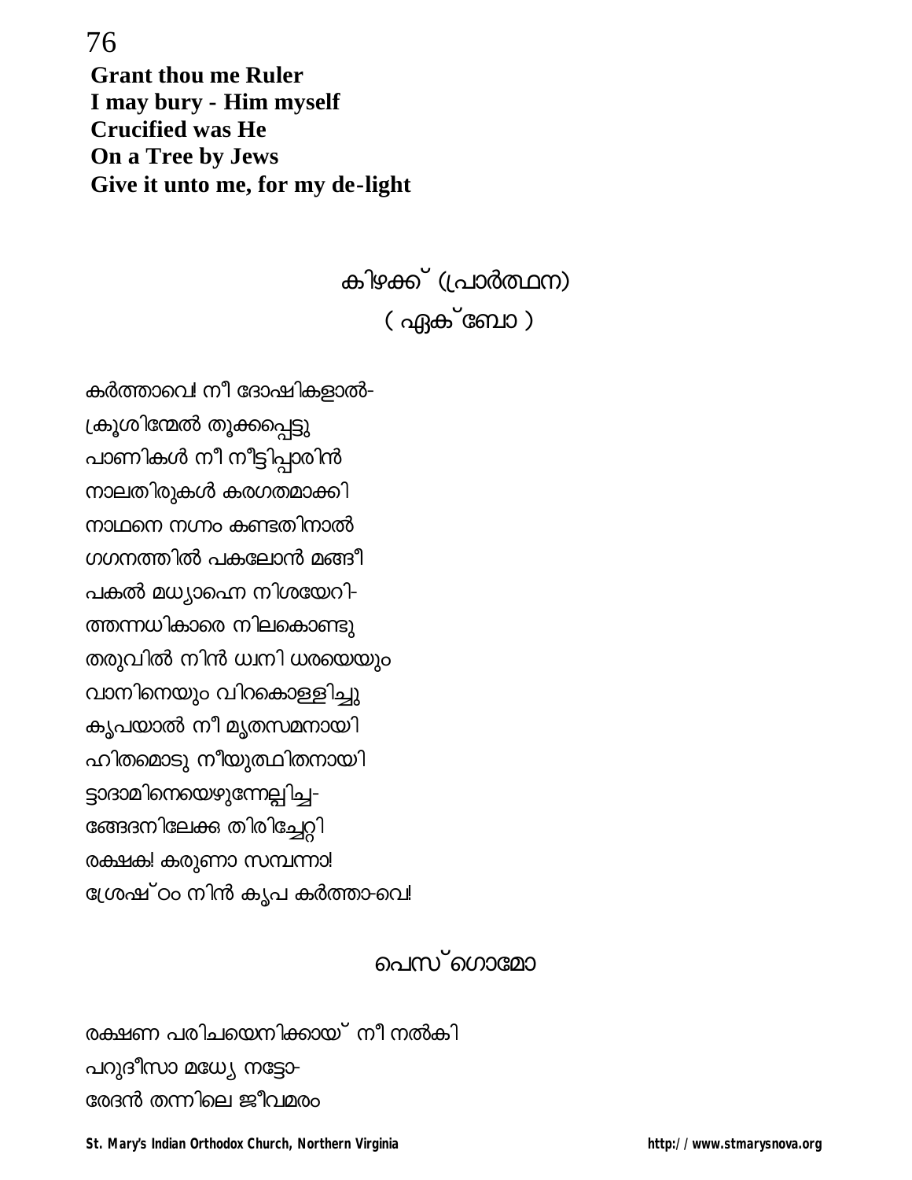**Grant thou me Ruler**
**I may bury - Him myself**
**Crucified was He**
**On a Tree by Jews**
**Give it unto me, for my de-light**

## കിഴക്ക് (പ്രാർത്ഥന)
## ( ഏക്ബോ )

കർത്താവെ! നീ ദോഷികളാൽ-
ക്രൂശിന്മേൽ തൂക്കപ്പെട്ടു
പാണികൾ നീ നീട്ടിപ്പാരിൻ
നാലതിരുകൾ കരഗതമാക്കി
നാഥനെ നഗ്നം കണ്ടതിനാൽ
ഗഗനത്തിൽ പകലോൻ മങ്ങീ
പകൽ മധ്യാഹ്നെ നിശയേറി-
ത്തന്നന്ധകാരെ നിലകൊണ്ടു
തരുവിൽ നിൻ ധ്വനി ധരയെയും
വാനിനെയും വിറകൊള്ളിച്ചു
കൃപയാൽ നീ മൃതസമനായി
ഹിതമൊടു നീയുത്ഥിതനായി
ട്ടാദാമിനെയെഴുന്നേല്പിച്ച-
ങ്ങേദനിലേക്കു തിരിച്ചേറ്റി
രക്ഷക! കരുണാ സമ്പന്നാ!
ശ്രേഷ്ഠം നിൻ കൃപ കർത്താ-വെ!

## പെസ്ഗൊമോ

രക്ഷണ പരിചയെനിക്കായ് നീ നൽകി
പറുദീസാ മധ്യേ നട്ടോ-
രേദൻ തന്നിലെ ജീവമരം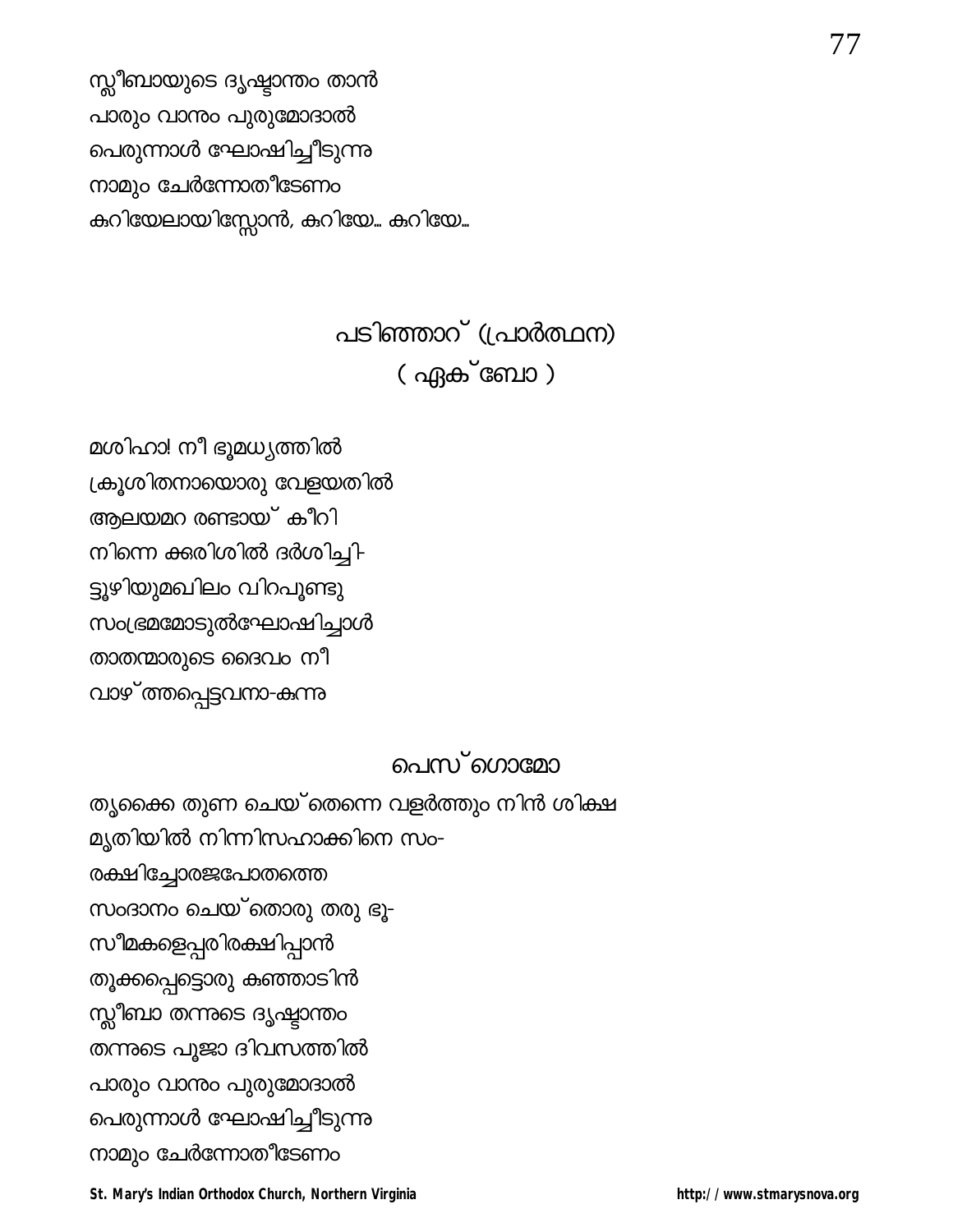സ്ലീബായുടെ ദൃഷ്ടാന്തം താൻ
പാരും വാനും പുരുമോദാൽ
പെരുന്നാൾ ഘോഷിച്ചീടുന്നു
നാമും ചേർന്നോതീടേണം
കുറിയേലായിസ്സോൻ, കുറിയേ... കുറിയേ...

## പടിഞ്ഞാറ് (പ്രാർത്ഥന)
## ( ഏക്ബോ )

മശിഹാ! നീ ഭൂമധ്യത്തിൽ
ക്രൂശിതനായൊരു വേളയതിൽ
ആലയമറ രണ്ടായ് കീറി
നിന്നെ ക്കുരിശിൽ ദർശിച്ചി-
ട്ടൂഴിയുമഖിലം വിറപൂണ്ടു
സംഭ്രമമോടുൽഘോഷിച്ചാൾ
താതന്മാരുടെ ദൈവം നീ
വാഴ്ത്തപ്പെട്ടവനാ-കുന്നു

## പെസ്ഗൊമോ

തൃക്കൈ തുണ ചെയ്തെന്നെ വളർത്തും നിൻ ശിക്ഷ
മൃതിയിൽ നിന്നിസഹാക്കിനെ സം-
രക്ഷിച്ചോരജപോതത്തെ
സംദാനം ചെയ്തൊരു തരു ഭൂ-
സീമകളെപ്പരിരക്ഷിപ്പാൻ
തൂക്കപ്പെട്ടൊരു കുഞ്ഞാടിൻ
സ്ലീബാ തന്നുടെ ദൃഷ്ടാന്തം
തന്നുടെ പൂജാ ദിവസത്തിൽ
പാരും വാനും പുരുമോദാൽ
പെരുന്നാൾ ഘോഷിച്ചീടുന്നു
നാമും ചേർന്നോതീടേണം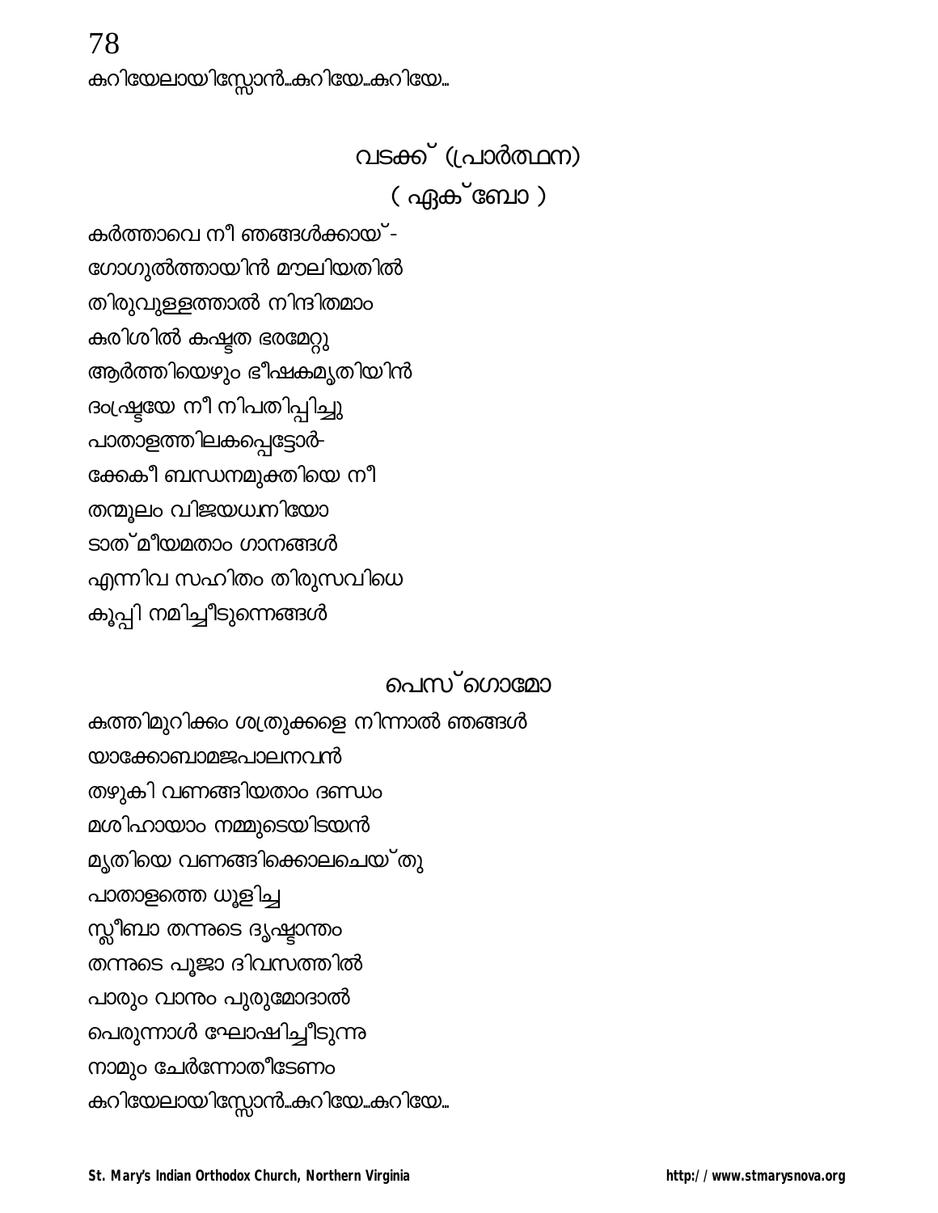കുറിയേലായിസ്സോൻ...കുറിയേ...കുറിയേ...

## വടക്ക് (പ്രാർത്ഥന)

## ( ഏക്ബോ )

കർത്താവെ നീ ഞങ്ങൾക്കായ്-
ഗോഗുൽത്തായിൻ മൗലിയതിൽ
തിരുവുള്ളത്താൽ നിന്ദിതമാം
കരിശിൽ കഷ്ടത ഭരമേറ്റു
ആർത്തിയെഴും ഭീഷകമൃതിയിൻ
ദംഷ്ട്രയേ നീ നിപതിപ്പിച്ചു
പാതാളത്തിലകപ്പെട്ടോർ-
ക്കേകീ ബന്ധനമുക്തിയെ നീ
തന്മൂലം വിജയധ്വനിയോ
ടാത്മീയമതാം ഗാനങ്ങൾ
എന്നിവ സഹിതം തിരുസവിധെ
കൂപ്പി നമിച്ചീടുന്നെങ്ങൾ

## പെസ്ഗൊമോ

കത്തിമുറിക്കം ശത്രുക്കളെ നിന്നാൽ ഞങ്ങൾ
യാക്കോബാമജപാലനവൻ
തഴുകി വണങ്ങിയതാം ദണ്ഡം
മശിഹായാം നമ്മുടെയിടയൻ
മൃതിയെ വണങ്ങിക്കൊലചെയ്തു
പാതാളത്തെ ധൂളിച്ച
സ്ലീബാ തന്നുടെ ദൃഷ്ടാന്തം
തന്നുടെ പൂജാ ദിവസത്തിൽ
പാരും വാനും പുരുമോദാൽ
പെരുന്നാൾ ഘോഷിച്ചീടുന്നു
നാമും ചേർന്നോതീടേണം
കുറിയേലായിസ്സോൻ...കുറിയേ...കുറിയേ...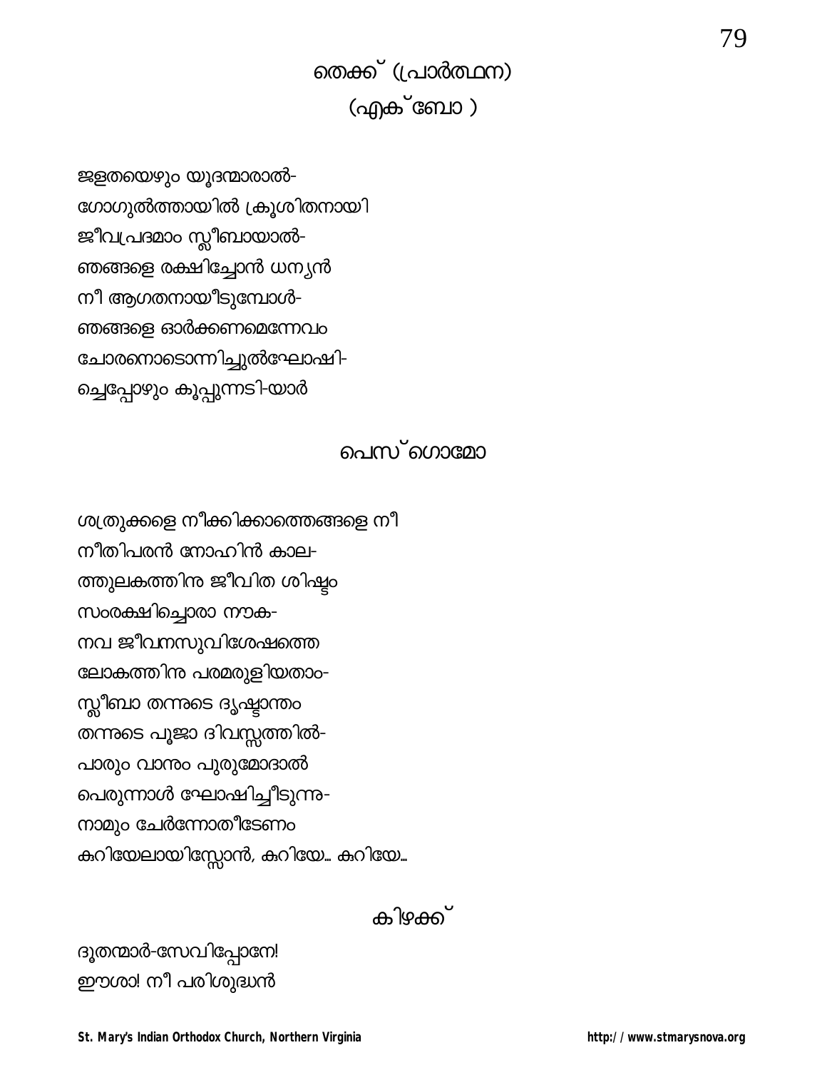## തെക്ക് (പ്രാർത്ഥന)

## (എക്ബോ )

ജളതയെഴും യൂദന്മാരാൽ-
ഗോഗുൽത്തായിൽ ക്രൂശിതനായി
ജീവപ്രദമാം സ്ലീബായാൽ-
ഞങ്ങളെ രക്ഷിച്ചോൻ ധന്യൻ
നീ ആഗതനായീടുമ്പോൾ-
ഞങ്ങളെ ഓർക്കണമെന്നേവം
ചോരനൊടൊന്നിച്ചുൽഘോഷി-
ച്ചെപ്പോഴും കൂപ്പുന്നടി-യാർ

## പെസ്ഗൊമോ

ശത്രുക്കളെ നീക്കിക്കാത്തെങ്ങളെ നീ
നീതിപരൻ നോഹിൻ കാല-
ത്തുലകത്തിനു ജീവിത ശിഷ്ടം
സംരക്ഷിച്ചൊരാ നൗക-
നവ ജീവനസുവിശേഷത്തെ
ലോകത്തിനു പരമരുളിയതാം-
സ്ലീബാ തന്നുടെ ദൃഷ്ടാന്തം
തന്നുടെ പൂജാ ദിവസ്സത്തിൽ-
പാരും വാനും പുരുമോദാൽ
പെരുന്നാൾ ഘോഷിച്ചീടുന്നു-
നാമും ചേർന്നോതീടേണം
കുറിയേലായിസ്സോൻ, കുറിയേ... കുറിയേ...

## കിഴക്ക്

ദൂതന്മാർ-സേവിപ്പോനേ!
ഈശാ! നീ പരിശുദ്ധൻ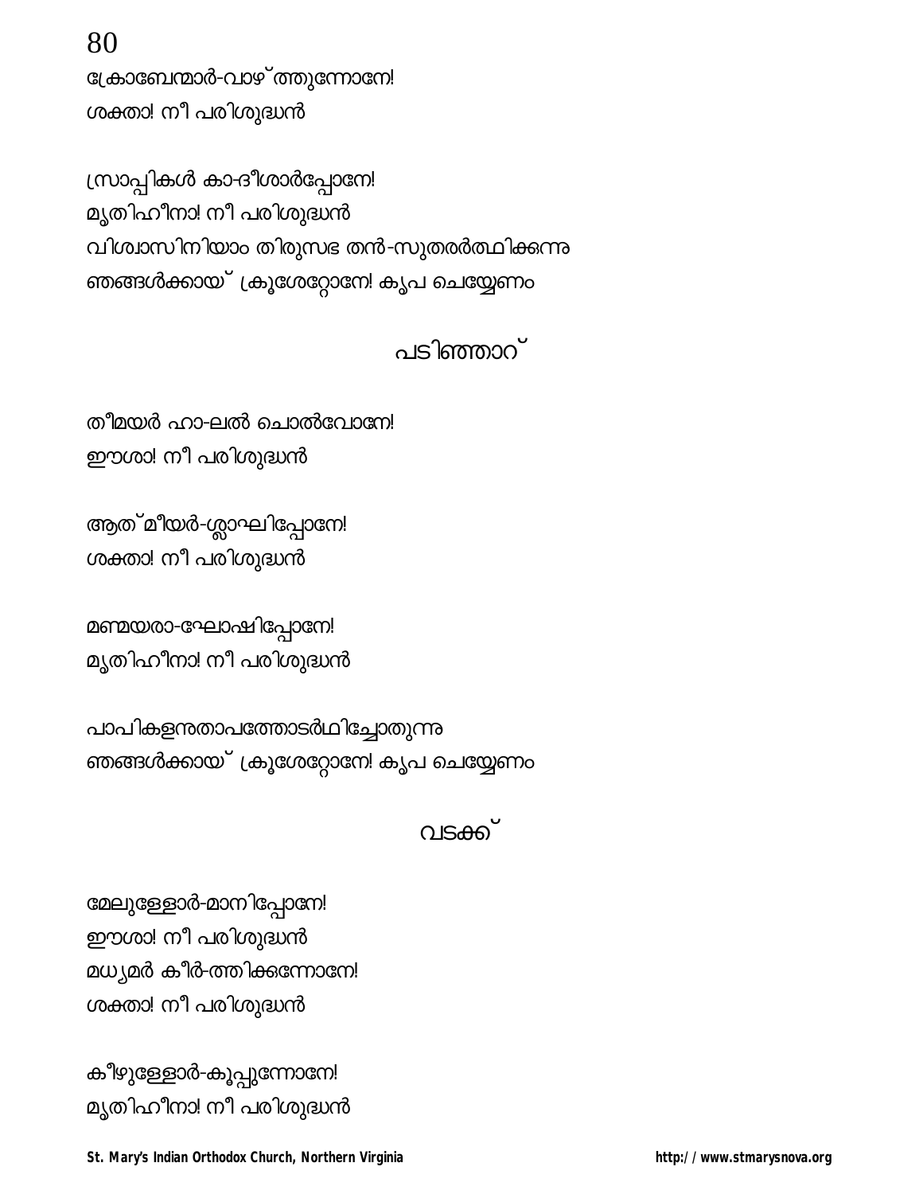ക്രോബേന്മാർ-വാഴ്ത്തുന്നോനേ!
ശക്താ! നീ പരിശുദ്ധൻ

സ്രാപ്പികൾ കാ-ദീശാർപ്പോനേ!
മൃതിഹീനാ! നീ പരിശുദ്ധൻ
വിശ്വാസിനിയാം തിരുസഭ തൻ-സുതരർത്ഥിക്കുന്നു
ഞങ്ങൾക്കായ് ക്രൂശേറ്റോനേ! കൃപ ചെയ്യേണം

## പടിഞ്ഞാറ്

തീമയർ ഹാ-ലൽ ചൊൽവോനേ!
ഈശാ! നീ പരിശുദ്ധൻ

ആത്മീയർ-ശ്ലാഘിപ്പോനേ!
ശക്താ! നീ പരിശുദ്ധൻ

മണ്മയരാ-ഘോഷിപ്പോനേ!
മൃതിഹീനാ! നീ പരിശുദ്ധൻ

പാപികളനുതാപത്തോടർഥിച്ചോതുന്നു
ഞങ്ങൾക്കായ് ക്രൂശേറ്റോനേ! കൃപ ചെയ്യേണം

## വടക്ക്

മേലുള്ളോർ-മാനിപ്പോനേ!
ഈശാ! നീ പരിശുദ്ധൻ
മധ്യമർ കീർ-ത്തിക്കുന്നോനേ!
ശക്താ! നീ പരിശുദ്ധൻ

കീഴുള്ളോർ-കൂപ്പുന്നോനേ!
മൃതിഹീനാ! നീ പരിശുദ്ധൻ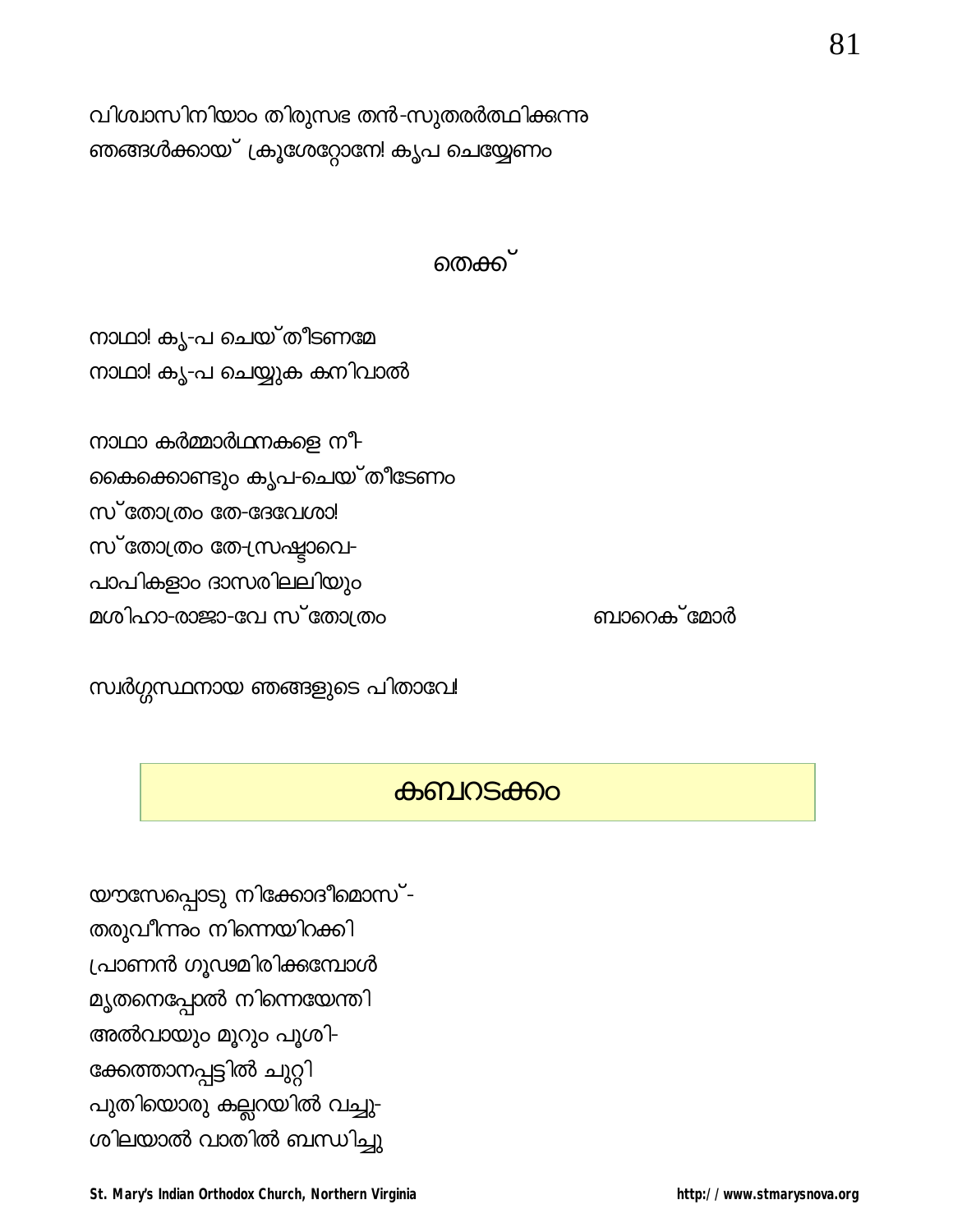വിശ്വാസിനിയാം തിരുസഭ തൻ-സുതരർത്ഥിക്കുന്നു
ഞങ്ങൾക്കായ് ക്രൂശേറ്റോനേ! കൃപ ചെയ്യേണം

### തെക്ക്

നാഥാ! കൃ-പ ചെയ്തീടണമേ
നാഥാ! കൃ-പ ചെയ്യുക കനിവാൽ

നാഥാ കർമ്മാർത്ഥനകളെ നീ-
കൈക്കൊണ്ടും കൃപ-ചെയ്തീടേണം
സ്തോത്രം തേ-ദേവേശാ!
സ്തോത്രം തേ-സ്രഷ്ടാവെ-
പാപികളാം ദാസരിലലിയും
മശിഹാ-രാജാ-വേ സ്തോത്രം ബാറെക്മോർ

സ്വർഗ്ഗസ്ഥനായ ഞങ്ങളുടെ പിതാവേ!

## കബറടക്കം

യൗസേപ്പൊടു നിക്കോദീമൊസ്-
തരുവീന്നും നിന്നെയിറക്കി
പ്രാണൻ ഗൂഢമിരിക്കുമ്പോൾ
മൃതനെപ്പോൽ നിന്നെയേന്തി
അൽവായും മൂറും പൂശി-
ക്കേത്താനപ്പട്ടിൽ ചുറ്റി
പുതിയൊരു കല്ലറയിൽ വച്ചു-
ശിലയാൽ വാതിൽ ബന്ധിച്ചു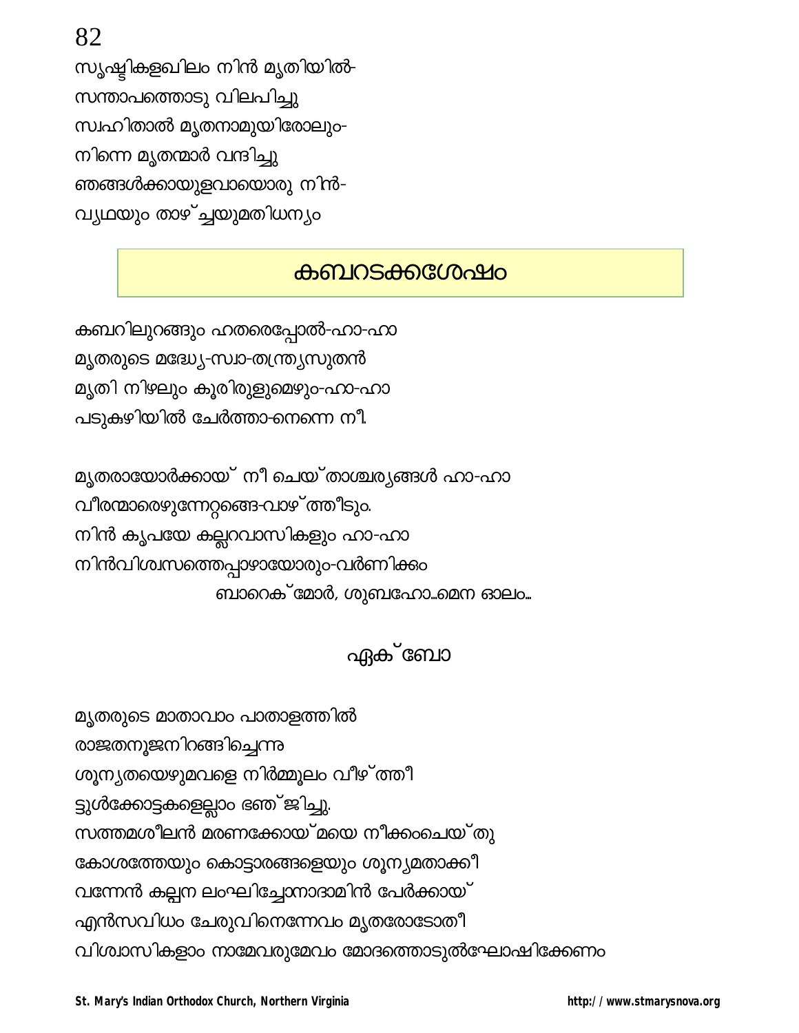സൃഷ്ടികളഖിലം നിൻ മൃതിയിൽ-
സന്താപത്തൊടു വിലപിച്ചു
സ്വഹിതാൽ മൃതനാമുയിരോലും-
നിന്നെ മൃതന്മാർ വന്ദിച്ചു
ഞങ്ങൾക്കായുളവായൊരു നിൻ-
വ്യഥയും താഴ്ച്ചയുമതിധന്യം

## കബറടക്കശേഷം

കബറിലുറങ്ങും ഹതരെപ്പോൽ-ഹാ-ഹാ
മൃതരുടെ മദ്ധ്യേ-സ്വാ-തന്ത്ര്യസുതൻ
മൃതി നിഴലും കൂരിരുളുമെഴും-ഹാ-ഹാ
പടുകുഴിയിൽ ചേർത്താ-നെന്നെ നീ.

മൃതരായോർക്കായ് നീ ചെയ്താശ്ചര്യങ്ങൾ ഹാ-ഹാ
വീരന്മാരെഴുന്നേറ്റങ്ങെ-വാഴ്ത്തീടും.
നിൻ കൃപയേ കല്ലറവാസികളും ഹാ-ഹാ
നിൻവിശ്വസത്തെപ്പാഴായോരും-വർണിക്കം

ബാറെക്മോർ, ശുബഹോ...മെന ഓലം...

### ഏക്ബോ

മൃതരുടെ മാതാവാം പാതാളത്തിൽ
രാജതനൂജനിറങ്ങിച്ചെന്നു
ശൂന്യതയെഴുമവളെ നിർമ്മൂലം വീഴ്ത്തീ
ട്ടുൾക്കോട്ടകളെല്ലാം ഭഞ്ജിച്ചു.
സത്തമശീലൻ മരണക്കോയ്മയെ നീക്കംചെയ്തു
കോശത്തേയും കൊട്ടാരങ്ങളെയും ശൂന്യമതാക്കീ
വന്നേൻ കല്പന ലംഘിച്ചോന്നാദാമിൻ പേർക്കായ്
എൻസവിധം ചേരുവിനെന്നേവം മൃതരോടോതീ
വിശ്വാസികളാം നാമേവരുമേവം മോദത്തൊടുൽഘോഷിക്കേണം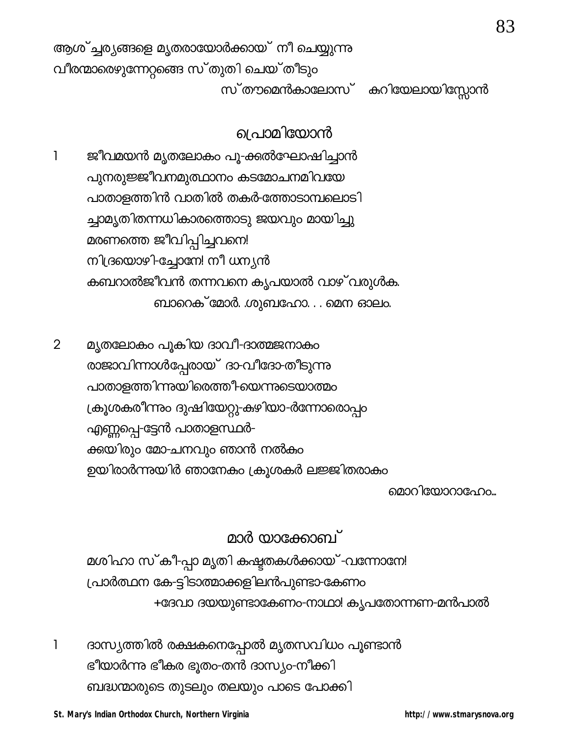ആശ്ചര്യങ്ങളെ മൃതരായോർക്കായ് നീ ചെയ്യുന്ന
വീരന്മാരെഴുന്നേറ്റങ്ങെ സ്തുതി ചെയ്തീടും

സ്തൗമെൻകാലോസ് കുറിയേലായിസ്സോൻ

## പ്രൊമിയോൻ

1 ജീവമയൻ മൃതലോകം പൂ-ക്കൽഘോഷിച്ചാൻ
പുനരുജ്ജീവനമുത്ഥാനം കടമോചനമിവയേ
പാതാളത്തിൻ വാതിൽ തകർ-ത്തോടാമ്പലൊടി
ച്ചാമൃതിതന്നധികാരത്തൊടു ജയവും മായിച്ചു
മരണത്തെ ജീവിപ്പിച്ചവനെ!
നിദ്രയൊഴി-ച്ചോനേ! നീ ധന്യൻ
കബറാൽജീവൻ തന്നവനെ കൃപയാൽ വാഴ്വരുൾക.

ബാറെക്മോർ. .ശുബഹോ. . . മെന ഓലം.

2 മൃതലോകം പൂകിയ ദാവീ-ദാത്മജനാകം
രാജാവിന്നാൾപ്പേരായ് ദാ-വീദോ-തീടുന്ന
പാതാളത്തിന്നുയിരെത്തീ-യെന്നുടെയാത്മം
ക്രൂശകരീന്നും ദുഷിയേറ്റു-കുഴിയാ-ർന്നോരൊപ്പം
എണ്ണപ്പെ-ട്ടേൻ പാതാളസ്ഥർ-
ക്കുയിരും മോ-ചനവും ഞാൻ നൽകം
ഉയിരാർന്നുയിർ ഞാനേകം ക്രൂശകർ ലജ്ജിതരാകം

മൊറിയോറാഹേം...

## മാർ യാക്കോബ്

മശിഹാ സ്കീ-പ്പാ മൃതി കഷ്ടതകൾക്കായ്-വന്നോനേ!
പ്രാർത്ഥന കേ-ട്ടിടാത്മാക്കളിലൻപുണ്ടാ-കേണം

+ദേവാ ദയയുണ്ടാകേണം-നാഥാ! കൃപതോന്നണ-മൻപാൽ

1 ദാസ്യത്തിൽ രക്ഷകനെപ്പോൽ മൃതസവിധം പൂണ്ടാൻ
ഭീയാർന്നു ഭീകര ഭൂതം-തൻ ദാസ്യം-നീക്കി
ബദ്ധന്മാരുടെ തുടലും തലയും പാടെ പോക്കി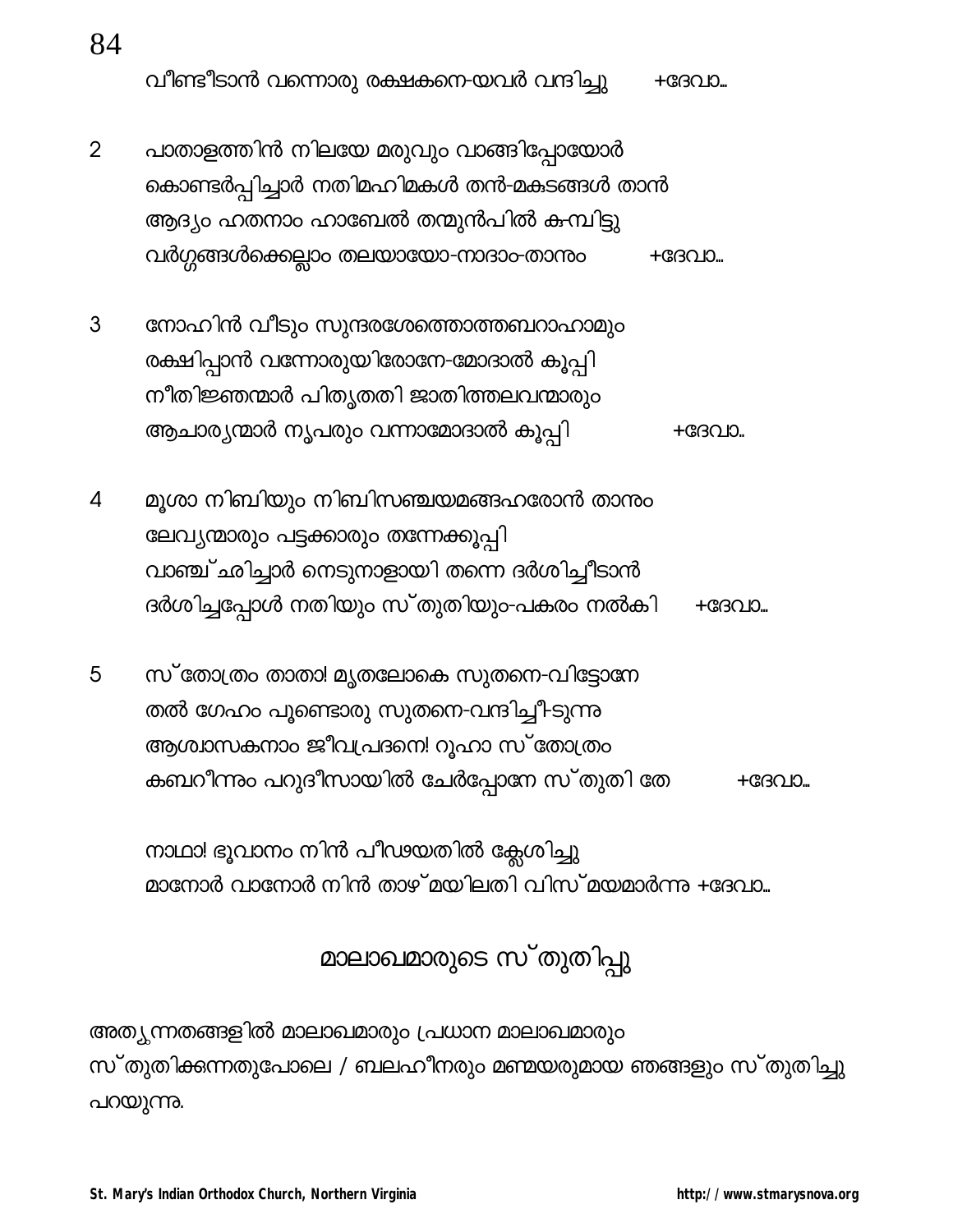വീണ്ടീടാൻ വന്നൊരു രക്ഷകനെ-യവർ വന്ദിച്ചു +ദേവാ...

2 പാതാളത്തിൻ നിലയേ മരുവും വാങ്ങിപ്പോയോർ
കൊണ്ടർപ്പിച്ചാർ നതിമഹിമകൾ തൻ-മകടങ്ങൾ താൻ
ആദ്യം ഹതനാം ഹാബേൽ തന്മുൻപിൽ കുമ്പിട്ടു
വർഗ്ഗങ്ങൾക്കെല്ലാം തലയായോ-നാദാം-താനും +ദേവാ...

3 നോഹിൻ വീടും സുന്ദരശേത്തൊത്തബറാഹാമും
രക്ഷിപ്പാൻ വന്നോരുയിരോനേ-മോദാൽ കൂപ്പി
നീതിജ്ഞന്മാർ പിതൃതതി ജാതിത്തലവന്മാരും
ആചാര്യന്മാർ നൃപരും വന്നാമോദാൽ കൂപ്പി +ദേവാ..

4 മൂശാ നിബിയും നിബിസഞ്ചയമങ്ങഹരോൻ താനും
ലേവ്യന്മാരും പട്ടക്കാരും തന്നേക്കൂപ്പി
വാഞ്ച്ഛിച്ചാർ നെടുനാളായി തന്നെ ദർശിച്ചീടാൻ
ദർശിച്ചപ്പോൾ നതിയും സ്തുതിയും-പകരം നൽകി +ദേവാ...

5 സ്തോത്രം താതാ! മൃതലോകെ സുതനെ-വിട്ടോനേ
തൽ ഗേഹം പൂണ്ടൊരു സുതനെ-വന്ദിച്ചീടുന്നു
ആശ്വാസകനാം ജീവപ്രദനെ! റൂഹാ സ്തോത്രം
കബറീന്നും പറുദീസായിൽ ചേർപ്പോനേ സ്തുതി തേ +ദേവാ...

നാഥാ! ഭൂവാനം നിൻ പീഢയതിൽ ക്ലേശിച്ചു
മാനോർ വാനോർ നിൻ താഴ്മയിലതി വിസ്മയമാർന്നു +ദേവാ...

## മാലാഖമാരുടെ സ്തുതിപ്പു

അത്യുന്നതങ്ങളിൽ മാലാഖമാരും പ്രധാന മാലാഖമാരും
സ്തുതിക്കുന്നതുപോലെ / ബലഹീനരും മണ്മയരുമായ ഞങ്ങളും സ്തുതിച്ചു
പറയുന്നു.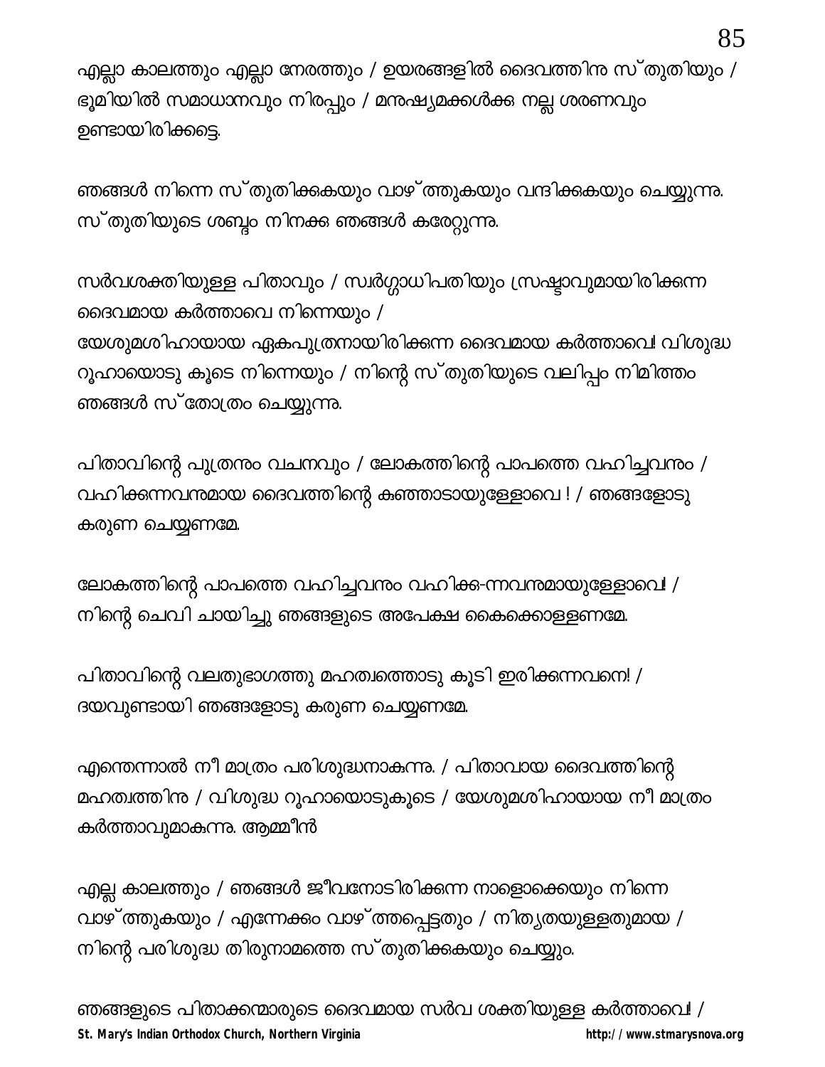എല്ലാ കാലത്തും എല്ലാ നേരത്തും / ഉയരങ്ങളിൽ ദൈവത്തിനു സ്തുതിയും / ഭൂമിയിൽ സമാധാനവും നിരപ്പും / മനുഷ്യമക്കൾക്കു നല്ല ശരണവും ഉണ്ടായിരിക്കട്ടെ.

ഞങ്ങൾ നിന്നെ സ്തുതിക്കുകയും വാഴ്ത്തുകയും വന്ദിക്കുകയും ചെയ്യുന്നു. സ്തുതിയുടെ ശബ്ദം നിനക്കു ഞങ്ങൾ കരേറ്റുന്നു.

സർവശക്തിയുള്ള പിതാവും / സ്വർഗ്ഗാധിപതിയും സ്രഷ്ടാവുമായിരിക്കുന്ന ദൈവമായ കർത്താവെ നിന്നെയും /
യേശുമശിഹായായ ഏകപുത്രനായിരിക്കുന്ന ദൈവമായ കർത്താവെ! വിശുദ്ധ റൂഹായൊടു കൂടെ നിന്നെയും / നിന്റെ സ്തുതിയുടെ വലിപ്പം നിമിത്തം ഞങ്ങൾ സ്തോത്രം ചെയ്യുന്നു.

പിതാവിന്റെ പുത്രനും വചനവും / ലോകത്തിന്റെ പാപത്തെ വഹിച്ചവനും / വഹിക്കുന്നവനുമായ ദൈവത്തിന്റെ കുഞ്ഞാടായുള്ളോവെ ! / ഞങ്ങളോടു കരുണ ചെയ്യണമേ.

ലോകത്തിന്റെ പാപത്തെ വഹിച്ചവനും വഹിക്കു-ന്നവനുമായുള്ളോവെ! / നിന്റെ ചെവി ചായിച്ചു ഞങ്ങളുടെ അപേക്ഷ കൈക്കൊള്ളണമേ.

പിതാവിന്റെ വലതുഭാഗത്തു മഹത്വത്തൊടു കൂടി ഇരിക്കുന്നവനെ! / ദയവുണ്ടായി ഞങ്ങളോടു കരുണ ചെയ്യണമേ.

എന്തെന്നാൽ നീ മാത്രം പരിശുദ്ധനാകുന്നു. / പിതാവായ ദൈവത്തിന്റെ മഹത്വത്തിനു / വിശുദ്ധ റൂഹായൊടുകൂടെ / യേശുമശിഹായായ നീ മാത്രം കർത്താവുമാകുന്നു. ആമ്മീൻ

എല്ല കാലത്തും / ഞങ്ങൾ ജീവനോടിരിക്കുന്ന നാളൊക്കെയും നിന്നെ വാഴ്ത്തുകയും / എന്നേക്കും വാഴ്ത്തപ്പെട്ടതും / നിത്യതയുള്ളതുമായ / നിന്റെ പരിശുദ്ധ തിരുനാമത്തെ സ്തുതിക്കുകയും ചെയ്യും.

ഞങ്ങളുടെ പിതാക്കന്മാരുടെ ദൈവമായ സർവ ശക്തിയുള്ള കർത്താവെ! /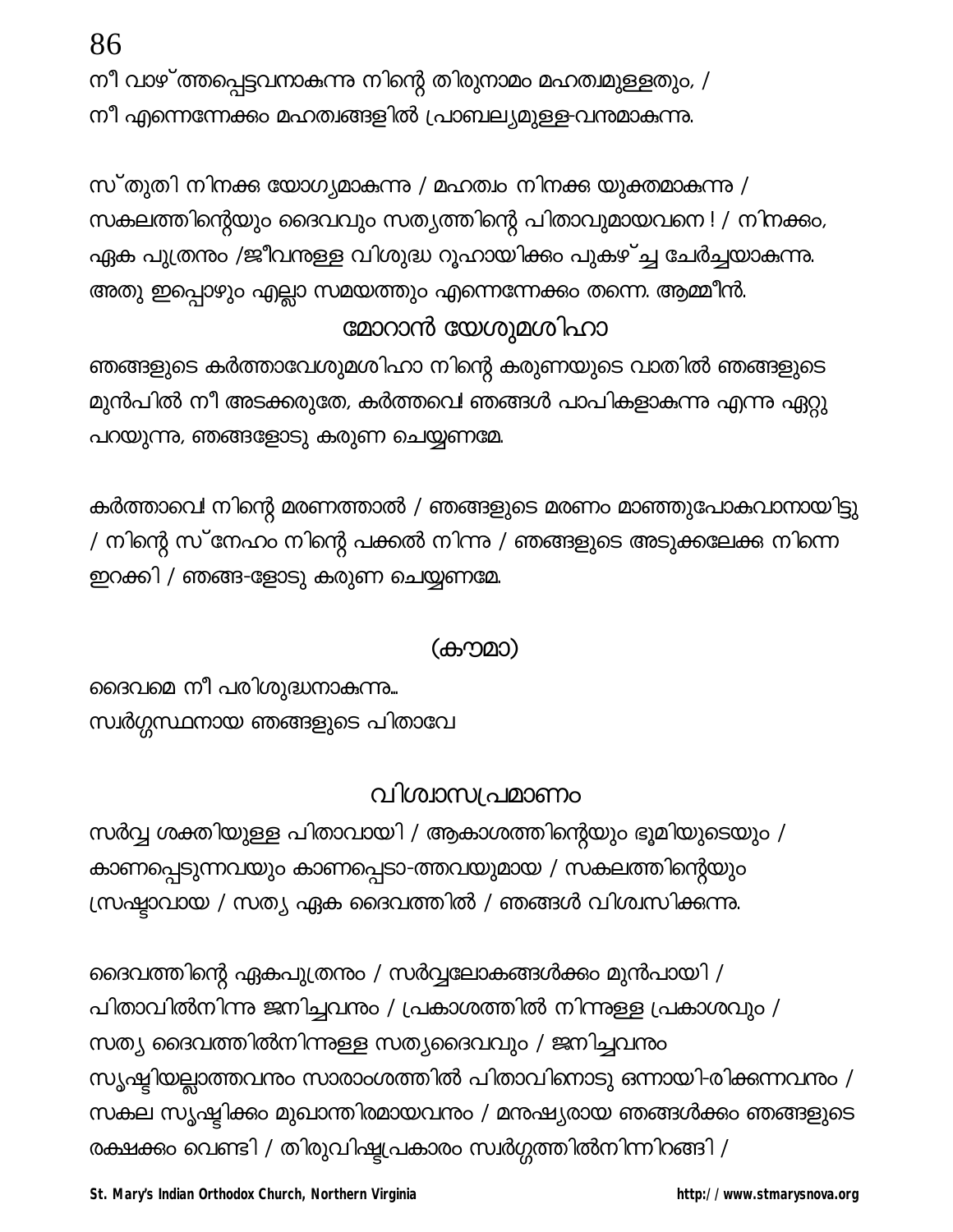നീ വാഴ്ത്തപ്പെട്ടവനാകുന്നു നിന്റെ തിരുനാമം മഹത്വമുള്ളതും, /
നീ എന്നെന്നേക്കും മഹത്വങ്ങളിൽ പ്രാബല്യമുള്ള-വനുമാകുന്നു.

സ്തുതി നിനക്കു യോഗ്യമാകുന്നു / മഹത്വം നിനക്കു യുക്തമാകുന്നു /
സകലത്തിന്റെയും ദൈവവും സത്യത്തിന്റെ പിതാവുമായവനെ ! / നിനക്കും,
ഏക പുത്രനും /ജീവനുള്ള വിശുദ്ധ റൂഹായിക്കും പുകഴ്ച്ച ചേർച്ചയാകുന്നു.
അതു ഇപ്പൊഴും എല്ലാ സമയത്തും എന്നെന്നേക്കും തന്നെ. ആമ്മീൻ.

## മോറാൻ യേശുമശിഹാ

ഞങ്ങളുടെ കർത്താവേശുമശിഹാ നിന്റെ കരുണയുടെ വാതിൽ ഞങ്ങളുടെ
മുൻപിൽ നീ അടക്കരുതേ, കർത്തവെ! ഞങ്ങൾ പാപികളാകുന്നു എന്നു ഏറ്റു
പറയുന്നു, ഞങ്ങളോടു കരുണ ചെയ്യണമേ.

കർത്താവെ! നിന്റെ മരണത്താൽ / ഞങ്ങളുടെ മരണം മാഞ്ഞുപോകുവാനായിട്ടു
/ നിന്റെ സ്നേഹം നിന്റെ പക്കൽ നിന്നു / ഞങ്ങളുടെ അടുക്കലേക്കു നിന്നെ
ഇറക്കി / ഞങ്ങ-ളോടു കരുണ ചെയ്യണമേ.

## (കൗമാ)

ദൈവമെ നീ പരിശുദ്ധനാകുന്നു...
സ്വർഗ്ഗസ്ഥനായ ഞങ്ങളുടെ പിതാവേ

## വിശ്വാസപ്രമാണം

സർവ്വ ശക്തിയുള്ള പിതാവായി / ആകാശത്തിന്റെയും ഭൂമിയുടെയും /
കാണപ്പെടുന്നവയും കാണപ്പെടാ-ത്തവയുമായ / സകലത്തിന്റെയും
സ്രഷ്ടാവായ / സത്യ ഏക ദൈവത്തിൽ / ഞങ്ങൾ വിശ്വസിക്കുന്നു.

ദൈവത്തിന്റെ ഏകപുത്രനും / സർവ്വലോകങ്ങൾക്കും മുൻപായി /
പിതാവിൽനിന്നു ജനിച്ചവനും / പ്രകാശത്തിൽ നിന്നുള്ള പ്രകാശവും /
സത്യ ദൈവത്തിൽനിന്നുള്ള സത്യദൈവവും / ജനിച്ചവനും
സൃഷ്ടിയല്ലാത്തവനും സാരാംശത്തിൽ പിതാവിനൊടു ഒന്നായി-രിക്കുന്നവനും /
സകല സൃഷ്ടിക്കും മുഖാന്തിരമായവനും / മനുഷ്യരായ ഞങ്ങൾക്കും ഞങ്ങളുടെ
രക്ഷക്കും വെണ്ടി / തിരുവിഷ്ടപ്രകാരം സ്വർഗ്ഗത്തിൽനിന്നിറങ്ങി /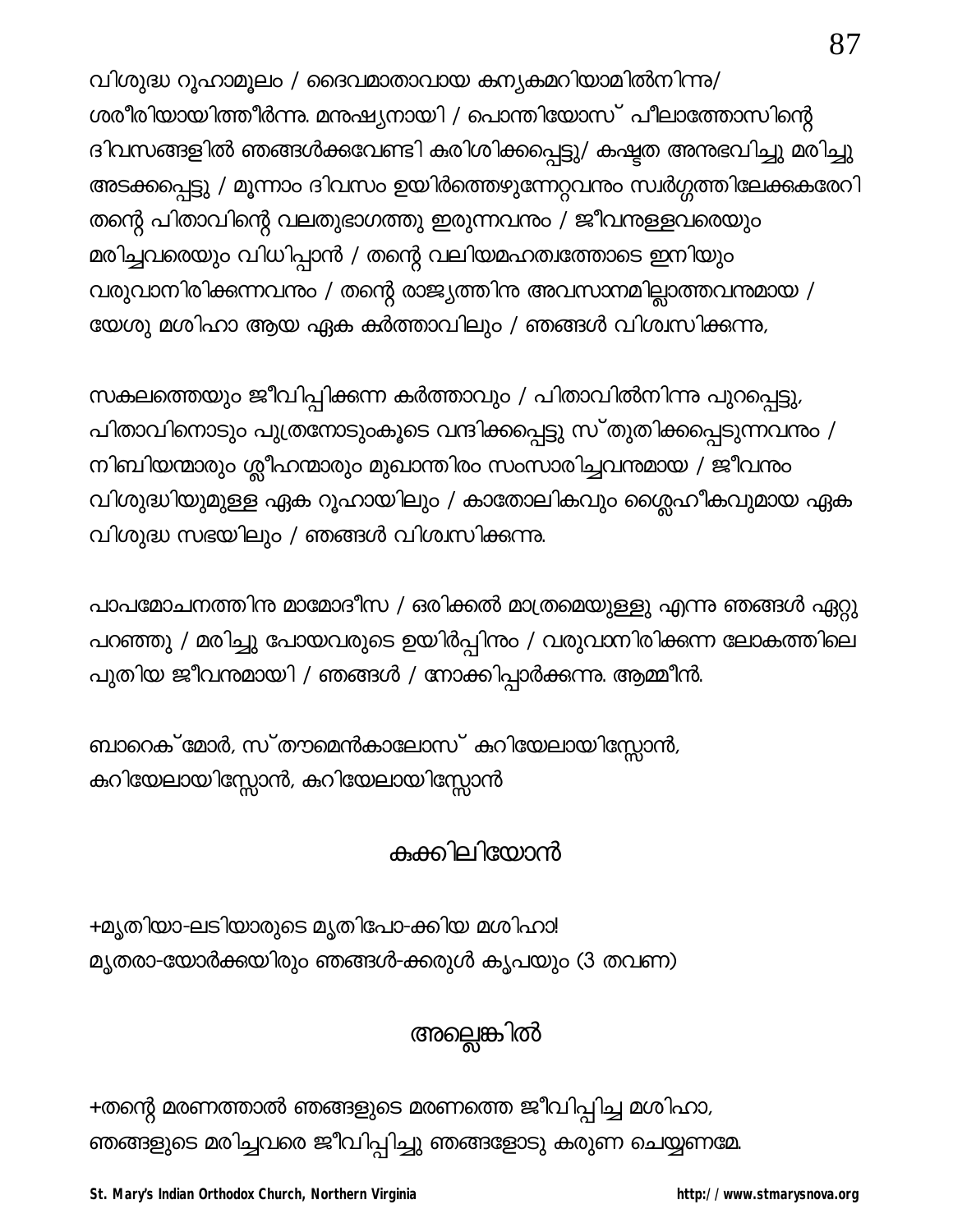വിശുദ്ധ റൂഹാമൂലം / ദൈവമാതാവായ കന്യകമറിയാമിൽനിന്നു/
ശരീരിയായിത്തീർന്നു. മനുഷ്യനായി / പൊന്തിയോസ് പീലാത്തോസിന്റെ
ദിവസങ്ങളിൽ ഞങ്ങൾക്കുവേണ്ടി കുരിശിക്കപ്പെട്ടു/ കഷ്ടത അനുഭവിച്ചു മരിച്ചു
അടക്കപ്പെട്ടു / മൂന്നാം ദിവസം ഉയിർത്തെഴുന്നേറ്റവനും സ്വർഗ്ഗത്തിലേക്കുകരേറി
തന്റെ പിതാവിന്റെ വലതുഭാഗത്തു ഇരുന്നവനും / ജീവനുള്ളവരെയും
മരിച്ചവരെയും വിധിപ്പാൻ / തന്റെ വലിയമഹത്വത്തോടെ ഇനിയും
വരുവാനിരിക്കുന്നവനും / തന്റെ രാജ്യത്തിനു അവസാനമില്ലാത്തവനുമായ /
യേശു മശിഹാ ആയ ഏക കർത്താവിലും / ഞങ്ങൾ വിശ്വസിക്കുന്നു,

സകലത്തെയും ജീവിപ്പിക്കുന്ന കർത്താവും / പിതാവിൽനിന്നു പുറപ്പെട്ടു,
പിതാവിനൊടും പുത്രനോടുംകൂടെ വന്ദിക്കപ്പെട്ടു സ്തുതിക്കപ്പെടുന്നവനും /
നിബിയന്മാരും ശ്ലീഹന്മാരും മുഖാന്തിരം സംസാരിച്ചവനുമായ / ജീവനും
വിശുദ്ധിയുമുള്ള ഏക റൂഹായിലും / കാതോലികവും ശ്ലൈഹീകവുമായ ഏക
വിശുദ്ധ സഭയിലും / ഞങ്ങൾ വിശ്വസിക്കുന്നു.

പാപമോചനത്തിനു മാമോദീസ / ഒരിക്കൽ മാത്രമെയുള്ളു എന്നു ഞങ്ങൾ ഏറ്റു
പറഞ്ഞു / മരിച്ചു പോയവരുടെ ഉയിർപ്പിനും / വരുവാനിരിക്കുന്ന ലോകത്തിലെ
പുതിയ ജീവനുമായി / ഞങ്ങൾ / നോക്കിപ്പാർക്കുന്നു. ആമ്മീൻ.

ബാറെക്മോർ, സ്തൗമെൻകാലോസ് കുറിയേലായിസ്സോൻ,
കുറിയേലായിസ്സോൻ, കുറിയേലായിസ്സോൻ

## കുക്കിലിയോൻ

+മൃതിയാ-ലടിയാരുടെ മൃതിപോ-ക്കിയ മശിഹാ!
മൃതരാ-യോർക്കയിരും ഞങ്ങൾ-ക്കരുൾ കൃപയും (3 തവണ)

## അല്ലെങ്കിൽ

+തന്റെ മരണത്താൽ ഞങ്ങളുടെ മരണത്തെ ജീവിപ്പിച്ച മശിഹാ,
ഞങ്ങളുടെ മരിച്ചവരെ ജീവിപ്പിച്ചു ഞങ്ങളോടു കരുണ ചെയ്യണമേ.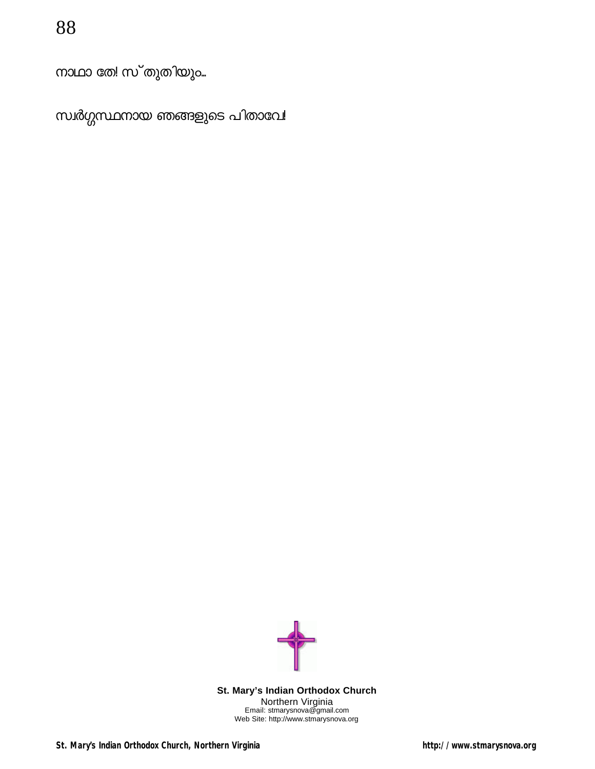നാഥാ തേ! സ്തുതിയും...

സ്വർഗ്ഗസ്ഥനായ ഞങ്ങളുടെ പിതാവേ!

**St. Mary's Indian Orthodox Church**
Northern Virginia
Email: stmarysnova@gmail.com
Web Site: http://www.stmarysnova.org